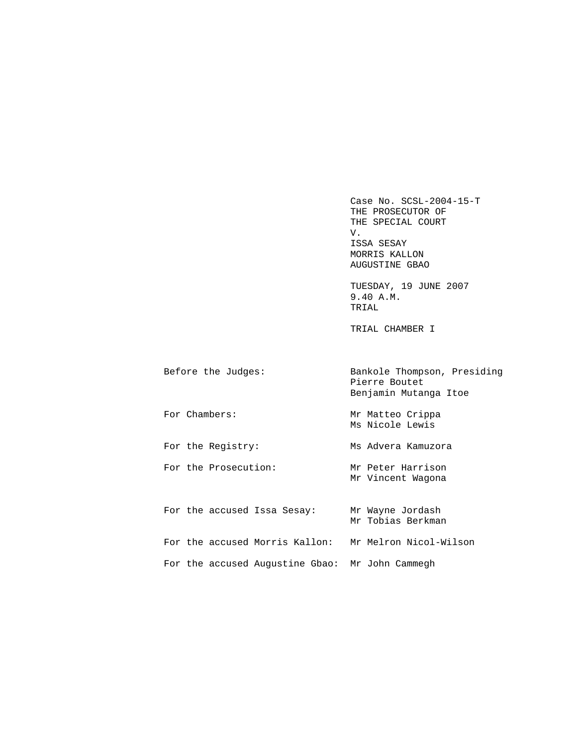Case No. SCSL-2004-15-T
THE PROSECUTOR OF
THE SPECIAL COURT
V.
ISSA SESAY
MORRIS KALLON
AUGUSTINE GBAO

TUESDAY, 19 JUNE 2007
9.40 A.M.
TRIAL

TRIAL CHAMBER I

| | |
|---|---|
| Before the Judges: | Bankole Thompson, Presiding<br>Pierre Boutet<br>Benjamin Mutanga Itoe |
| For Chambers: | Mr Matteo Crippa<br>Ms Nicole Lewis |
| For the Registry: | Ms Advera Kamuzora |
| For the Prosecution: | Mr Peter Harrison<br>Mr Vincent Wagona |
| For the accused Issa Sesay: | Mr Wayne Jordash<br>Mr Tobias Berkman |
| For the accused Morris Kallon: | Mr Melron Nicol-Wilson |
| For the accused Augustine Gbao: | Mr John Cammegh |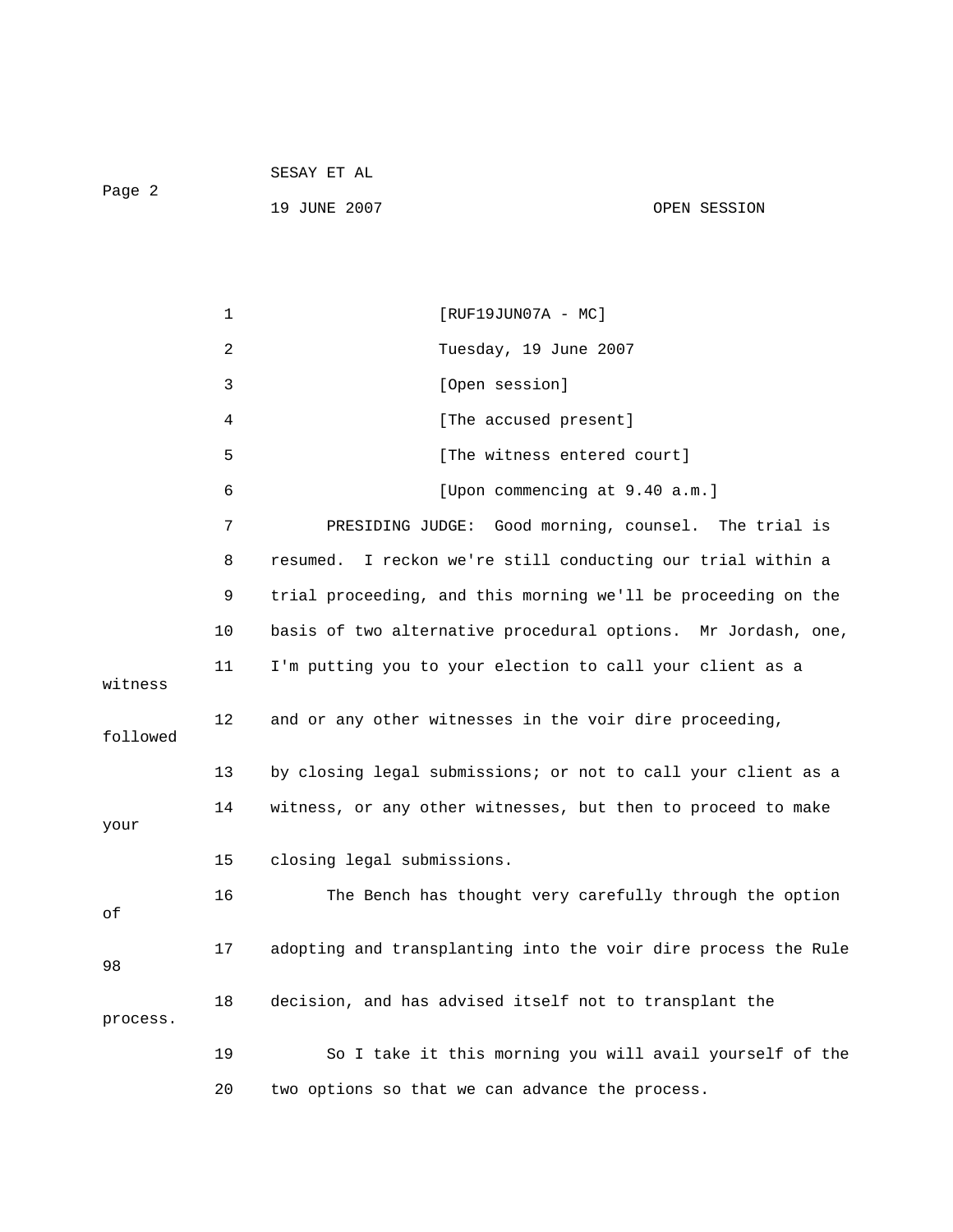[RUF19JUN07A - MC]

Tuesday, 19 June 2007

[Open session]

[The accused present]

[The witness entered court]

[Upon commencing at 9.40 a.m.]

PRESIDING JUDGE: Good morning, counsel. The trial is resumed. I reckon we're still conducting our trial within a trial proceeding, and this morning we'll be proceeding on the basis of two alternative procedural options. Mr Jordash, one, I'm putting you to your election to call your client as a witness and or any other witnesses in the voir dire proceeding, followed by closing legal submissions; or not to call your client as a witness, or any other witnesses, but then to proceed to make your closing legal submissions.

The Bench has thought very carefully through the option of adopting and transplanting into the voir dire process the Rule 98 decision, and has advised itself not to transplant the process.

So I take it this morning you will avail yourself of the two options so that we can advance the process.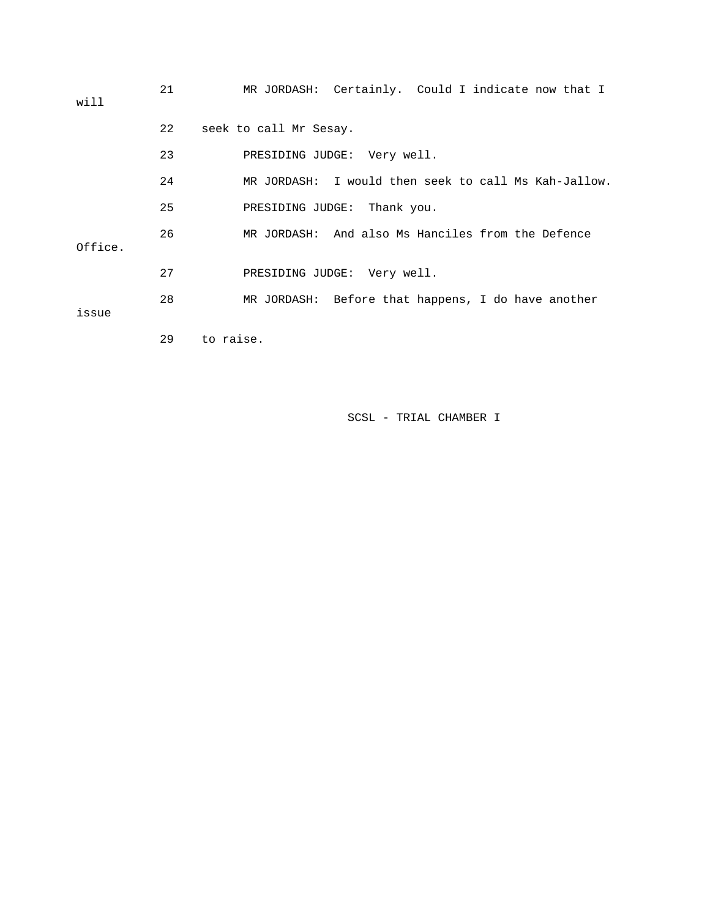21 MR JORDASH: Certainly. Could I indicate now that I will

22 seek to call Mr Sesay.

23 PRESIDING JUDGE: Very well.

24 MR JORDASH: I would then seek to call Ms Kah-Jallow.

25 PRESIDING JUDGE: Thank you.

26 MR JORDASH: And also Ms Hanciles from the Defence Office.

27 PRESIDING JUDGE: Very well.

28 MR JORDASH: Before that happens, I do have another issue

29 to raise.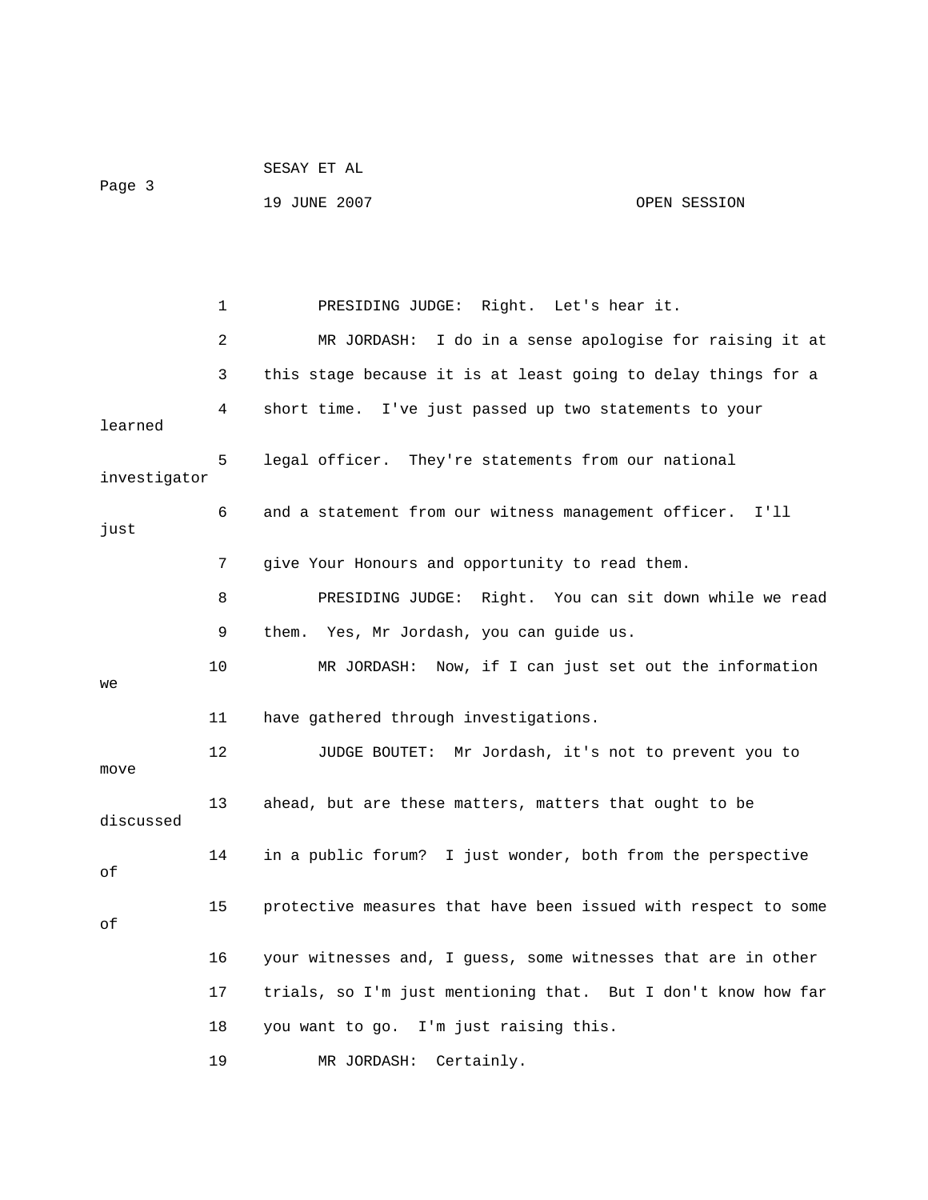PRESIDING JUDGE: Right. Let's hear it.

MR JORDASH: I do in a sense apologise for raising it at this stage because it is at least going to delay things for a short time. I've just passed up two statements to your learned legal officer. They're statements from our national investigator and a statement from our witness management officer. I'll just give Your Honours and opportunity to read them.

PRESIDING JUDGE: Right. You can sit down while we read them. Yes, Mr Jordash, you can guide us.

MR JORDASH: Now, if I can just set out the information we have gathered through investigations.

JUDGE BOUTET: Mr Jordash, it's not to prevent you to move ahead, but are these matters, matters that ought to be discussed in a public forum? I just wonder, both from the perspective of protective measures that have been issued with respect to some of your witnesses and, I guess, some witnesses that are in other trials, so I'm just mentioning that. But I don't know how far you want to go. I'm just raising this.

MR JORDASH: Certainly.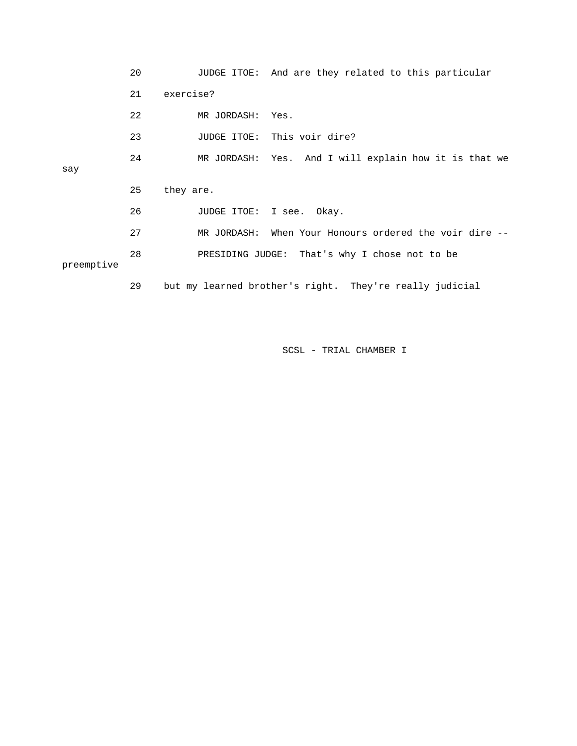20 JUDGE ITOE: And are they related to this particular

21 exercise?

22 MR JORDASH: Yes.

23 JUDGE ITOE: This voir dire?

24 MR JORDASH: Yes. And I will explain how it is that we say

25 they are.

26 JUDGE ITOE: I see. Okay.

27 MR JORDASH: When Your Honours ordered the voir dire --

28 PRESIDING JUDGE: That's why I chose not to be preemptive

29 but my learned brother's right. They're really judicial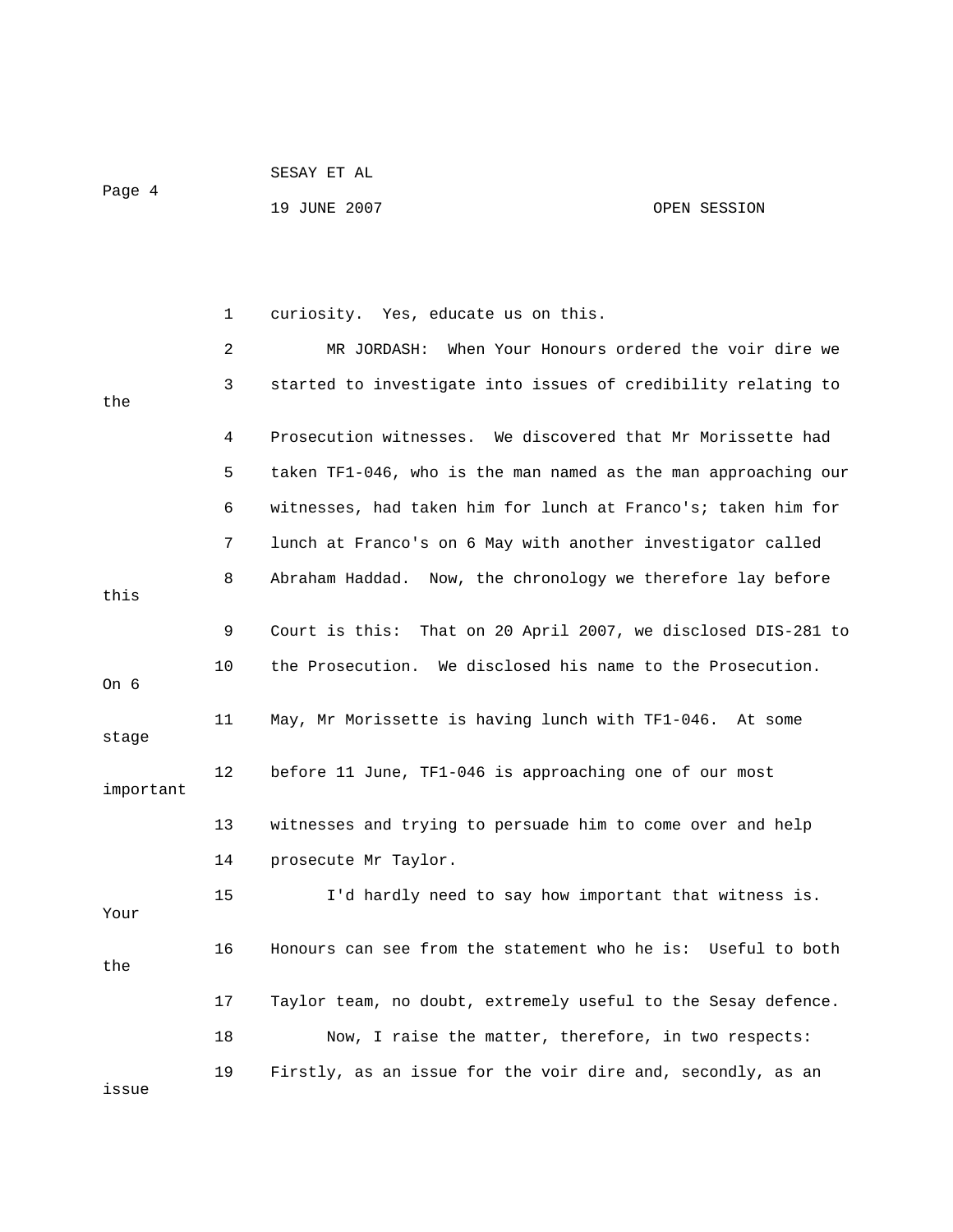curiosity. Yes, educate us on this.

MR JORDASH: When Your Honours ordered the voir dire we started to investigate into issues of credibility relating to the Prosecution witnesses. We discovered that Mr Morissette had taken TF1-046, who is the man named as the man approaching our witnesses, had taken him for lunch at Franco's; taken him for lunch at Franco's on 6 May with another investigator called Abraham Haddad. Now, the chronology we therefore lay before this Court is this: That on 20 April 2007, we disclosed DIS-281 to the Prosecution. We disclosed his name to the Prosecution. On 6 May, Mr Morissette is having lunch with TF1-046. At some stage before 11 June, TF1-046 is approaching one of our most important witnesses and trying to persuade him to come over and help prosecute Mr Taylor.

I'd hardly need to say how important that witness is. Your Honours can see from the statement who he is: Useful to both the Taylor team, no doubt, extremely useful to the Sesay defence.

Now, I raise the matter, therefore, in two respects: Firstly, as an issue for the voir dire and, secondly, as an issue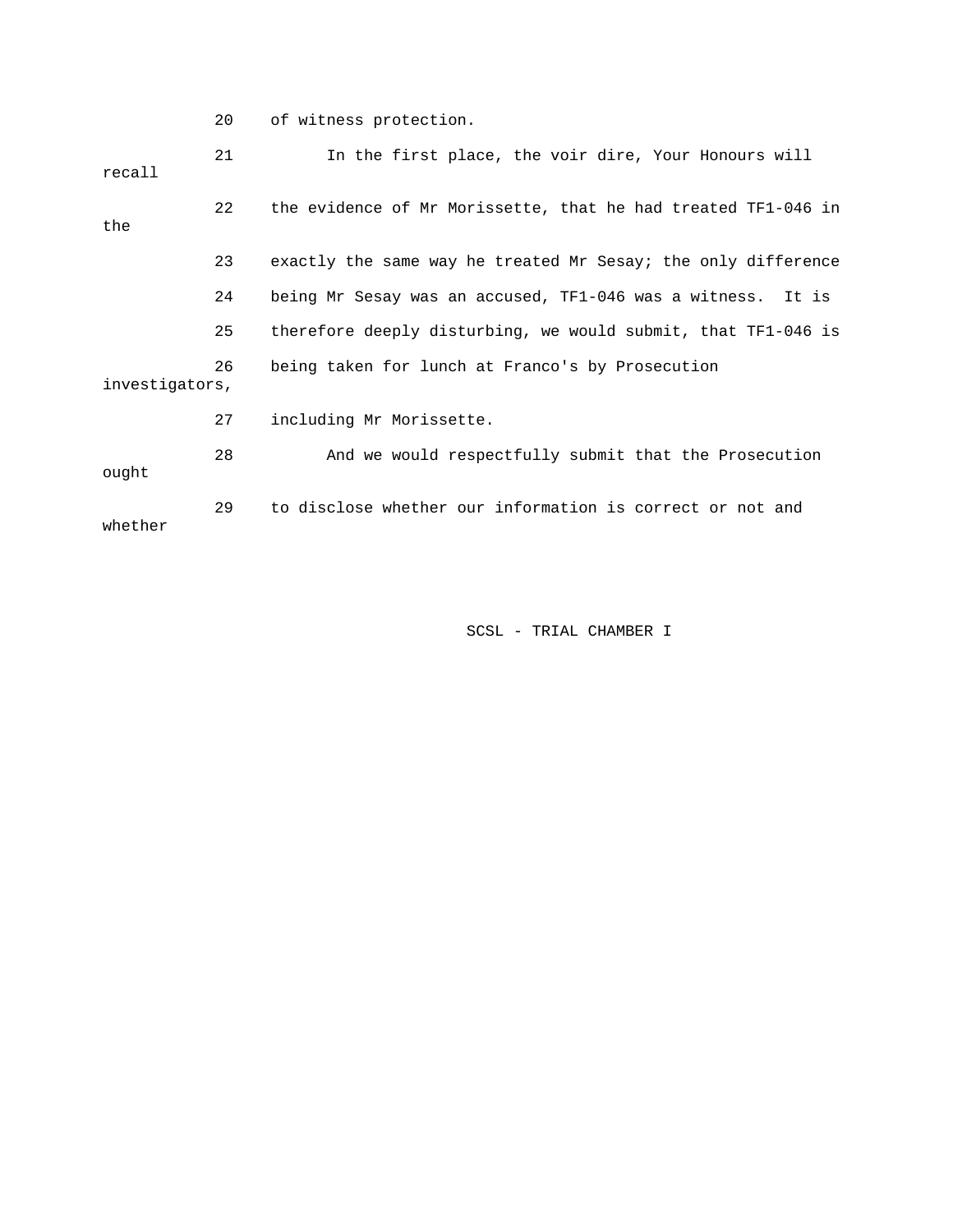20 of witness protection.

21 In the first place, the voir dire, Your Honours will recall

22 the evidence of Mr Morissette, that he had treated TF1-046 in the

23 exactly the same way he treated Mr Sesay; the only difference

24 being Mr Sesay was an accused, TF1-046 was a witness. It is

25 therefore deeply disturbing, we would submit, that TF1-046 is

26 being taken for lunch at Franco's by Prosecution investigators,

27 including Mr Morissette.

28 And we would respectfully submit that the Prosecution ought

29 to disclose whether our information is correct or not and whether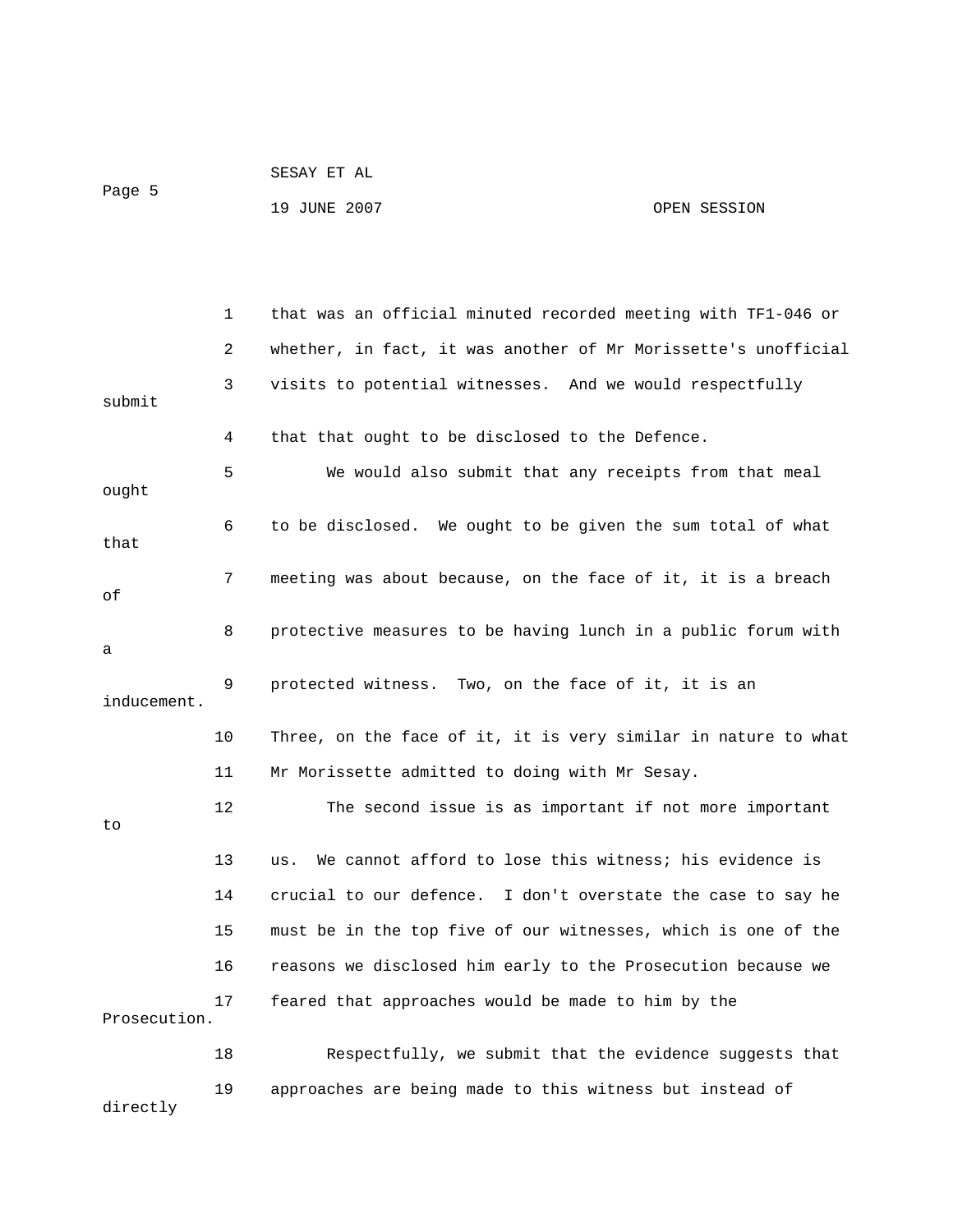that was an official minuted recorded meeting with TF1-046 or whether, in fact, it was another of Mr Morissette's unofficial visits to potential witnesses. And we would respectfully submit that that ought to be disclosed to the Defence.

We would also submit that any receipts from that meal ought to be disclosed. We ought to be given the sum total of what that meeting was about because, on the face of it, it is a breach of protective measures to be having lunch in a public forum with a protected witness. Two, on the face of it, it is an inducement. Three, on the face of it, it is very similar in nature to what Mr Morissette admitted to doing with Mr Sesay.

The second issue is as important if not more important to us. We cannot afford to lose this witness; his evidence is crucial to our defence. I don't overstate the case to say he must be in the top five of our witnesses, which is one of the reasons we disclosed him early to the Prosecution because we feared that approaches would be made to him by the Prosecution.

Respectfully, we submit that the evidence suggests that approaches are being made to this witness but instead of directly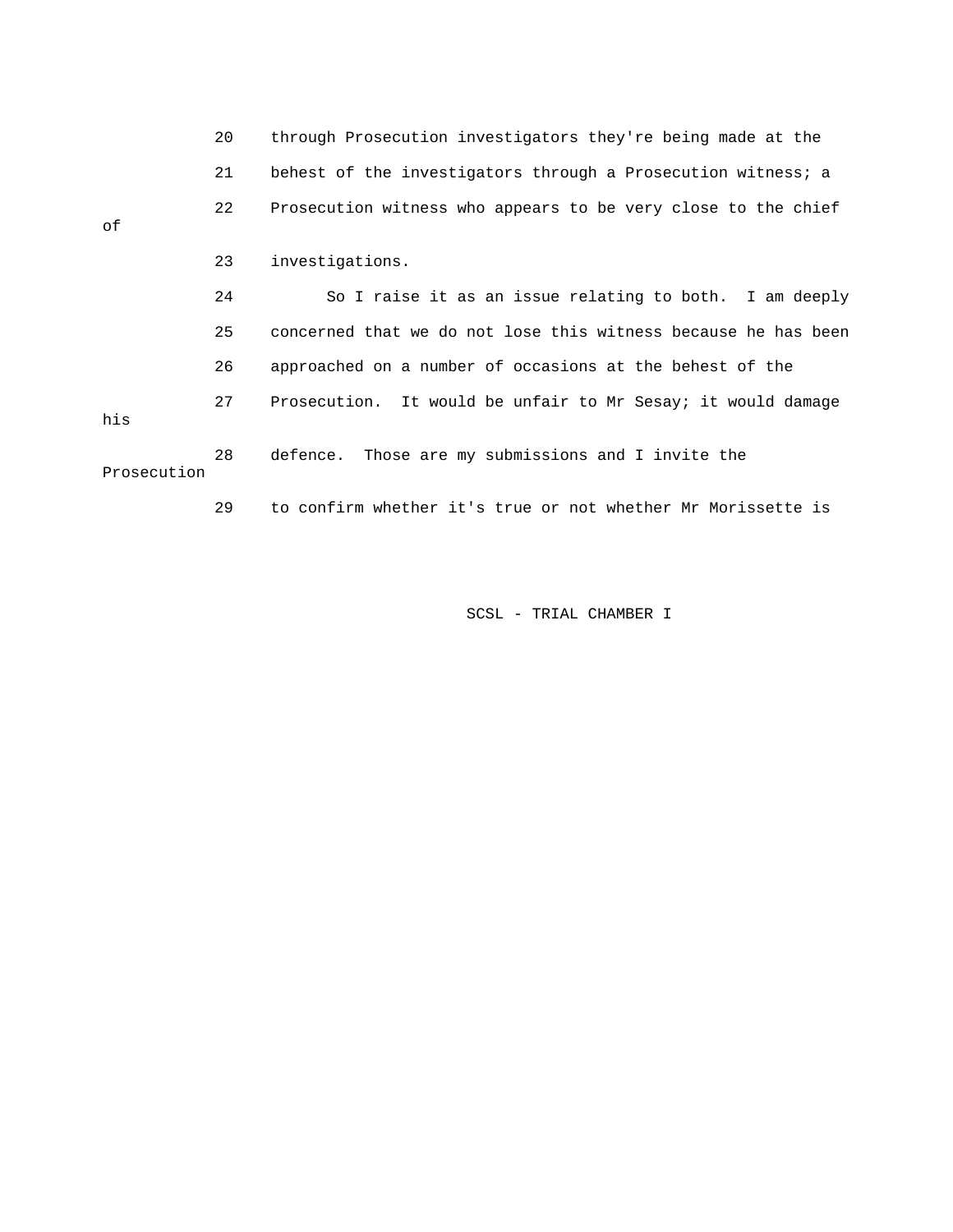20 through Prosecution investigators they're being made at the

21 behest of the investigators through a Prosecution witness; a

22 Prosecution witness who appears to be very close to the chief of

23 investigations.

24 So I raise it as an issue relating to both. I am deeply

25 concerned that we do not lose this witness because he has been

26 approached on a number of occasions at the behest of the

27 Prosecution. It would be unfair to Mr Sesay; it would damage his

28 defence. Those are my submissions and I invite the Prosecution

29 to confirm whether it's true or not whether Mr Morissette is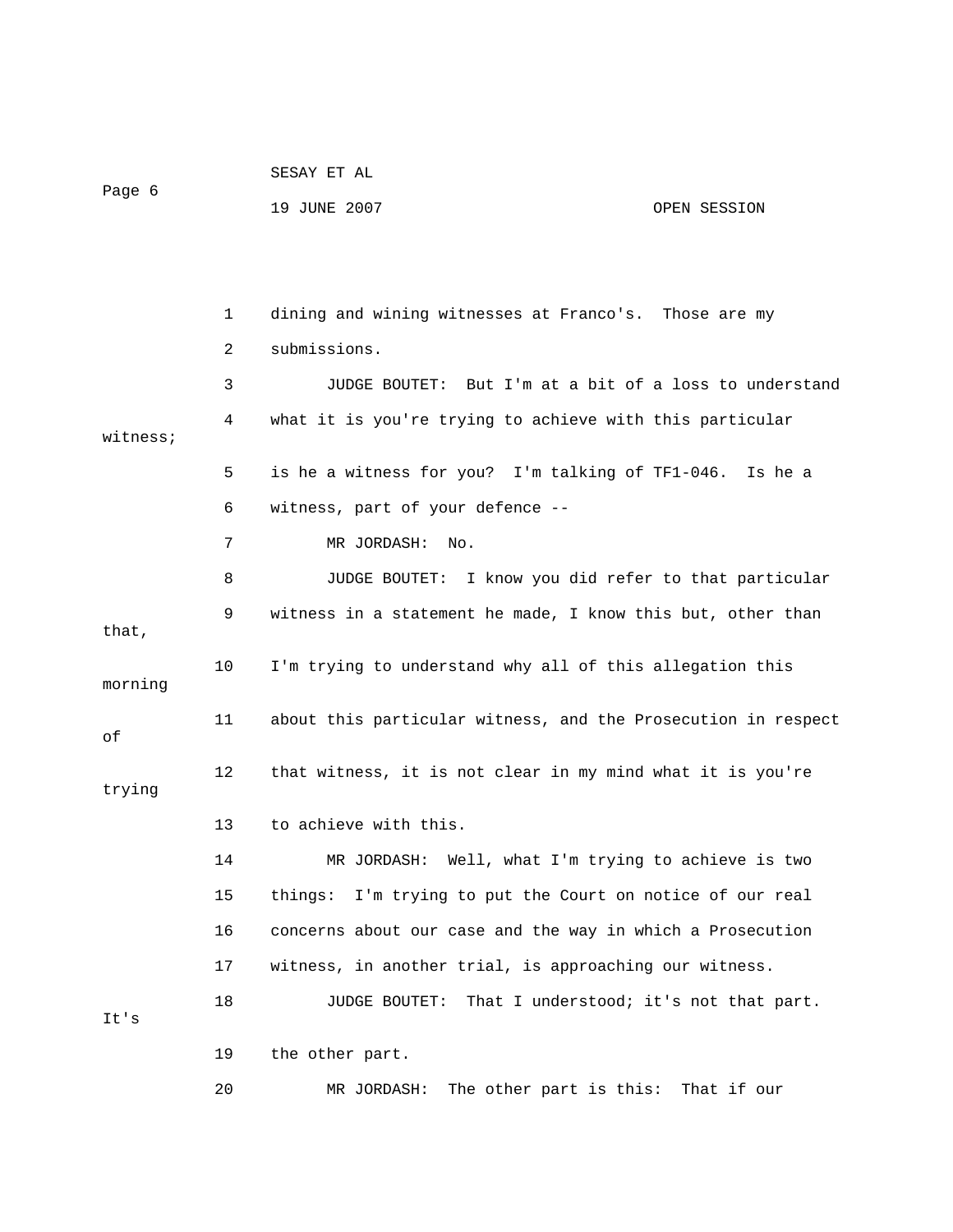dining and wining witnesses at Franco's. Those are my submissions.

JUDGE BOUTET: But I'm at a bit of a loss to understand what it is you're trying to achieve with this particular witness; is he a witness for you? I'm talking of TF1-046. Is he a witness, part of your defence --

MR JORDASH: No.

JUDGE BOUTET: I know you did refer to that particular witness in a statement he made, I know this but, other than that, I'm trying to understand why all of this allegation this morning about this particular witness, and the Prosecution in respect of that witness, it is not clear in my mind what it is you're trying to achieve with this.

MR JORDASH: Well, what I'm trying to achieve is two things: I'm trying to put the Court on notice of our real concerns about our case and the way in which a Prosecution witness, in another trial, is approaching our witness.

JUDGE BOUTET: That I understood; it's not that part. It's the other part.

MR JORDASH: The other part is this: That if our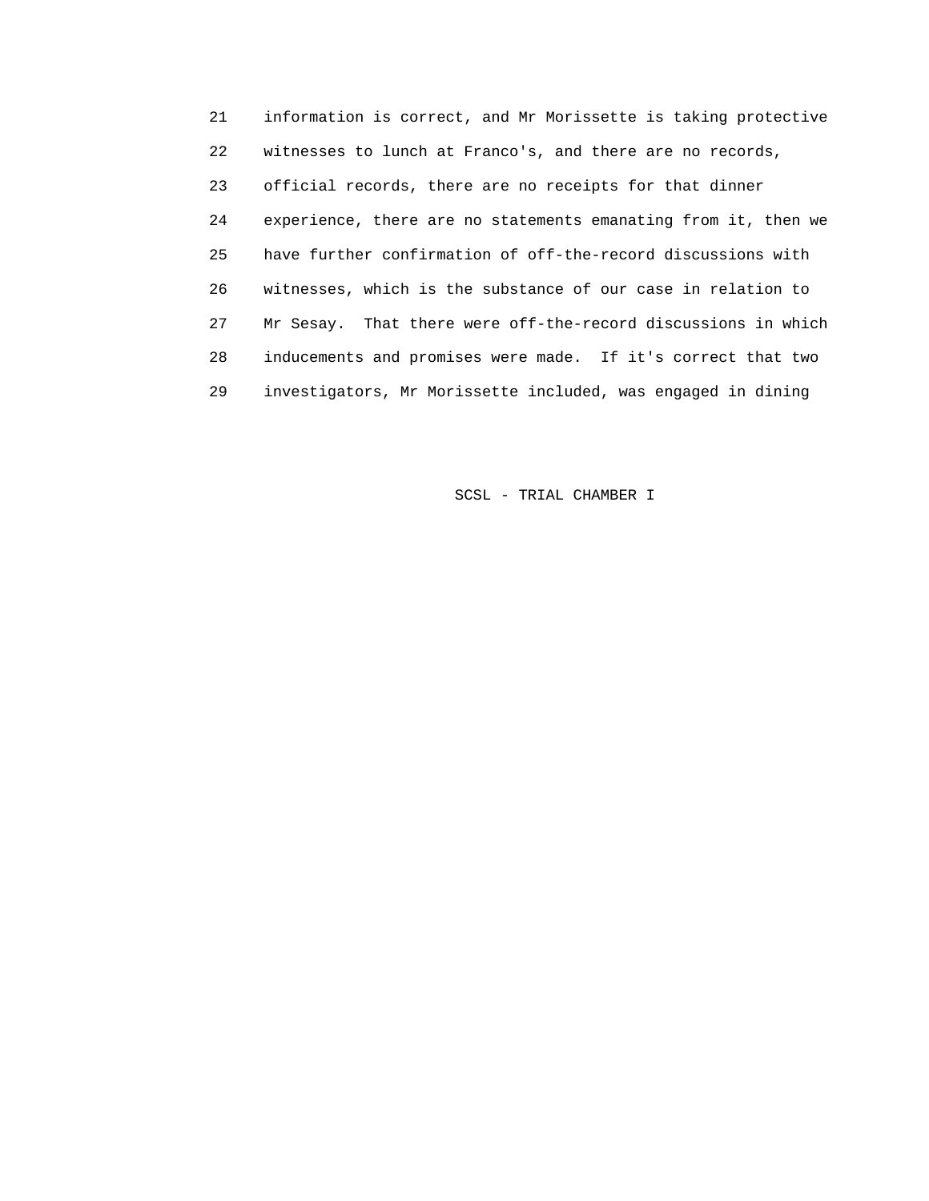21 information is correct, and Mr Morissette is taking protective
22 witnesses to lunch at Franco's, and there are no records,
23 official records, there are no receipts for that dinner
24 experience, there are no statements emanating from it, then we
25 have further confirmation of off-the-record discussions with
26 witnesses, which is the substance of our case in relation to
27 Mr Sesay. That there were off-the-record discussions in which
28 inducements and promises were made. If it's correct that two
29 investigators, Mr Morissette included, was engaged in dining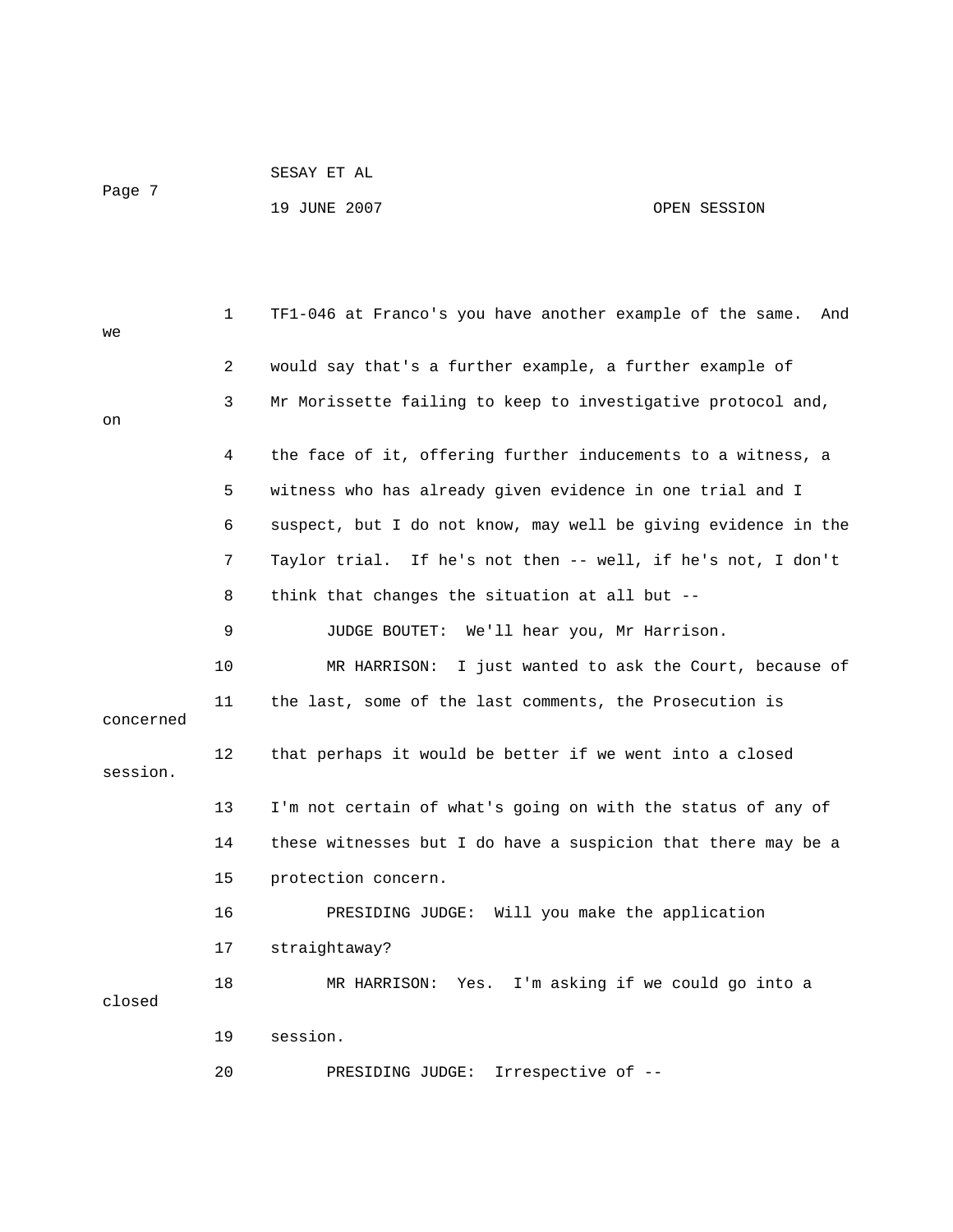1 TF1-046 at Franco's you have another example of the same. And we

2 would say that's a further example, a further example of

3 Mr Morissette failing to keep to investigative protocol and, on

4 the face of it, offering further inducements to a witness, a

5 witness who has already given evidence in one trial and I

6 suspect, but I do not know, may well be giving evidence in the

7 Taylor trial. If he's not then -- well, if he's not, I don't

8 think that changes the situation at all but --

9 JUDGE BOUTET: We'll hear you, Mr Harrison.

10 MR HARRISON: I just wanted to ask the Court, because of

11 the last, some of the last comments, the Prosecution is concerned

12 that perhaps it would be better if we went into a closed session.

13 I'm not certain of what's going on with the status of any of

14 these witnesses but I do have a suspicion that there may be a

15 protection concern.

16 PRESIDING JUDGE: Will you make the application

17 straightaway?

18 MR HARRISON: Yes. I'm asking if we could go into a closed

19 session.

20 PRESIDING JUDGE: Irrespective of --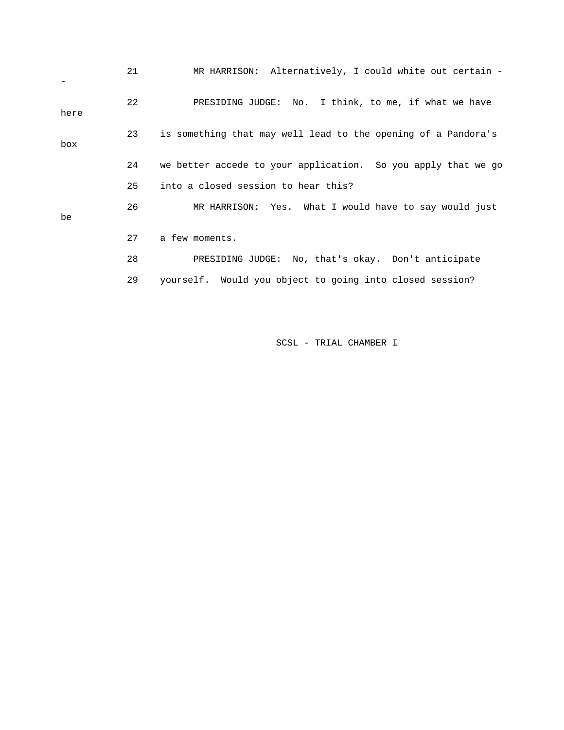21 MR HARRISON: Alternatively, I could white out certain --

22 PRESIDING JUDGE: No. I think, to me, if what we have here

23 is something that may well lead to the opening of a Pandora's box

24 we better accede to your application. So you apply that we go

25 into a closed session to hear this?

26 MR HARRISON: Yes. What I would have to say would just be

27 a few moments.

28 PRESIDING JUDGE: No, that's okay. Don't anticipate

29 yourself. Would you object to going into closed session?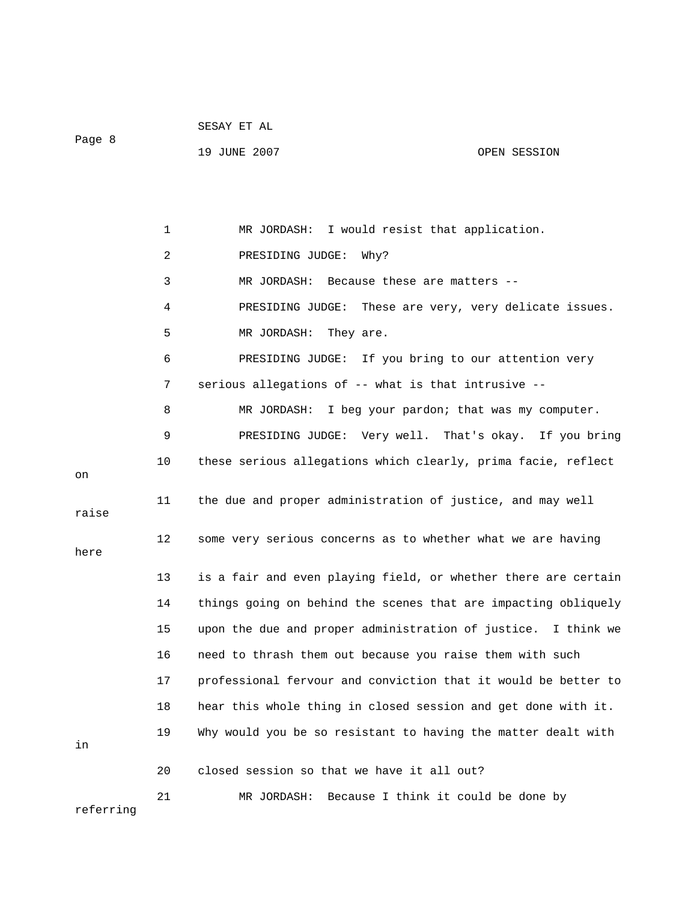MR JORDASH: I would resist that application.

PRESIDING JUDGE: Why?

MR JORDASH: Because these are matters --

PRESIDING JUDGE: These are very, very delicate issues.

MR JORDASH: They are.

PRESIDING JUDGE: If you bring to our attention very serious allegations of -- what is that intrusive --

MR JORDASH: I beg your pardon; that was my computer.

PRESIDING JUDGE: Very well. That's okay. If you bring these serious allegations which clearly, prima facie, reflect on the due and proper administration of justice, and may well raise some very serious concerns as to whether what we are having here is a fair and even playing field, or whether there are certain things going on behind the scenes that are impacting obliquely upon the due and proper administration of justice. I think we need to thrash them out because you raise them with such professional fervour and conviction that it would be better to hear this whole thing in closed session and get done with it. Why would you be so resistant to having the matter dealt with in closed session so that we have it all out?

MR JORDASH: Because I think it could be done by referring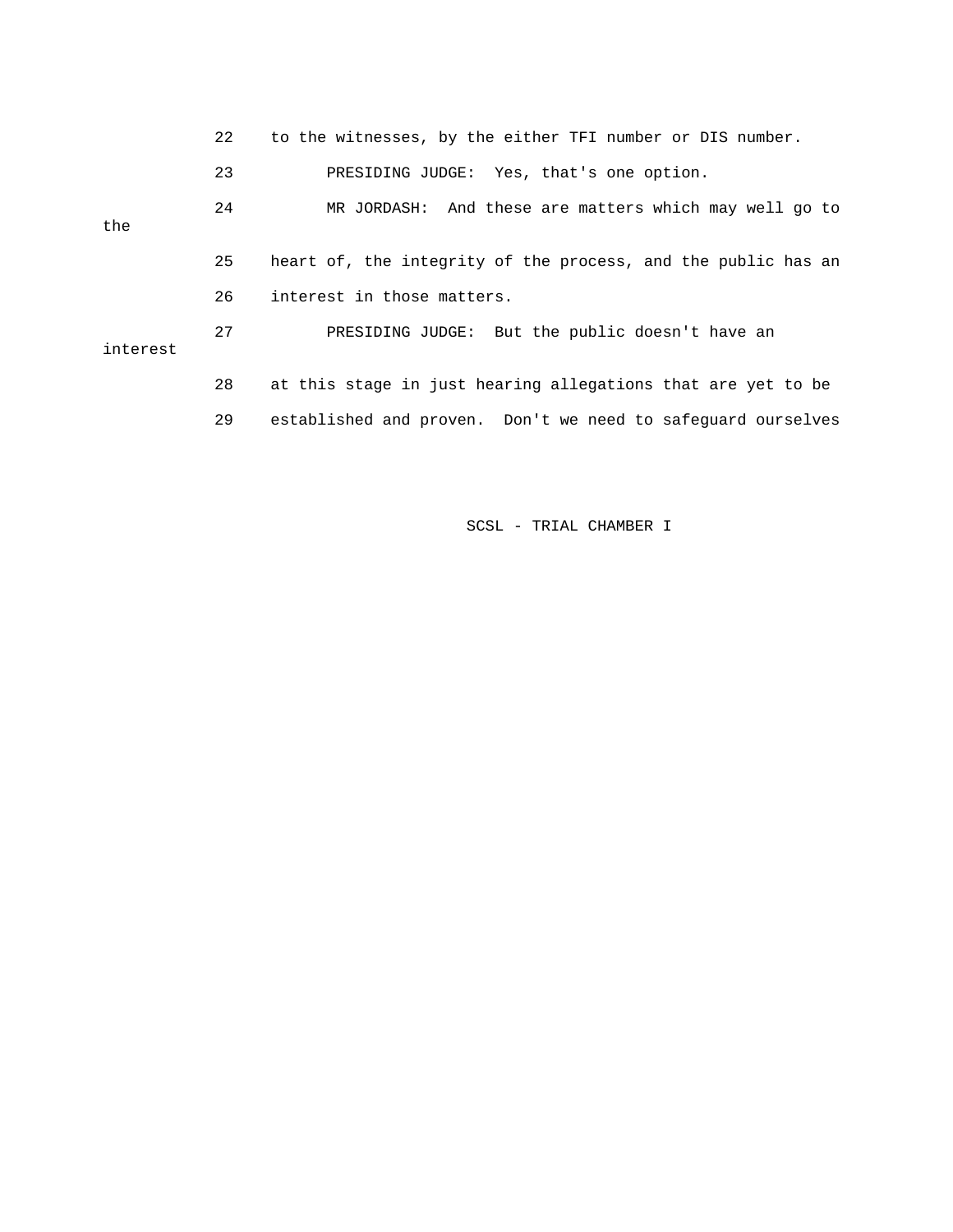22 to the witnesses, by the either TFI number or DIS number.

23 PRESIDING JUDGE: Yes, that's one option.

24 MR JORDASH: And these are matters which may well go to the

25 heart of, the integrity of the process, and the public has an

26 interest in those matters.

27 PRESIDING JUDGE: But the public doesn't have an interest

28 at this stage in just hearing allegations that are yet to be

29 established and proven. Don't we need to safeguard ourselves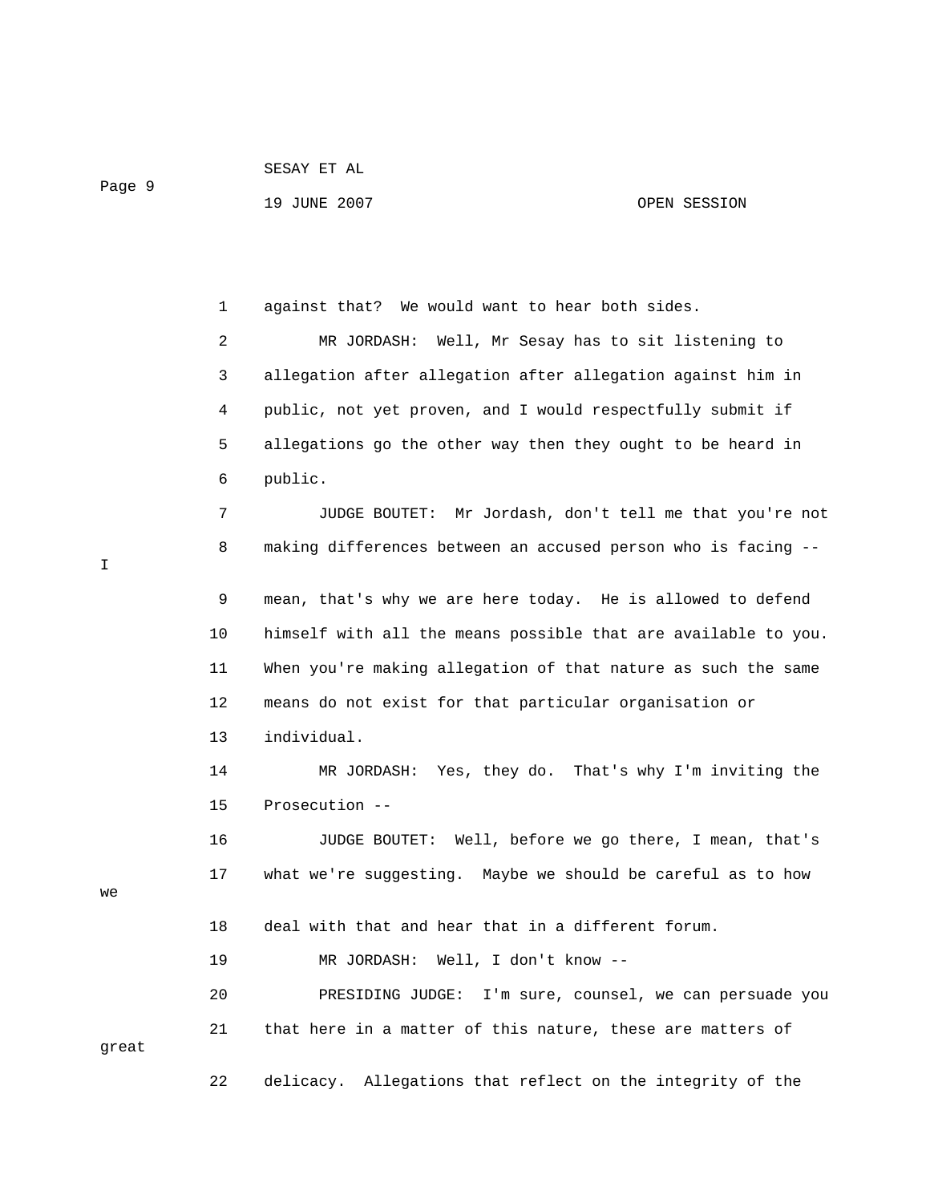against that? We would want to hear both sides.

MR JORDASH: Well, Mr Sesay has to sit listening to allegation after allegation after allegation against him in public, not yet proven, and I would respectfully submit if allegations go the other way then they ought to be heard in public.

JUDGE BOUTET: Mr Jordash, don't tell me that you're not making differences between an accused person who is facing -- I mean, that's why we are here today. He is allowed to defend himself with all the means possible that are available to you. When you're making allegation of that nature as such the same means do not exist for that particular organisation or individual.

MR JORDASH: Yes, they do. That's why I'm inviting the Prosecution --

JUDGE BOUTET: Well, before we go there, I mean, that's what we're suggesting. Maybe we should be careful as to how we deal with that and hear that in a different forum.

MR JORDASH: Well, I don't know --

PRESIDING JUDGE: I'm sure, counsel, we can persuade you that here in a matter of this nature, these are matters of great delicacy. Allegations that reflect on the integrity of the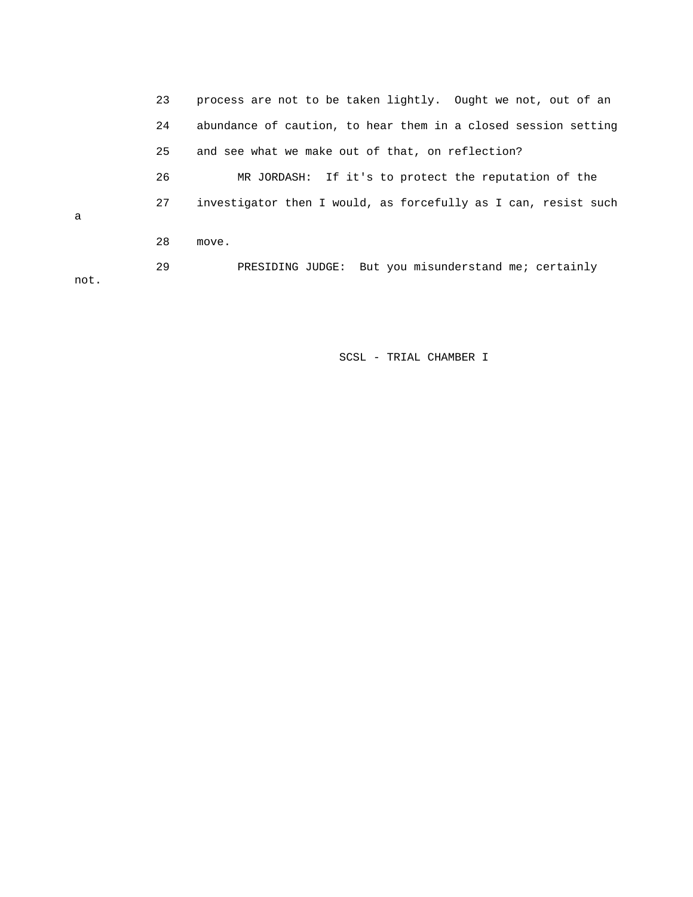23 process are not to be taken lightly. Ought we not, out of an

24 abundance of caution, to hear them in a closed session setting

25 and see what we make out of that, on reflection?

26 MR JORDASH: If it's to protect the reputation of the

27 investigator then I would, as forcefully as I can, resist such a

28 move.

29 PRESIDING JUDGE: But you misunderstand me; certainly not.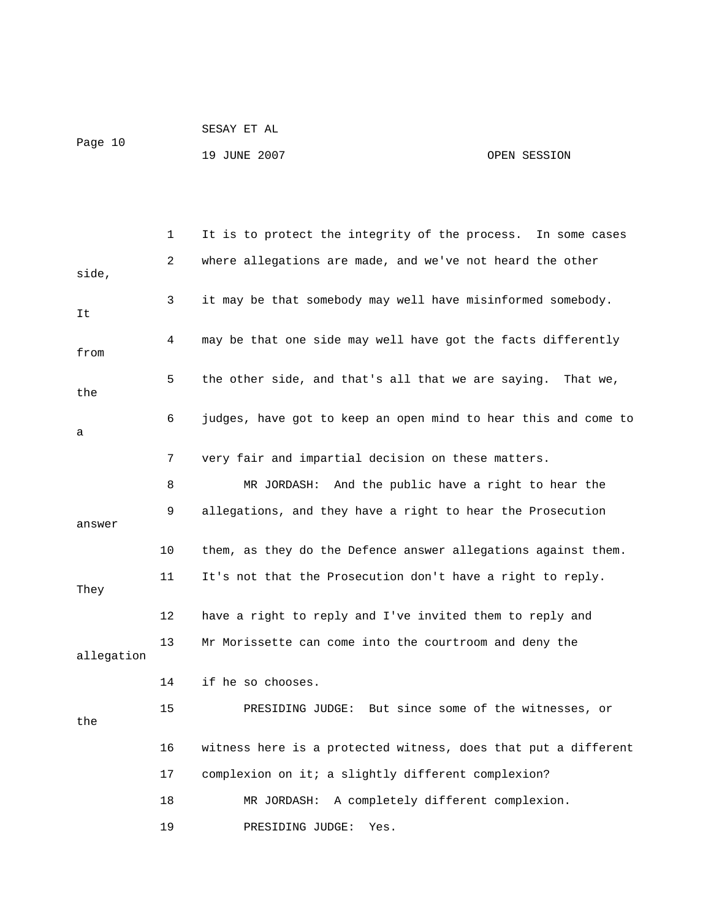1 It is to protect the integrity of the process. In some cases

2 where allegations are made, and we've not heard the other side,

3 it may be that somebody may well have misinformed somebody. It

4 may be that one side may well have got the facts differently from

5 the other side, and that's all that we are saying. That we, the

6 judges, have got to keep an open mind to hear this and come to a

7 very fair and impartial decision on these matters.

8 MR JORDASH: And the public have a right to hear the

9 allegations, and they have a right to hear the Prosecution answer

10 them, as they do the Defence answer allegations against them.

11 It's not that the Prosecution don't have a right to reply. They

12 have a right to reply and I've invited them to reply and

13 Mr Morissette can come into the courtroom and deny the allegation

14 if he so chooses.

15 PRESIDING JUDGE: But since some of the witnesses, or the

16 witness here is a protected witness, does that put a different

17 complexion on it; a slightly different complexion?

18 MR JORDASH: A completely different complexion.

19 PRESIDING JUDGE: Yes.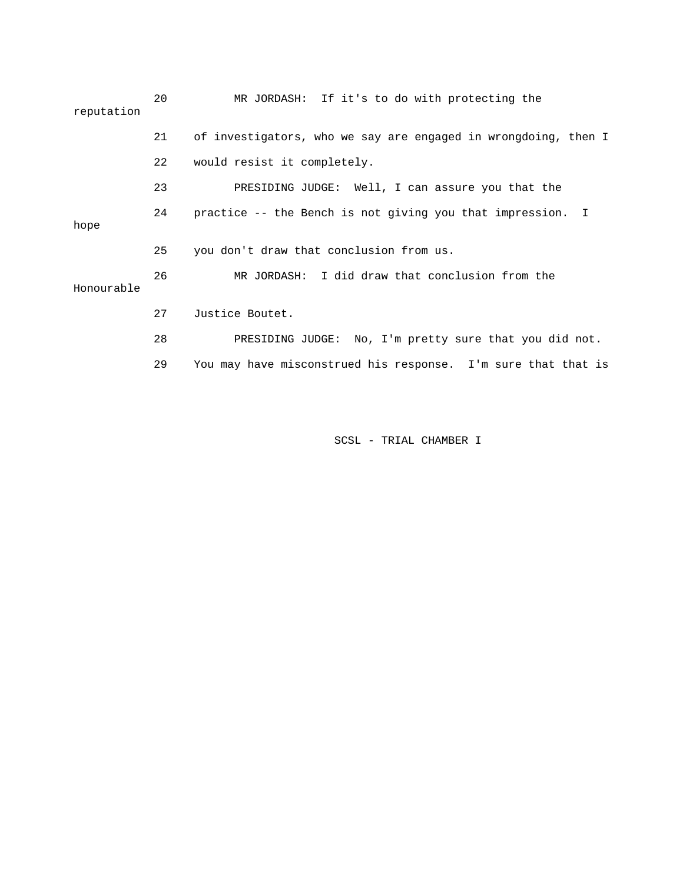20 MR JORDASH: If it's to do with protecting the reputation

21 of investigators, who we say are engaged in wrongdoing, then I

22 would resist it completely.

23 PRESIDING JUDGE: Well, I can assure you that the

24 practice -- the Bench is not giving you that impression. I hope

25 you don't draw that conclusion from us.

26 MR JORDASH: I did draw that conclusion from the Honourable

27 Justice Boutet.

28 PRESIDING JUDGE: No, I'm pretty sure that you did not.

29 You may have misconstrued his response. I'm sure that that is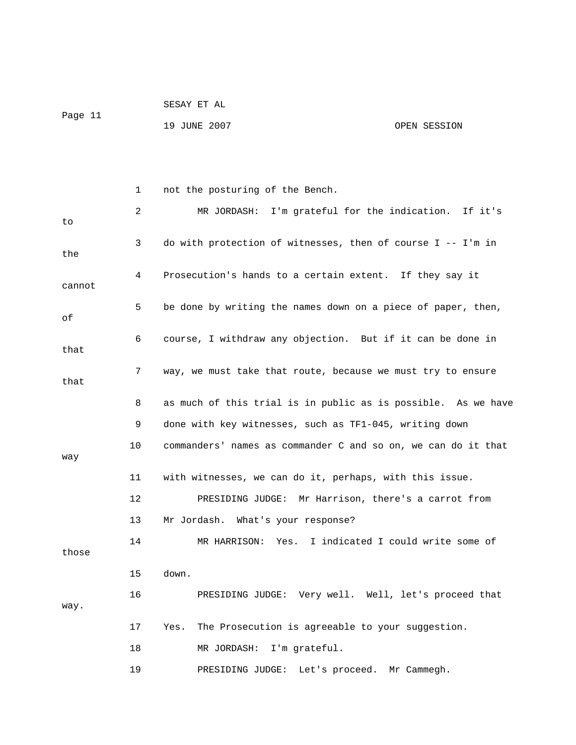1 not the posturing of the Bench.

2 MR JORDASH: I'm grateful for the indication. If it's to

3 do with protection of witnesses, then of course I -- I'm in the

4 Prosecution's hands to a certain extent. If they say it cannot

5 be done by writing the names down on a piece of paper, then, of

6 course, I withdraw any objection. But if it can be done in that

7 way, we must take that route, because we must try to ensure that

8 as much of this trial is in public as is possible. As we have

9 done with key witnesses, such as TF1-045, writing down

10 commanders' names as commander C and so on, we can do it that way

11 with witnesses, we can do it, perhaps, with this issue.

12 PRESIDING JUDGE: Mr Harrison, there's a carrot from

13 Mr Jordash. What's your response?

14 MR HARRISON: Yes. I indicated I could write some of those

15 down.

16 PRESIDING JUDGE: Very well. Well, let's proceed that way.

17 Yes. The Prosecution is agreeable to your suggestion.

18 MR JORDASH: I'm grateful.

19 PRESIDING JUDGE: Let's proceed. Mr Cammegh.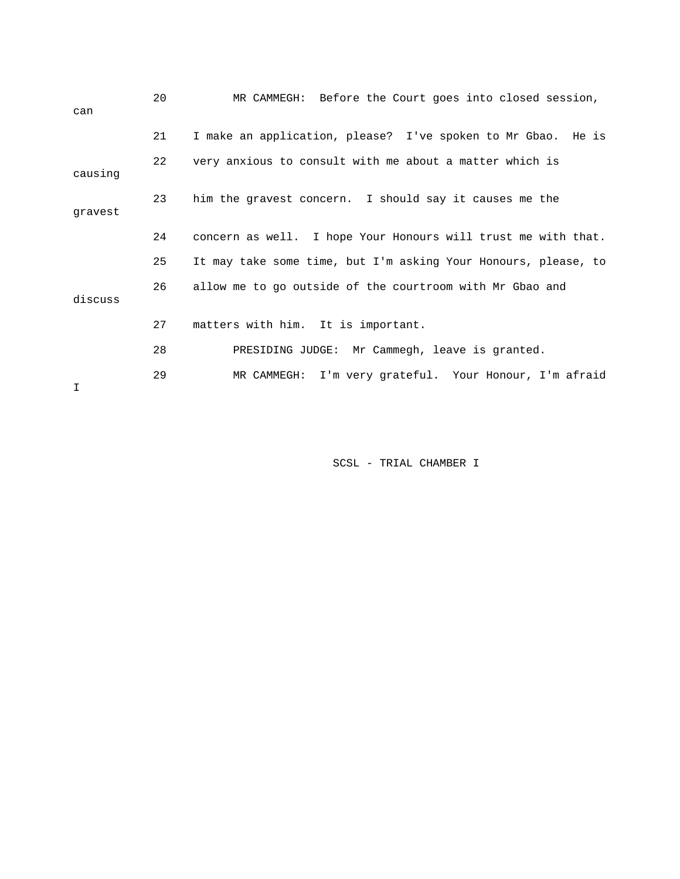20 MR CAMMEGH: Before the Court goes into closed session, can

21 I make an application, please? I've spoken to Mr Gbao. He is

22 very anxious to consult with me about a matter which is causing

23 him the gravest concern. I should say it causes me the gravest

24 concern as well. I hope Your Honours will trust me with that.

25 It may take some time, but I'm asking Your Honours, please, to

26 allow me to go outside of the courtroom with Mr Gbao and discuss

27 matters with him. It is important.

28 PRESIDING JUDGE: Mr Cammegh, leave is granted.

29 MR CAMMEGH: I'm very grateful. Your Honour, I'm afraid I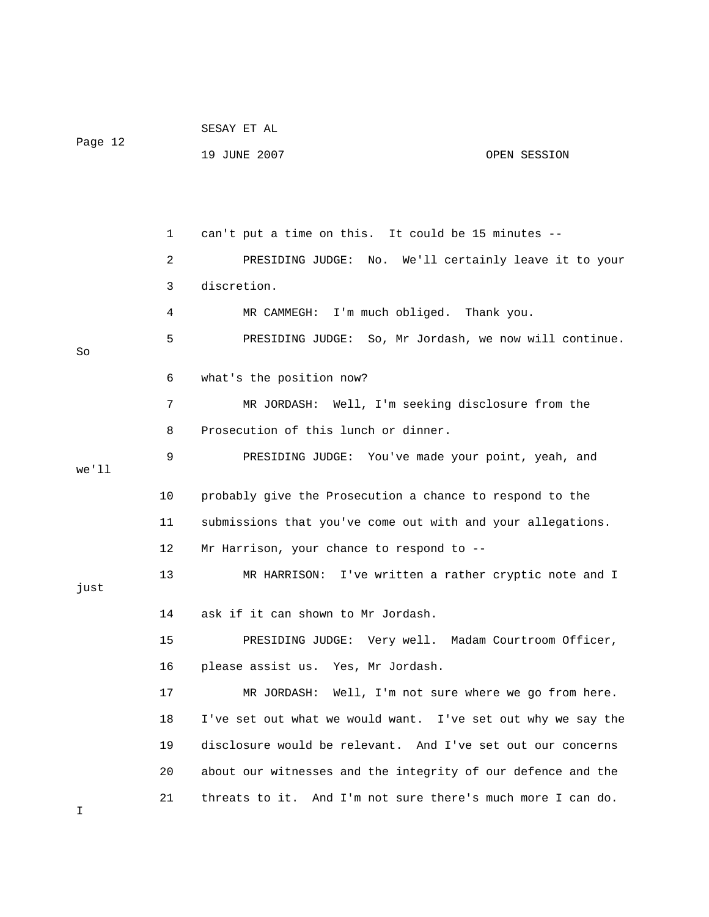can't put a time on this. It could be 15 minutes --

PRESIDING JUDGE: No. We'll certainly leave it to your discretion.

MR CAMMEGH: I'm much obliged. Thank you.

PRESIDING JUDGE: So, Mr Jordash, we now will continue. So what's the position now?

MR JORDASH: Well, I'm seeking disclosure from the Prosecution of this lunch or dinner.

PRESIDING JUDGE: You've made your point, yeah, and we'll probably give the Prosecution a chance to respond to the submissions that you've come out with and your allegations. Mr Harrison, your chance to respond to --

MR HARRISON: I've written a rather cryptic note and I just ask if it can shown to Mr Jordash.

PRESIDING JUDGE: Very well. Madam Courtroom Officer, please assist us. Yes, Mr Jordash.

MR JORDASH: Well, I'm not sure where we go from here. I've set out what we would want. I've set out why we say the disclosure would be relevant. And I've set out our concerns about our witnesses and the integrity of our defence and the threats to it. And I'm not sure there's much more I can do. I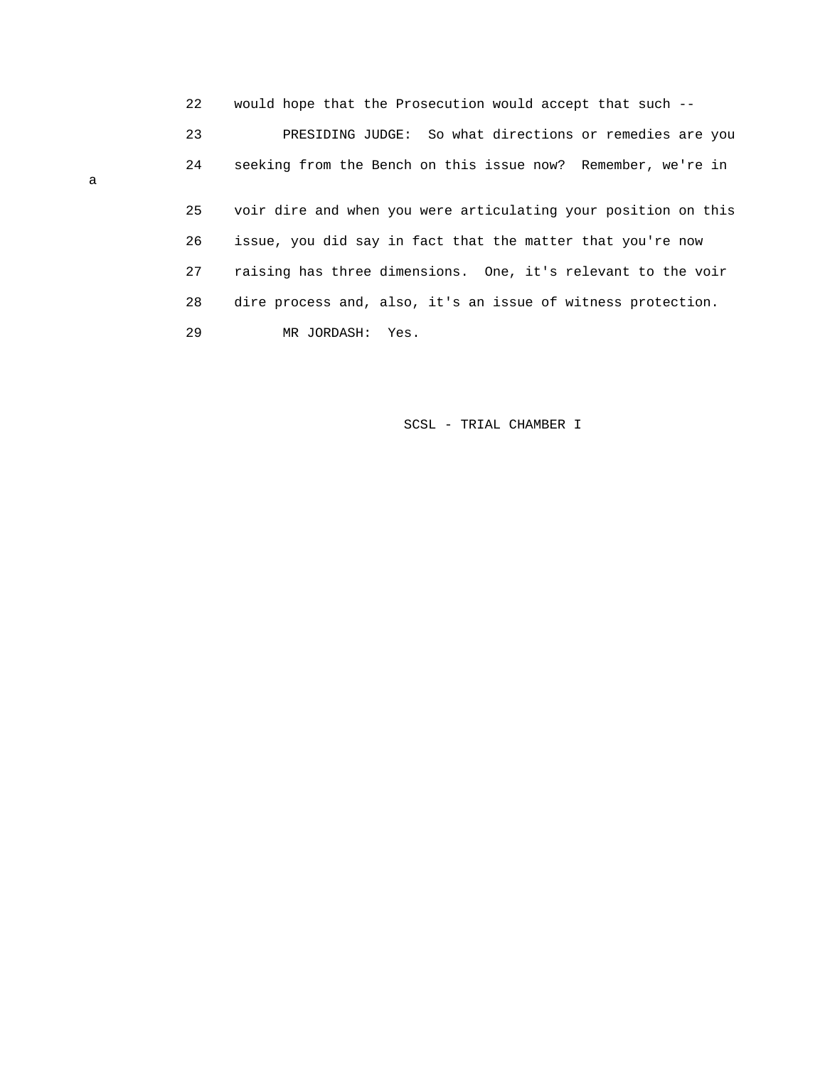22 would hope that the Prosecution would accept that such --

23 PRESIDING JUDGE: So what directions or remedies are you

24 seeking from the Bench on this issue now? Remember, we're in a

25 voir dire and when you were articulating your position on this

26 issue, you did say in fact that the matter that you're now

27 raising has three dimensions. One, it's relevant to the voir

28 dire process and, also, it's an issue of witness protection.

29 MR JORDASH: Yes.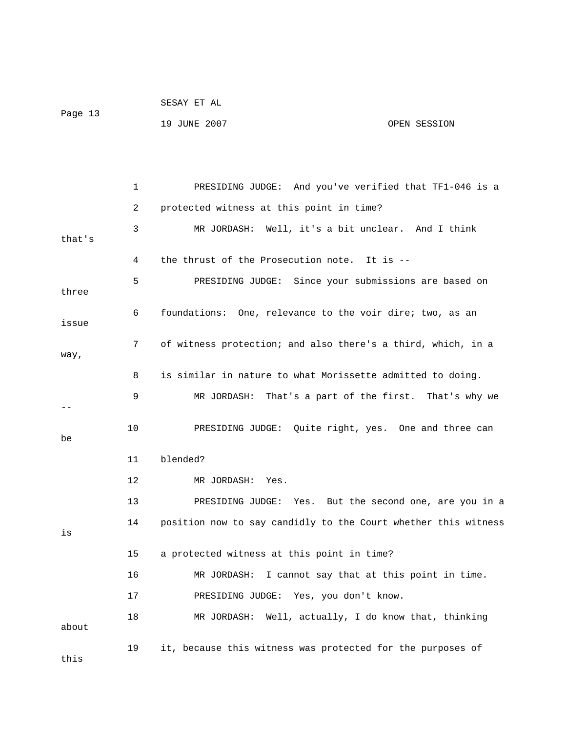1 PRESIDING JUDGE: And you've verified that TF1-046 is a
2 protected witness at this point in time?
3 MR JORDASH: Well, it's a bit unclear. And I think that's
4 the thrust of the Prosecution note. It is --
5 PRESIDING JUDGE: Since your submissions are based on three
6 foundations: One, relevance to the voir dire; two, as an issue
7 of witness protection; and also there's a third, which, in a way,
8 is similar in nature to what Morissette admitted to doing.
9 MR JORDASH: That's a part of the first. That's why we --
10 PRESIDING JUDGE: Quite right, yes. One and three can be
11 blended?
12 MR JORDASH: Yes.
13 PRESIDING JUDGE: Yes. But the second one, are you in a
14 position now to say candidly to the Court whether this witness is
15 a protected witness at this point in time?
16 MR JORDASH: I cannot say that at this point in time.
17 PRESIDING JUDGE: Yes, you don't know.
18 MR JORDASH: Well, actually, I do know that, thinking about
19 it, because this witness was protected for the purposes of this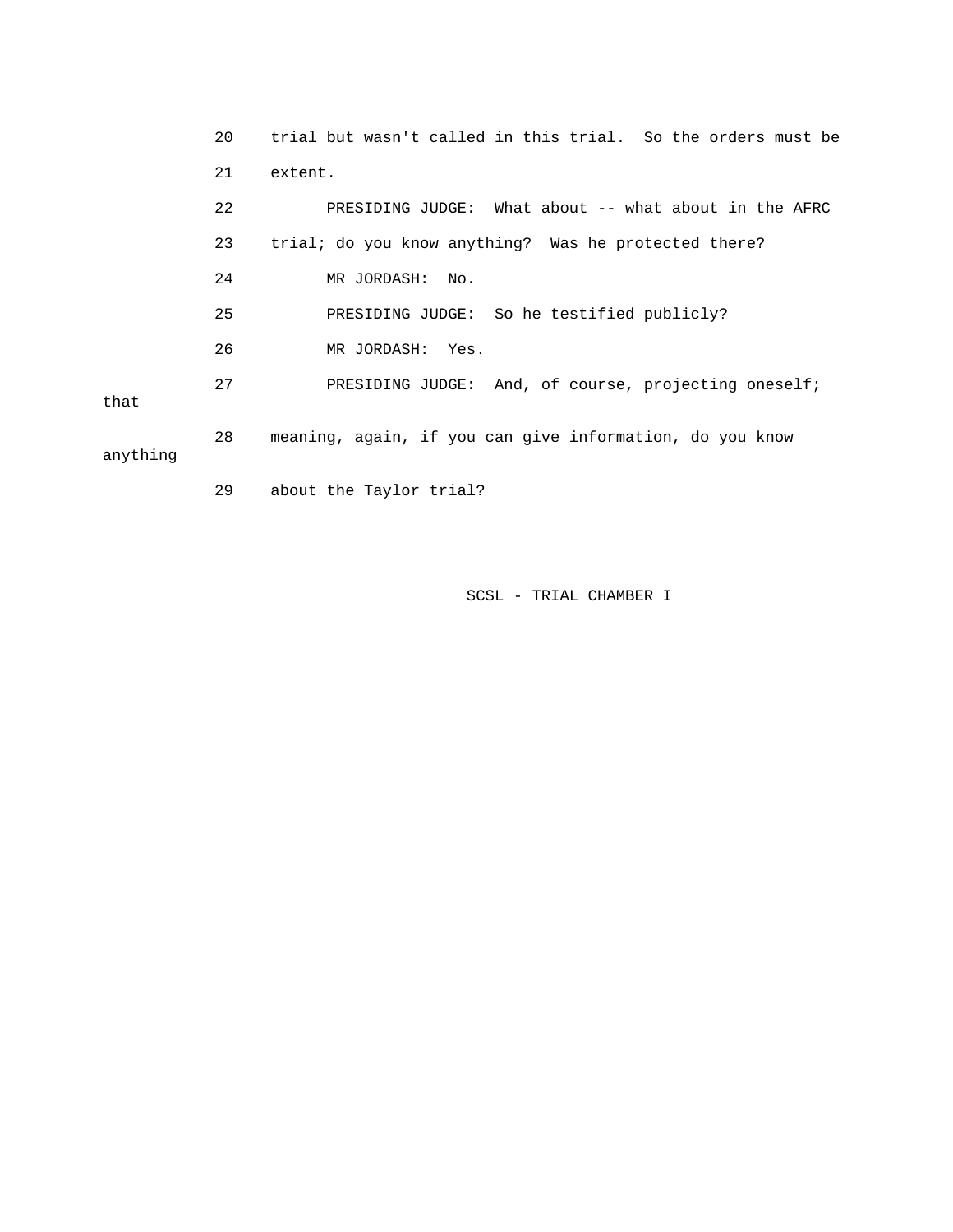20 trial but wasn't called in this trial. So the orders must be

21 extent.

22 PRESIDING JUDGE: What about -- what about in the AFRC

23 trial; do you know anything? Was he protected there?

24 MR JORDASH: No.

25 PRESIDING JUDGE: So he testified publicly?

26 MR JORDASH: Yes.

27 PRESIDING JUDGE: And, of course, projecting oneself; that

28 meaning, again, if you can give information, do you know anything

29 about the Taylor trial?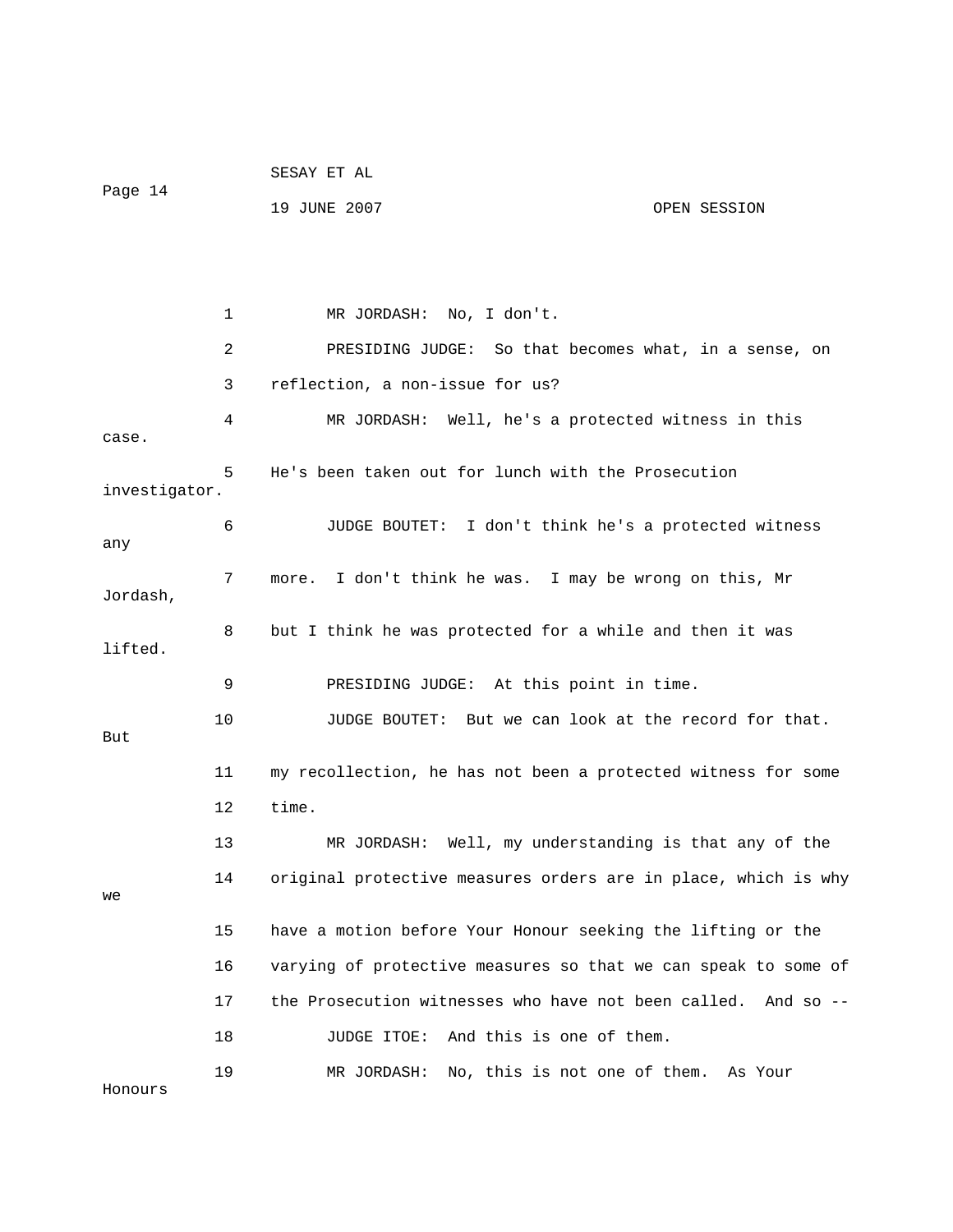1 MR JORDASH: No, I don't.

2 PRESIDING JUDGE: So that becomes what, in a sense, on

3 reflection, a non-issue for us?

4 MR JORDASH: Well, he's a protected witness in this case.

5 He's been taken out for lunch with the Prosecution investigator.

6 JUDGE BOUTET: I don't think he's a protected witness any

7 more. I don't think he was. I may be wrong on this, Mr Jordash,

8 but I think he was protected for a while and then it was lifted.

9 PRESIDING JUDGE: At this point in time.

10 JUDGE BOUTET: But we can look at the record for that. But

11 my recollection, he has not been a protected witness for some

12 time.

13 MR JORDASH: Well, my understanding is that any of the

14 original protective measures orders are in place, which is why we

15 have a motion before Your Honour seeking the lifting or the

16 varying of protective measures so that we can speak to some of

17 the Prosecution witnesses who have not been called. And so --

18 JUDGE ITOE: And this is one of them.

19 MR JORDASH: No, this is not one of them. As Your Honours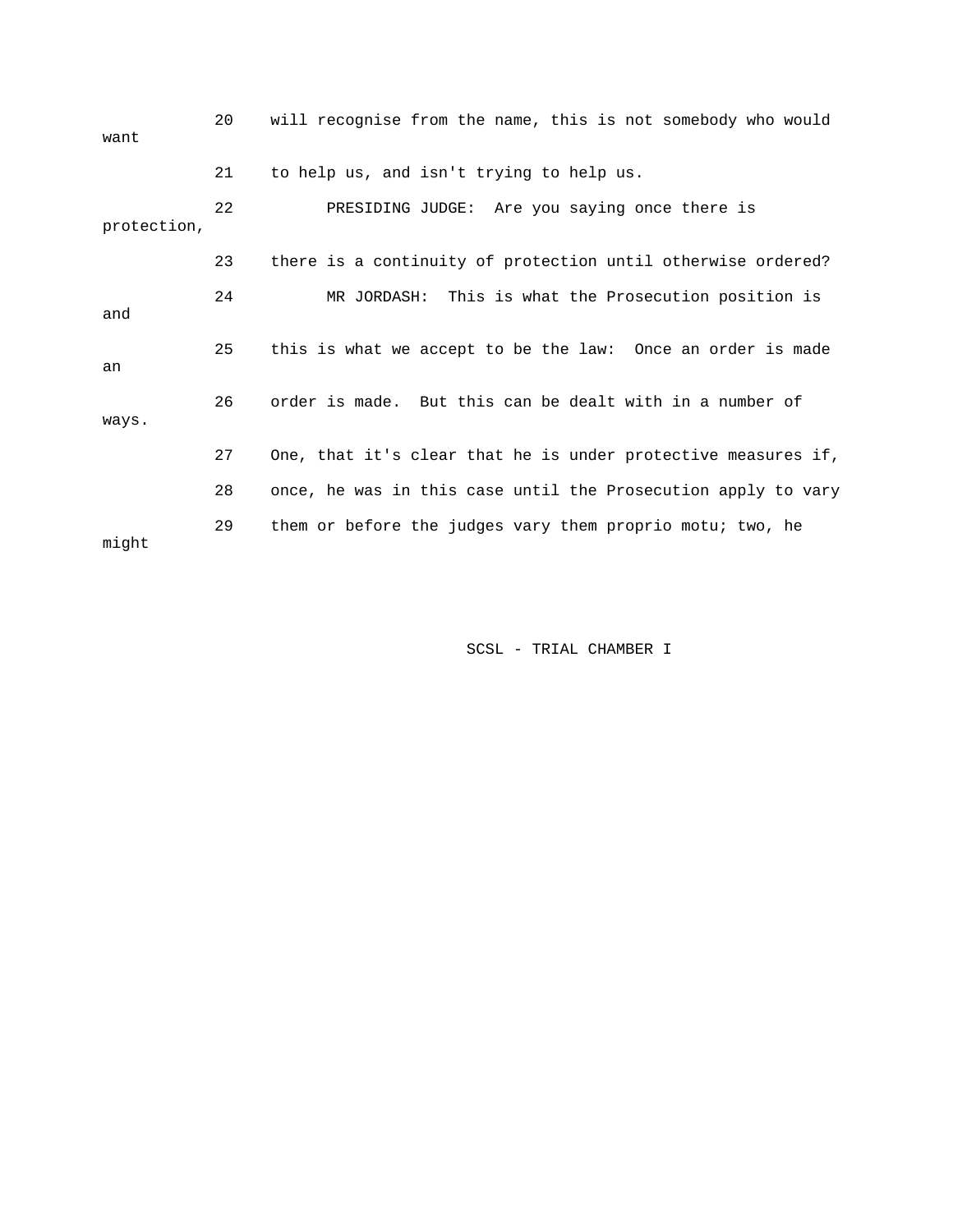20 will recognise from the name, this is not somebody who would want

21 to help us, and isn't trying to help us.

22 PRESIDING JUDGE: Are you saying once there is protection,

23 there is a continuity of protection until otherwise ordered?

24 MR JORDASH: This is what the Prosecution position is and

25 this is what we accept to be the law: Once an order is made an

26 order is made. But this can be dealt with in a number of ways.

27 One, that it's clear that he is under protective measures if,

28 once, he was in this case until the Prosecution apply to vary

29 them or before the judges vary them proprio motu; two, he might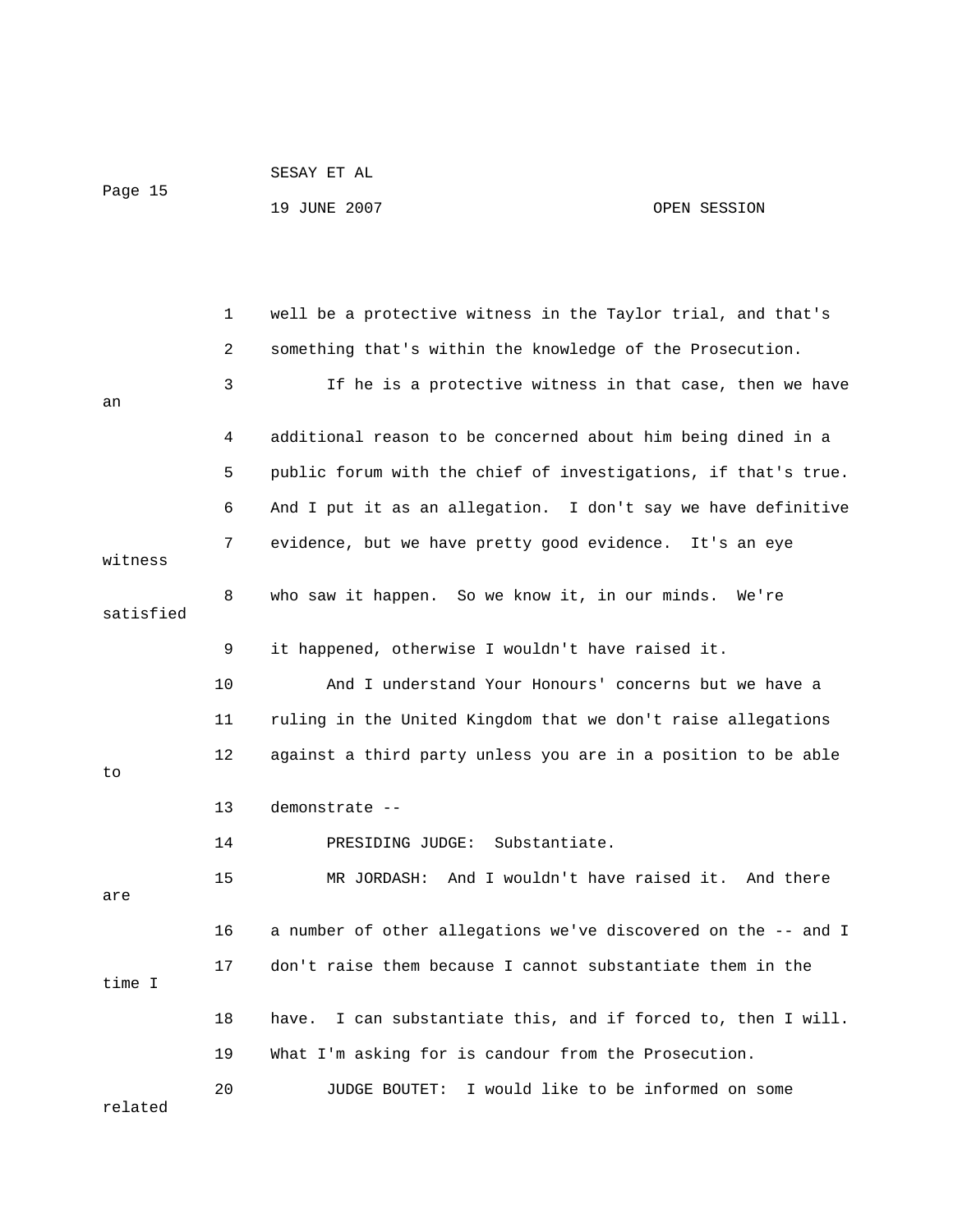1 well be a protective witness in the Taylor trial, and that's

2 something that's within the knowledge of the Prosecution.

3 If he is a protective witness in that case, then we have an

4 additional reason to be concerned about him being dined in a

5 public forum with the chief of investigations, if that's true.

6 And I put it as an allegation. I don't say we have definitive

7 evidence, but we have pretty good evidence. It's an eye witness

8 who saw it happen. So we know it, in our minds. We're satisfied

9 it happened, otherwise I wouldn't have raised it.

10 And I understand Your Honours' concerns but we have a

11 ruling in the United Kingdom that we don't raise allegations

12 against a third party unless you are in a position to be able to

13 demonstrate --

14 PRESIDING JUDGE: Substantiate.

15 MR JORDASH: And I wouldn't have raised it. And there are

16 a number of other allegations we've discovered on the -- and I

17 don't raise them because I cannot substantiate them in the time I

18 have. I can substantiate this, and if forced to, then I will.

19 What I'm asking for is candour from the Prosecution.

20 JUDGE BOUTET: I would like to be informed on some related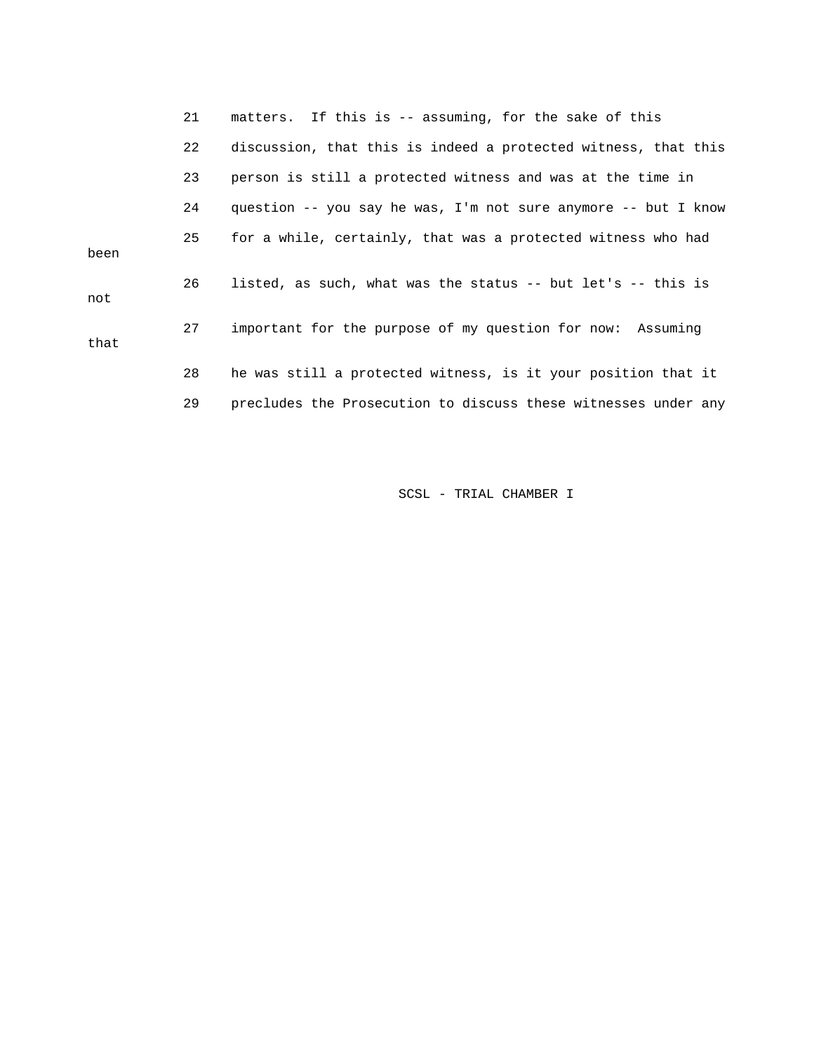21 matters. If this is -- assuming, for the sake of this

22 discussion, that this is indeed a protected witness, that this

23 person is still a protected witness and was at the time in

24 question -- you say he was, I'm not sure anymore -- but I know

25 for a while, certainly, that was a protected witness who had been

26 listed, as such, what was the status -- but let's -- this is not

27 important for the purpose of my question for now: Assuming that

28 he was still a protected witness, is it your position that it

29 precludes the Prosecution to discuss these witnesses under any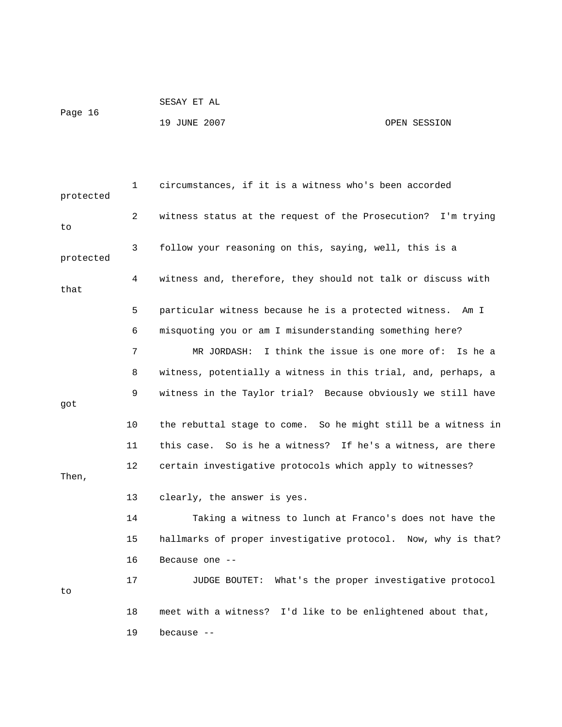1 circumstances, if it is a witness who's been accorded protected

2 witness status at the request of the Prosecution? I'm trying to

3 follow your reasoning on this, saying, well, this is a protected

4 witness and, therefore, they should not talk or discuss with that

5 particular witness because he is a protected witness. Am I

6 misquoting you or am I misunderstanding something here?

7 MR JORDASH: I think the issue is one more of: Is he a

8 witness, potentially a witness in this trial, and, perhaps, a

9 witness in the Taylor trial? Because obviously we still have got

10 the rebuttal stage to come. So he might still be a witness in

11 this case. So is he a witness? If he's a witness, are there

12 certain investigative protocols which apply to witnesses? Then,

13 clearly, the answer is yes.

14 Taking a witness to lunch at Franco's does not have the

15 hallmarks of proper investigative protocol. Now, why is that?

16 Because one --

17 JUDGE BOUTET: What's the proper investigative protocol to

18 meet with a witness? I'd like to be enlightened about that,

19 because --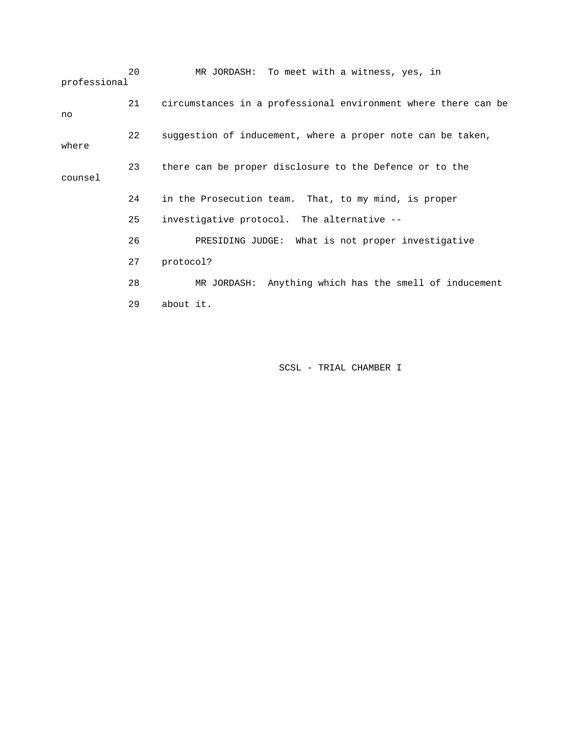20 MR JORDASH: To meet with a witness, yes, in professional

21 circumstances in a professional environment where there can be no

22 suggestion of inducement, where a proper note can be taken, where

23 there can be proper disclosure to the Defence or to the counsel

24 in the Prosecution team. That, to my mind, is proper

25 investigative protocol. The alternative --

26 PRESIDING JUDGE: What is not proper investigative

27 protocol?

28 MR JORDASH: Anything which has the smell of inducement

29 about it.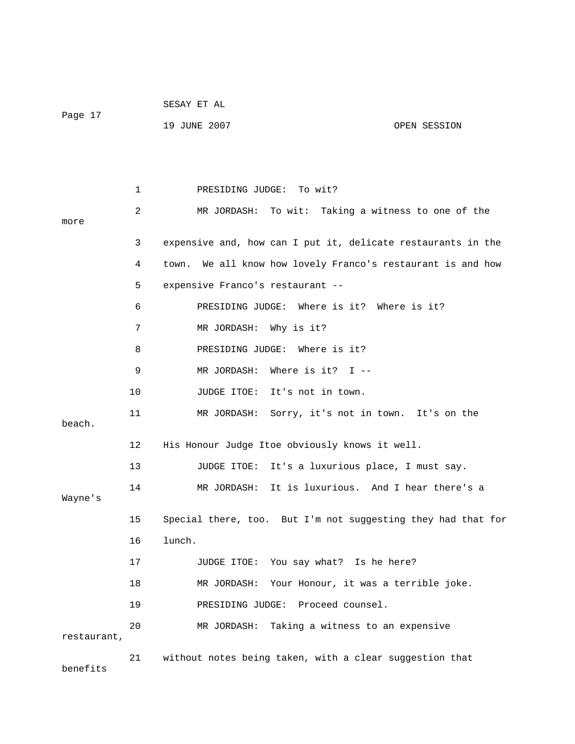1 PRESIDING JUDGE: To wit?

2 MR JORDASH: To wit: Taking a witness to one of the more

3 expensive and, how can I put it, delicate restaurants in the

4 town. We all know how lovely Franco's restaurant is and how

5 expensive Franco's restaurant --

6 PRESIDING JUDGE: Where is it? Where is it?

7 MR JORDASH: Why is it?

8 PRESIDING JUDGE: Where is it?

9 MR JORDASH: Where is it? I --

10 JUDGE ITOE: It's not in town.

11 MR JORDASH: Sorry, it's not in town. It's on the beach.

12 His Honour Judge Itoe obviously knows it well.

13 JUDGE ITOE: It's a luxurious place, I must say.

14 MR JORDASH: It is luxurious. And I hear there's a Wayne's

15 Special there, too. But I'm not suggesting they had that for

16 lunch.

17 JUDGE ITOE: You say what? Is he here?

18 MR JORDASH: Your Honour, it was a terrible joke.

19 PRESIDING JUDGE: Proceed counsel.

20 MR JORDASH: Taking a witness to an expensive restaurant,

21 without notes being taken, with a clear suggestion that benefits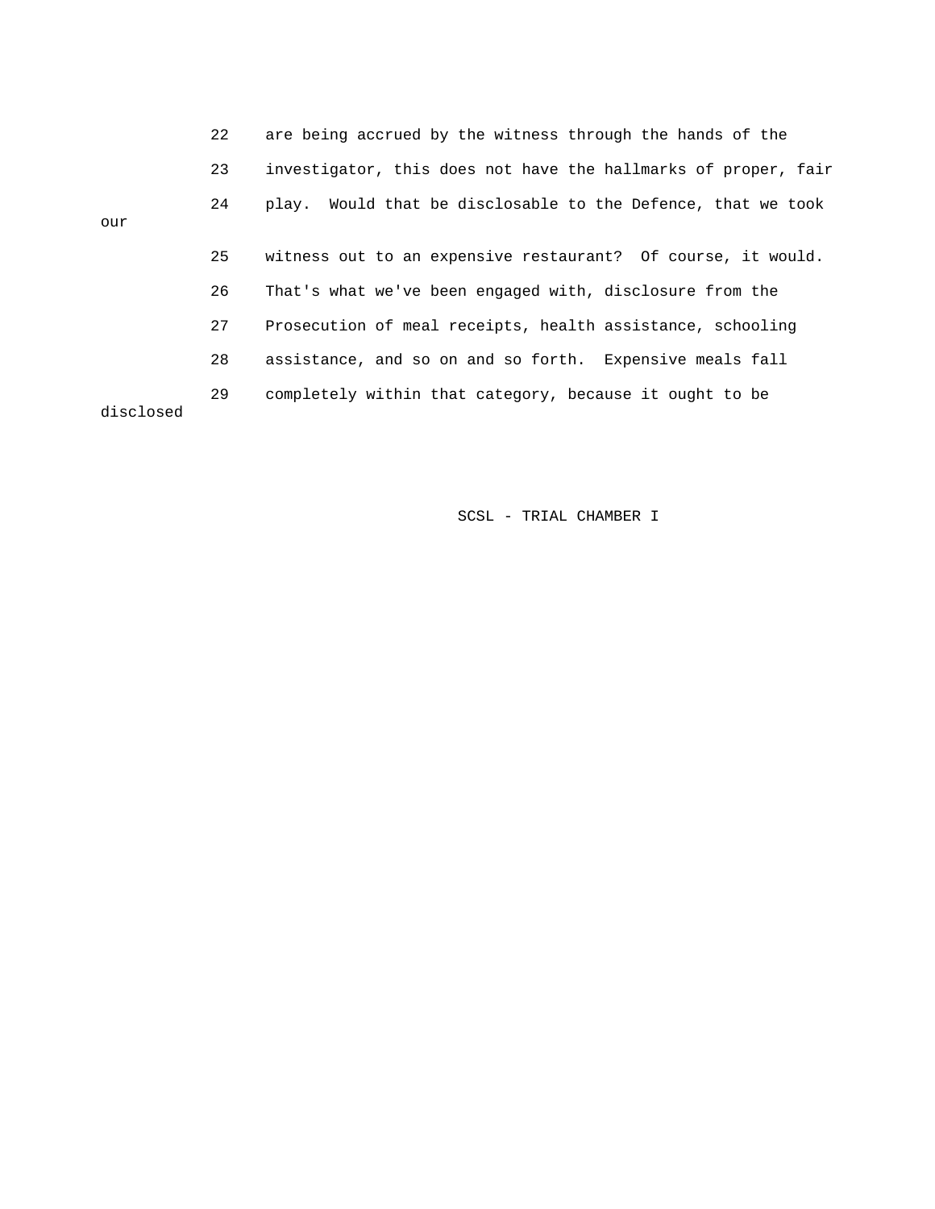22 are being accrued by the witness through the hands of the

23 investigator, this does not have the hallmarks of proper, fair

24 play. Would that be disclosable to the Defence, that we took our

25 witness out to an expensive restaurant? Of course, it would.

26 That's what we've been engaged with, disclosure from the

27 Prosecution of meal receipts, health assistance, schooling

28 assistance, and so on and so forth. Expensive meals fall

29 completely within that category, because it ought to be disclosed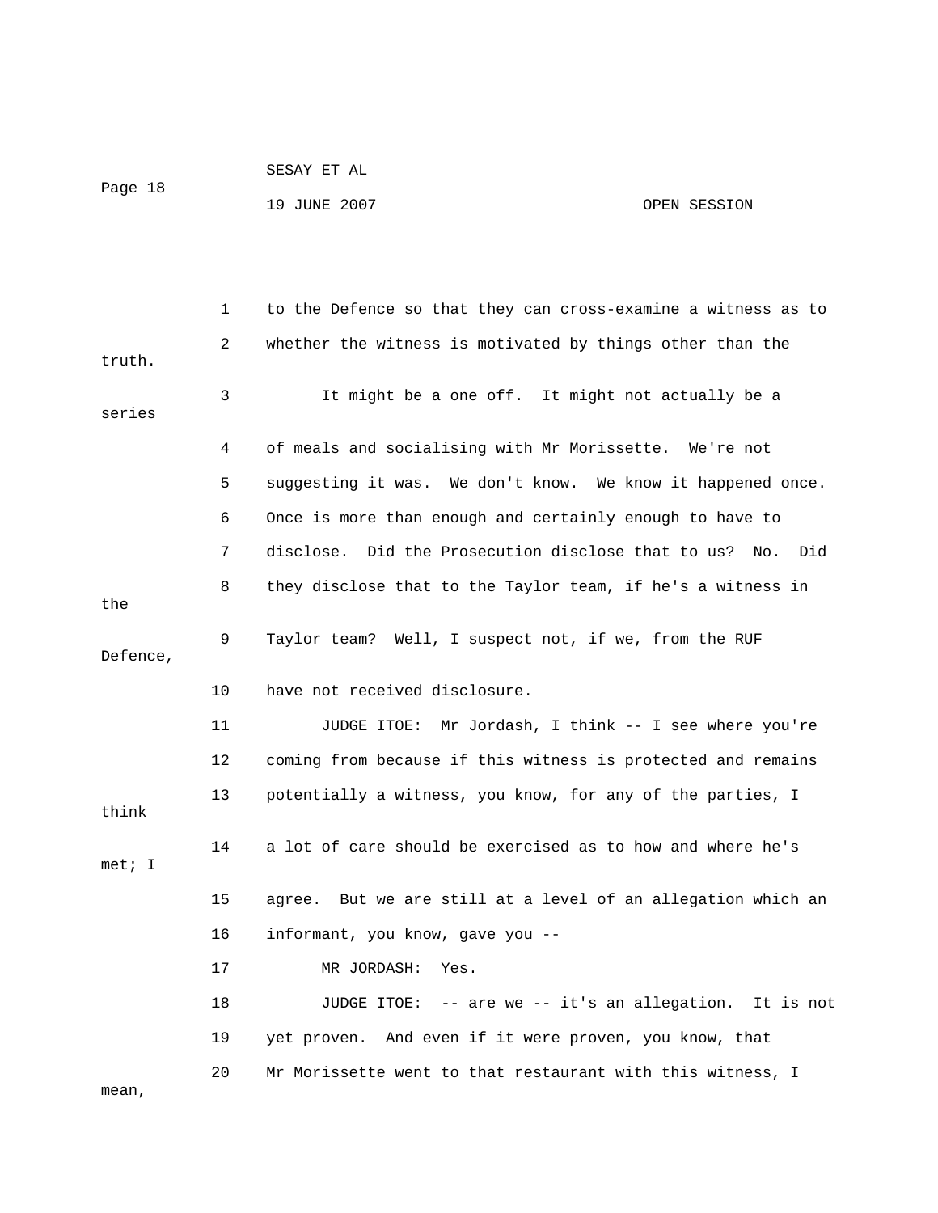to the Defence so that they can cross-examine a witness as to whether the witness is motivated by things other than the truth.

It might be a one off. It might not actually be a series of meals and socialising with Mr Morissette. We're not suggesting it was. We don't know. We know it happened once. Once is more than enough and certainly enough to have to disclose. Did the Prosecution disclose that to us? No. Did they disclose that to the Taylor team, if he's a witness in the Taylor team? Well, I suspect not, if we, from the RUF Defence, have not received disclosure.

JUDGE ITOE: Mr Jordash, I think -- I see where you're coming from because if this witness is protected and remains potentially a witness, you know, for any of the parties, I think a lot of care should be exercised as to how and where he's met; I agree. But we are still at a level of an allegation which an informant, you know, gave you --

MR JORDASH: Yes.

JUDGE ITOE: -- are we -- it's an allegation. It is not yet proven. And even if it were proven, you know, that Mr Morissette went to that restaurant with this witness, I mean,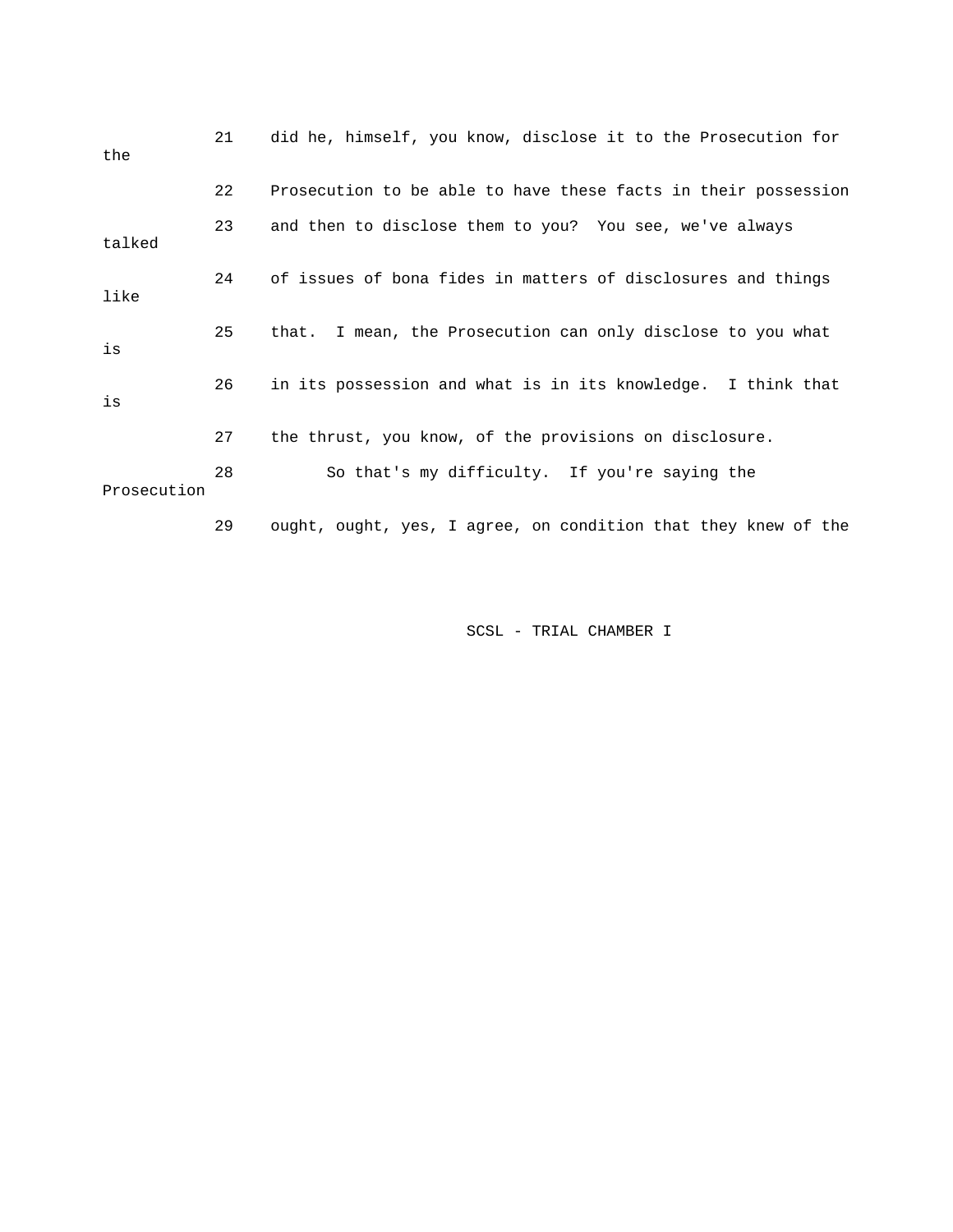21 did he, himself, you know, disclose it to the Prosecution for the

22 Prosecution to be able to have these facts in their possession

23 and then to disclose them to you? You see, we've always talked

24 of issues of bona fides in matters of disclosures and things like

25 that. I mean, the Prosecution can only disclose to you what is

26 in its possession and what is in its knowledge. I think that is

27 the thrust, you know, of the provisions on disclosure.

28 So that's my difficulty. If you're saying the Prosecution

29 ought, ought, yes, I agree, on condition that they knew of the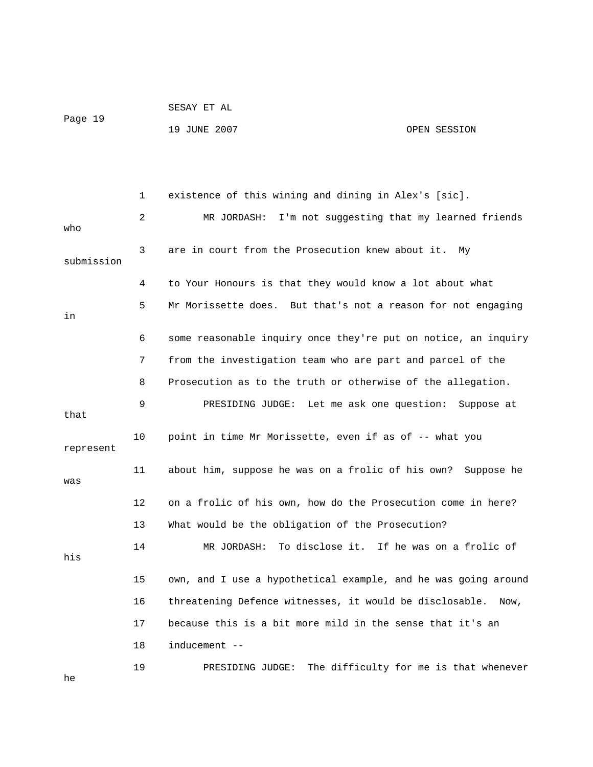1 existence of this wining and dining in Alex's [sic].

2 MR JORDASH: I'm not suggesting that my learned friends who

3 are in court from the Prosecution knew about it. My submission

4 to Your Honours is that they would know a lot about what

5 Mr Morissette does. But that's not a reason for not engaging in

6 some reasonable inquiry once they're put on notice, an inquiry

7 from the investigation team who are part and parcel of the

8 Prosecution as to the truth or otherwise of the allegation.

9 PRESIDING JUDGE: Let me ask one question: Suppose at that

10 point in time Mr Morissette, even if as of -- what you represent

11 about him, suppose he was on a frolic of his own? Suppose he was

12 on a frolic of his own, how do the Prosecution come in here?

13 What would be the obligation of the Prosecution?

14 MR JORDASH: To disclose it. If he was on a frolic of his

15 own, and I use a hypothetical example, and he was going around

16 threatening Defence witnesses, it would be disclosable. Now,

17 because this is a bit more mild in the sense that it's an

18 inducement --

19 PRESIDING JUDGE: The difficulty for me is that whenever he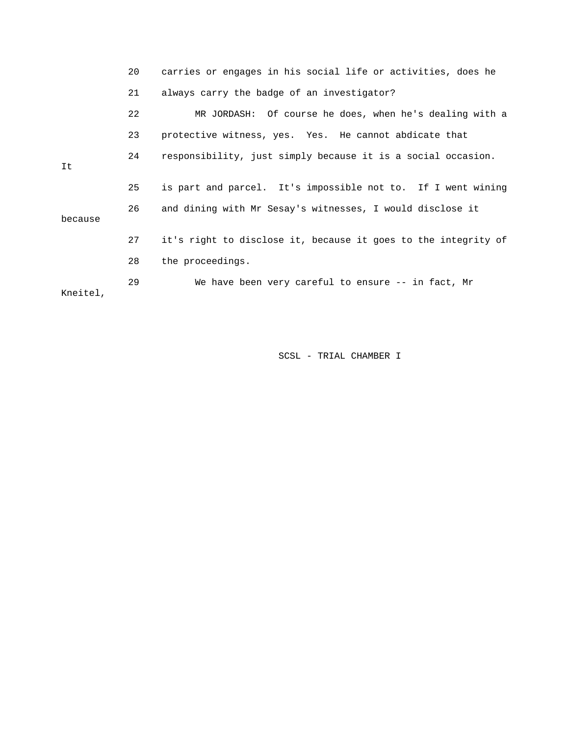20 carries or engages in his social life or activities, does he

21 always carry the badge of an investigator?

22 MR JORDASH: Of course he does, when he's dealing with a

23 protective witness, yes. Yes. He cannot abdicate that

24 responsibility, just simply because it is a social occasion. It

25 is part and parcel. It's impossible not to. If I went wining

26 and dining with Mr Sesay's witnesses, I would disclose it because

27 it's right to disclose it, because it goes to the integrity of

28 the proceedings.

29 We have been very careful to ensure -- in fact, Mr Kneitel,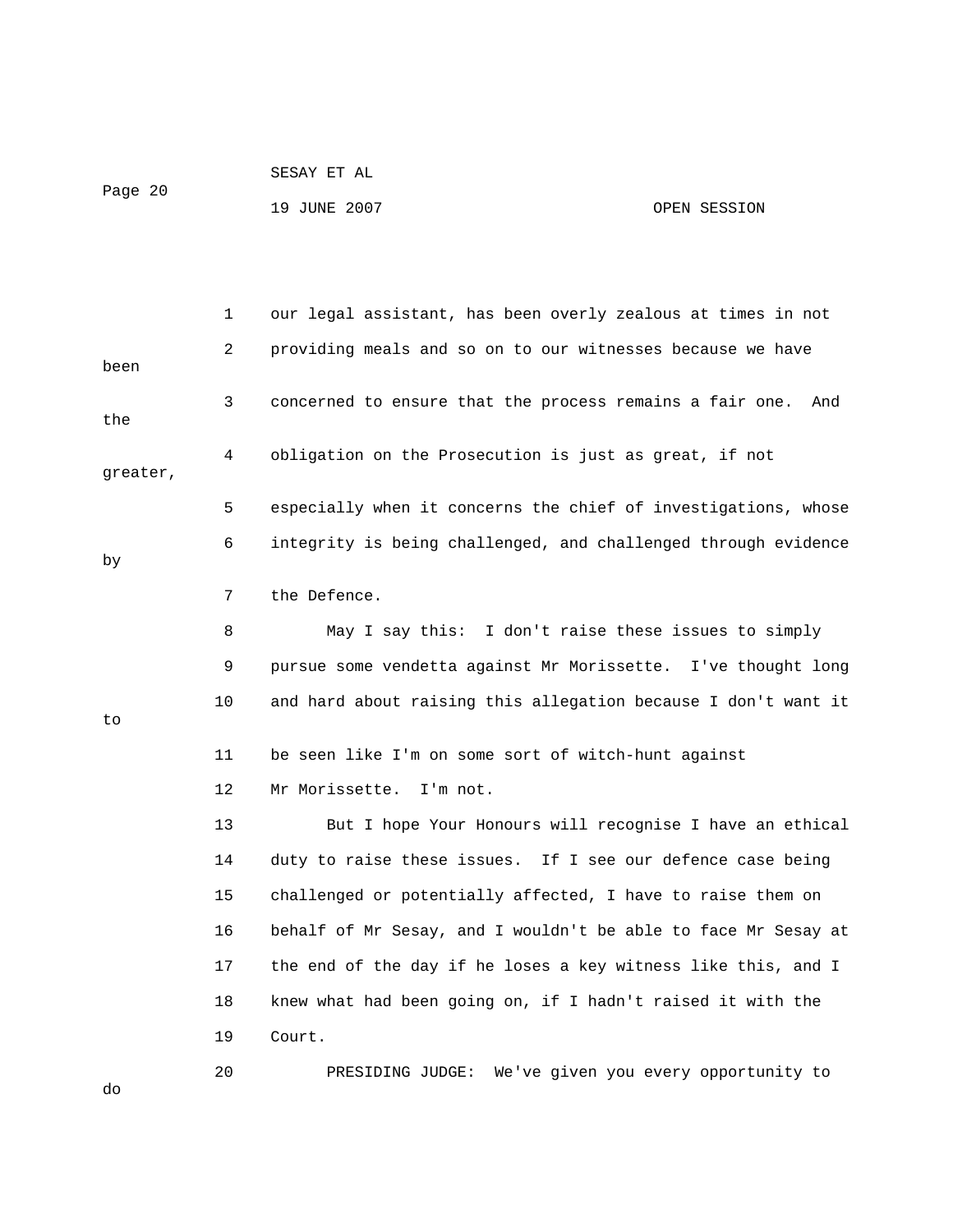our legal assistant, has been overly zealous at times in not providing meals and so on to our witnesses because we have been concerned to ensure that the process remains a fair one. And the obligation on the Prosecution is just as great, if not greater, especially when it concerns the chief of investigations, whose integrity is being challenged, and challenged through evidence by the Defence.

May I say this: I don't raise these issues to simply pursue some vendetta against Mr Morissette. I've thought long and hard about raising this allegation because I don't want it to be seen like I'm on some sort of witch-hunt against Mr Morissette. I'm not.

But I hope Your Honours will recognise I have an ethical duty to raise these issues. If I see our defence case being challenged or potentially affected, I have to raise them on behalf of Mr Sesay, and I wouldn't be able to face Mr Sesay at the end of the day if he loses a key witness like this, and I knew what had been going on, if I hadn't raised it with the Court.

PRESIDING JUDGE: We've given you every opportunity to do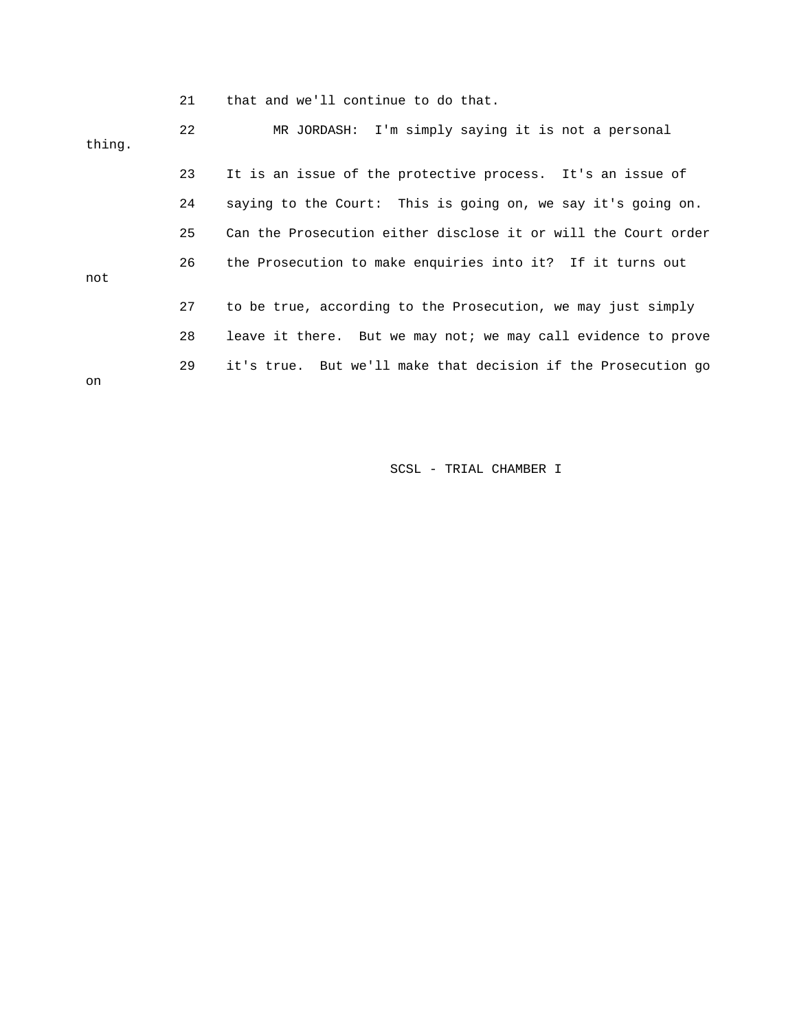21 that and we'll continue to do that.

22 MR JORDASH: I'm simply saying it is not a personal thing.

23 It is an issue of the protective process. It's an issue of

24 saying to the Court: This is going on, we say it's going on.

25 Can the Prosecution either disclose it or will the Court order

26 the Prosecution to make enquiries into it? If it turns out not

27 to be true, according to the Prosecution, we may just simply

28 leave it there. But we may not; we may call evidence to prove

29 it's true. But we'll make that decision if the Prosecution go on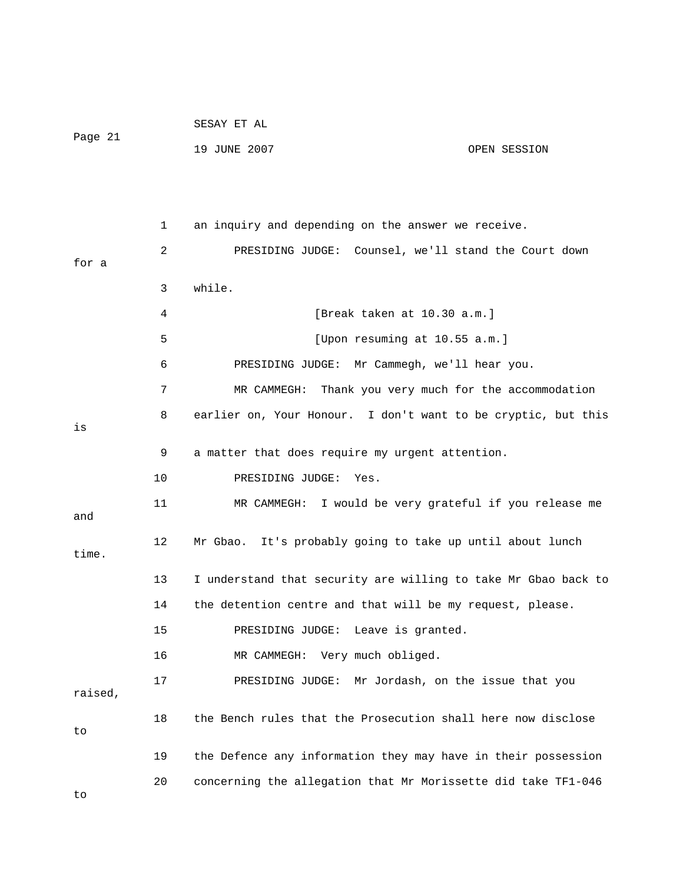1 an inquiry and depending on the answer we receive.

2 PRESIDING JUDGE: Counsel, we'll stand the Court down for a

3 while.

4 [Break taken at 10.30 a.m.]

5 [Upon resuming at 10.55 a.m.]

6 PRESIDING JUDGE: Mr Cammegh, we'll hear you.

7 MR CAMMEGH: Thank you very much for the accommodation

8 earlier on, Your Honour. I don't want to be cryptic, but this is

9 a matter that does require my urgent attention.

10 PRESIDING JUDGE: Yes.

11 MR CAMMEGH: I would be very grateful if you release me and

12 Mr Gbao. It's probably going to take up until about lunch time.

13 I understand that security are willing to take Mr Gbao back to

14 the detention centre and that will be my request, please.

15 PRESIDING JUDGE: Leave is granted.

16 MR CAMMEGH: Very much obliged.

17 PRESIDING JUDGE: Mr Jordash, on the issue that you raised,

18 the Bench rules that the Prosecution shall here now disclose to

19 the Defence any information they may have in their possession

20 concerning the allegation that Mr Morissette did take TF1-046 to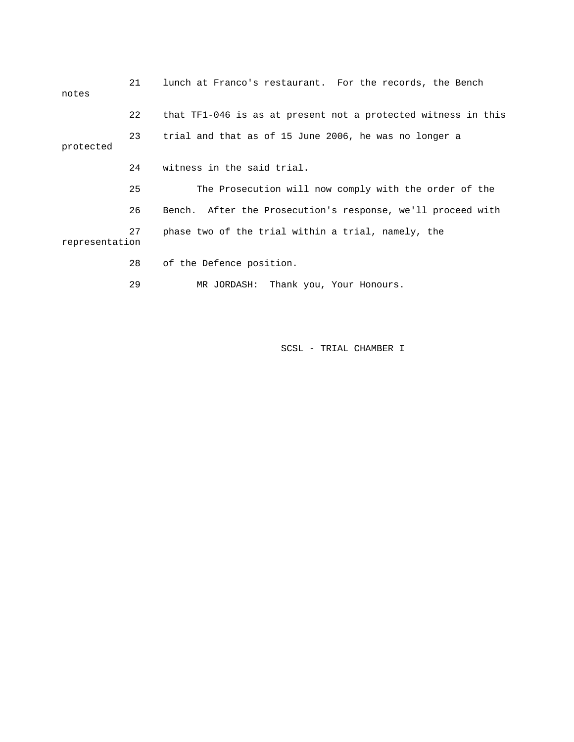21 lunch at Franco's restaurant. For the records, the Bench notes

22 that TF1-046 is as at present not a protected witness in this

23 trial and that as of 15 June 2006, he was no longer a protected

24 witness in the said trial.

25 The Prosecution will now comply with the order of the

26 Bench. After the Prosecution's response, we'll proceed with

27 phase two of the trial within a trial, namely, the representation

28 of the Defence position.

29 MR JORDASH: Thank you, Your Honours.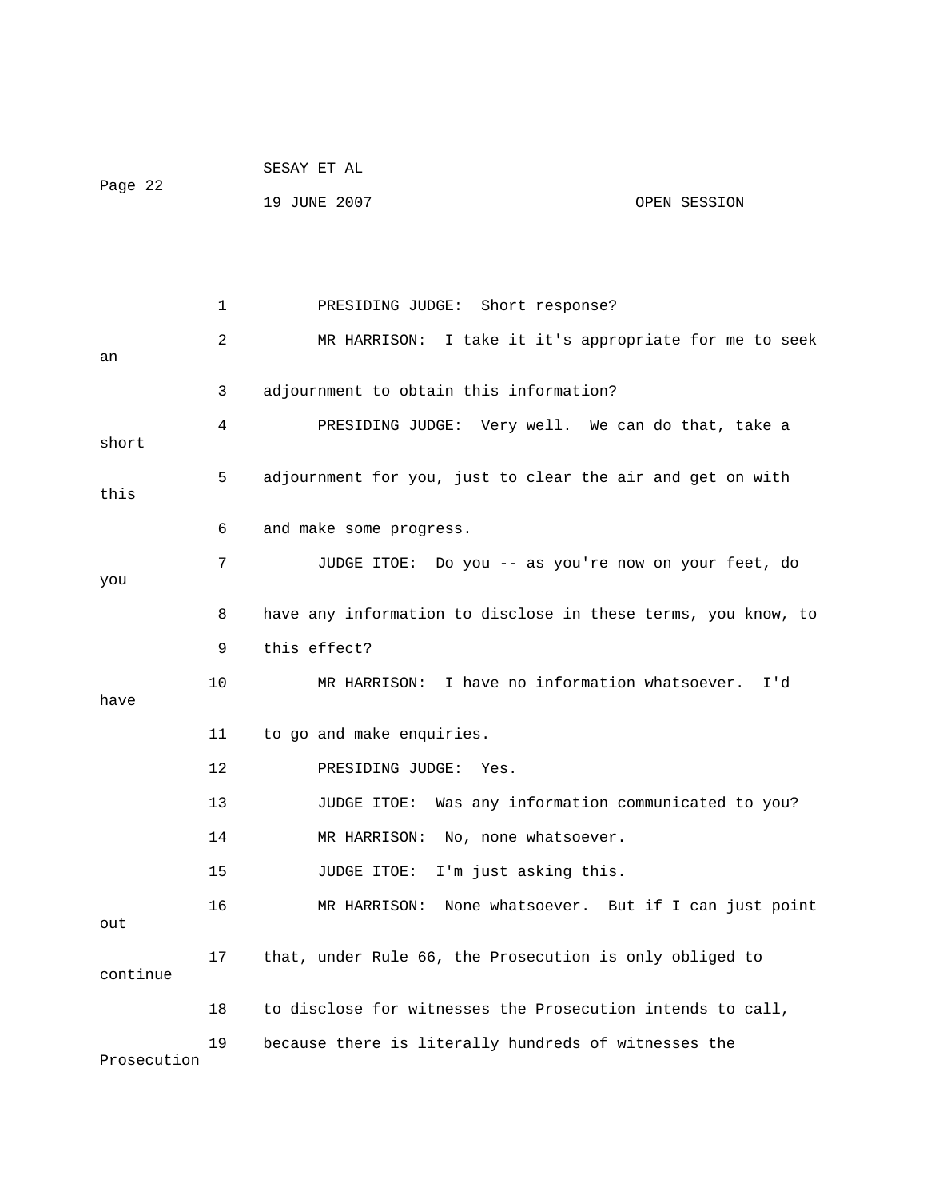1 PRESIDING JUDGE: Short response?

2 MR HARRISON: I take it it's appropriate for me to seek an

3 adjournment to obtain this information?

4 PRESIDING JUDGE: Very well. We can do that, take a short

5 adjournment for you, just to clear the air and get on with this

6 and make some progress.

7 JUDGE ITOE: Do you -- as you're now on your feet, do you

8 have any information to disclose in these terms, you know, to

9 this effect?

10 MR HARRISON: I have no information whatsoever. I'd have

11 to go and make enquiries.

12 PRESIDING JUDGE: Yes.

13 JUDGE ITOE: Was any information communicated to you?

14 MR HARRISON: No, none whatsoever.

15 JUDGE ITOE: I'm just asking this.

16 MR HARRISON: None whatsoever. But if I can just point out

17 that, under Rule 66, the Prosecution is only obliged to continue

18 to disclose for witnesses the Prosecution intends to call,

19 because there is literally hundreds of witnesses the Prosecution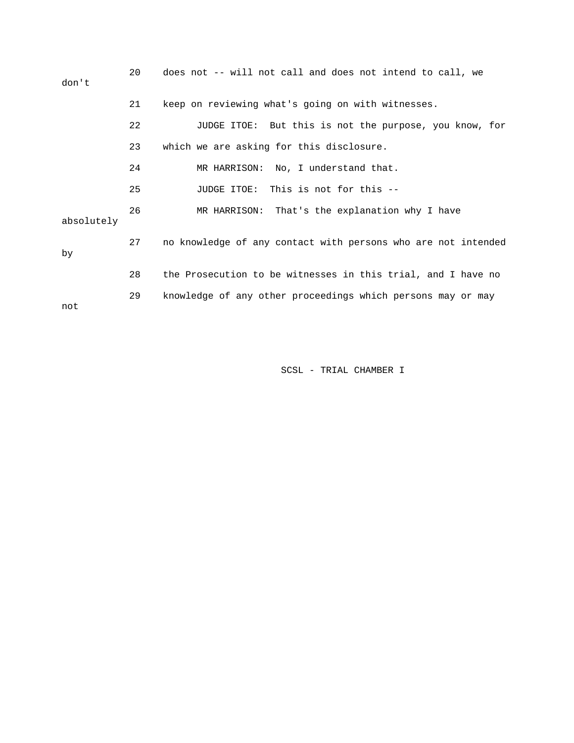20 does not -- will not call and does not intend to call, we don't

21 keep on reviewing what's going on with witnesses.

22 JUDGE ITOE: But this is not the purpose, you know, for

23 which we are asking for this disclosure.

24 MR HARRISON: No, I understand that.

25 JUDGE ITOE: This is not for this --

26 MR HARRISON: That's the explanation why I have absolutely

27 no knowledge of any contact with persons who are not intended by

28 the Prosecution to be witnesses in this trial, and I have no

29 knowledge of any other proceedings which persons may or may not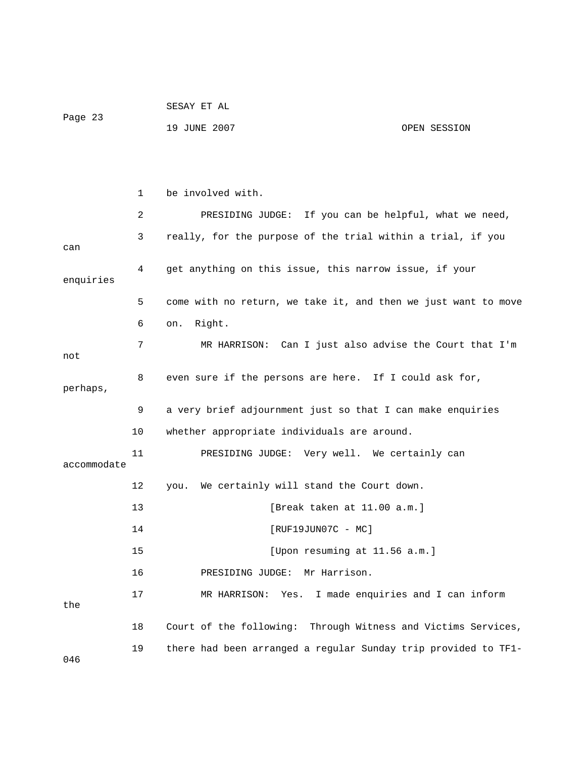1 be involved with.

2 PRESIDING JUDGE: If you can be helpful, what we need,

3 really, for the purpose of the trial within a trial, if you can

4 get anything on this issue, this narrow issue, if your enquiries

5 come with no return, we take it, and then we just want to move

6 on. Right.

7 MR HARRISON: Can I just also advise the Court that I'm not

8 even sure if the persons are here. If I could ask for, perhaps,

9 a very brief adjournment just so that I can make enquiries

10 whether appropriate individuals are around.

11 PRESIDING JUDGE: Very well. We certainly can accommodate

12 you. We certainly will stand the Court down.

13 [Break taken at 11.00 a.m.]

14 [RUF19JUN07C - MC]

15 [Upon resuming at 11.56 a.m.]

16 PRESIDING JUDGE: Mr Harrison.

17 MR HARRISON: Yes. I made enquiries and I can inform the

18 Court of the following: Through Witness and Victims Services,

19 there had been arranged a regular Sunday trip provided to TF1-046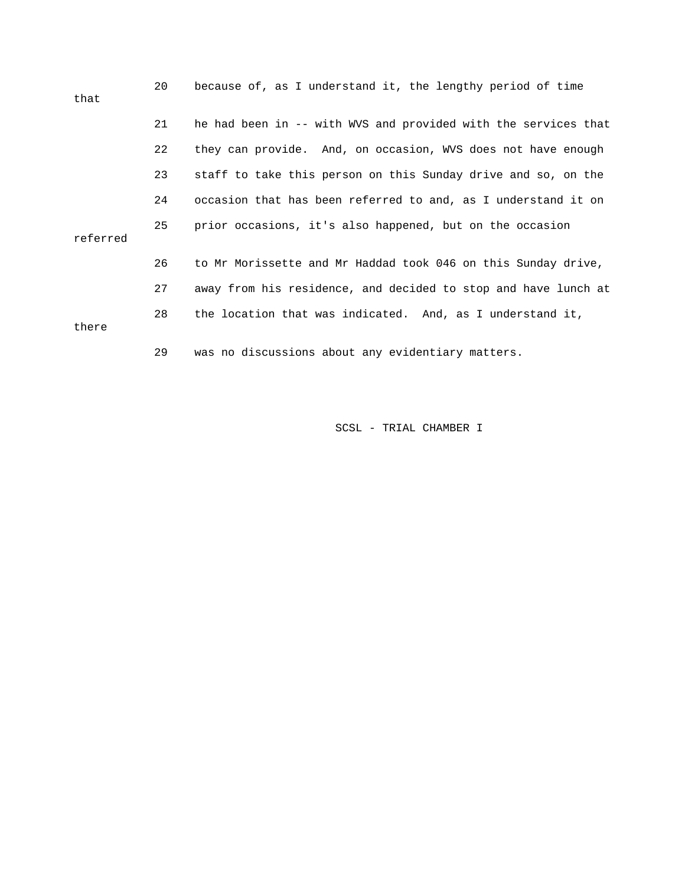20 because of, as I understand it, the lengthy period of time that

21 he had been in -- with WVS and provided with the services that

22 they can provide. And, on occasion, WVS does not have enough

23 staff to take this person on this Sunday drive and so, on the

24 occasion that has been referred to and, as I understand it on

25 prior occasions, it's also happened, but on the occasion referred

26 to Mr Morissette and Mr Haddad took 046 on this Sunday drive,

27 away from his residence, and decided to stop and have lunch at

28 the location that was indicated. And, as I understand it, there

29 was no discussions about any evidentiary matters.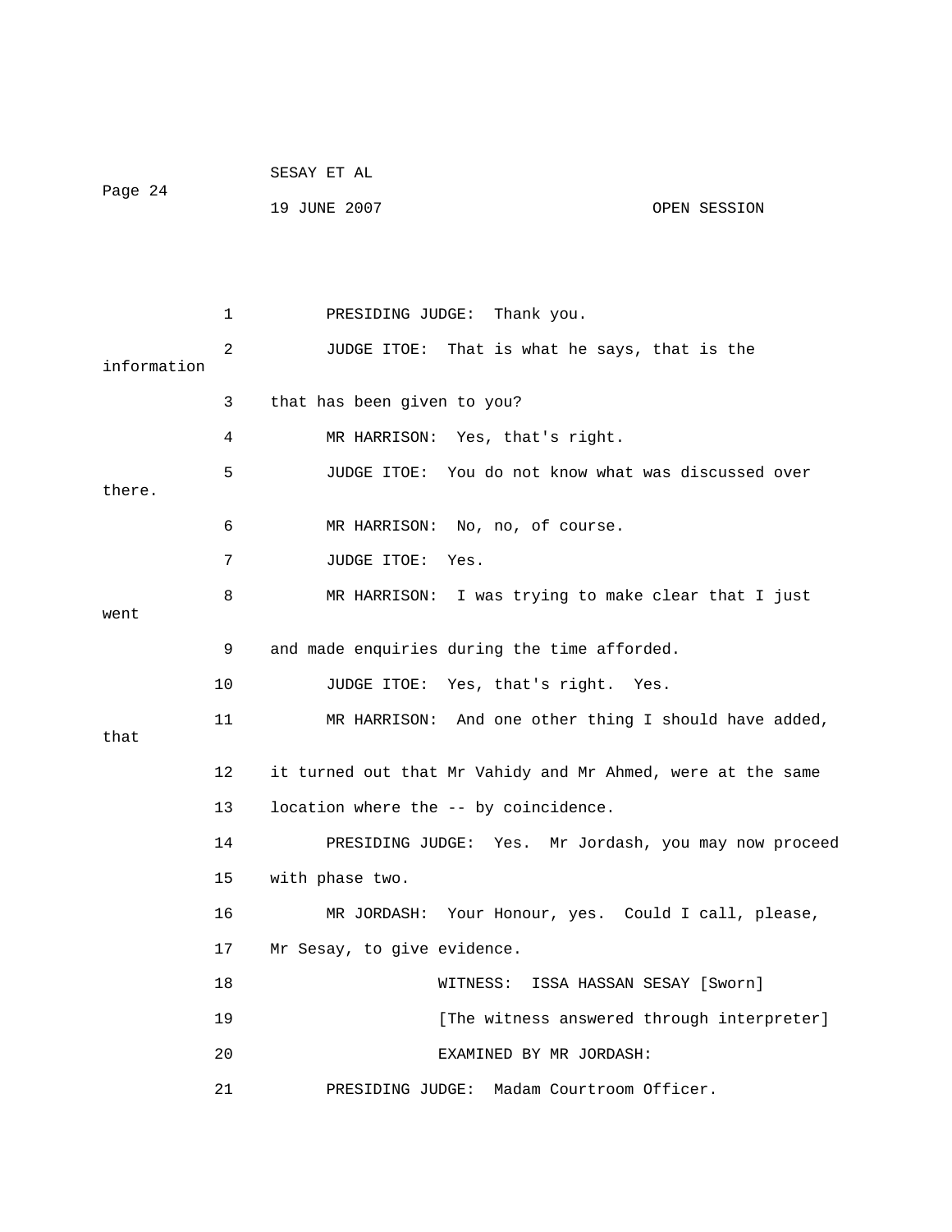1 PRESIDING JUDGE: Thank you.

2 JUDGE ITOE: That is what he says, that is the information

3 that has been given to you?

4 MR HARRISON: Yes, that's right.

5 JUDGE ITOE: You do not know what was discussed over there.

6 MR HARRISON: No, no, of course.

7 JUDGE ITOE: Yes.

8 MR HARRISON: I was trying to make clear that I just went

9 and made enquiries during the time afforded.

10 JUDGE ITOE: Yes, that's right. Yes.

11 MR HARRISON: And one other thing I should have added, that

12 it turned out that Mr Vahidy and Mr Ahmed, were at the same

13 location where the -- by coincidence.

14 PRESIDING JUDGE: Yes. Mr Jordash, you may now proceed

15 with phase two.

16 MR JORDASH: Your Honour, yes. Could I call, please,

17 Mr Sesay, to give evidence.

18 WITNESS: ISSA HASSAN SESAY [Sworn]

19 [The witness answered through interpreter]

20 EXAMINED BY MR JORDASH:

21 PRESIDING JUDGE: Madam Courtroom Officer.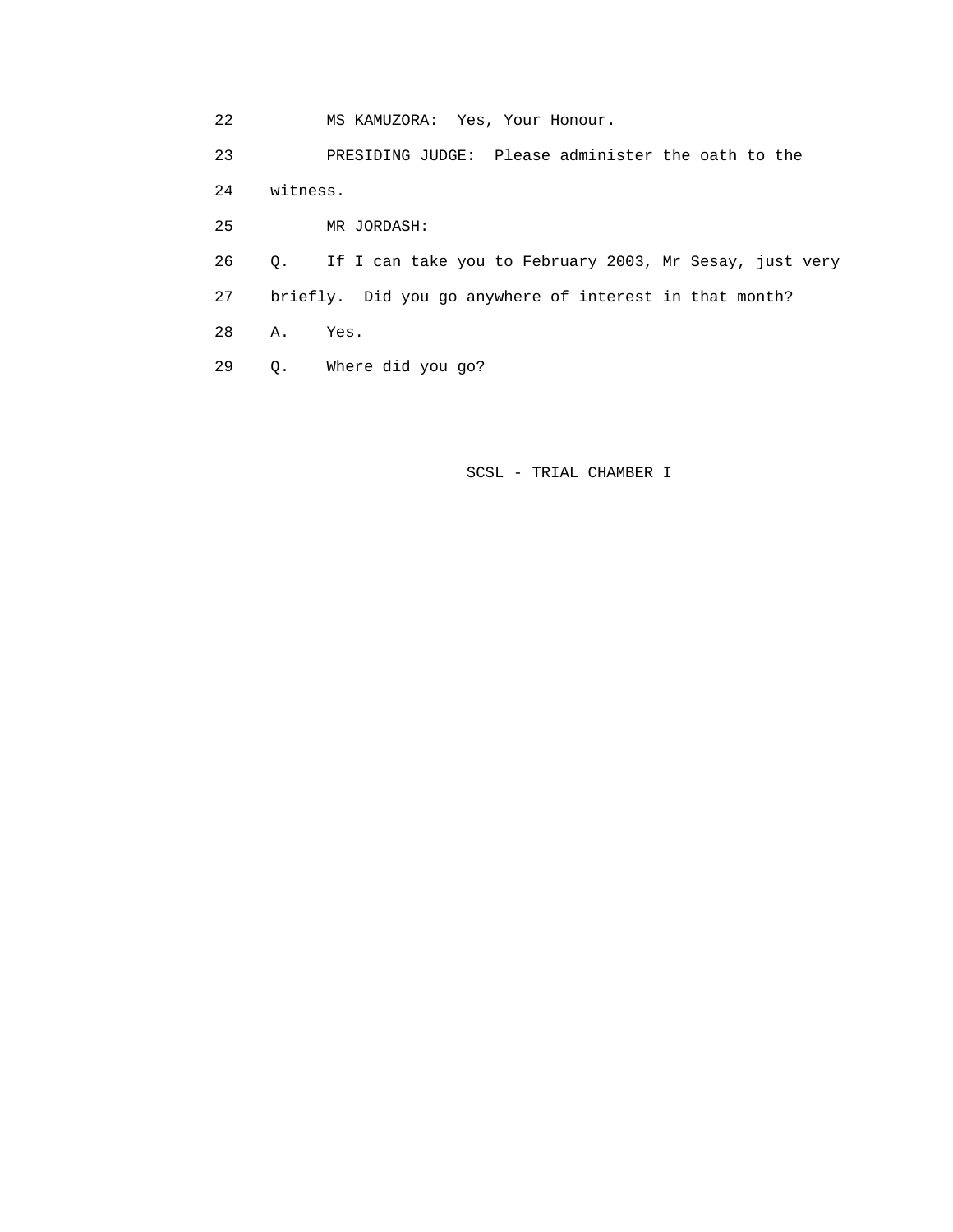22 MS KAMUZORA: Yes, Your Honour.

23 PRESIDING JUDGE: Please administer the oath to the

24 witness.

25 MR JORDASH:

26 Q. If I can take you to February 2003, Mr Sesay, just very

27 briefly. Did you go anywhere of interest in that month?

28 A. Yes.

29 Q. Where did you go?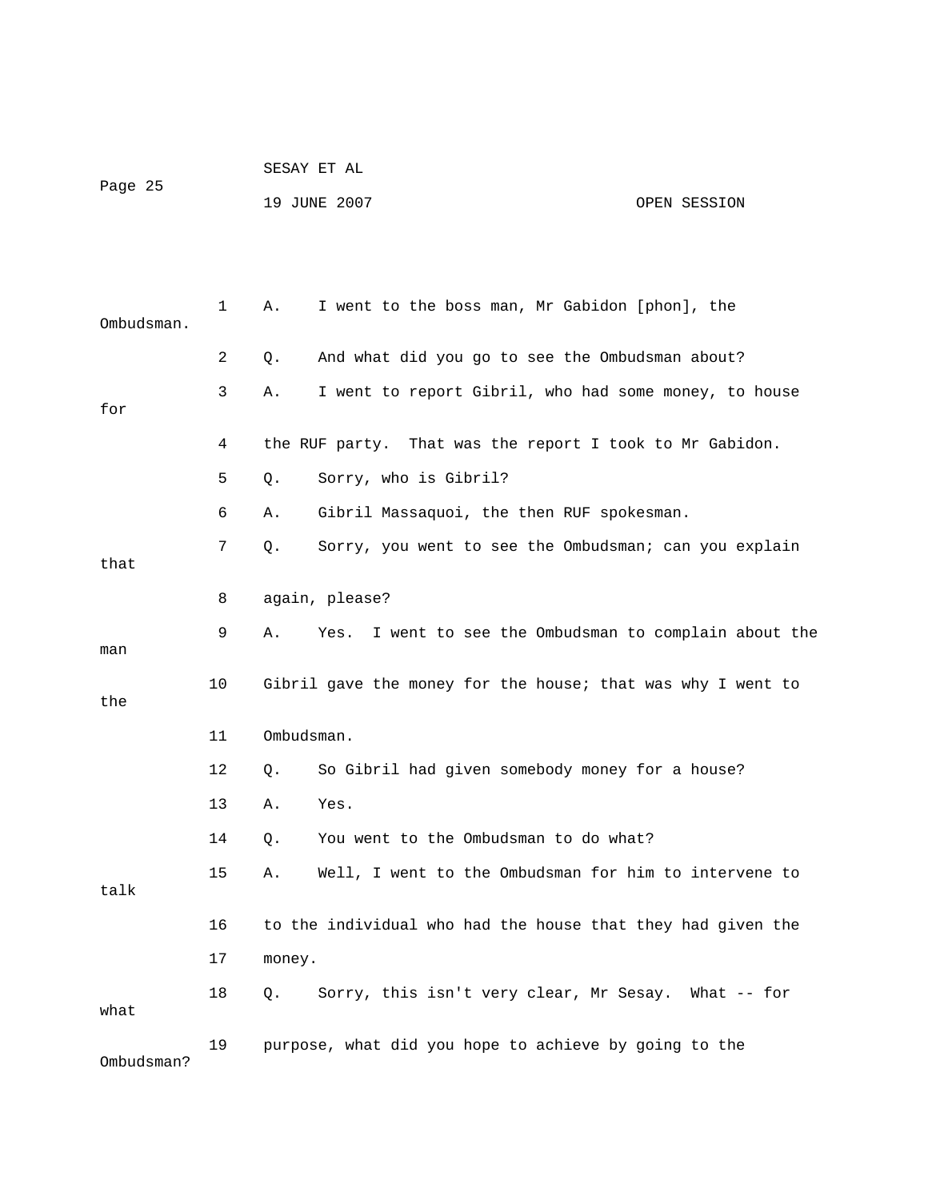1 A. I went to the boss man, Mr Gabidon [phon], the Ombudsman.

2 Q. And what did you go to see the Ombudsman about?

3 A. I went to report Gibril, who had some money, to house for

4 the RUF party. That was the report I took to Mr Gabidon.

5 Q. Sorry, who is Gibril?

6 A. Gibril Massaquoi, the then RUF spokesman.

7 Q. Sorry, you went to see the Ombudsman; can you explain that

8 again, please?

9 A. Yes. I went to see the Ombudsman to complain about the man

10 Gibril gave the money for the house; that was why I went to the

11 Ombudsman.

12 Q. So Gibril had given somebody money for a house?

13 A. Yes.

14 Q. You went to the Ombudsman to do what?

15 A. Well, I went to the Ombudsman for him to intervene to talk

16 to the individual who had the house that they had given the

17 money.

18 Q. Sorry, this isn't very clear, Mr Sesay. What -- for what

19 purpose, what did you hope to achieve by going to the Ombudsman?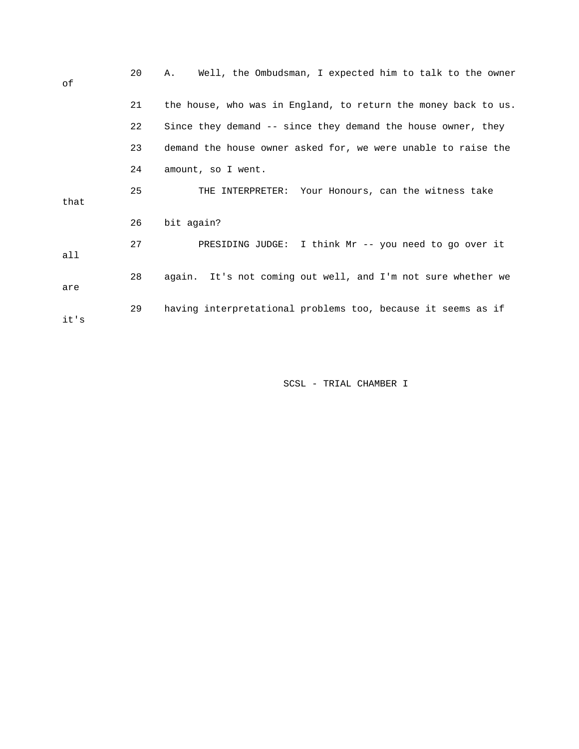20 A. Well, the Ombudsman, I expected him to talk to the owner of

21 the house, who was in England, to return the money back to us.

22 Since they demand -- since they demand the house owner, they

23 demand the house owner asked for, we were unable to raise the

24 amount, so I went.

25 THE INTERPRETER: Your Honours, can the witness take that

26 bit again?

27 PRESIDING JUDGE: I think Mr -- you need to go over it all

28 again. It's not coming out well, and I'm not sure whether we are

29 having interpretational problems too, because it seems as if it's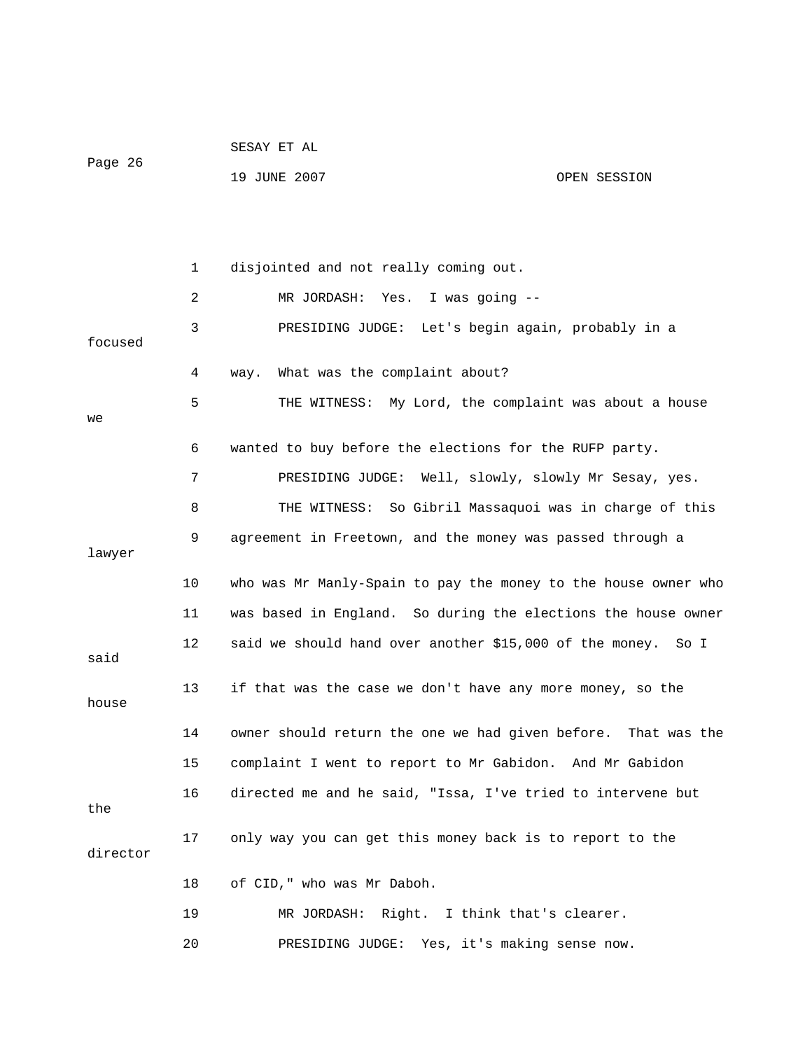disjointed and not really coming out.

MR JORDASH: Yes. I was going --

PRESIDING JUDGE: Let's begin again, probably in a focused way. What was the complaint about?

THE WITNESS: My Lord, the complaint was about a house we wanted to buy before the elections for the RUFP party.

PRESIDING JUDGE: Well, slowly, slowly Mr Sesay, yes.

THE WITNESS: So Gibril Massaquoi was in charge of this agreement in Freetown, and the money was passed through a lawyer who was Mr Manly-Spain to pay the money to the house owner who was based in England. So during the elections the house owner said we should hand over another $15,000 of the money. So I said if that was the case we don't have any more money, so the house owner should return the one we had given before. That was the complaint I went to report to Mr Gabidon. And Mr Gabidon directed me and he said, "Issa, I've tried to intervene but the only way you can get this money back is to report to the director of CID," who was Mr Daboh.

MR JORDASH: Right. I think that's clearer.

PRESIDING JUDGE: Yes, it's making sense now.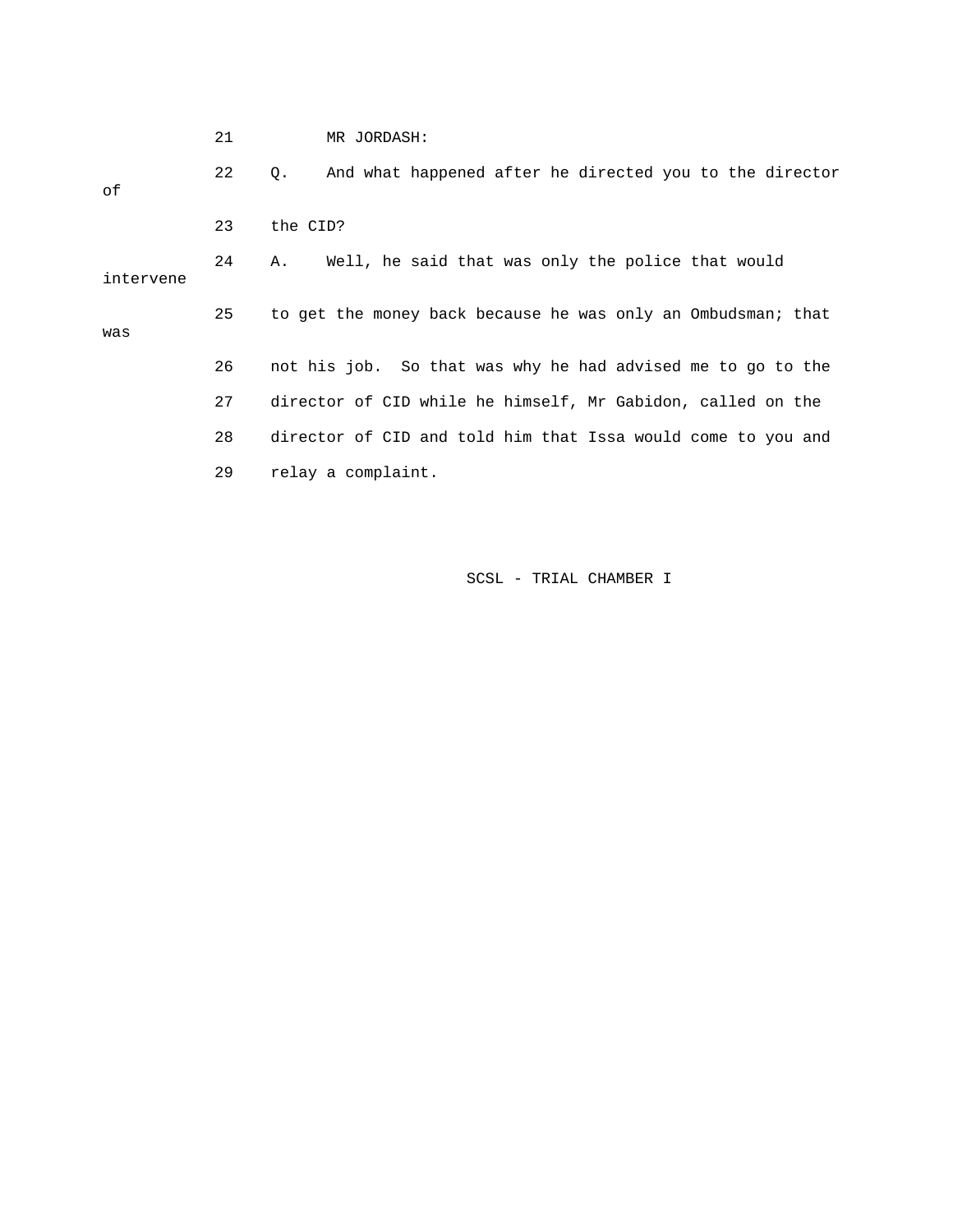21 MR JORDASH:

22 Q. And what happened after he directed you to the director of

23 the CID?

24 A. Well, he said that was only the police that would intervene

25 to get the money back because he was only an Ombudsman; that was

26 not his job. So that was why he had advised me to go to the

27 director of CID while he himself, Mr Gabidon, called on the

28 director of CID and told him that Issa would come to you and

29 relay a complaint.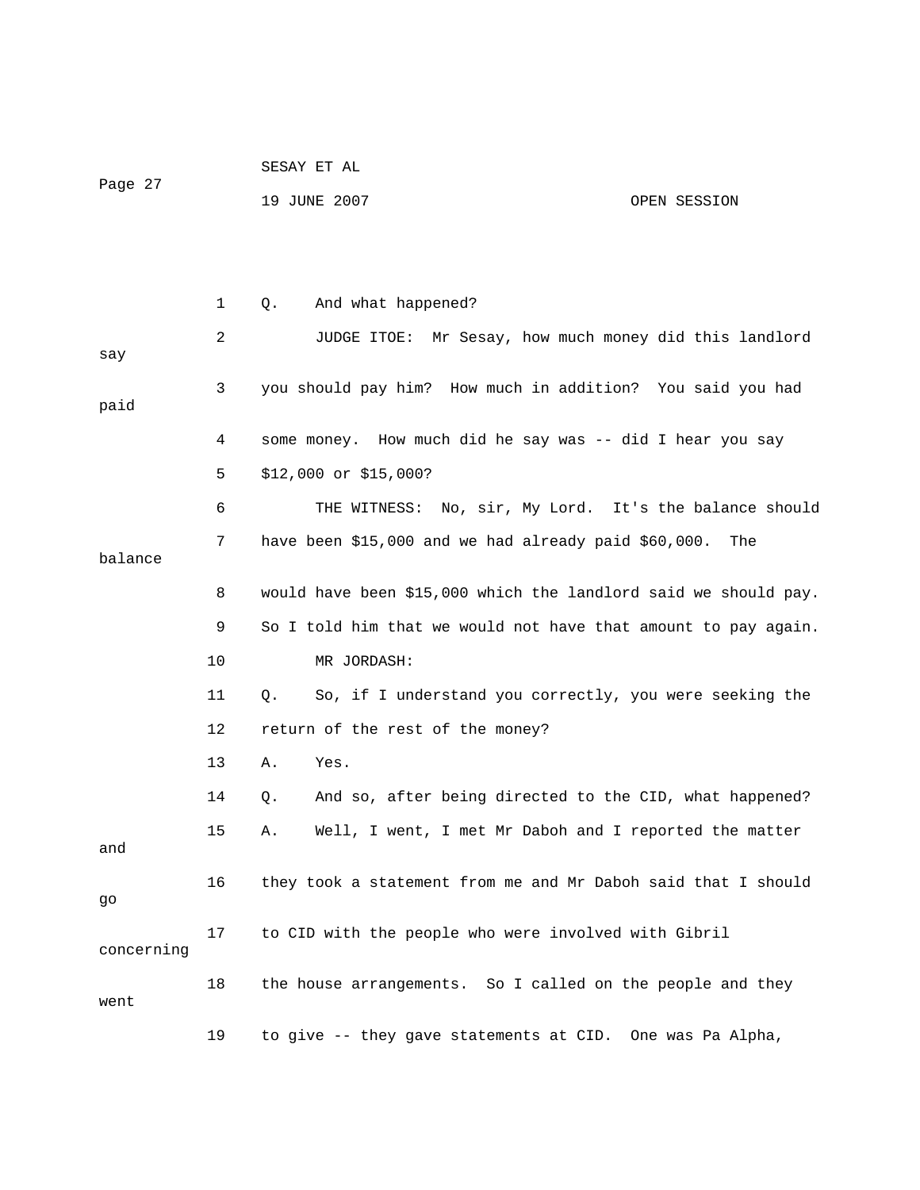1 Q. And what happened?

2 JUDGE ITOE: Mr Sesay, how much money did this landlord say

3 you should pay him? How much in addition? You said you had paid

4 some money. How much did he say was -- did I hear you say

5 $12,000 or $15,000?

6 THE WITNESS: No, sir, My Lord. It's the balance should

7 have been $15,000 and we had already paid $60,000. The balance

8 would have been $15,000 which the landlord said we should pay.

9 So I told him that we would not have that amount to pay again.

10 MR JORDASH:

11 Q. So, if I understand you correctly, you were seeking the

12 return of the rest of the money?

13 A. Yes.

14 Q. And so, after being directed to the CID, what happened?

15 A. Well, I went, I met Mr Daboh and I reported the matter and

16 they took a statement from me and Mr Daboh said that I should go

17 to CID with the people who were involved with Gibril concerning

18 the house arrangements. So I called on the people and they went

19 to give -- they gave statements at CID. One was Pa Alpha,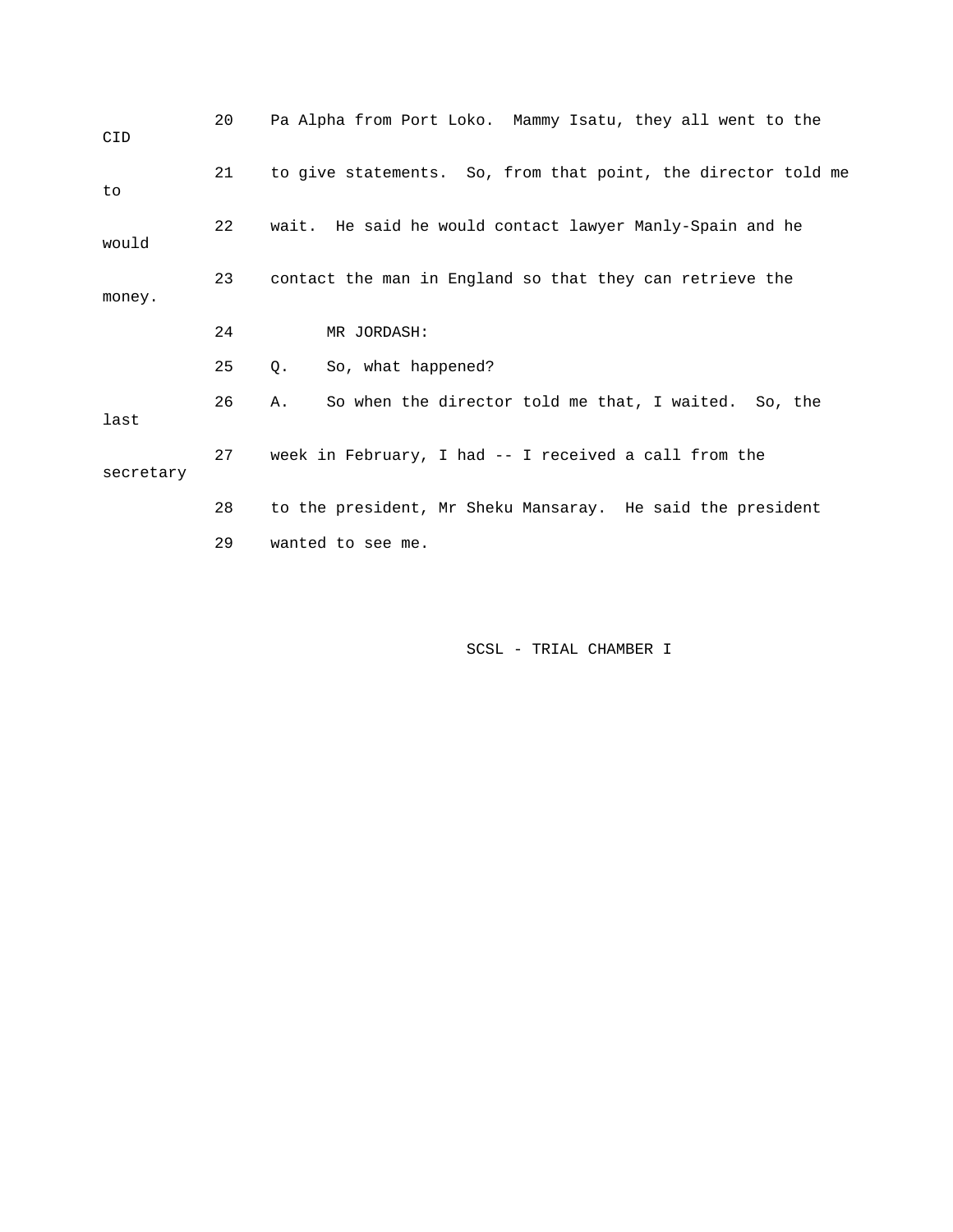20 Pa Alpha from Port Loko. Mammy Isatu, they all went to the CID

21 to give statements. So, from that point, the director told me to

22 wait. He said he would contact lawyer Manly-Spain and he would

23 contact the man in England so that they can retrieve the money.

24 MR JORDASH:

25 Q. So, what happened?

26 A. So when the director told me that, I waited. So, the last

27 week in February, I had -- I received a call from the secretary

28 to the president, Mr Sheku Mansaray. He said the president

29 wanted to see me.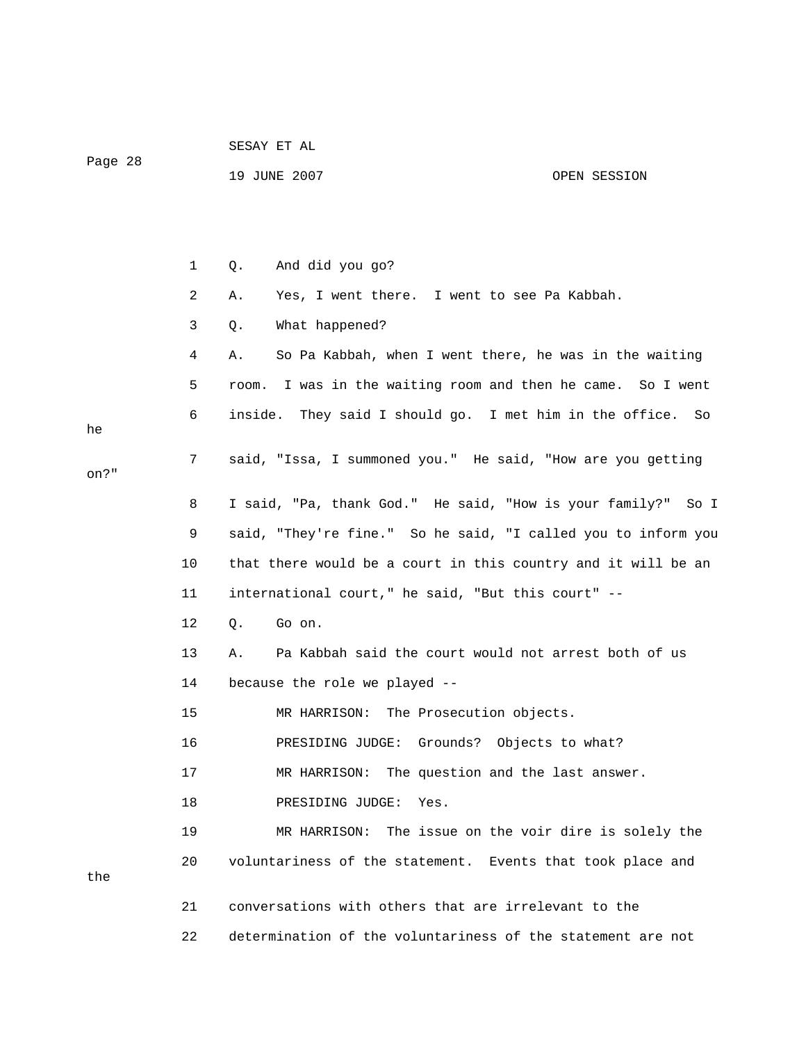1 Q. And did you go?

2 A. Yes, I went there. I went to see Pa Kabbah.

3 Q. What happened?

4 A. So Pa Kabbah, when I went there, he was in the waiting

5 room. I was in the waiting room and then he came. So I went

6 inside. They said I should go. I met him in the office. So he

7 said, "Issa, I summoned you." He said, "How are you getting on?"

8 I said, "Pa, thank God." He said, "How is your family?" So I

9 said, "They're fine." So he said, "I called you to inform you

10 that there would be a court in this country and it will be an

11 international court," he said, "But this court" --

12 Q. Go on.

13 A. Pa Kabbah said the court would not arrest both of us

14 because the role we played --

15 MR HARRISON: The Prosecution objects.

16 PRESIDING JUDGE: Grounds? Objects to what?

17 MR HARRISON: The question and the last answer.

18 PRESIDING JUDGE: Yes.

19 MR HARRISON: The issue on the voir dire is solely the

20 voluntariness of the statement. Events that took place and the

21 conversations with others that are irrelevant to the

22 determination of the voluntariness of the statement are not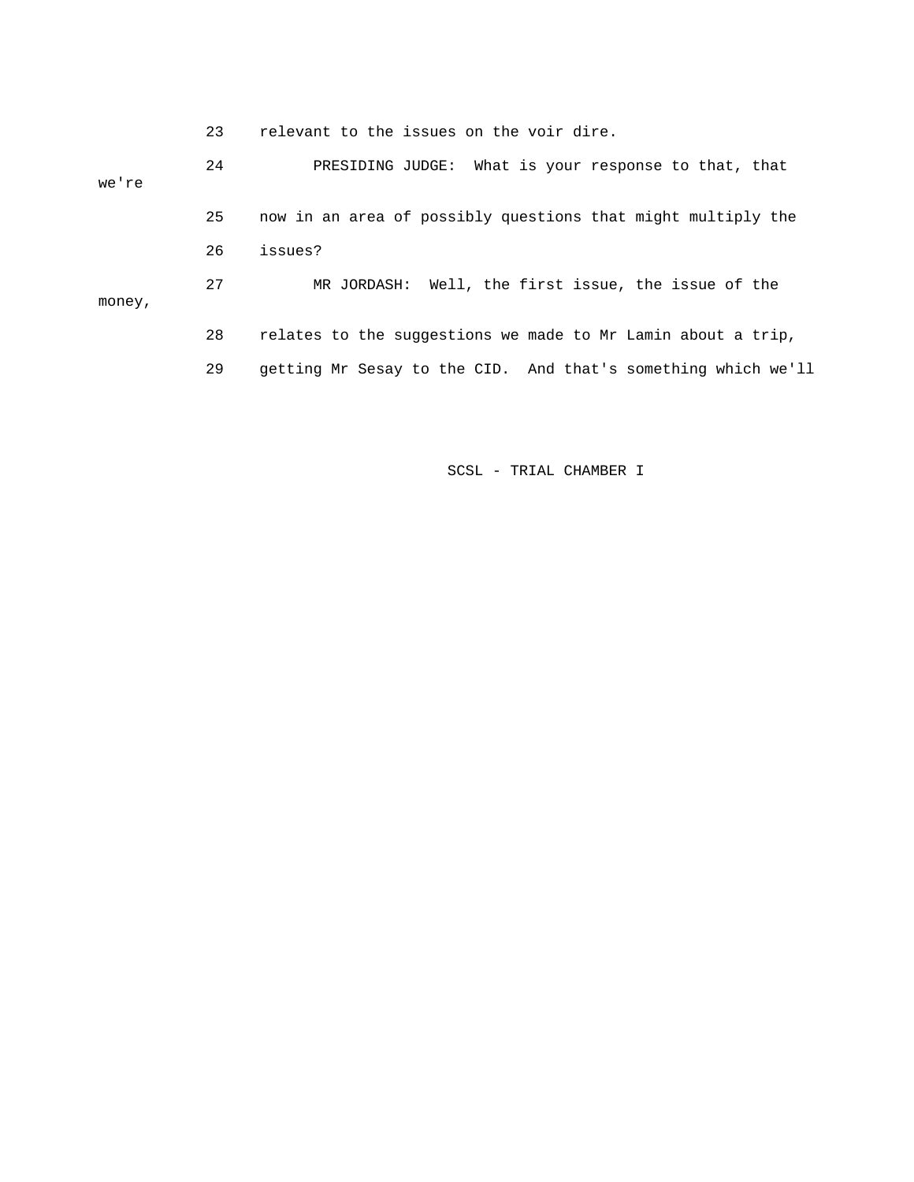23 relevant to the issues on the voir dire.

24 PRESIDING JUDGE: What is your response to that, that we're

25 now in an area of possibly questions that might multiply the

26 issues?

27 MR JORDASH: Well, the first issue, the issue of the money,

28 relates to the suggestions we made to Mr Lamin about a trip,

29 getting Mr Sesay to the CID. And that's something which we'll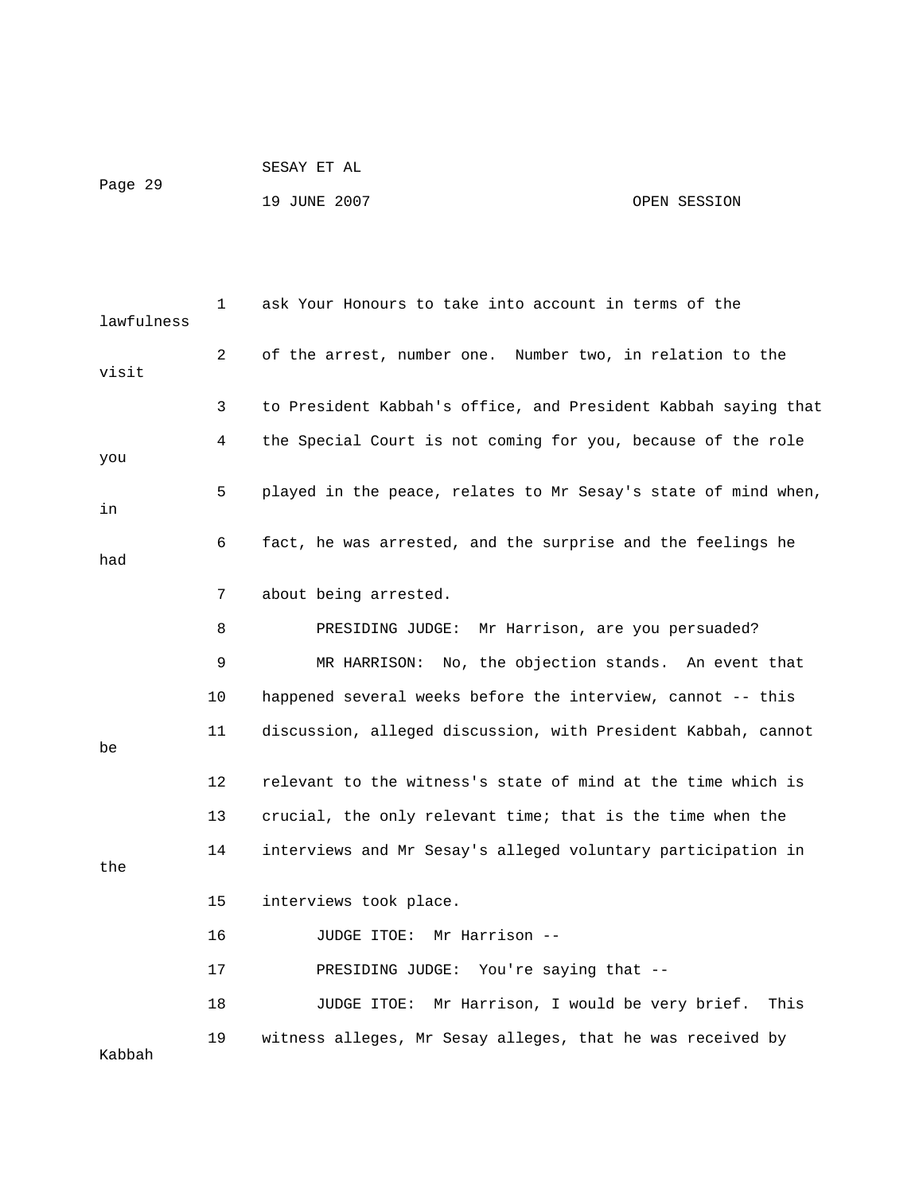1 ask Your Honours to take into account in terms of the lawfulness

2 of the arrest, number one. Number two, in relation to the visit

3 to President Kabbah's office, and President Kabbah saying that

4 the Special Court is not coming for you, because of the role you

5 played in the peace, relates to Mr Sesay's state of mind when, in

6 fact, he was arrested, and the surprise and the feelings he had

7 about being arrested.

8 PRESIDING JUDGE: Mr Harrison, are you persuaded?

9 MR HARRISON: No, the objection stands. An event that

10 happened several weeks before the interview, cannot -- this

11 discussion, alleged discussion, with President Kabbah, cannot be

12 relevant to the witness's state of mind at the time which is

13 crucial, the only relevant time; that is the time when the

14 interviews and Mr Sesay's alleged voluntary participation in the

15 interviews took place.

16 JUDGE ITOE: Mr Harrison --

17 PRESIDING JUDGE: You're saying that --

18 JUDGE ITOE: Mr Harrison, I would be very brief. This

19 witness alleges, Mr Sesay alleges, that he was received by Kabbah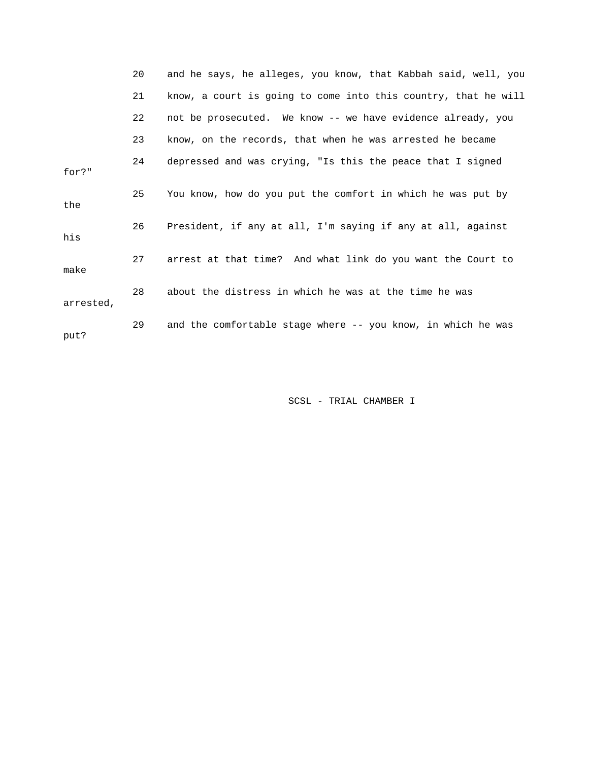20 and he says, he alleges, you know, that Kabbah said, well, you

21 know, a court is going to come into this country, that he will

22 not be prosecuted. We know -- we have evidence already, you

23 know, on the records, that when he was arrested he became

24 depressed and was crying, "Is this the peace that I signed for?"

25 You know, how do you put the comfort in which he was put by the

26 President, if any at all, I'm saying if any at all, against his

27 arrest at that time? And what link do you want the Court to make

28 about the distress in which he was at the time he was arrested,

29 and the comfortable stage where -- you know, in which he was put?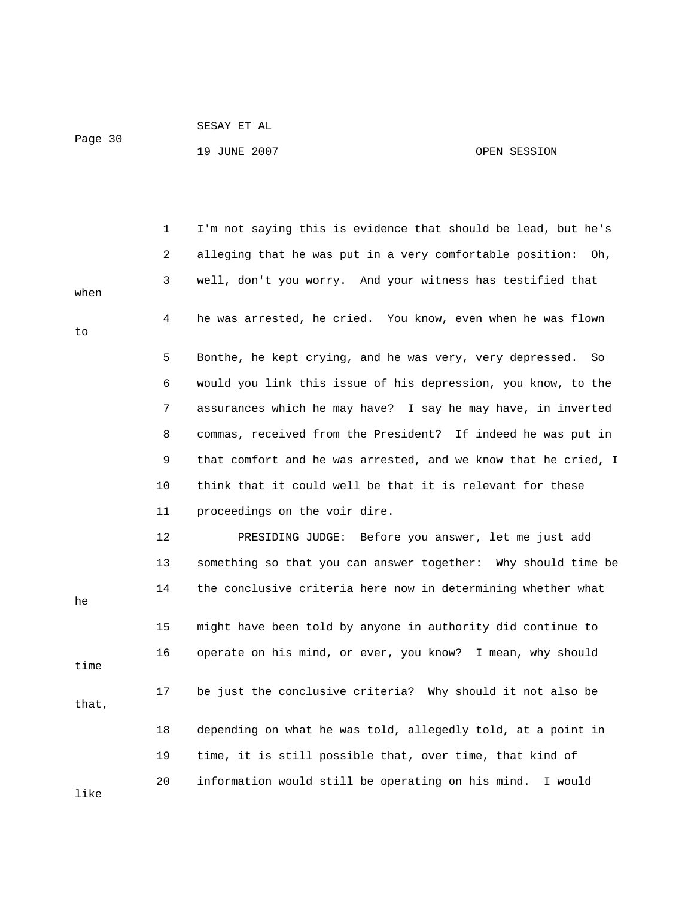I'm not saying this is evidence that should be lead, but he's alleging that he was put in a very comfortable position: Oh, well, don't you worry. And your witness has testified that when he was arrested, he cried. You know, even when he was flown to Bonthe, he kept crying, and he was very, very depressed. So would you link this issue of his depression, you know, to the assurances which he may have? I say he may have, in inverted commas, received from the President? If indeed he was put in that comfort and he was arrested, and we know that he cried, I think that it could well be that it is relevant for these proceedings on the voir dire.

PRESIDING JUDGE: Before you answer, let me just add something so that you can answer together: Why should time be the conclusive criteria here now in determining whether what he might have been told by anyone in authority did continue to operate on his mind, or ever, you know? I mean, why should time be just the conclusive criteria? Why should it not also be that, depending on what he was told, allegedly told, at a point in time, it is still possible that, over time, that kind of information would still be operating on his mind. I would like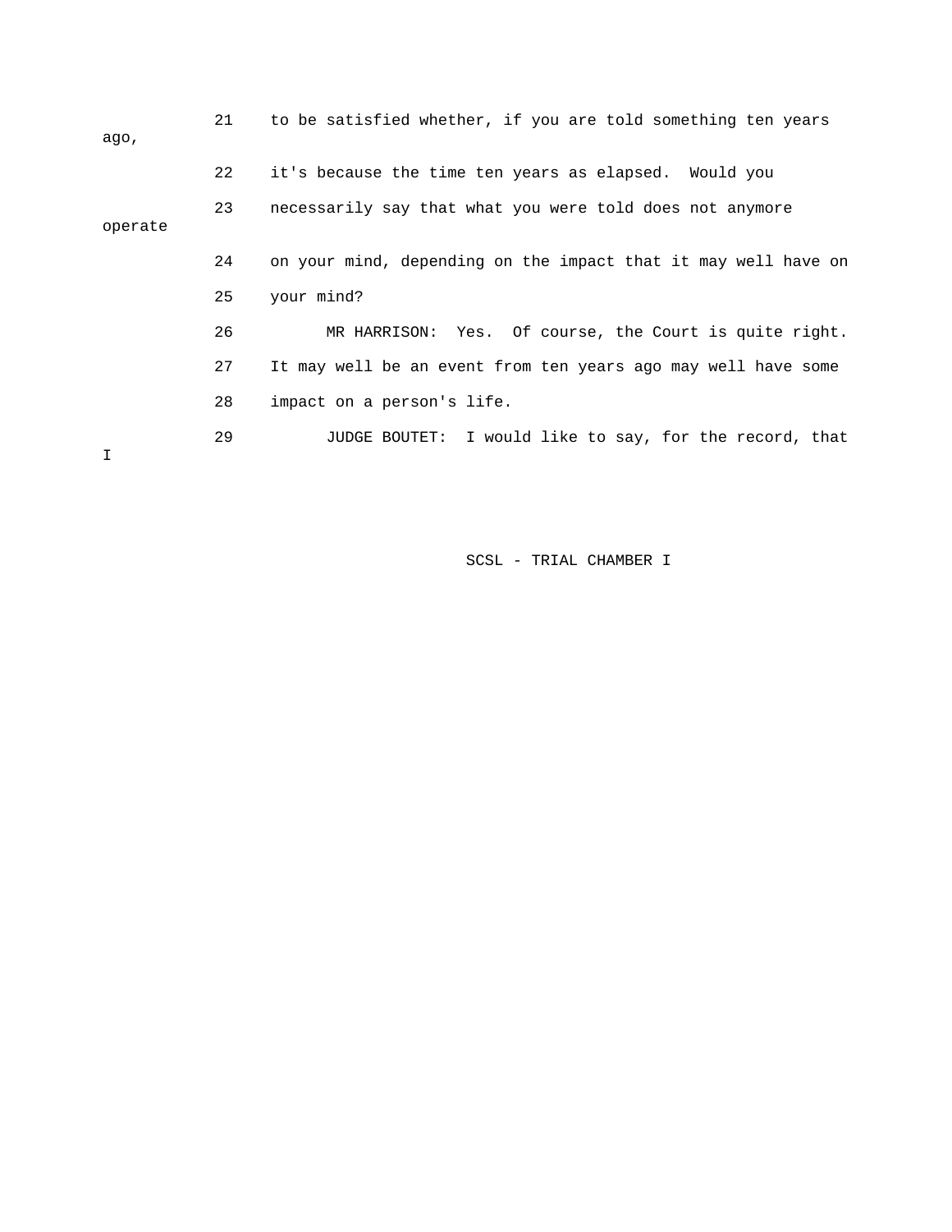21 to be satisfied whether, if you are told something ten years ago,

22 it's because the time ten years as elapsed. Would you

23 necessarily say that what you were told does not anymore operate

24 on your mind, depending on the impact that it may well have on

25 your mind?

26 MR HARRISON: Yes. Of course, the Court is quite right.

27 It may well be an event from ten years ago may well have some

28 impact on a person's life.

29 JUDGE BOUTET: I would like to say, for the record, that I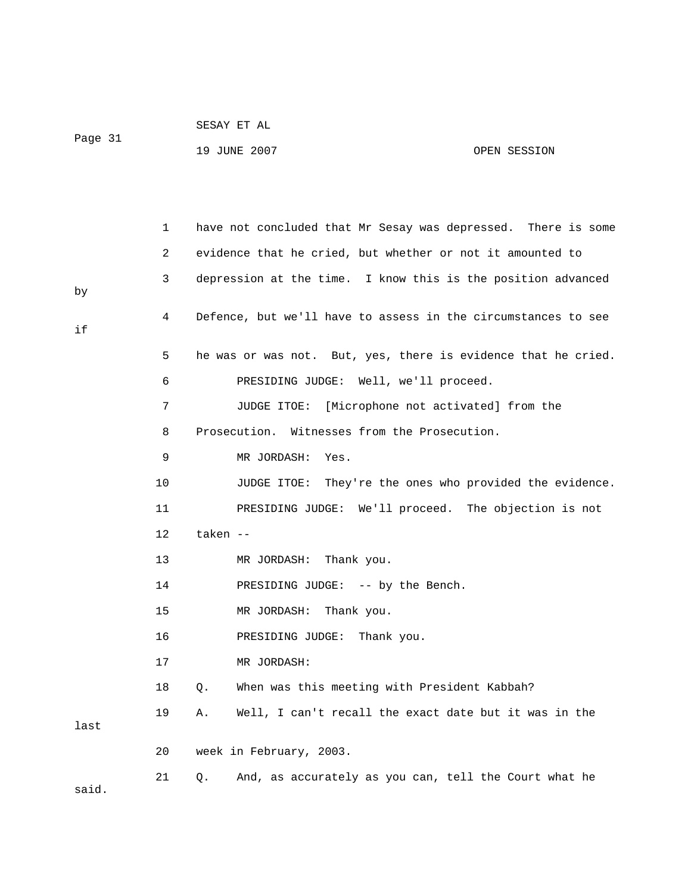have not concluded that Mr Sesay was depressed. There is some evidence that he cried, but whether or not it amounted to depression at the time. I know this is the position advanced by Defence, but we'll have to assess in the circumstances to see if he was or was not. But, yes, there is evidence that he cried.

PRESIDING JUDGE: Well, we'll proceed.

JUDGE ITOE: [Microphone not activated] from the Prosecution. Witnesses from the Prosecution.

MR JORDASH: Yes.

JUDGE ITOE: They're the ones who provided the evidence.

PRESIDING JUDGE: We'll proceed. The objection is not taken --

MR JORDASH: Thank you.

PRESIDING JUDGE: -- by the Bench.

MR JORDASH: Thank you.

PRESIDING JUDGE: Thank you.

MR JORDASH:

Q. When was this meeting with President Kabbah?

A. Well, I can't recall the exact date but it was in the last week in February, 2003.

Q. And, as accurately as you can, tell the Court what he said.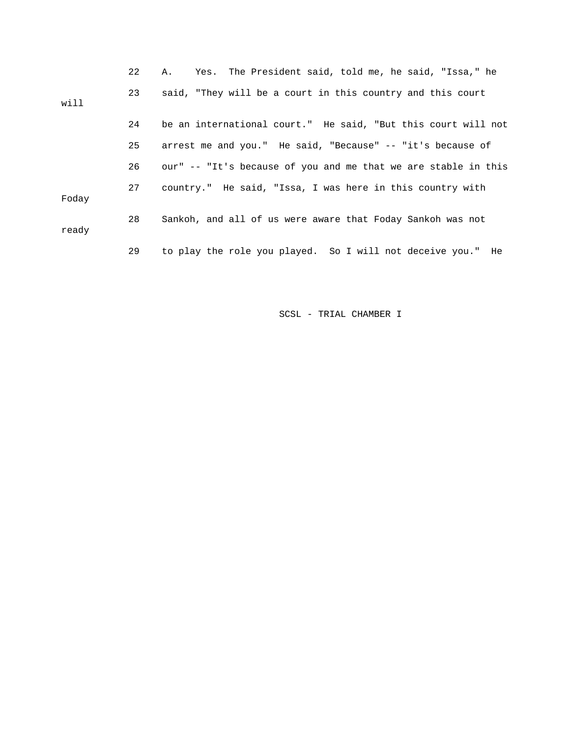22 A. Yes. The President said, told me, he said, "Issa," he

23 said, "They will be a court in this country and this court will

24 be an international court." He said, "But this court will not

25 arrest me and you." He said, "Because" -- "it's because of

26 our" -- "It's because of you and me that we are stable in this

27 country." He said, "Issa, I was here in this country with Foday

28 Sankoh, and all of us were aware that Foday Sankoh was not ready

29 to play the role you played. So I will not deceive you." He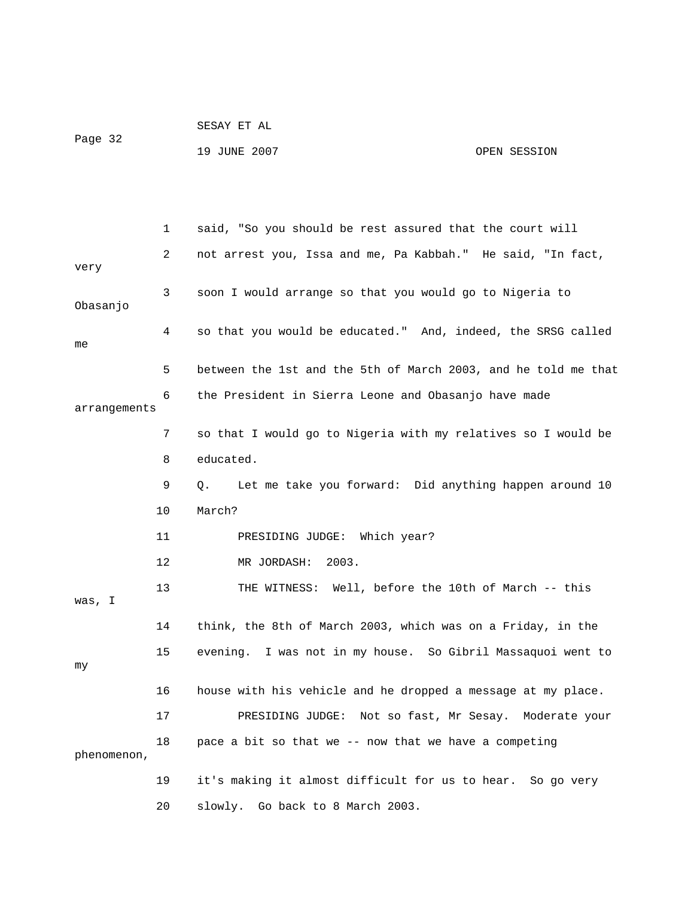said, "So you should be rest assured that the court will not arrest you, Issa and me, Pa Kabbah." He said, "In fact, very soon I would arrange so that you would go to Nigeria to Obasanjo so that you would be educated." And, indeed, the SRSG called me between the 1st and the 5th of March 2003, and he told me that the President in Sierra Leone and Obasanjo have made arrangements so that I would go to Nigeria with my relatives so I would be educated.

Q. Let me take you forward: Did anything happen around 10 March?

PRESIDING JUDGE: Which year?

MR JORDASH: 2003.

THE WITNESS: Well, before the 10th of March -- this was, I think, the 8th of March 2003, which was on a Friday, in the evening. I was not in my house. So Gibril Massaquoi went to my house with his vehicle and he dropped a message at my place.

PRESIDING JUDGE: Not so fast, Mr Sesay. Moderate your pace a bit so that we -- now that we have a competing phenomenon, it's making it almost difficult for us to hear. So go very slowly. Go back to 8 March 2003.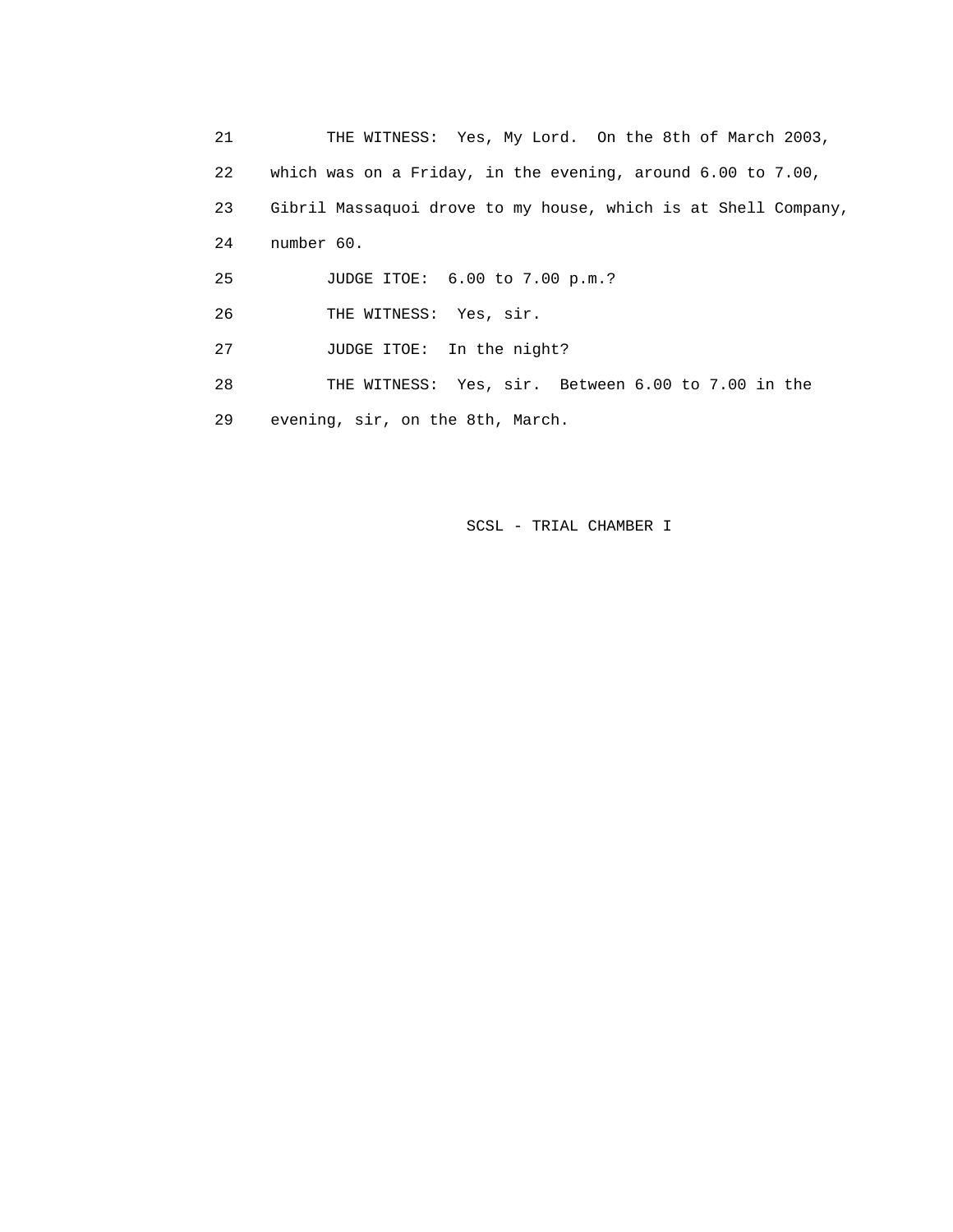THE WITNESS: Yes, My Lord. On the 8th of March 2003, which was on a Friday, in the evening, around 6.00 to 7.00, Gibril Massaquoi drove to my house, which is at Shell Company, number 60.

JUDGE ITOE: 6.00 to 7.00 p.m.?

THE WITNESS: Yes, sir.

JUDGE ITOE: In the night?

THE WITNESS: Yes, sir. Between 6.00 to 7.00 in the evening, sir, on the 8th, March.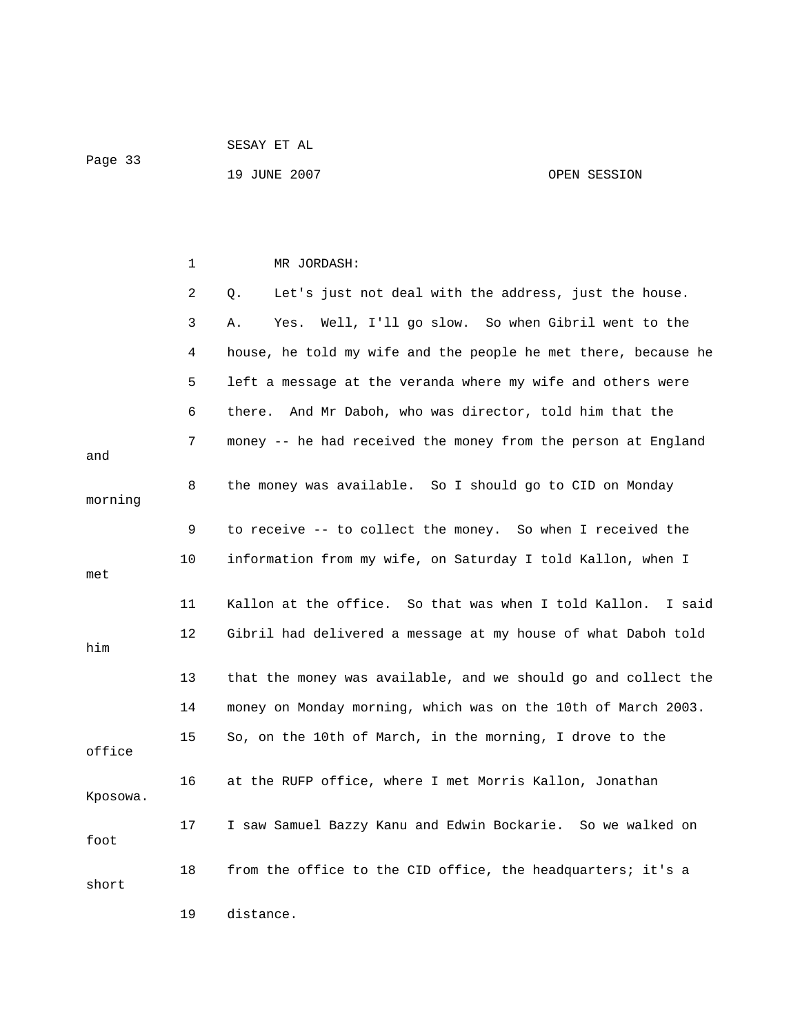MR JORDASH:

Q. Let's just not deal with the address, just the house.

A. Yes. Well, I'll go slow. So when Gibril went to the house, he told my wife and the people he met there, because he left a message at the veranda where my wife and others were there. And Mr Daboh, who was director, told him that the money -- he had received the money from the person at England and the money was available. So I should go to CID on Monday morning to receive -- to collect the money. So when I received the information from my wife, on Saturday I told Kallon, when I met Kallon at the office. So that was when I told Kallon. I said Gibril had delivered a message at my house of what Daboh told him that the money was available, and we should go and collect the money on Monday morning, which was on the 10th of March 2003. So, on the 10th of March, in the morning, I drove to the office at the RUFP office, where I met Morris Kallon, Jonathan Kposowa. I saw Samuel Bazzy Kanu and Edwin Bockarie. So we walked on foot from the office to the CID office, the headquarters; it's a short distance.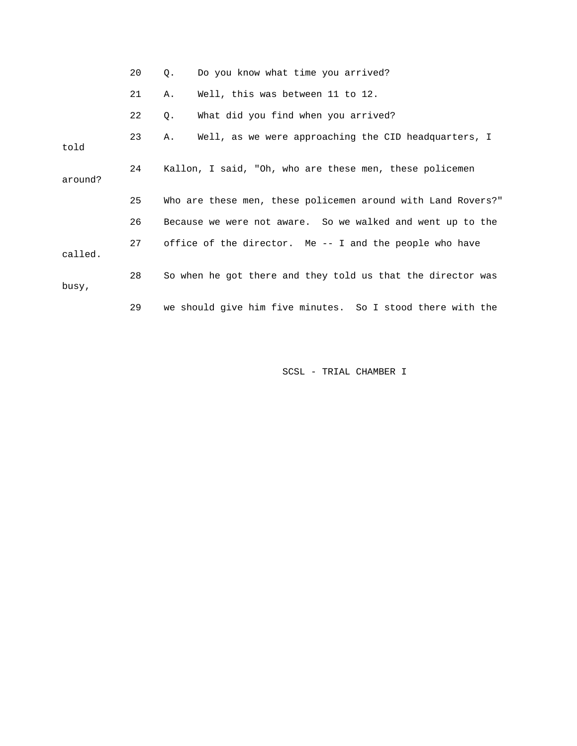20 Q. Do you know what time you arrived?

21 A. Well, this was between 11 to 12.

22 Q. What did you find when you arrived?

23 A. Well, as we were approaching the CID headquarters, I told

24 Kallon, I said, "Oh, who are these men, these policemen around?

25 Who are these men, these policemen around with Land Rovers?"

26 Because we were not aware. So we walked and went up to the

27 office of the director. Me -- I and the people who have called.

28 So when he got there and they told us that the director was busy,

29 we should give him five minutes. So I stood there with the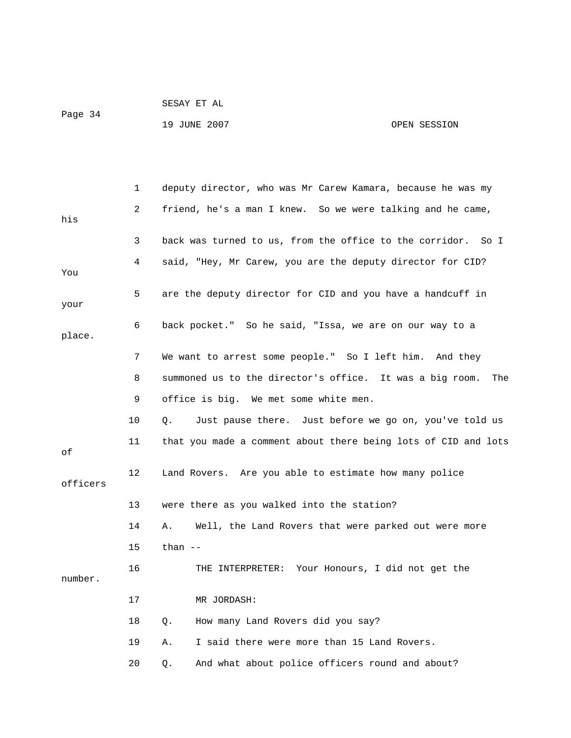deputy director, who was Mr Carew Kamara, because he was my friend, he's a man I knew. So we were talking and he came, his back was turned to us, from the office to the corridor. So I said, "Hey, Mr Carew, you are the deputy director for CID? You are the deputy director for CID and you have a handcuff in your back pocket." So he said, "Issa, we are on our way to a place. We want to arrest some people." So I left him. And they summoned us to the director's office. It was a big room. The office is big. We met some white men.

Q. Just pause there. Just before we go on, you've told us that you made a comment about there being lots of CID and lots of Land Rovers. Are you able to estimate how many police officers were there as you walked into the station?

A. Well, the Land Rovers that were parked out were more than --

THE INTERPRETER: Your Honours, I did not get the number.

MR JORDASH:

Q. How many Land Rovers did you say?

A. I said there were more than 15 Land Rovers.

Q. And what about police officers round and about?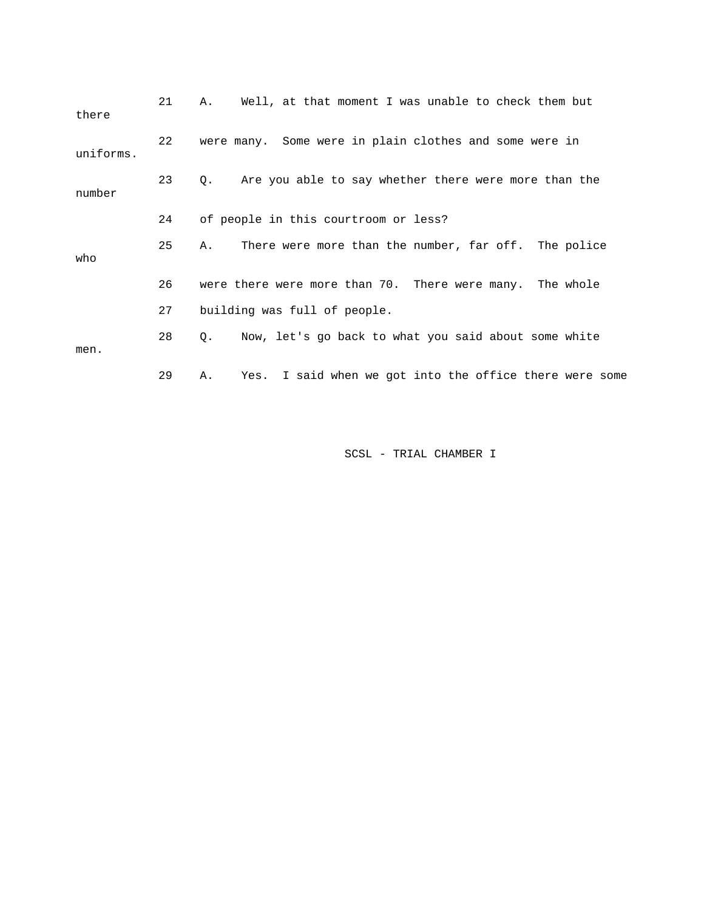21 A. Well, at that moment I was unable to check them but there

22 were many. Some were in plain clothes and some were in uniforms.

23 Q. Are you able to say whether there were more than the number

24 of people in this courtroom or less?

25 A. There were more than the number, far off. The police who

26 were there were more than 70. There were many. The whole

27 building was full of people.

28 Q. Now, let's go back to what you said about some white men.

29 A. Yes. I said when we got into the office there were some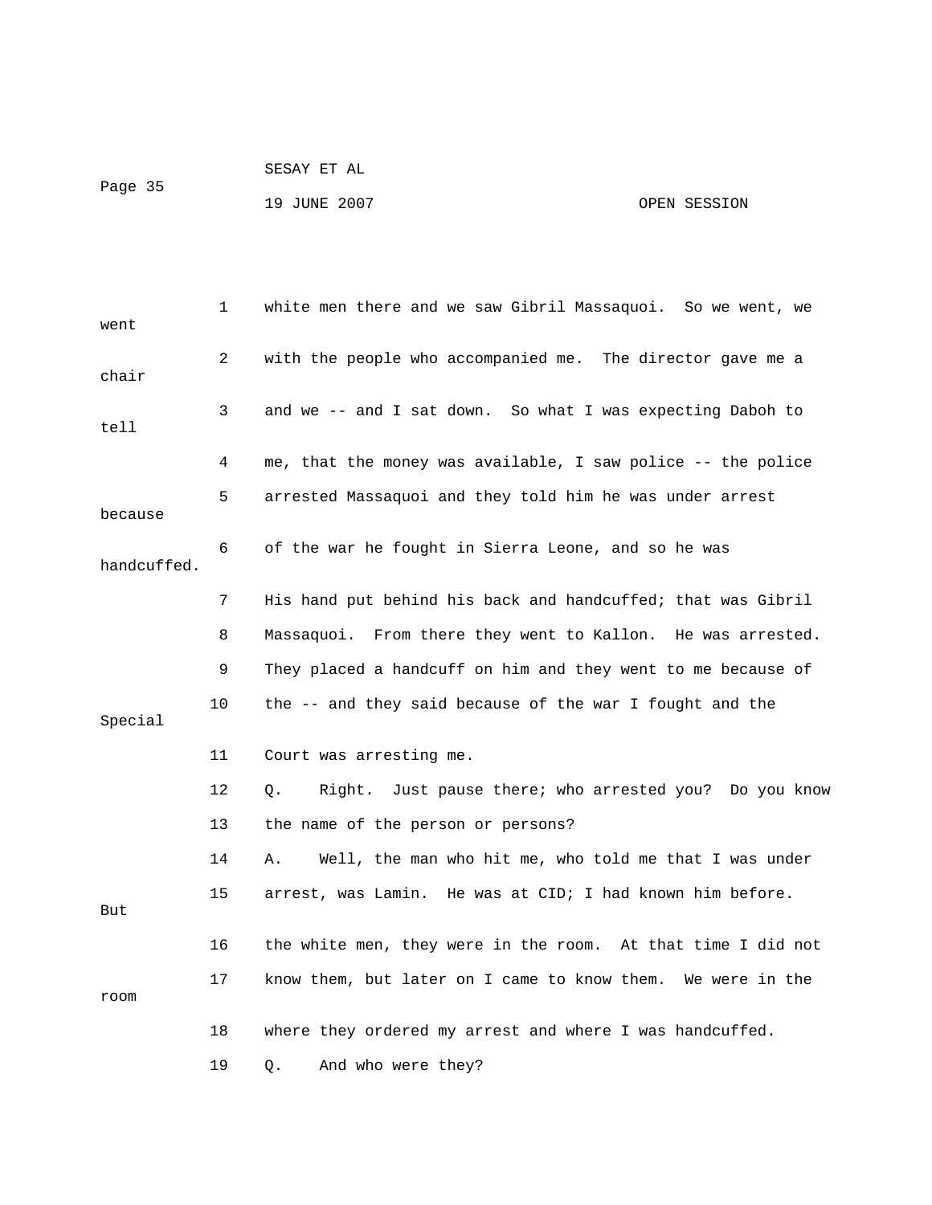1 white men there and we saw Gibril Massaquoi. So we went, we went

2 with the people who accompanied me. The director gave me a chair

3 and we -- and I sat down. So what I was expecting Daboh to tell

4 me, that the money was available, I saw police -- the police

5 arrested Massaquoi and they told him he was under arrest because

6 of the war he fought in Sierra Leone, and so he was handcuffed.

7 His hand put behind his back and handcuffed; that was Gibril

8 Massaquoi. From there they went to Kallon. He was arrested.

9 They placed a handcuff on him and they went to me because of

10 the -- and they said because of the war I fought and the Special

11 Court was arresting me.

12 Q. Right. Just pause there; who arrested you? Do you know

13 the name of the person or persons?

14 A. Well, the man who hit me, who told me that I was under

15 arrest, was Lamin. He was at CID; I had known him before. But

16 the white men, they were in the room. At that time I did not

17 know them, but later on I came to know them. We were in the room

18 where they ordered my arrest and where I was handcuffed.

19 Q. And who were they?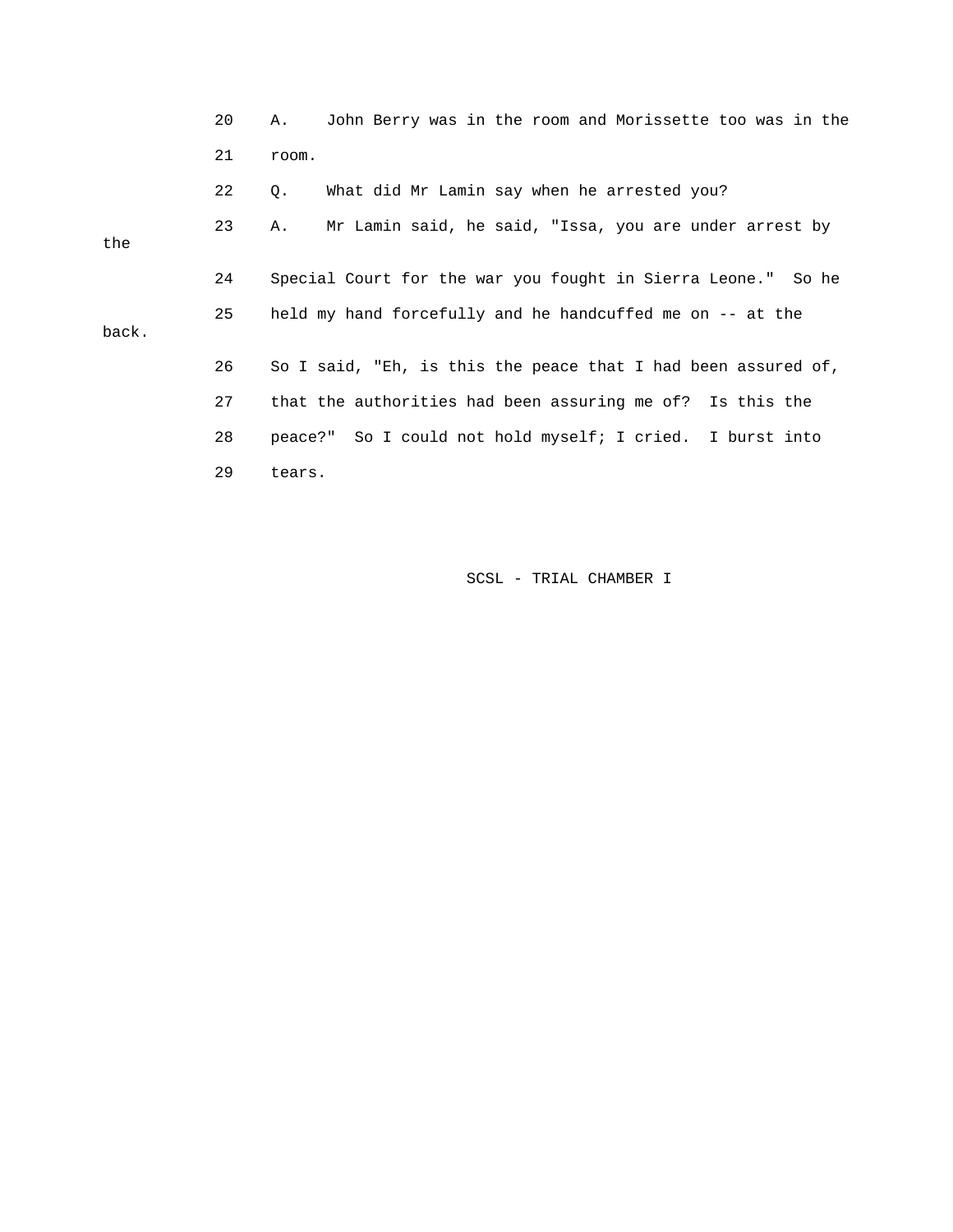20 A. John Berry was in the room and Morissette too was in the

21 room.

22 Q. What did Mr Lamin say when he arrested you?

23 A. Mr Lamin said, he said, "Issa, you are under arrest by the

24 Special Court for the war you fought in Sierra Leone." So he

25 held my hand forcefully and he handcuffed me on -- at the back.

26 So I said, "Eh, is this the peace that I had been assured of,

27 that the authorities had been assuring me of? Is this the

28 peace?" So I could not hold myself; I cried. I burst into

29 tears.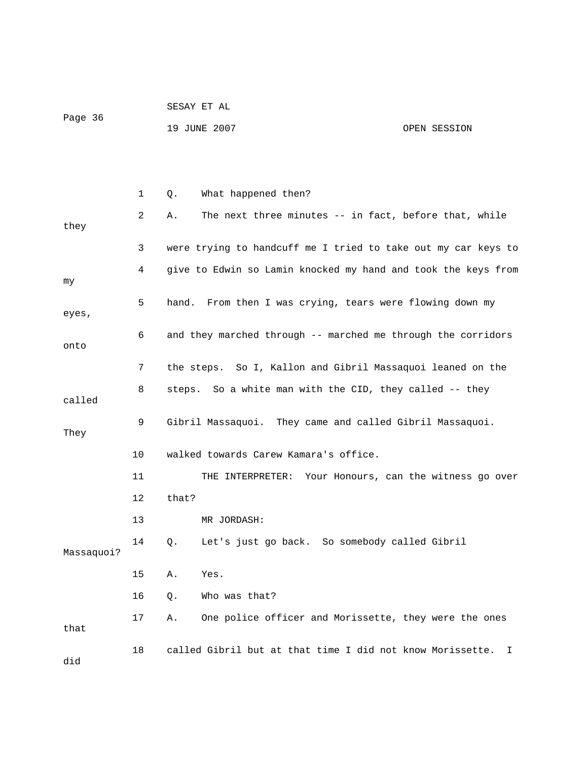1 Q. What happened then?

2 A. The next three minutes -- in fact, before that, while they

3 were trying to handcuff me I tried to take out my car keys to

4 give to Edwin so Lamin knocked my hand and took the keys from my

5 hand. From then I was crying, tears were flowing down my eyes,

6 and they marched through -- marched me through the corridors onto

7 the steps. So I, Kallon and Gibril Massaquoi leaned on the

8 steps. So a white man with the CID, they called -- they called

9 Gibril Massaquoi. They came and called Gibril Massaquoi. They

10 walked towards Carew Kamara's office.

11 THE INTERPRETER: Your Honours, can the witness go over

12 that?

13 MR JORDASH:

14 Q. Let's just go back. So somebody called Gibril Massaquoi?

15 A. Yes.

16 Q. Who was that?

17 A. One police officer and Morissette, they were the ones that

18 called Gibril but at that time I did not know Morissette. I did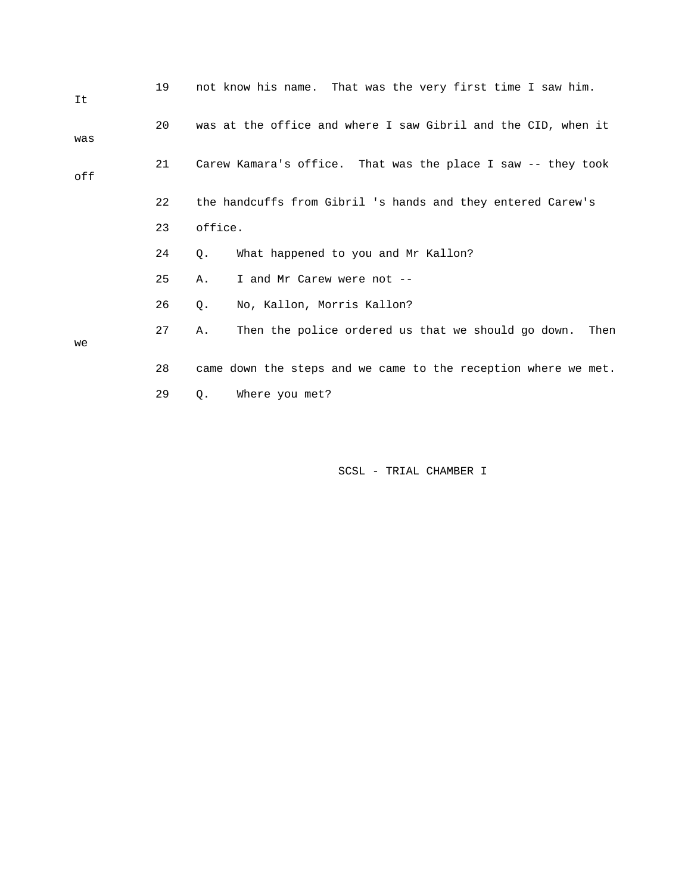19 not know his name. That was the very first time I saw him. It

20 was at the office and where I saw Gibril and the CID, when it was

21 Carew Kamara's office. That was the place I saw -- they took off

22 the handcuffs from Gibril 's hands and they entered Carew's

23 office.

24 Q. What happened to you and Mr Kallon?

25 A. I and Mr Carew were not --

26 Q. No, Kallon, Morris Kallon?

27 A. Then the police ordered us that we should go down. Then we

28 came down the steps and we came to the reception where we met.

29 Q. Where you met?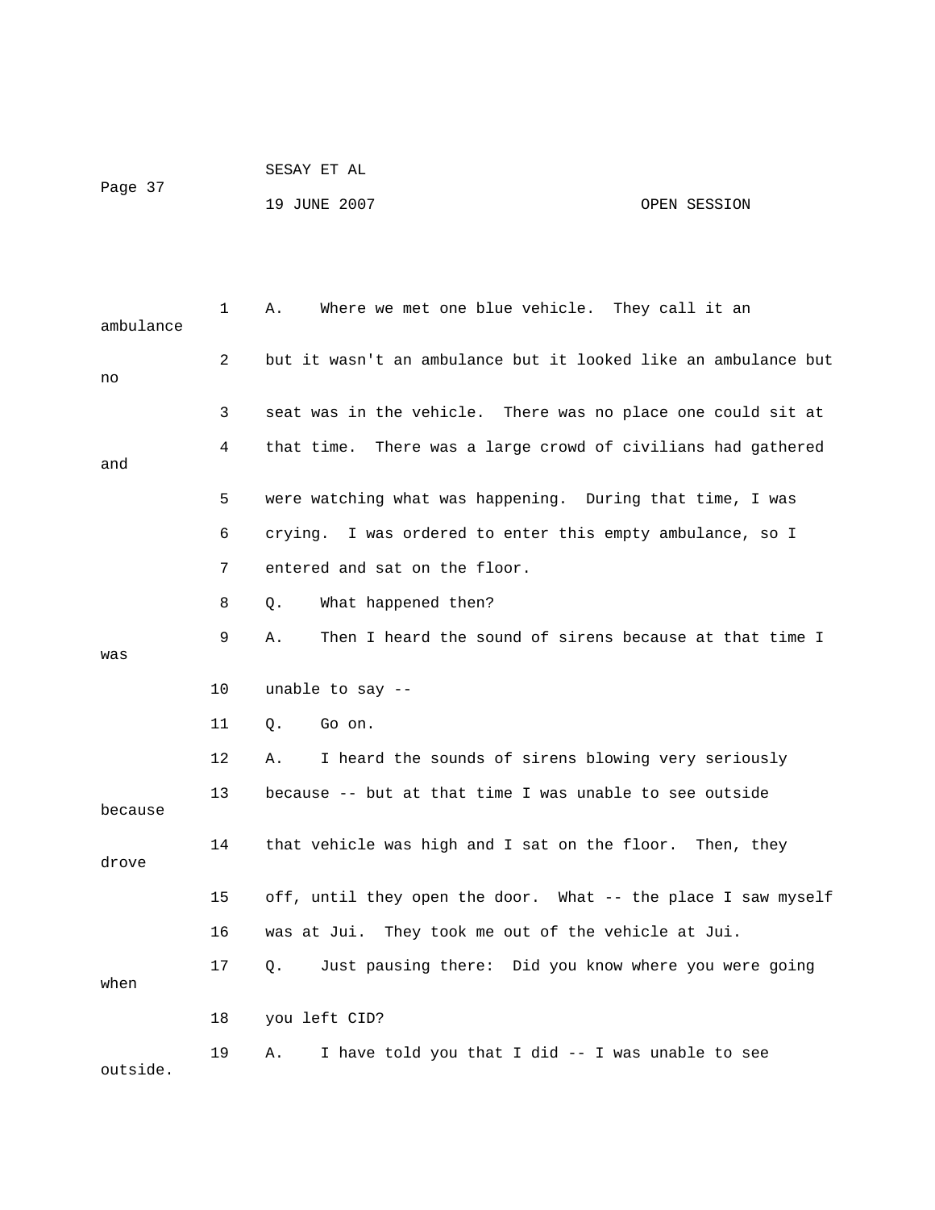1 A. Where we met one blue vehicle. They call it an ambulance

2 but it wasn't an ambulance but it looked like an ambulance but no

3 seat was in the vehicle. There was no place one could sit at

4 that time. There was a large crowd of civilians had gathered and

5 were watching what was happening. During that time, I was

6 crying. I was ordered to enter this empty ambulance, so I

7 entered and sat on the floor.

8 Q. What happened then?

9 A. Then I heard the sound of sirens because at that time I was

10 unable to say --

11 Q. Go on.

12 A. I heard the sounds of sirens blowing very seriously

13 because -- but at that time I was unable to see outside because

14 that vehicle was high and I sat on the floor. Then, they drove

15 off, until they open the door. What -- the place I saw myself

16 was at Jui. They took me out of the vehicle at Jui.

17 Q. Just pausing there: Did you know where you were going when

18 you left CID?

19 A. I have told you that I did -- I was unable to see outside.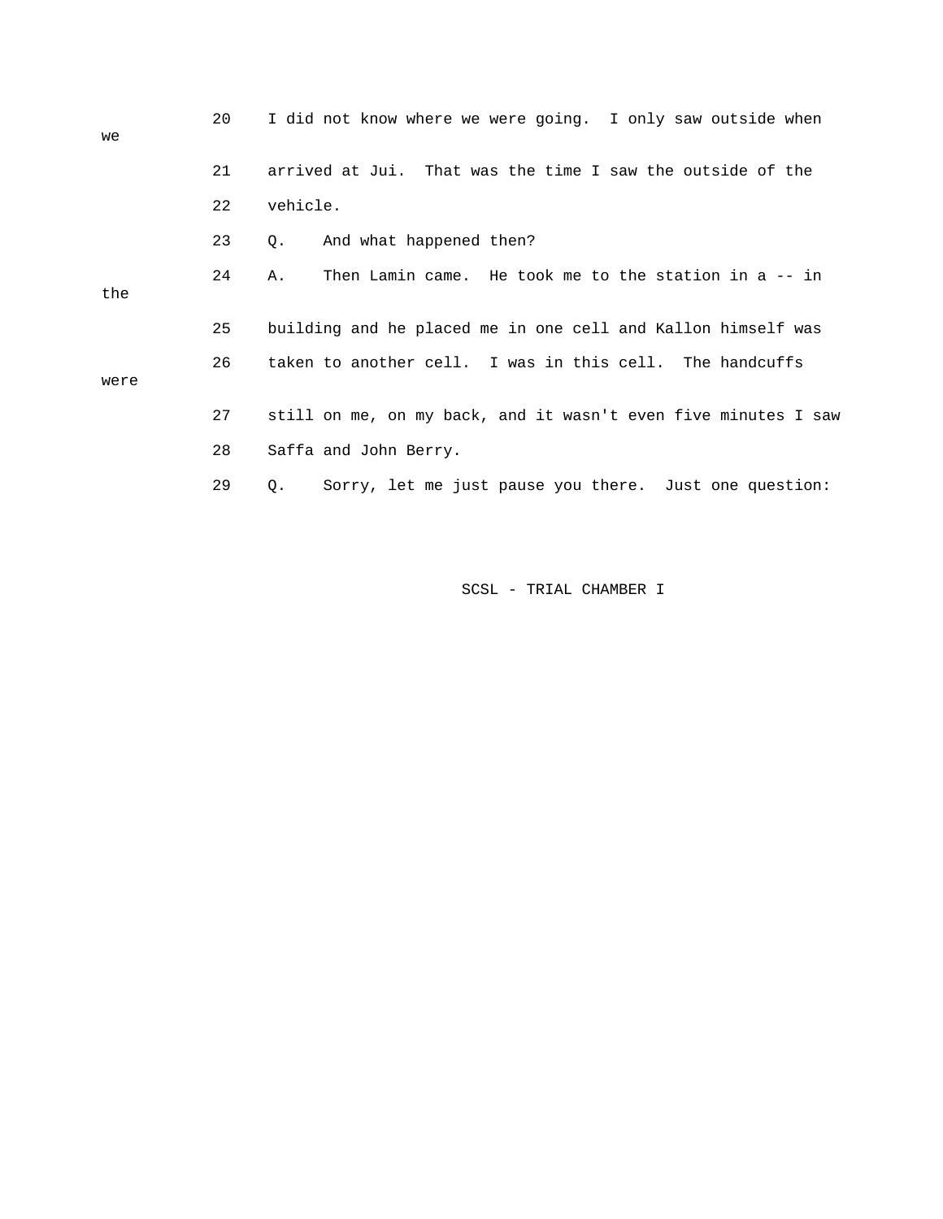20 I did not know where we were going. I only saw outside when we

21 arrived at Jui. That was the time I saw the outside of the

22 vehicle.

23 Q. And what happened then?

24 A. Then Lamin came. He took me to the station in a -- in the

25 building and he placed me in one cell and Kallon himself was

26 taken to another cell. I was in this cell. The handcuffs were

27 still on me, on my back, and it wasn't even five minutes I saw

28 Saffa and John Berry.

29 Q. Sorry, let me just pause you there. Just one question: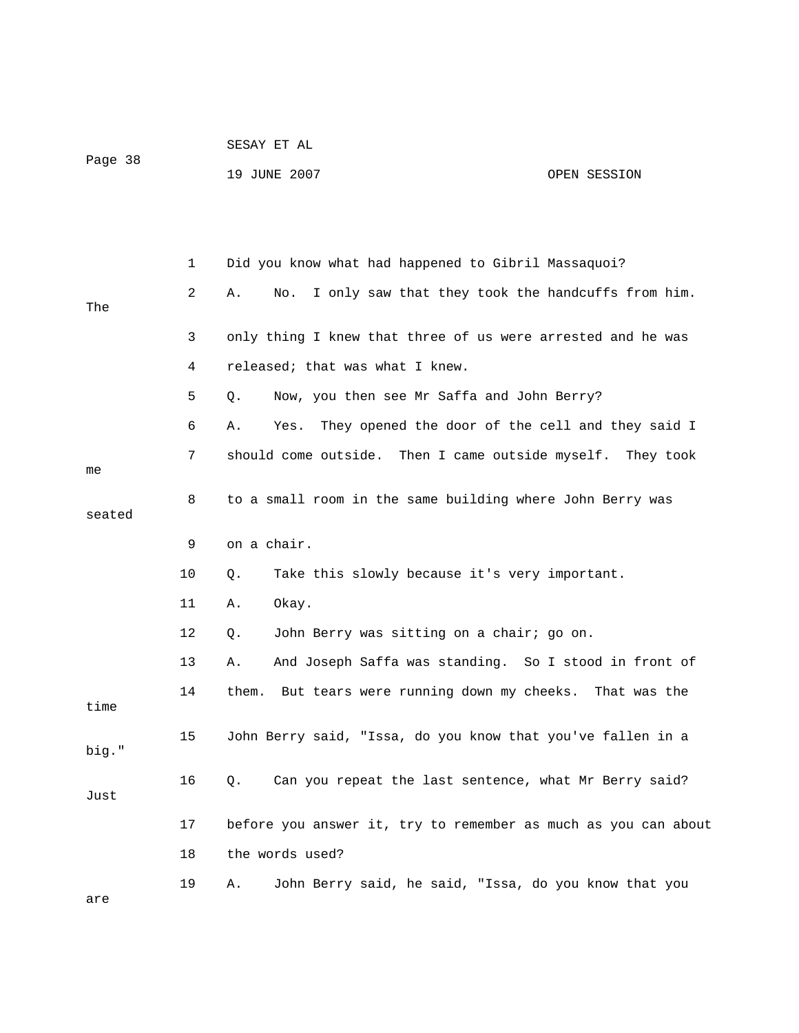1 Did you know what had happened to Gibril Massaquoi?

2 A. No. I only saw that they took the handcuffs from him. The

3 only thing I knew that three of us were arrested and he was

4 released; that was what I knew.

5 Q. Now, you then see Mr Saffa and John Berry?

6 A. Yes. They opened the door of the cell and they said I

7 should come outside. Then I came outside myself. They took me

8 to a small room in the same building where John Berry was seated

9 on a chair.

10 Q. Take this slowly because it's very important.

11 A. Okay.

12 Q. John Berry was sitting on a chair; go on.

13 A. And Joseph Saffa was standing. So I stood in front of

14 them. But tears were running down my cheeks. That was the time

15 John Berry said, "Issa, do you know that you've fallen in a big."

16 Q. Can you repeat the last sentence, what Mr Berry said? Just

17 before you answer it, try to remember as much as you can about

18 the words used?

19 A. John Berry said, he said, "Issa, do you know that you are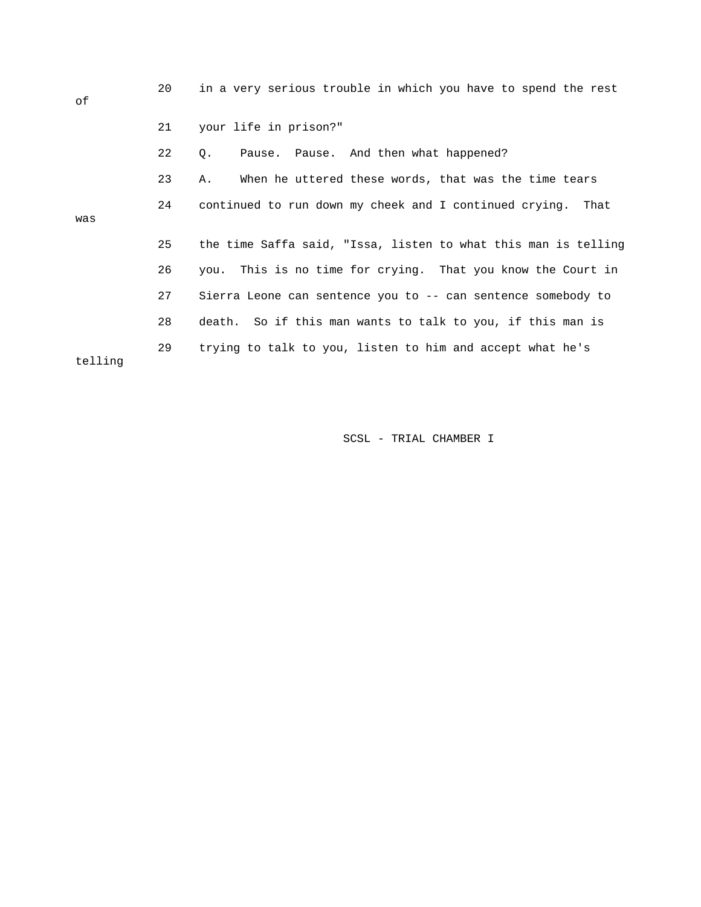20 in a very serious trouble in which you have to spend the rest of

21 your life in prison?"

22 Q. Pause. Pause. And then what happened?

23 A. When he uttered these words, that was the time tears

24 continued to run down my cheek and I continued crying. That was

25 the time Saffa said, "Issa, listen to what this man is telling

26 you. This is no time for crying. That you know the Court in

27 Sierra Leone can sentence you to -- can sentence somebody to

28 death. So if this man wants to talk to you, if this man is

29 trying to talk to you, listen to him and accept what he's telling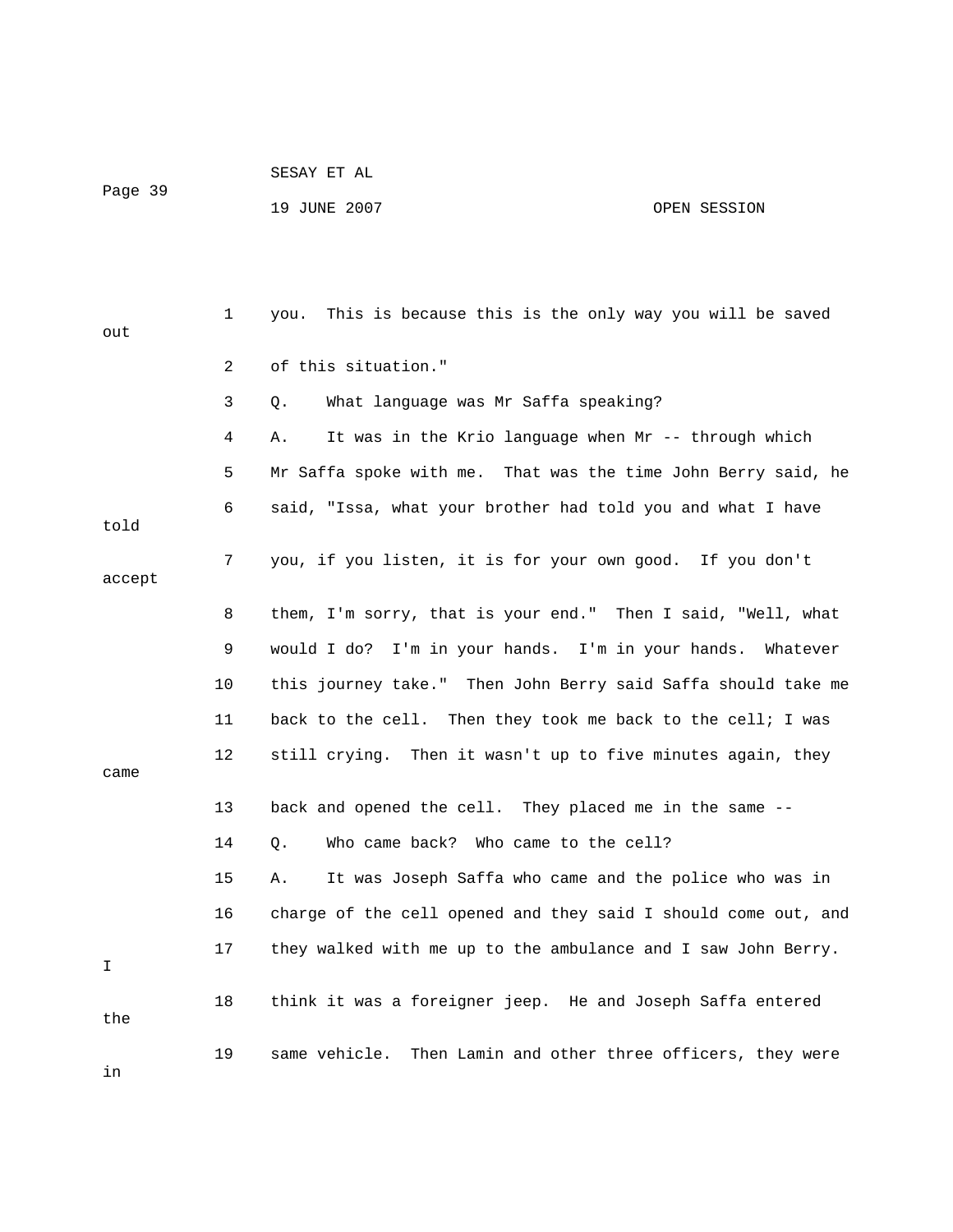1 you. This is because this is the only way you will be saved out

2 of this situation."

3 Q. What language was Mr Saffa speaking?

4 A. It was in the Krio language when Mr -- through which

5 Mr Saffa spoke with me. That was the time John Berry said, he

6 said, "Issa, what your brother had told you and what I have told

7 you, if you listen, it is for your own good. If you don't accept

8 them, I'm sorry, that is your end." Then I said, "Well, what

9 would I do? I'm in your hands. I'm in your hands. Whatever

10 this journey take." Then John Berry said Saffa should take me

11 back to the cell. Then they took me back to the cell; I was

12 still crying. Then it wasn't up to five minutes again, they came

13 back and opened the cell. They placed me in the same --

14 Q. Who came back? Who came to the cell?

15 A. It was Joseph Saffa who came and the police who was in

16 charge of the cell opened and they said I should come out, and

17 they walked with me up to the ambulance and I saw John Berry. I

18 think it was a foreigner jeep. He and Joseph Saffa entered the

19 same vehicle. Then Lamin and other three officers, they were in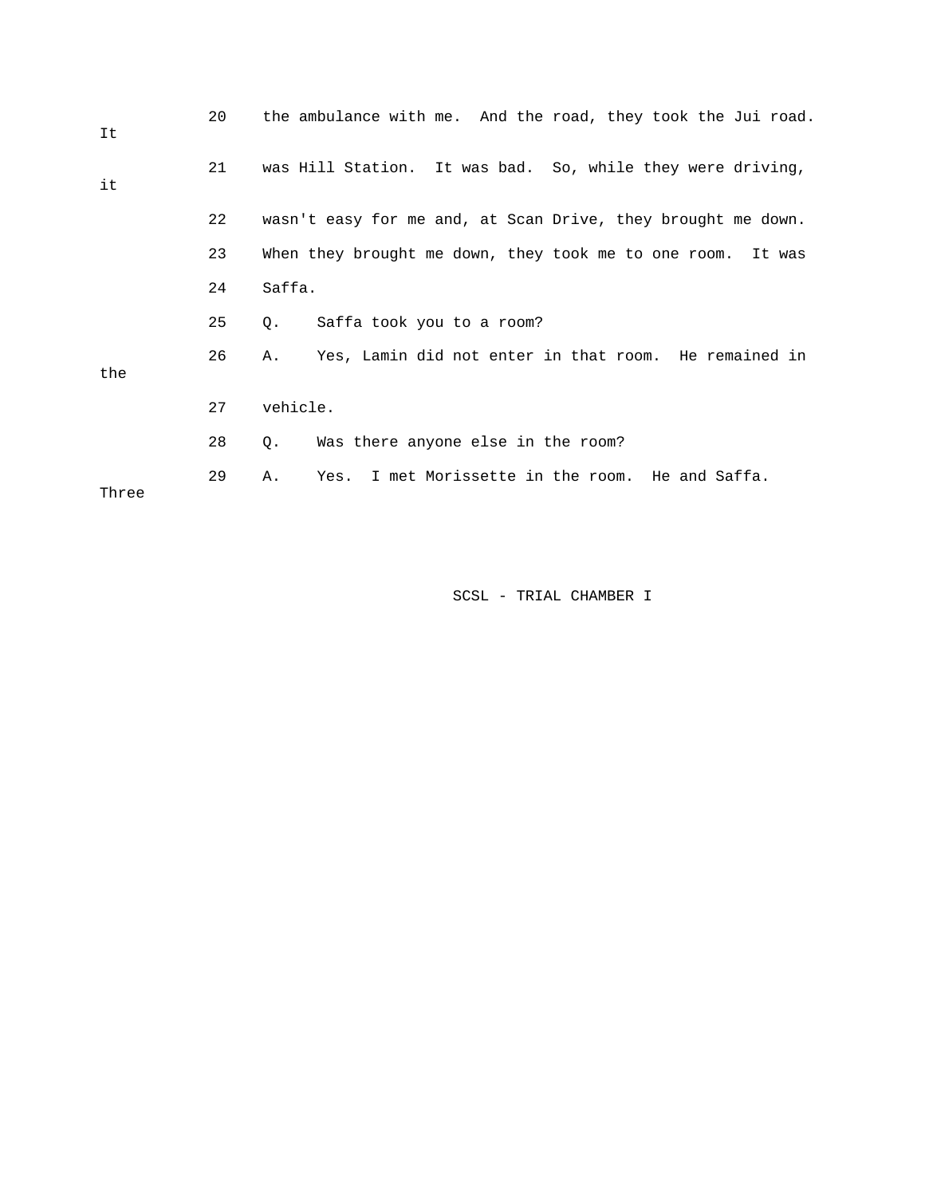20 the ambulance with me. And the road, they took the Jui road. It

21 was Hill Station. It was bad. So, while they were driving, it

22 wasn't easy for me and, at Scan Drive, they brought me down.

23 When they brought me down, they took me to one room. It was

24 Saffa.

25 Q. Saffa took you to a room?

26 A. Yes, Lamin did not enter in that room. He remained in the

27 vehicle.

28 Q. Was there anyone else in the room?

29 A. Yes. I met Morissette in the room. He and Saffa. Three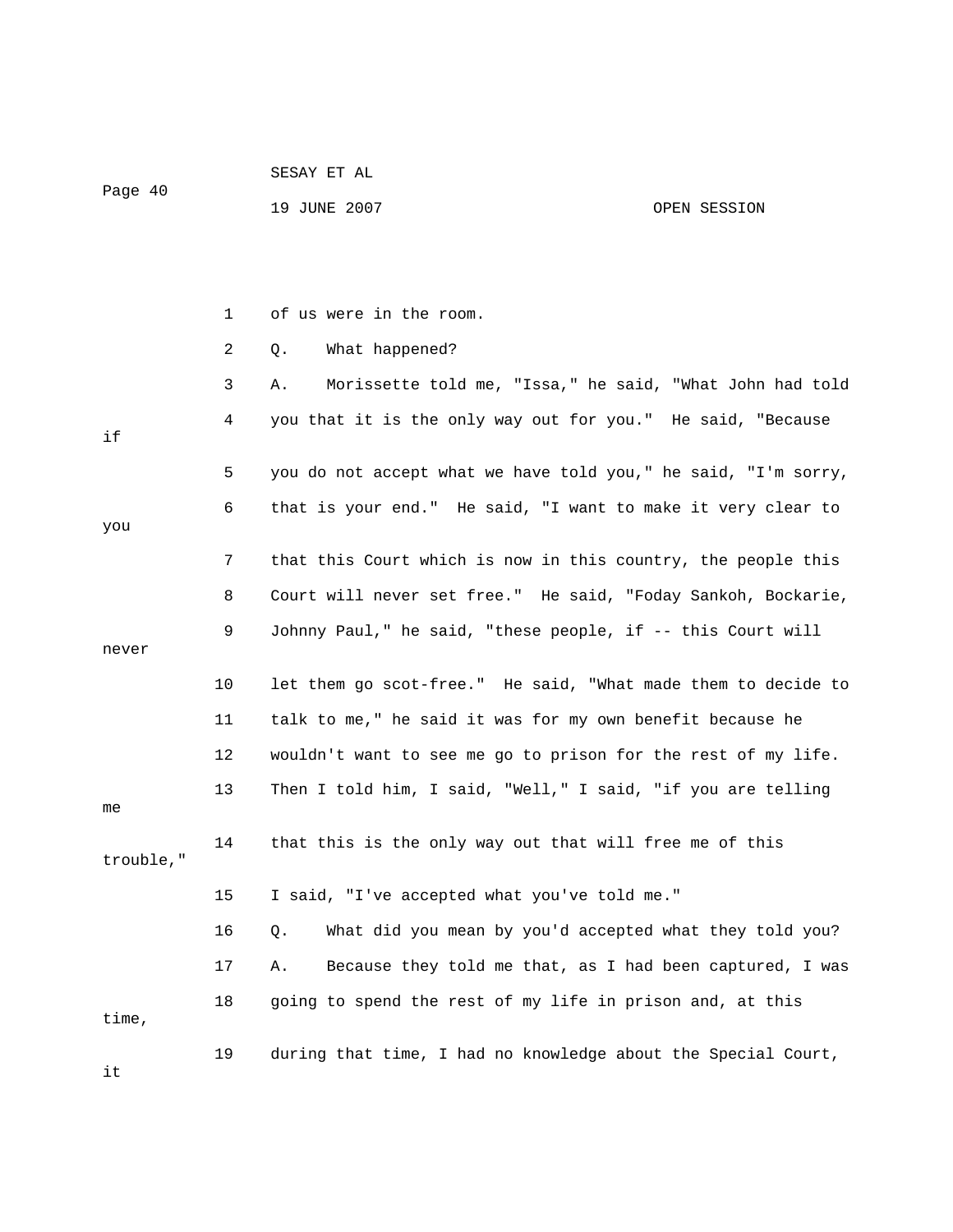1 of us were in the room.

2 Q. What happened?

3 A. Morissette told me, "Issa," he said, "What John had told

4 you that it is the only way out for you." He said, "Because if

5 you do not accept what we have told you," he said, "I'm sorry,

6 that is your end." He said, "I want to make it very clear to you

7 that this Court which is now in this country, the people this

8 Court will never set free." He said, "Foday Sankoh, Bockarie,

9 Johnny Paul," he said, "these people, if -- this Court will never

10 let them go scot-free." He said, "What made them to decide to

11 talk to me," he said it was for my own benefit because he

12 wouldn't want to see me go to prison for the rest of my life.

13 Then I told him, I said, "Well," I said, "if you are telling me

14 that this is the only way out that will free me of this trouble,"

15 I said, "I've accepted what you've told me."

16 Q. What did you mean by you'd accepted what they told you?

17 A. Because they told me that, as I had been captured, I was

18 going to spend the rest of my life in prison and, at this time,

19 during that time, I had no knowledge about the Special Court, it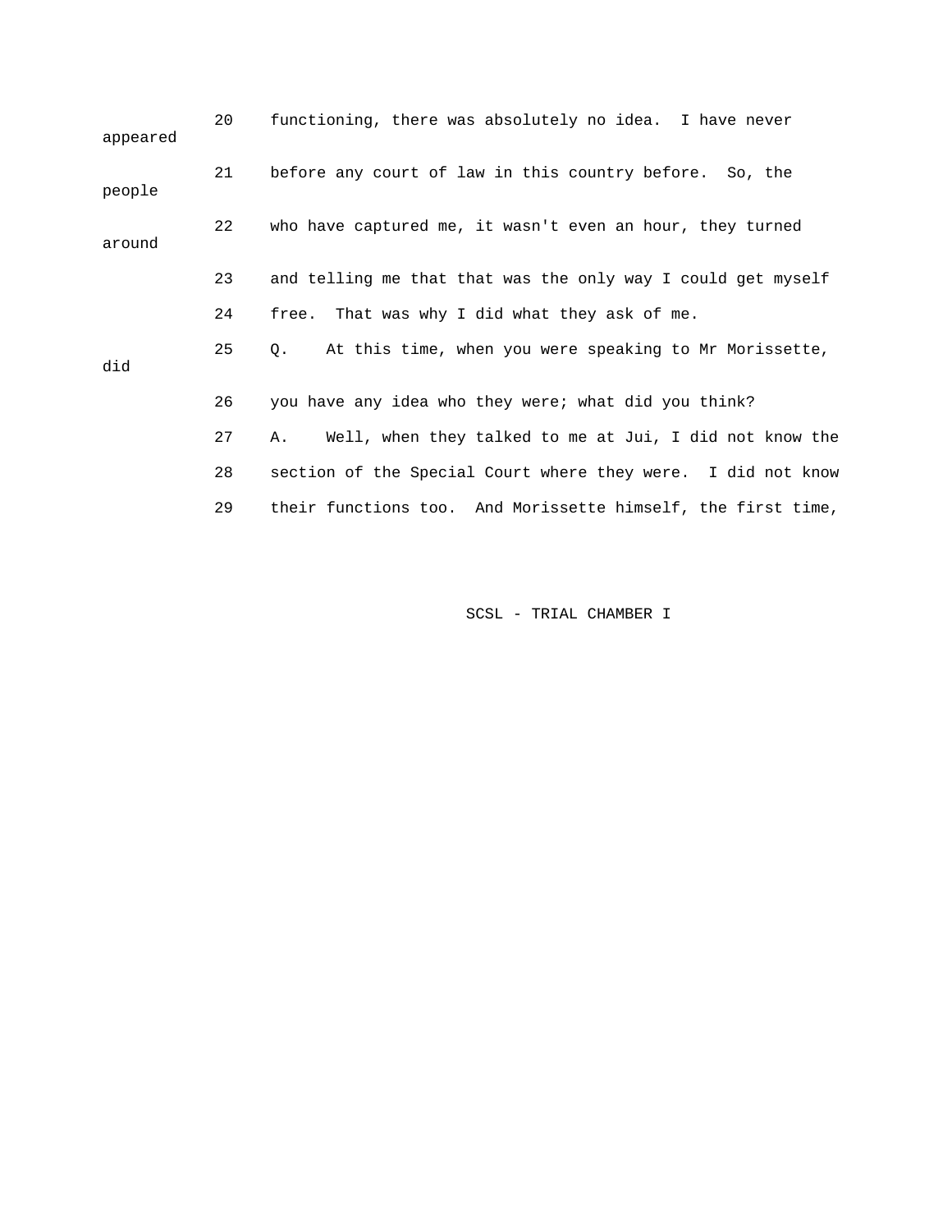20 functioning, there was absolutely no idea. I have never appeared

21 before any court of law in this country before. So, the people

22 who have captured me, it wasn't even an hour, they turned around

23 and telling me that that was the only way I could get myself

24 free. That was why I did what they ask of me.

25 Q. At this time, when you were speaking to Mr Morissette, did

26 you have any idea who they were; what did you think?

27 A. Well, when they talked to me at Jui, I did not know the

28 section of the Special Court where they were. I did not know

29 their functions too. And Morissette himself, the first time,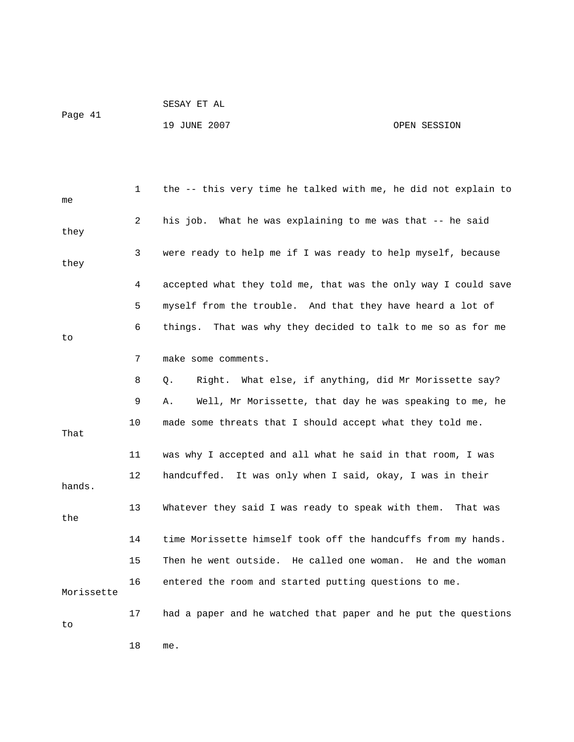1 the -- this very time he talked with me, he did not explain to me

2 his job. What he was explaining to me was that -- he said they

3 were ready to help me if I was ready to help myself, because they

4 accepted what they told me, that was the only way I could save

5 myself from the trouble. And that they have heard a lot of

6 things. That was why they decided to talk to me so as for me to

7 make some comments.

8 Q. Right. What else, if anything, did Mr Morissette say?

9 A. Well, Mr Morissette, that day he was speaking to me, he

10 made some threats that I should accept what they told me. That

11 was why I accepted and all what he said in that room, I was

12 handcuffed. It was only when I said, okay, I was in their hands.

13 Whatever they said I was ready to speak with them. That was the

14 time Morissette himself took off the handcuffs from my hands.

15 Then he went outside. He called one woman. He and the woman

16 entered the room and started putting questions to me. Morissette

17 had a paper and he watched that paper and he put the questions to

18 me.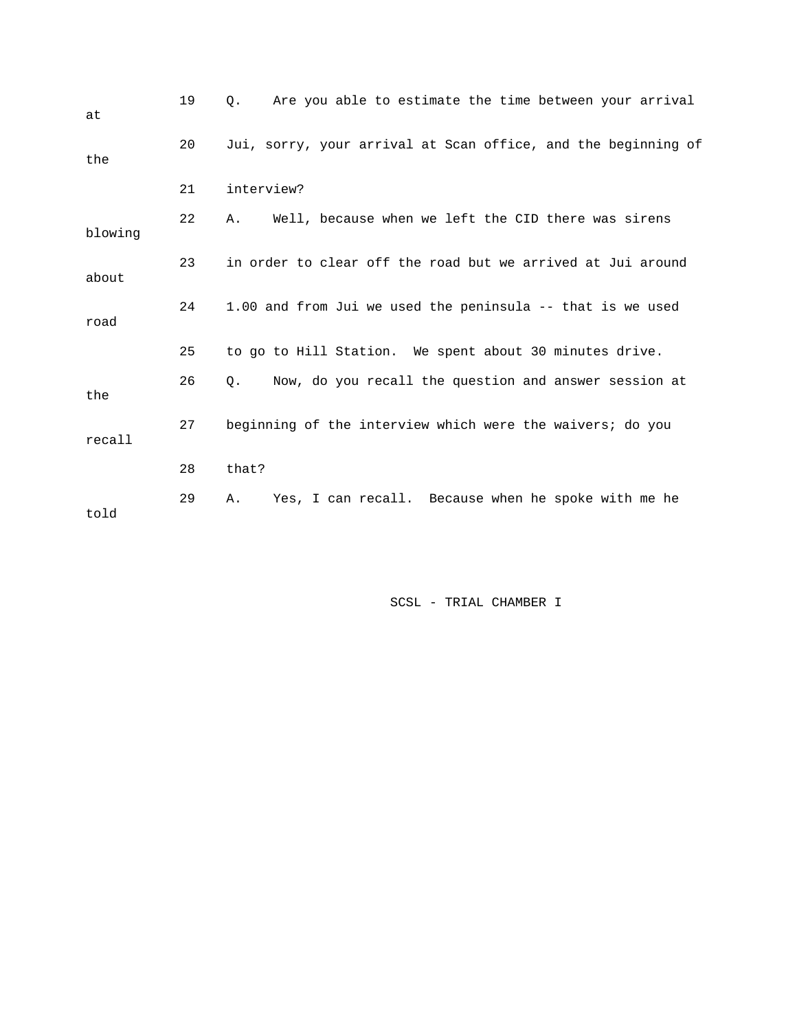19 Q. Are you able to estimate the time between your arrival at

20 Jui, sorry, your arrival at Scan office, and the beginning of the

21 interview?

22 A. Well, because when we left the CID there was sirens blowing

23 in order to clear off the road but we arrived at Jui around about

24 1.00 and from Jui we used the peninsula -- that is we used road

25 to go to Hill Station. We spent about 30 minutes drive.

26 Q. Now, do you recall the question and answer session at the

27 beginning of the interview which were the waivers; do you recall

28 that?

29 A. Yes, I can recall. Because when he spoke with me he told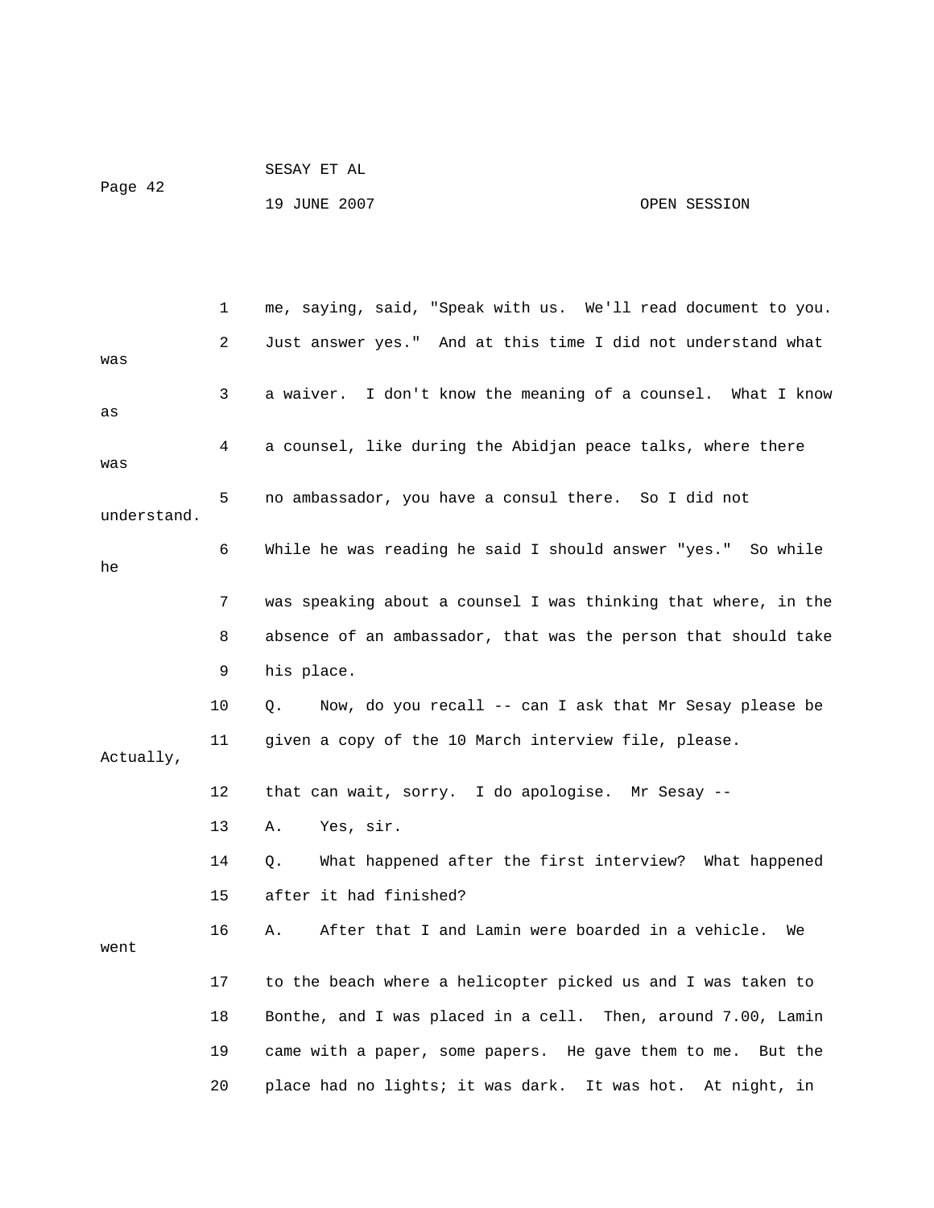me, saying, said, "Speak with us. We'll read document to you. Just answer yes." And at this time I did not understand what was a waiver. I don't know the meaning of a counsel. What I know as a counsel, like during the Abidjan peace talks, where there was no ambassador, you have a consul there. So I did not understand. While he was reading he said I should answer "yes." So while he was speaking about a counsel I was thinking that where, in the absence of an ambassador, that was the person that should take his place.

Q. Now, do you recall -- can I ask that Mr Sesay please be given a copy of the 10 March interview file, please. Actually, that can wait, sorry. I do apologise. Mr Sesay --

A. Yes, sir.

Q. What happened after the first interview? What happened after it had finished?

A. After that I and Lamin were boarded in a vehicle. We went to the beach where a helicopter picked us and I was taken to Bonthe, and I was placed in a cell. Then, around 7.00, Lamin came with a paper, some papers. He gave them to me. But the place had no lights; it was dark. It was hot. At night, in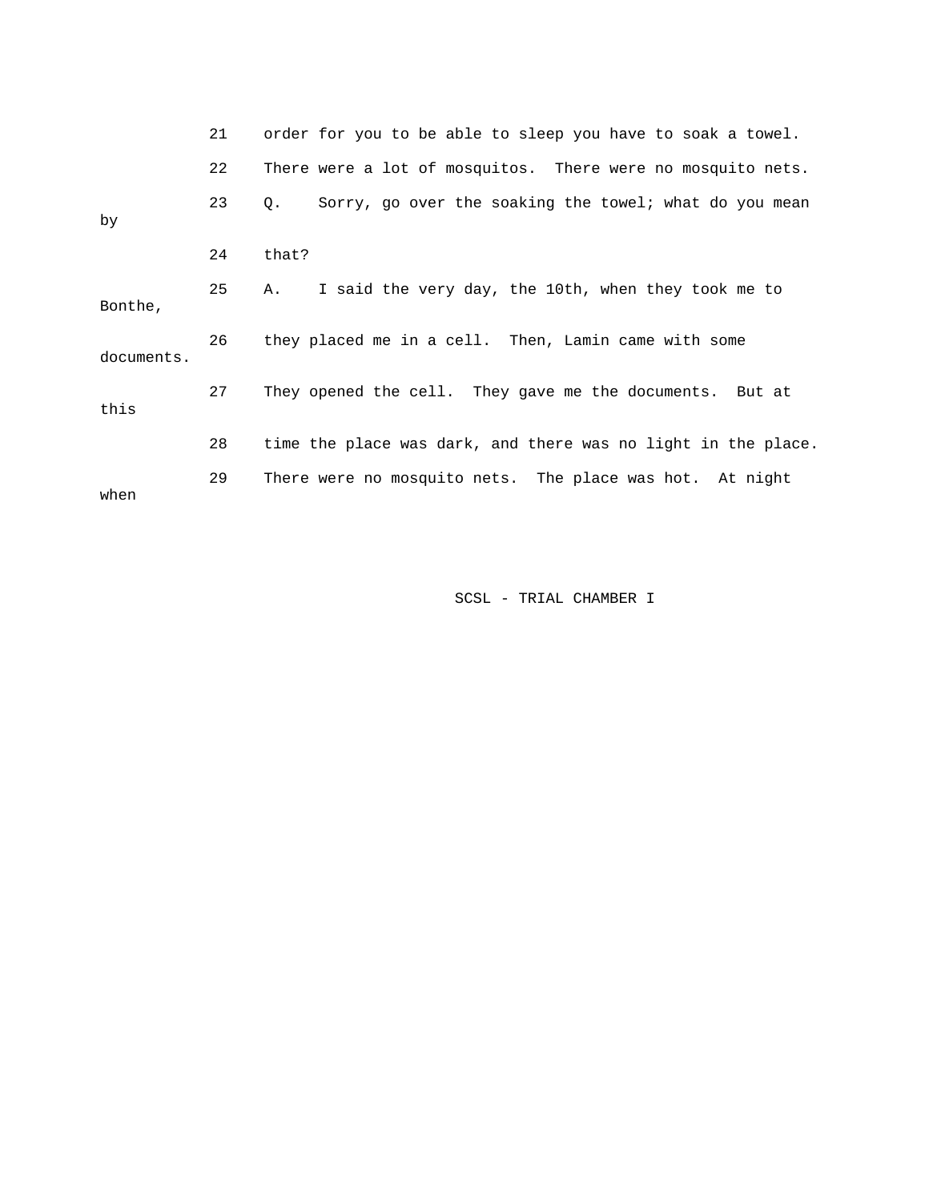21 order for you to be able to sleep you have to soak a towel.

22 There were a lot of mosquitos. There were no mosquito nets.

23 Q. Sorry, go over the soaking the towel; what do you mean by

24 that?

25 A. I said the very day, the 10th, when they took me to Bonthe,

26 they placed me in a cell. Then, Lamin came with some documents.

27 They opened the cell. They gave me the documents. But at this

28 time the place was dark, and there was no light in the place.

29 There were no mosquito nets. The place was hot. At night when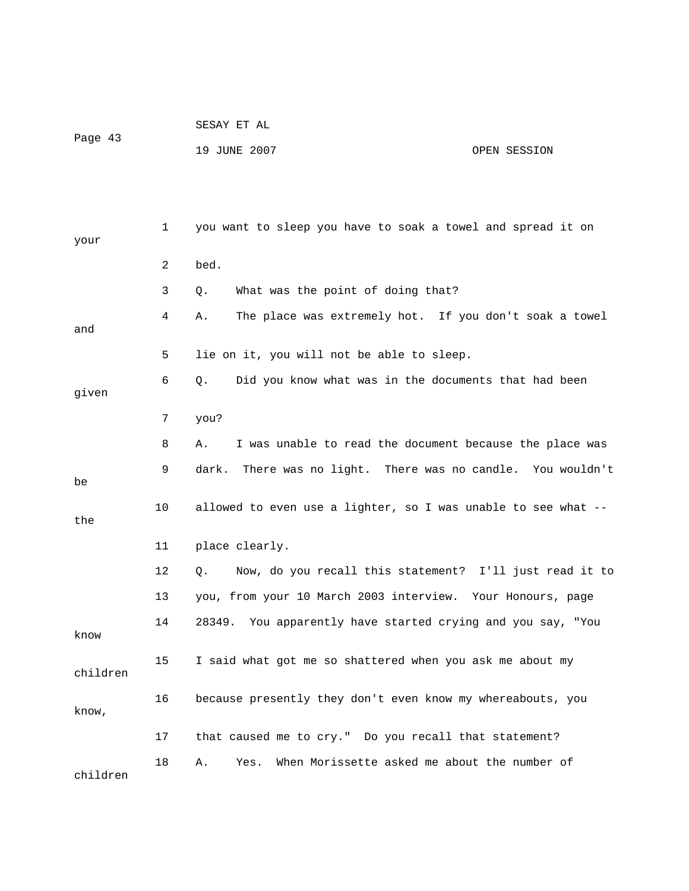1 you want to sleep you have to soak a towel and spread it on your

2 bed.

3 Q. What was the point of doing that?

4 A. The place was extremely hot. If you don't soak a towel and

5 lie on it, you will not be able to sleep.

6 Q. Did you know what was in the documents that had been given

7 you?

8 A. I was unable to read the document because the place was

9 dark. There was no light. There was no candle. You wouldn't be

10 allowed to even use a lighter, so I was unable to see what -- the

11 place clearly.

12 Q. Now, do you recall this statement? I'll just read it to

13 you, from your 10 March 2003 interview. Your Honours, page

14 28349. You apparently have started crying and you say, "You know

15 I said what got me so shattered when you ask me about my children

16 because presently they don't even know my whereabouts, you know,

17 that caused me to cry." Do you recall that statement?

18 A. Yes. When Morissette asked me about the number of children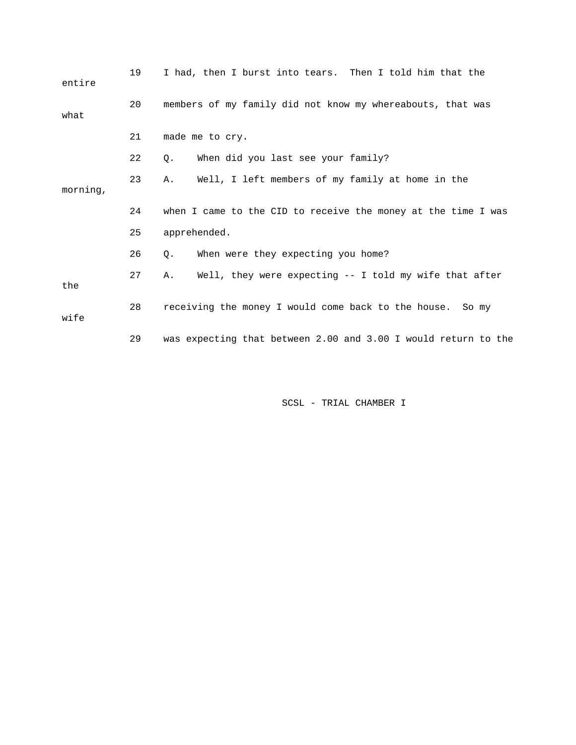19 I had, then I burst into tears. Then I told him that the entire
20 members of my family did not know my whereabouts, that was what
21 made me to cry.
22 Q. When did you last see your family?
23 A. Well, I left members of my family at home in the morning,
24 when I came to the CID to receive the money at the time I was
25 apprehended.
26 Q. When were they expecting you home?
27 A. Well, they were expecting -- I told my wife that after the
28 receiving the money I would come back to the house. So my wife
29 was expecting that between 2.00 and 3.00 I would return to the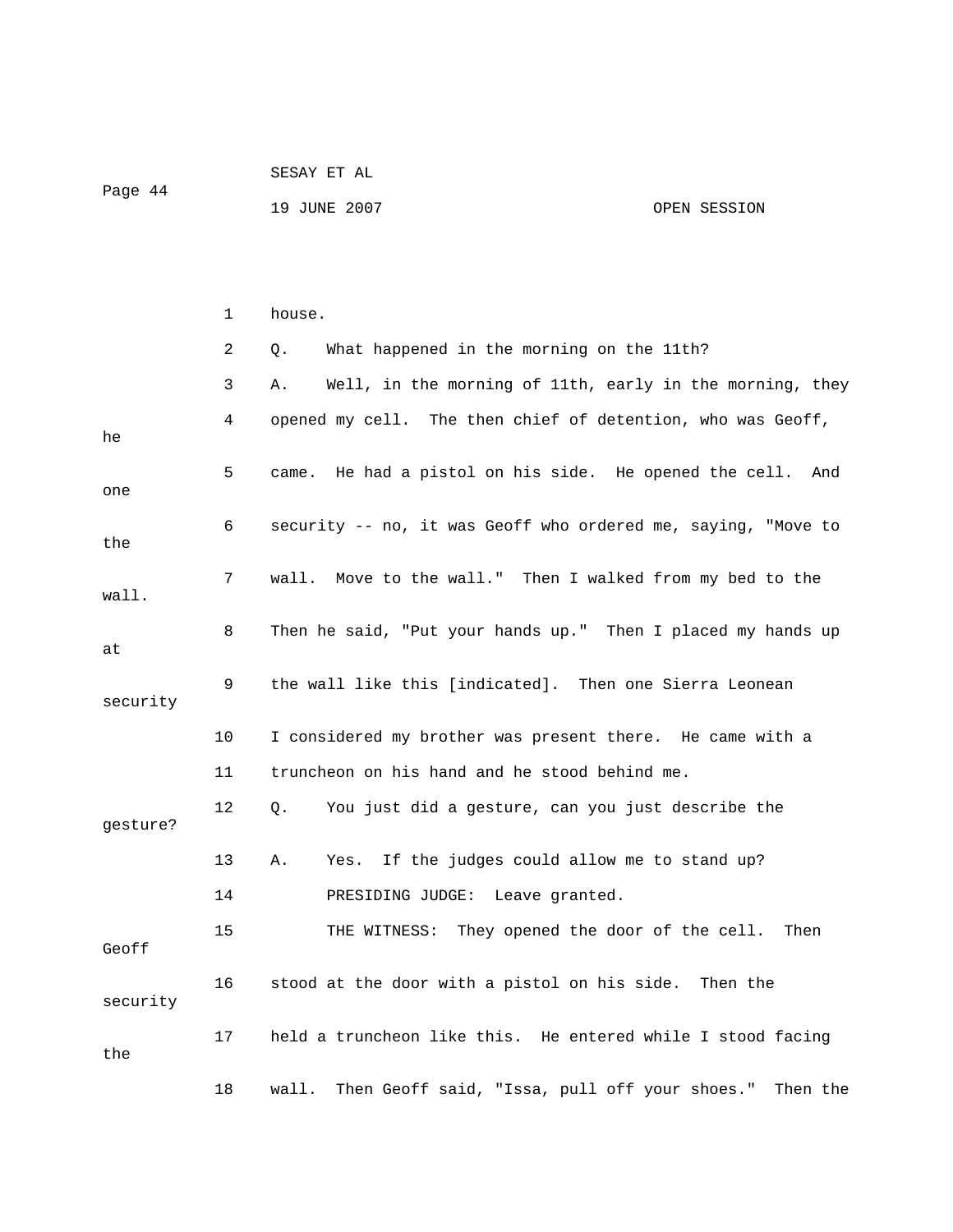house.

Q. What happened in the morning on the 11th?

A. Well, in the morning of 11th, early in the morning, they opened my cell. The then chief of detention, who was Geoff, he came. He had a pistol on his side. He opened the cell. And one security -- no, it was Geoff who ordered me, saying, "Move to the wall. Move to the wall." Then I walked from my bed to the wall. Then he said, "Put your hands up." Then I placed my hands up at the wall like this [indicated]. Then one Sierra Leonean security I considered my brother was present there. He came with a truncheon on his hand and he stood behind me.

Q. You just did a gesture, can you just describe the gesture?

A. Yes. If the judges could allow me to stand up?

PRESIDING JUDGE: Leave granted.

THE WITNESS: They opened the door of the cell. Then Geoff stood at the door with a pistol on his side. Then the security held a truncheon like this. He entered while I stood facing the wall. Then Geoff said, "Issa, pull off your shoes." Then the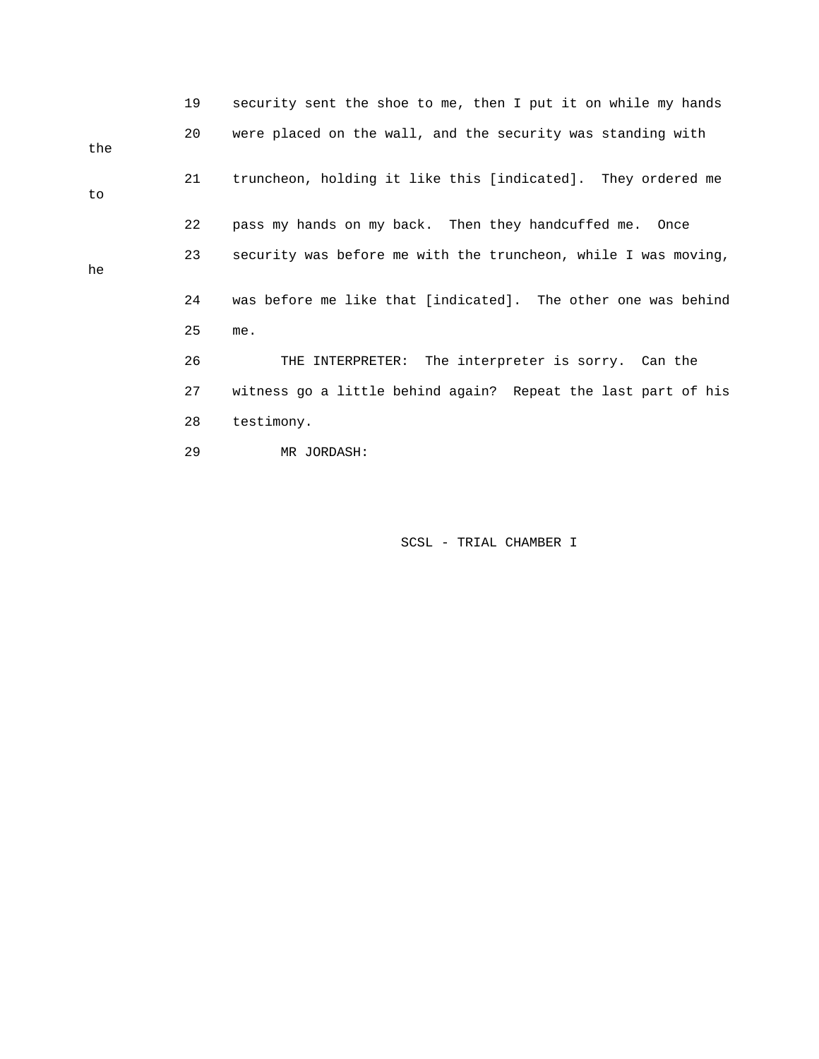19 security sent the shoe to me, then I put it on while my hands

20 were placed on the wall, and the security was standing with the

21 truncheon, holding it like this [indicated]. They ordered me to

22 pass my hands on my back. Then they handcuffed me. Once

23 security was before me with the truncheon, while I was moving, he

24 was before me like that [indicated]. The other one was behind

25 me.

26 THE INTERPRETER: The interpreter is sorry. Can the

27 witness go a little behind again? Repeat the last part of his

28 testimony.

29 MR JORDASH: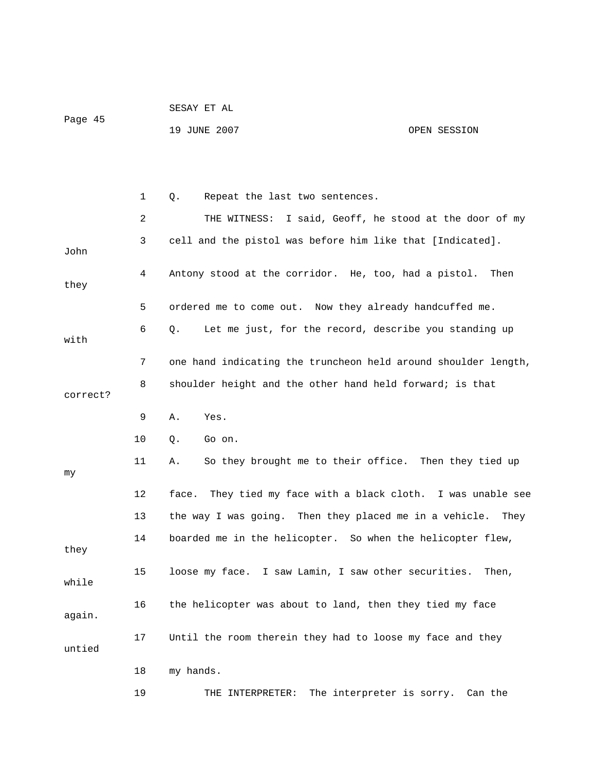1 Q. Repeat the last two sentences.

2 THE WITNESS: I said, Geoff, he stood at the door of my

3 cell and the pistol was before him like that [Indicated]. John

4 Antony stood at the corridor. He, too, had a pistol. Then they

5 ordered me to come out. Now they already handcuffed me.

6 Q. Let me just, for the record, describe you standing up with

7 one hand indicating the truncheon held around shoulder length,

8 shoulder height and the other hand held forward; is that correct?

9 A. Yes.

10 Q. Go on.

11 A. So they brought me to their office. Then they tied up my

12 face. They tied my face with a black cloth. I was unable see

13 the way I was going. Then they placed me in a vehicle. They

14 boarded me in the helicopter. So when the helicopter flew, they

15 loose my face. I saw Lamin, I saw other securities. Then, while

16 the helicopter was about to land, then they tied my face again.

17 Until the room therein they had to loose my face and they untied

18 my hands.

19 THE INTERPRETER: The interpreter is sorry. Can the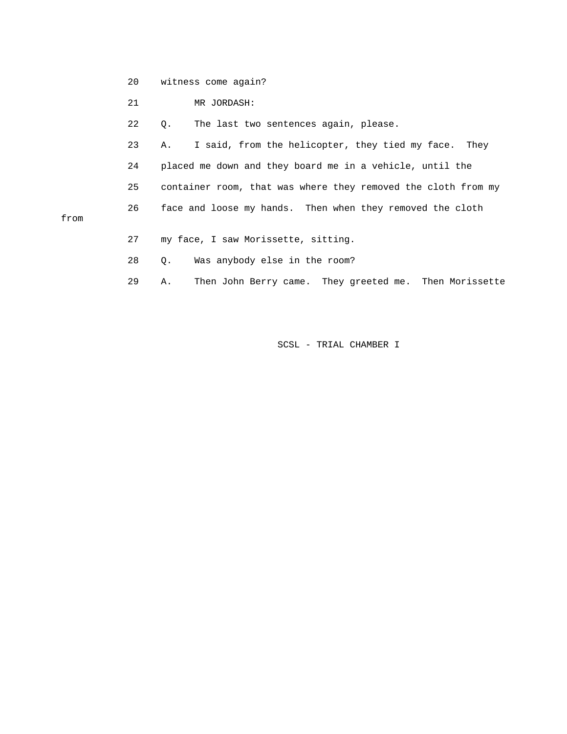20 witness come again?

21 MR JORDASH:

22 Q. The last two sentences again, please.

23 A. I said, from the helicopter, they tied my face. They

24 placed me down and they board me in a vehicle, until the

25 container room, that was where they removed the cloth from my

26 face and loose my hands. Then when they removed the cloth from

27 my face, I saw Morissette, sitting.

28 Q. Was anybody else in the room?

29 A. Then John Berry came. They greeted me. Then Morissette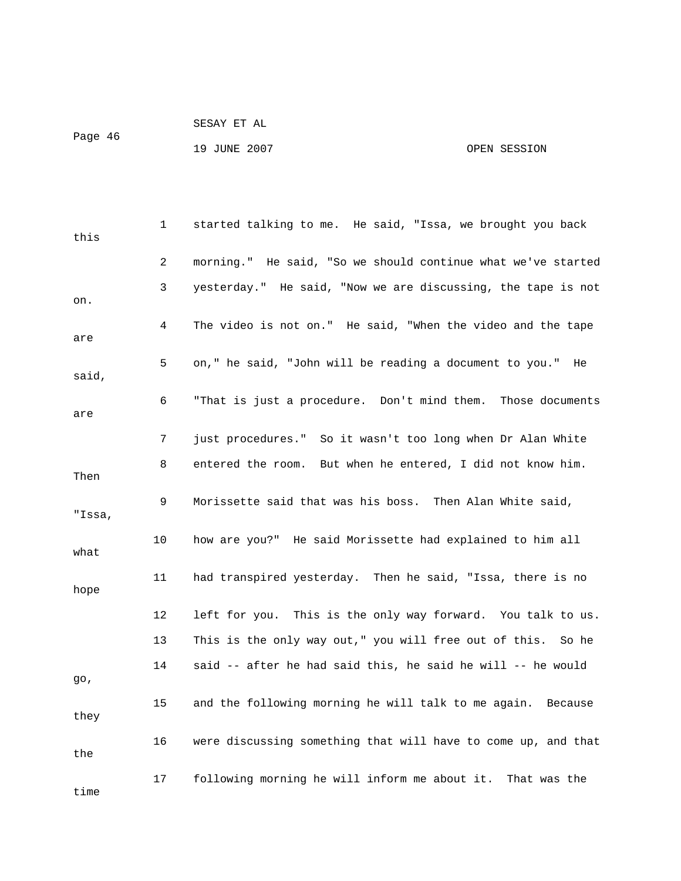1 started talking to me. He said, "Issa, we brought you back this

2 morning." He said, "So we should continue what we've started

3 yesterday." He said, "Now we are discussing, the tape is not on.

4 The video is not on." He said, "When the video and the tape are

5 on," he said, "John will be reading a document to you." He said,

6 "That is just a procedure. Don't mind them. Those documents are

7 just procedures." So it wasn't too long when Dr Alan White

8 entered the room. But when he entered, I did not know him. Then

9 Morissette said that was his boss. Then Alan White said, "Issa,

10 how are you?" He said Morissette had explained to him all what

11 had transpired yesterday. Then he said, "Issa, there is no hope

12 left for you. This is the only way forward. You talk to us.

13 This is the only way out," you will free out of this. So he

14 said -- after he had said this, he said he will -- he would go,

15 and the following morning he will talk to me again. Because they

16 were discussing something that will have to come up, and that the

17 following morning he will inform me about it. That was the time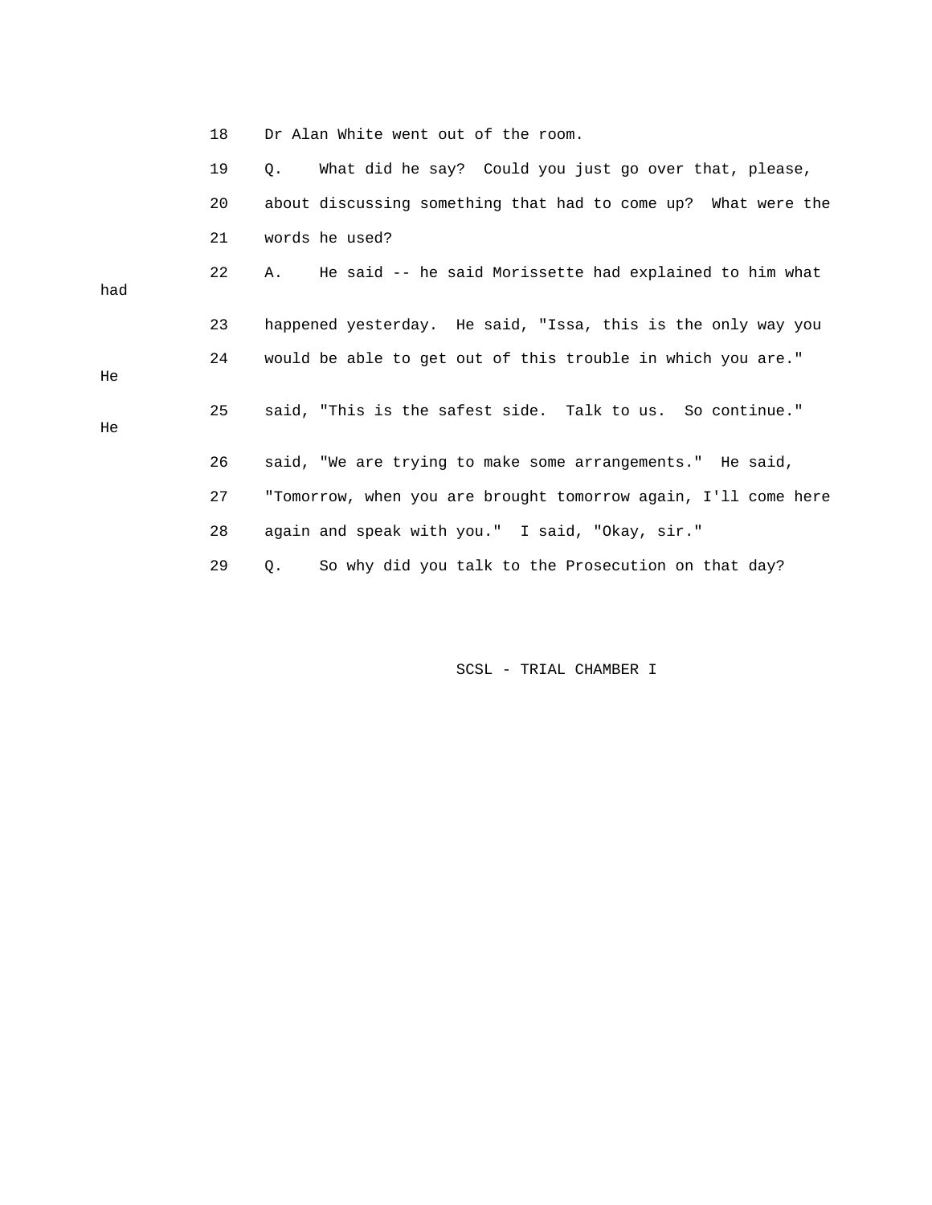18 Dr Alan White went out of the room.

19 Q. What did he say? Could you just go over that, please,

20 about discussing something that had to come up? What were the

21 words he used?

22 A. He said -- he said Morissette had explained to him what had

23 happened yesterday. He said, "Issa, this is the only way you

24 would be able to get out of this trouble in which you are." He

25 said, "This is the safest side. Talk to us. So continue." He

26 said, "We are trying to make some arrangements." He said,

27 "Tomorrow, when you are brought tomorrow again, I'll come here

28 again and speak with you." I said, "Okay, sir."

29 Q. So why did you talk to the Prosecution on that day?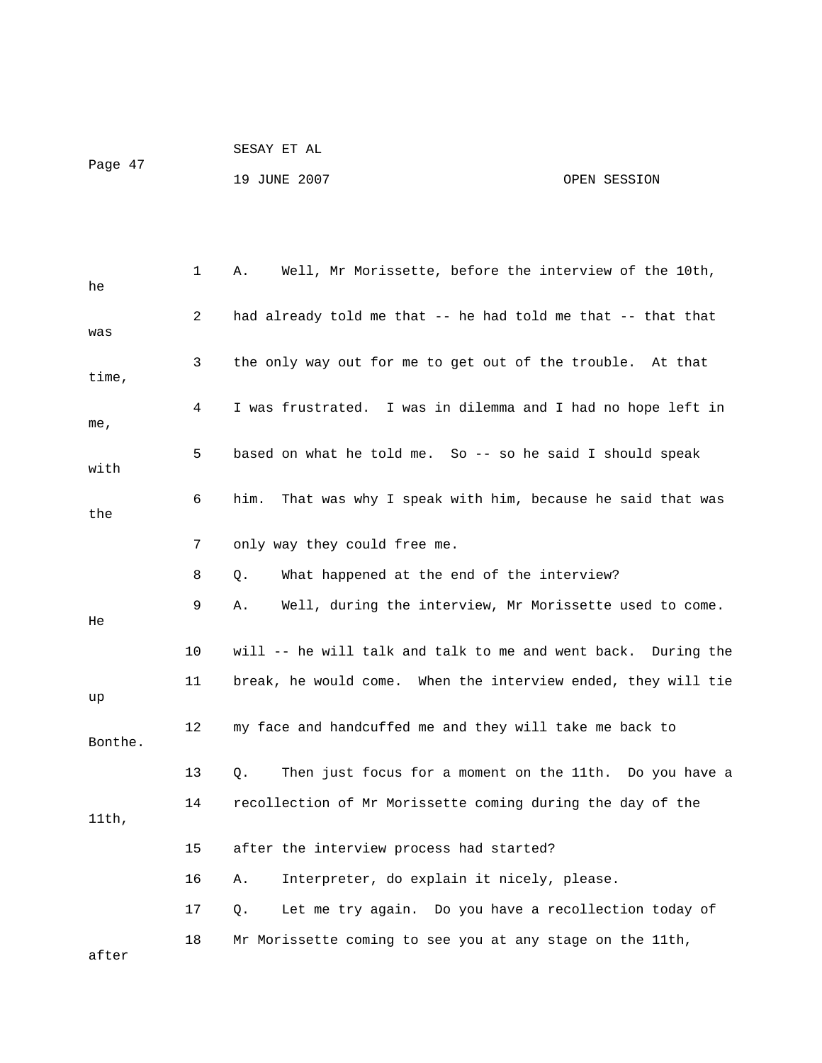1 A. Well, Mr Morissette, before the interview of the 10th, he

2 had already told me that -- he had told me that -- that that was

3 the only way out for me to get out of the trouble. At that time,

4 I was frustrated. I was in dilemma and I had no hope left in me,

5 based on what he told me. So -- so he said I should speak with

6 him. That was why I speak with him, because he said that was the

7 only way they could free me.

8 Q. What happened at the end of the interview?

9 A. Well, during the interview, Mr Morissette used to come. He

10 will -- he will talk and talk to me and went back. During the

11 break, he would come. When the interview ended, they will tie up

12 my face and handcuffed me and they will take me back to Bonthe.

13 Q. Then just focus for a moment on the 11th. Do you have a

14 recollection of Mr Morissette coming during the day of the 11th,

15 after the interview process had started?

16 A. Interpreter, do explain it nicely, please.

17 Q. Let me try again. Do you have a recollection today of

18 Mr Morissette coming to see you at any stage on the 11th, after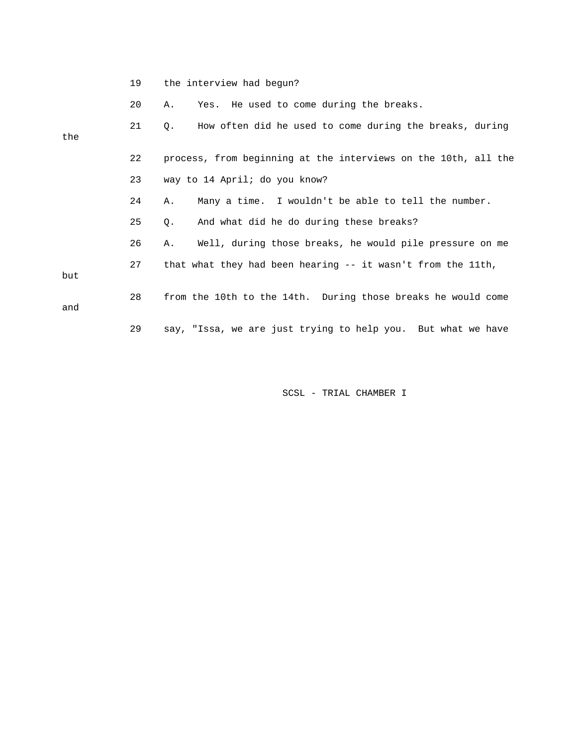19 the interview had begun?

20 A. Yes. He used to come during the breaks.

21 Q. How often did he used to come during the breaks, during the

22 process, from beginning at the interviews on the 10th, all the

23 way to 14 April; do you know?

24 A. Many a time. I wouldn't be able to tell the number.

25 Q. And what did he do during these breaks?

26 A. Well, during those breaks, he would pile pressure on me

27 that what they had been hearing -- it wasn't from the 11th, but

28 from the 10th to the 14th. During those breaks he would come and

29 say, "Issa, we are just trying to help you. But what we have

SCSL - TRIAL CHAMBER I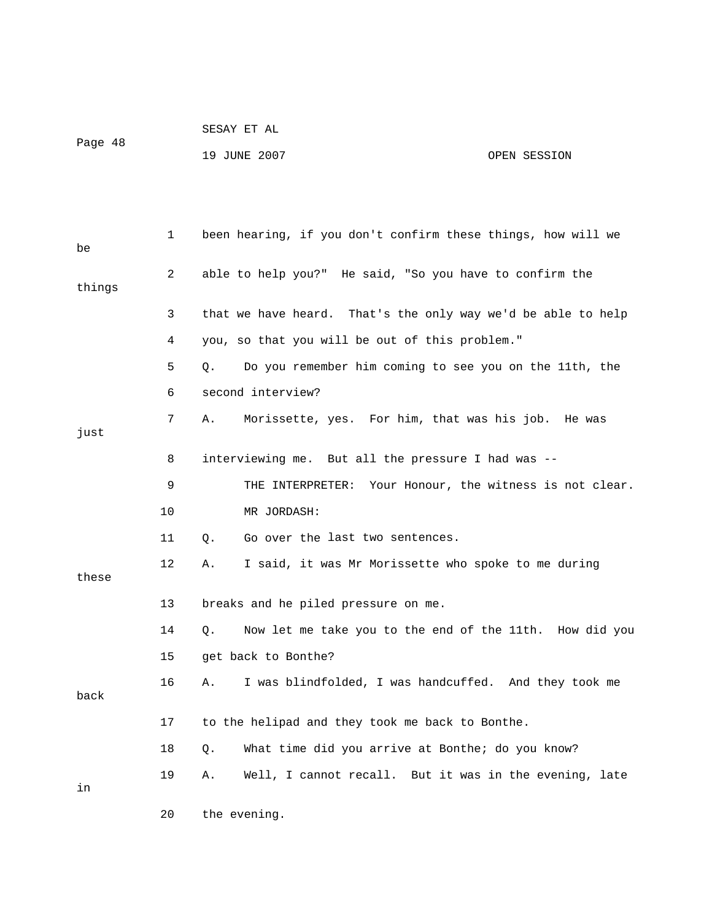1 been hearing, if you don't confirm these things, how will we be

2 able to help you?" He said, "So you have to confirm the things

3 that we have heard. That's the only way we'd be able to help

4 you, so that you will be out of this problem."

5 Q. Do you remember him coming to see you on the 11th, the

6 second interview?

7 A. Morissette, yes. For him, that was his job. He was just

8 interviewing me. But all the pressure I had was --

9 THE INTERPRETER: Your Honour, the witness is not clear.

10 MR JORDASH:

11 Q. Go over the last two sentences.

12 A. I said, it was Mr Morissette who spoke to me during these

13 breaks and he piled pressure on me.

14 Q. Now let me take you to the end of the 11th. How did you

15 get back to Bonthe?

16 A. I was blindfolded, I was handcuffed. And they took me back

17 to the helipad and they took me back to Bonthe.

18 Q. What time did you arrive at Bonthe; do you know?

19 A. Well, I cannot recall. But it was in the evening, late in

20 the evening.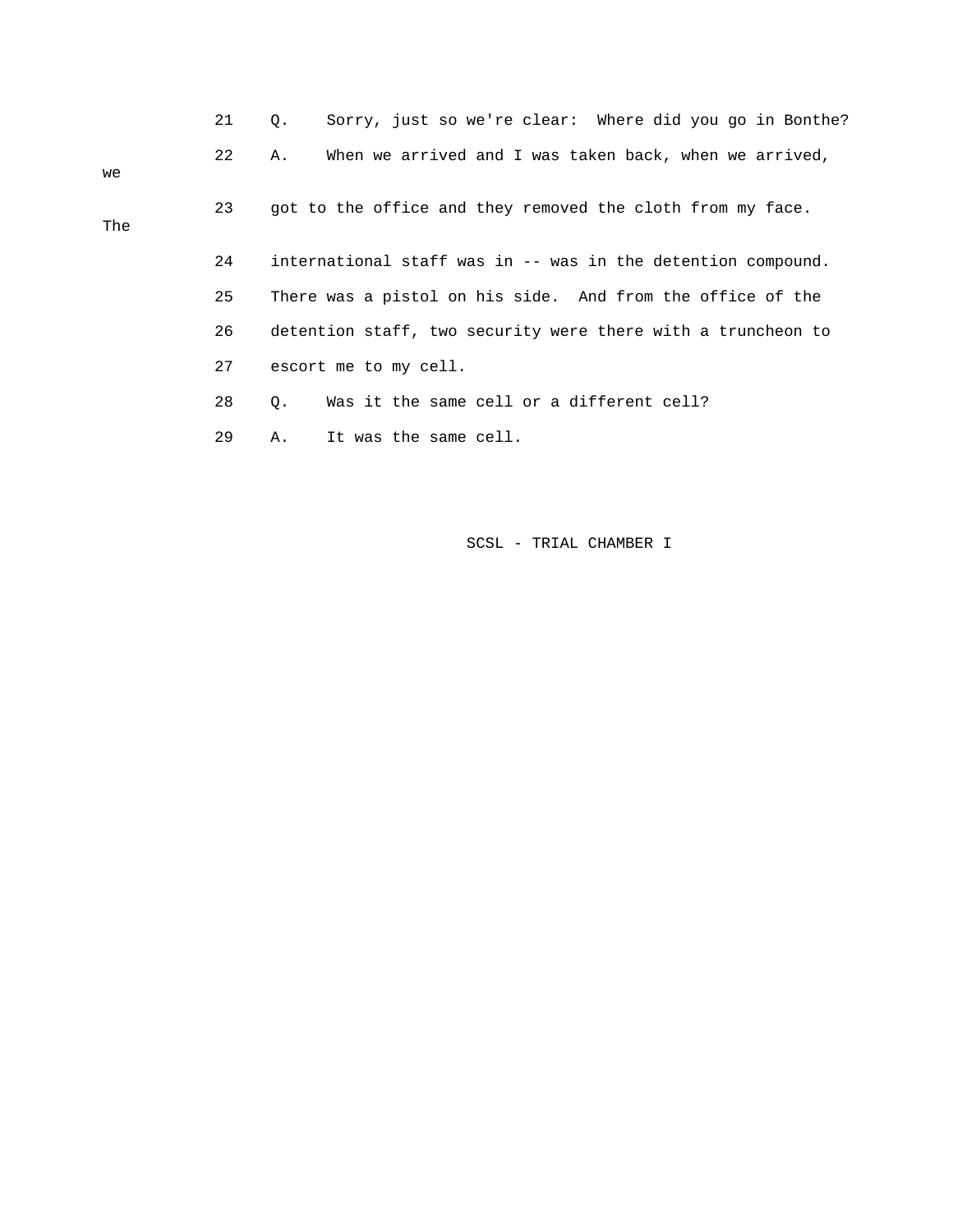21 Q. Sorry, just so we're clear: Where did you go in Bonthe?

22 A. When we arrived and I was taken back, when we arrived, we

23 got to the office and they removed the cloth from my face. The

24 international staff was in -- was in the detention compound.

25 There was a pistol on his side. And from the office of the

26 detention staff, two security were there with a truncheon to

27 escort me to my cell.

28 Q. Was it the same cell or a different cell?

29 A. It was the same cell.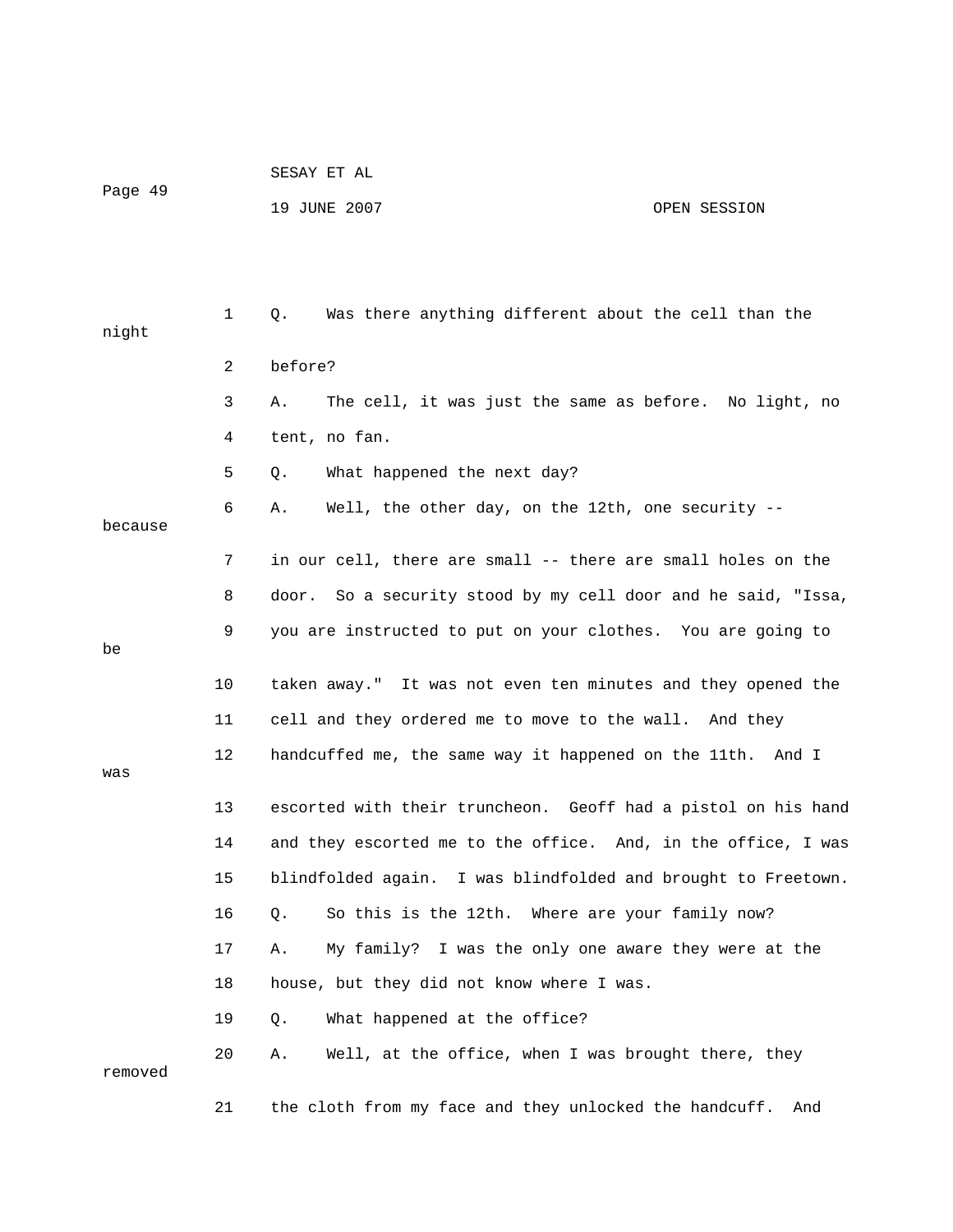1 Q. Was there anything different about the cell than the night

2 before?

3 A. The cell, it was just the same as before. No light, no

4 tent, no fan.

5 Q. What happened the next day?

6 A. Well, the other day, on the 12th, one security -- because

7 in our cell, there are small -- there are small holes on the

8 door. So a security stood by my cell door and he said, "Issa,

9 you are instructed to put on your clothes. You are going to be

10 taken away." It was not even ten minutes and they opened the

11 cell and they ordered me to move to the wall. And they

12 handcuffed me, the same way it happened on the 11th. And I was

13 escorted with their truncheon. Geoff had a pistol on his hand

14 and they escorted me to the office. And, in the office, I was

15 blindfolded again. I was blindfolded and brought to Freetown.

16 Q. So this is the 12th. Where are your family now?

17 A. My family? I was the only one aware they were at the

18 house, but they did not know where I was.

19 Q. What happened at the office?

20 A. Well, at the office, when I was brought there, they removed

21 the cloth from my face and they unlocked the handcuff. And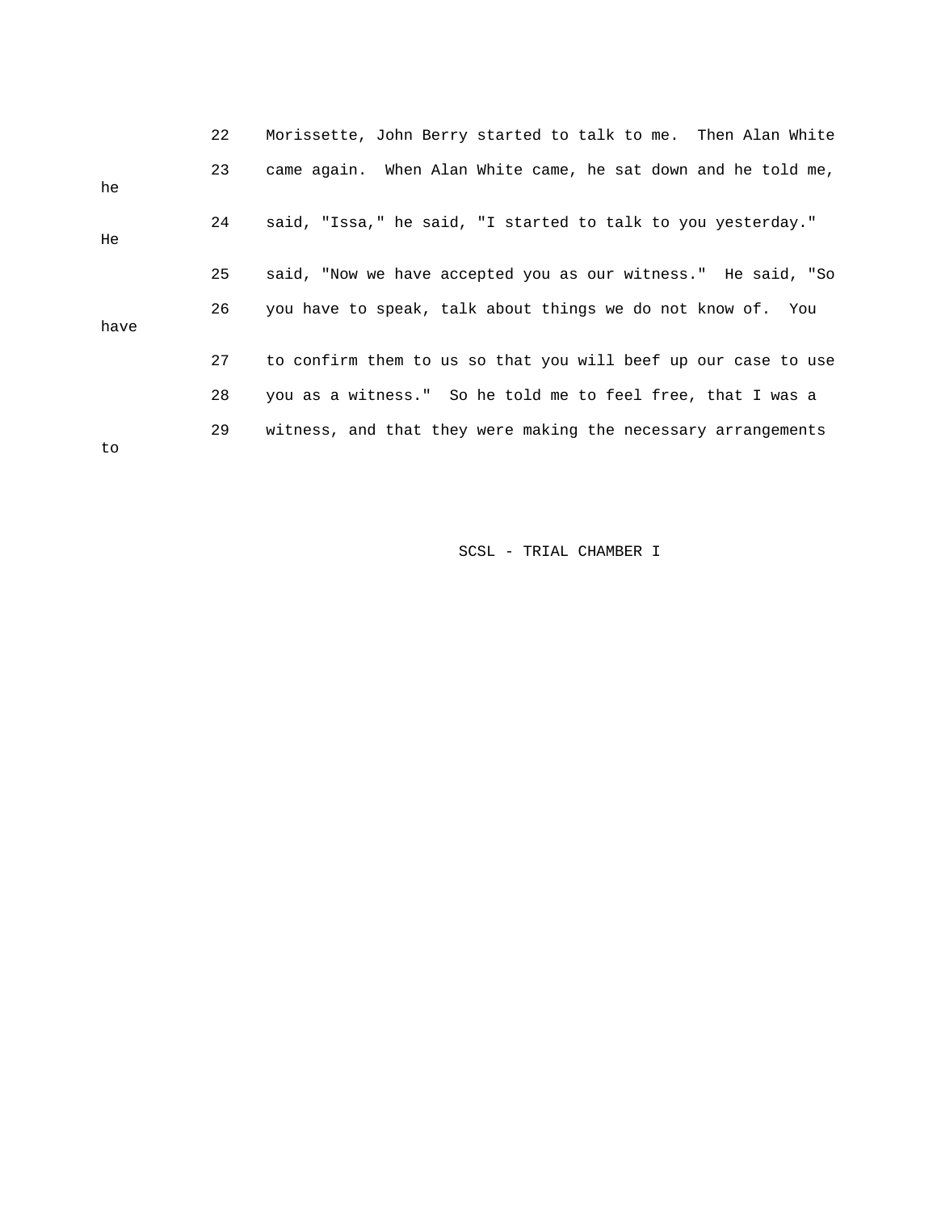22 Morissette, John Berry started to talk to me. Then Alan White
23 came again. When Alan White came, he sat down and he told me, he
24 said, "Issa," he said, "I started to talk to you yesterday." He
25 said, "Now we have accepted you as our witness." He said, "So
26 you have to speak, talk about things we do not know of. You have
27 to confirm them to us so that you will beef up our case to use
28 you as a witness." So he told me to feel free, that I was a
29 witness, and that they were making the necessary arrangements to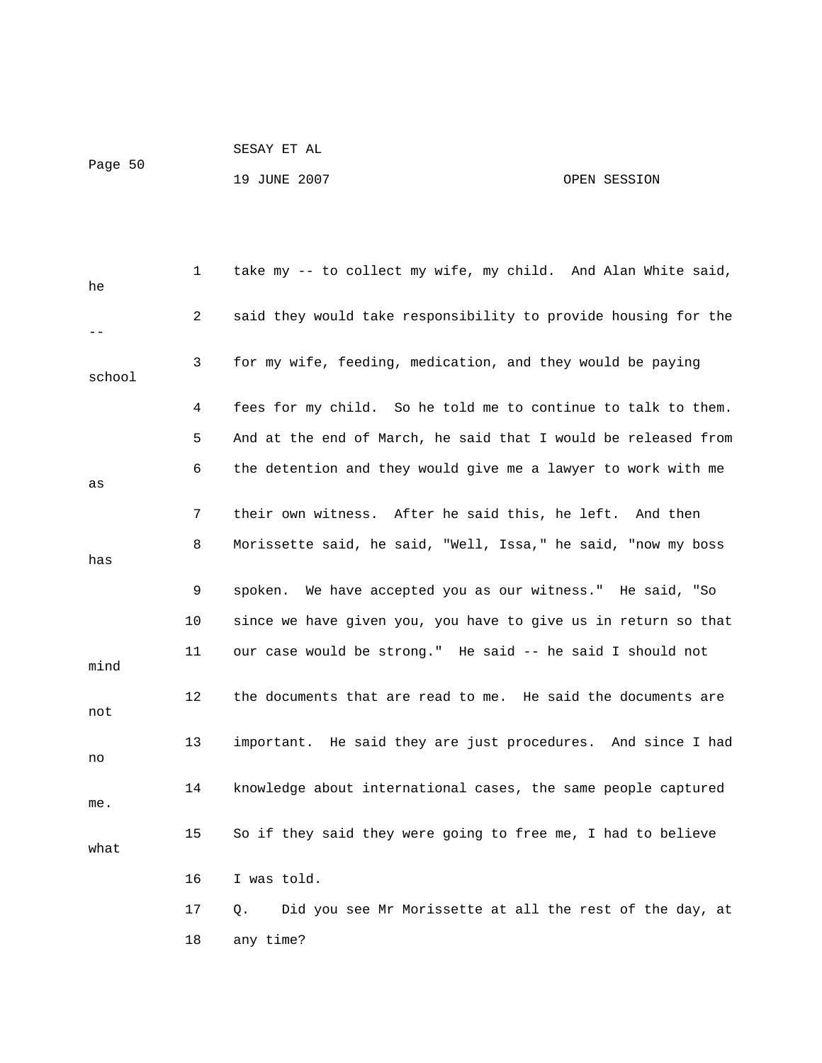1 take my -- to collect my wife, my child. And Alan White said, he

2 said they would take responsibility to provide housing for the --

3 for my wife, feeding, medication, and they would be paying school

4 fees for my child. So he told me to continue to talk to them.

5 And at the end of March, he said that I would be released from

6 the detention and they would give me a lawyer to work with me as

7 their own witness. After he said this, he left. And then

8 Morissette said, he said, "Well, Issa," he said, "now my boss has

9 spoken. We have accepted you as our witness." He said, "So

10 since we have given you, you have to give us in return so that

11 our case would be strong." He said -- he said I should not mind

12 the documents that are read to me. He said the documents are not

13 important. He said they are just procedures. And since I had no

14 knowledge about international cases, the same people captured me.

15 So if they said they were going to free me, I had to believe what

16 I was told.

17 Q. Did you see Mr Morissette at all the rest of the day, at

18 any time?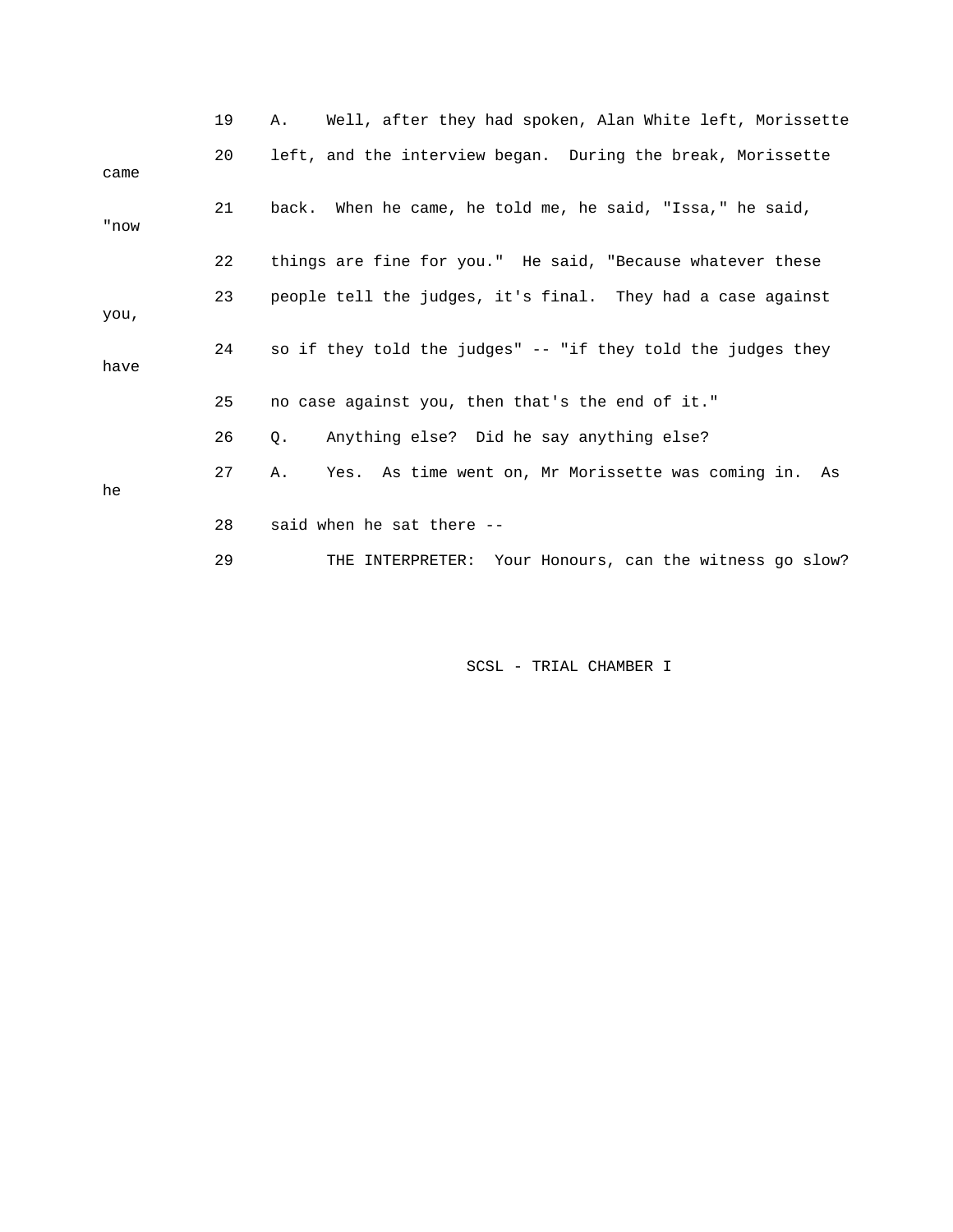19 A. Well, after they had spoken, Alan White left, Morissette

20 left, and the interview began. During the break, Morissette came

21 back. When he came, he told me, he said, "Issa," he said, "now

22 things are fine for you." He said, "Because whatever these

23 people tell the judges, it's final. They had a case against you,

24 so if they told the judges" -- "if they told the judges they have

25 no case against you, then that's the end of it."

26 Q. Anything else? Did he say anything else?

27 A. Yes. As time went on, Mr Morissette was coming in. As he

28 said when he sat there --

29 THE INTERPRETER: Your Honours, can the witness go slow?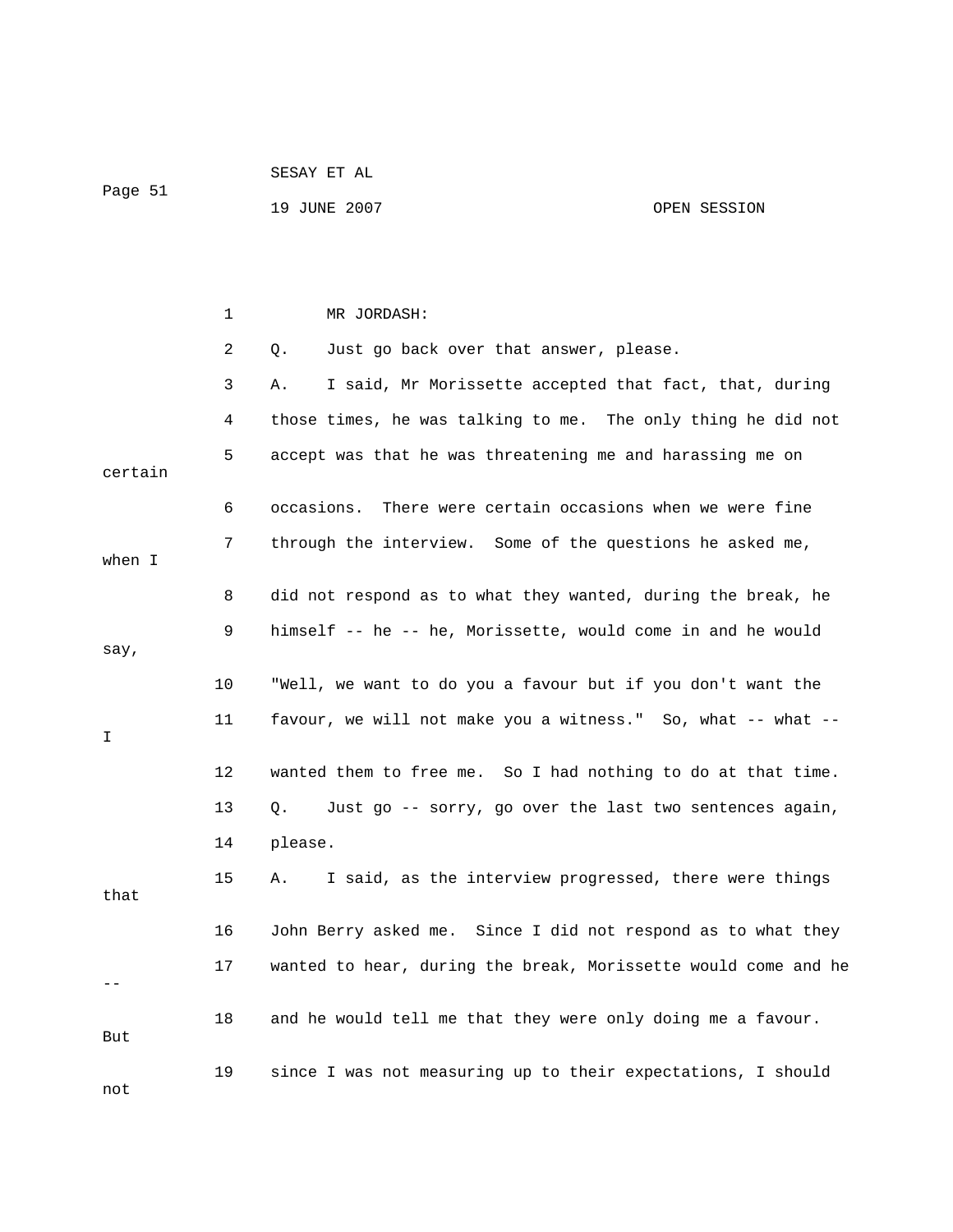MR JORDASH:

Q. Just go back over that answer, please.

A. I said, Mr Morissette accepted that fact, that, during those times, he was talking to me. The only thing he did not accept was that he was threatening me and harassing me on certain occasions. There were certain occasions when we were fine through the interview. Some of the questions he asked me, when I did not respond as to what they wanted, during the break, he himself -- he -- he, Morissette, would come in and he would say, "Well, we want to do you a favour but if you don't want the favour, we will not make you a witness." So, what -- what -- I wanted them to free me. So I had nothing to do at that time.

Q. Just go -- sorry, go over the last two sentences again, please.

A. I said, as the interview progressed, there were things that John Berry asked me. Since I did not respond as to what they wanted to hear, during the break, Morissette would come and he -- and he would tell me that they were only doing me a favour. But since I was not measuring up to their expectations, I should not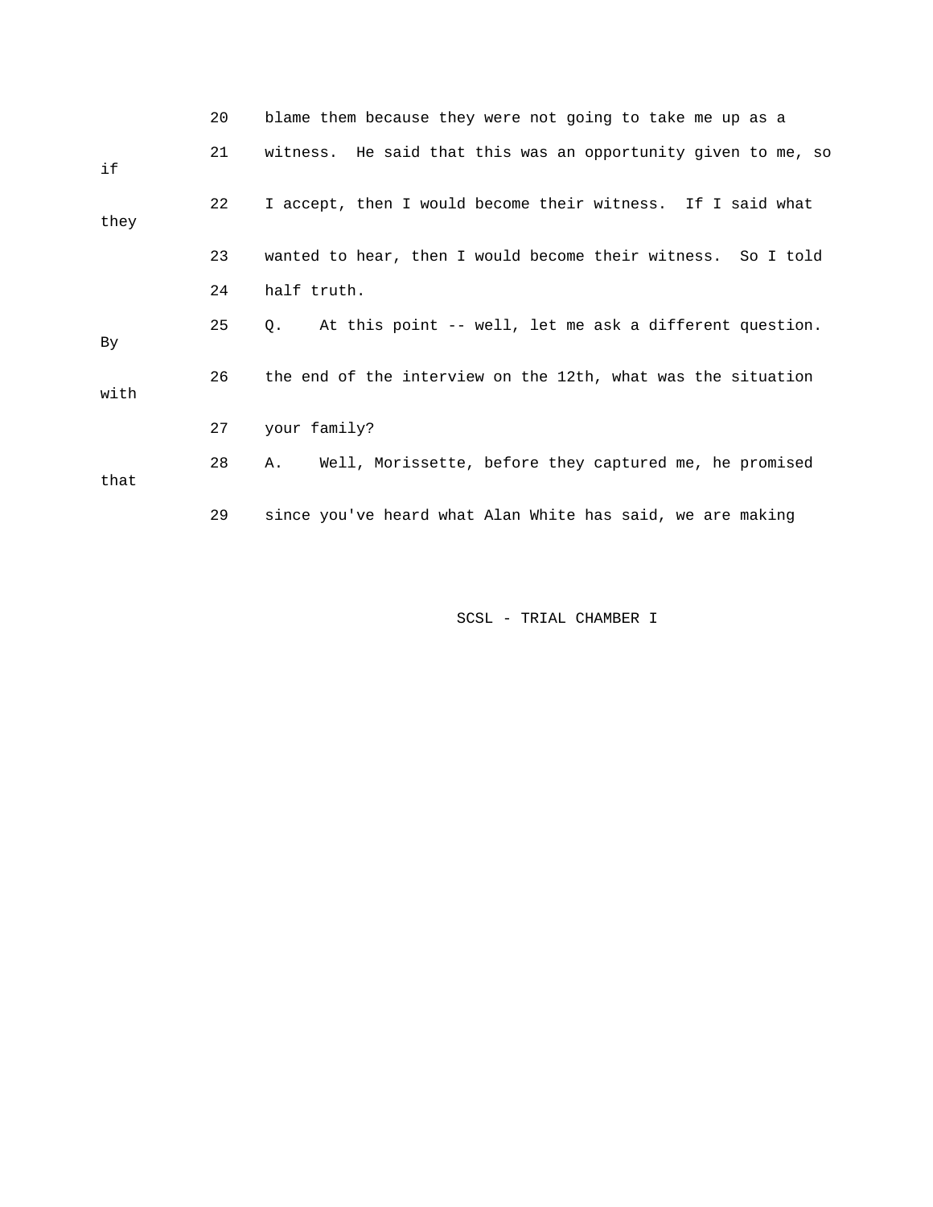20 blame them because they were not going to take me up as a

21 witness. He said that this was an opportunity given to me, so if

22 I accept, then I would become their witness. If I said what they

23 wanted to hear, then I would become their witness. So I told

24 half truth.

25 Q. At this point -- well, let me ask a different question. By

26 the end of the interview on the 12th, what was the situation with

27 your family?

28 A. Well, Morissette, before they captured me, he promised that

29 since you've heard what Alan White has said, we are making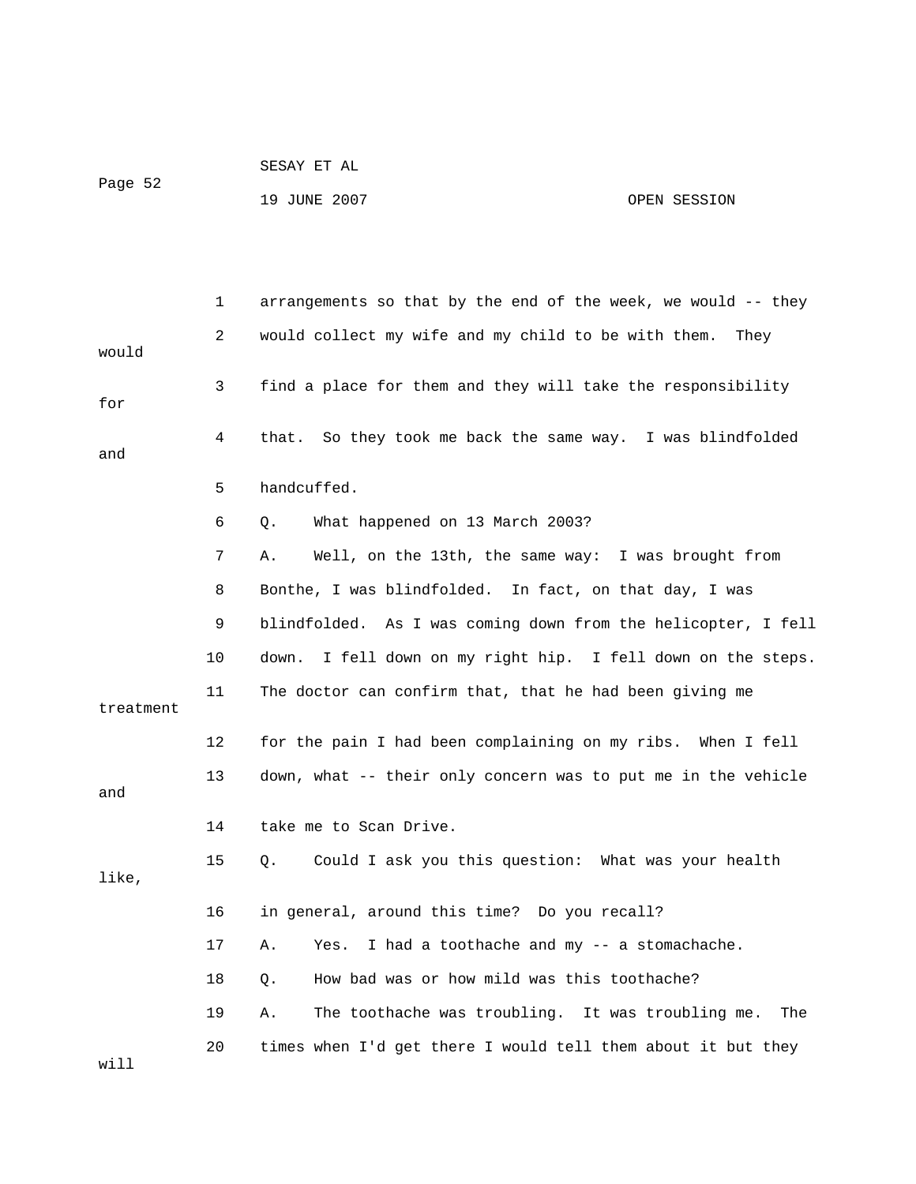1 arrangements so that by the end of the week, we would -- they

2 would collect my wife and my child to be with them. They would

3 find a place for them and they will take the responsibility for

4 that. So they took me back the same way. I was blindfolded and

5 handcuffed.

6 Q. What happened on 13 March 2003?

7 A. Well, on the 13th, the same way: I was brought from

8 Bonthe, I was blindfolded. In fact, on that day, I was

9 blindfolded. As I was coming down from the helicopter, I fell

10 down. I fell down on my right hip. I fell down on the steps.

11 The doctor can confirm that, that he had been giving me treatment

12 for the pain I had been complaining on my ribs. When I fell

13 down, what -- their only concern was to put me in the vehicle and

14 take me to Scan Drive.

15 Q. Could I ask you this question: What was your health like,

16 in general, around this time? Do you recall?

17 A. Yes. I had a toothache and my -- a stomachache.

18 Q. How bad was or how mild was this toothache?

19 A. The toothache was troubling. It was troubling me. The

20 times when I'd get there I would tell them about it but they will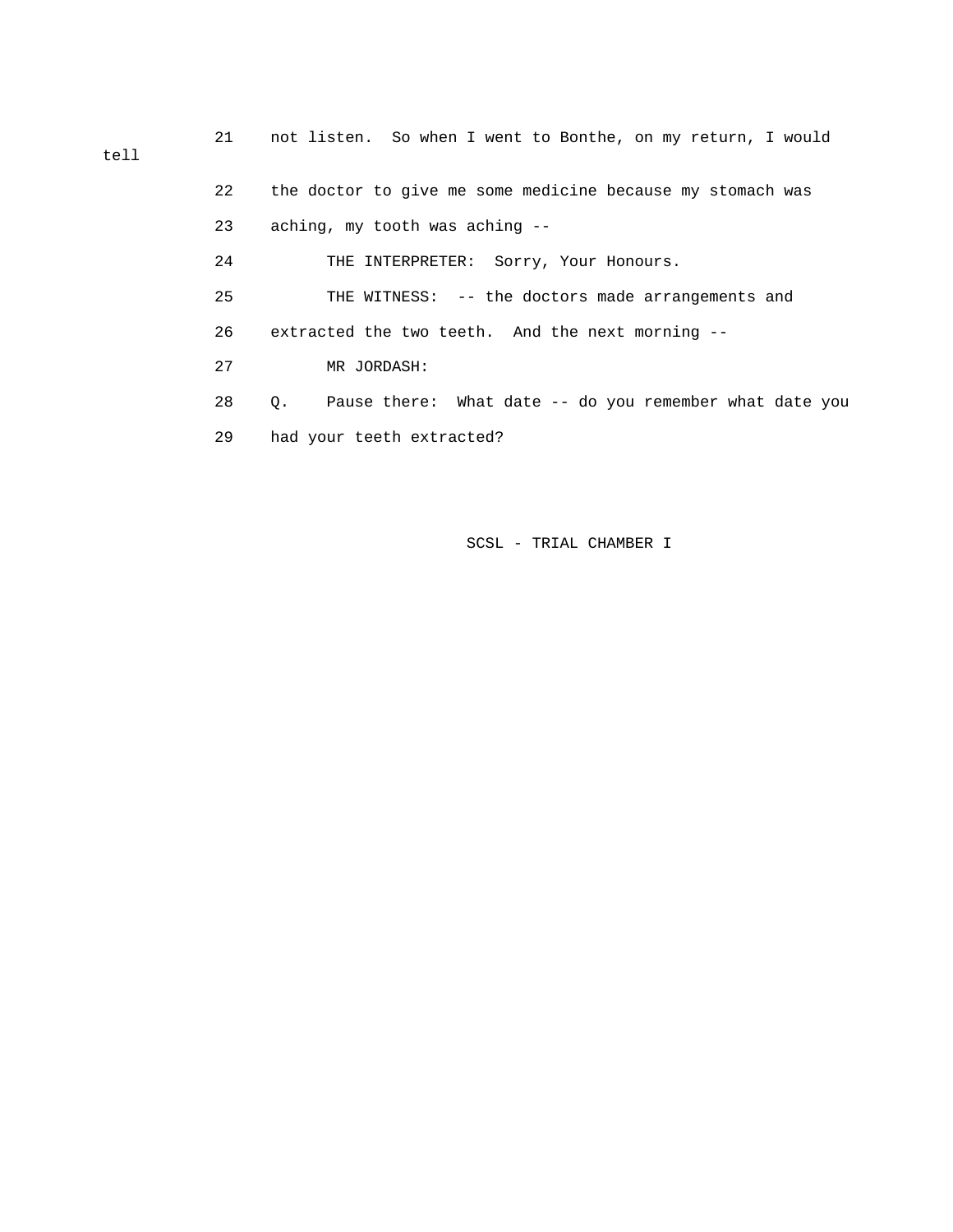21 not listen. So when I went to Bonthe, on my return, I would tell

22 the doctor to give me some medicine because my stomach was

23 aching, my tooth was aching --

24 THE INTERPRETER: Sorry, Your Honours.

25 THE WITNESS: -- the doctors made arrangements and

26 extracted the two teeth. And the next morning --

27 MR JORDASH:

28 Q. Pause there: What date -- do you remember what date you

29 had your teeth extracted?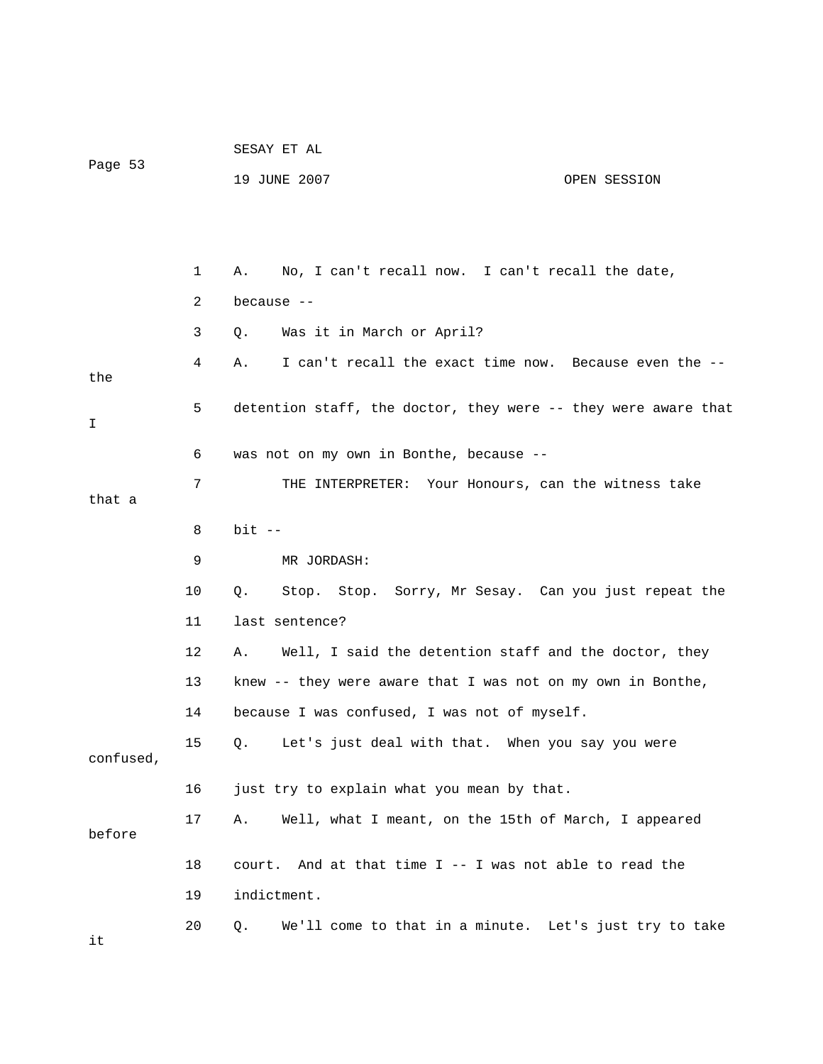1 A. No, I can't recall now. I can't recall the date,

2 because --

3 Q. Was it in March or April?

4 A. I can't recall the exact time now. Because even the -- the

5 detention staff, the doctor, they were -- they were aware that I

6 was not on my own in Bonthe, because --

7 THE INTERPRETER: Your Honours, can the witness take that a

8 bit --

9 MR JORDASH:

10 Q. Stop. Stop. Sorry, Mr Sesay. Can you just repeat the

11 last sentence?

12 A. Well, I said the detention staff and the doctor, they

13 knew -- they were aware that I was not on my own in Bonthe,

14 because I was confused, I was not of myself.

15 Q. Let's just deal with that. When you say you were confused,

16 just try to explain what you mean by that.

17 A. Well, what I meant, on the 15th of March, I appeared before

18 court. And at that time I -- I was not able to read the

19 indictment.

20 Q. We'll come to that in a minute. Let's just try to take it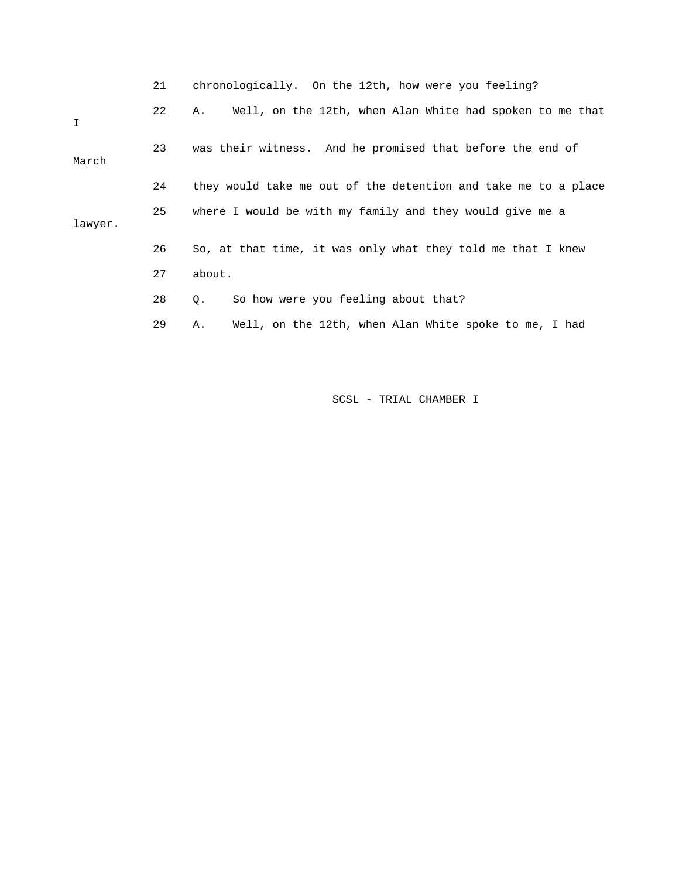21 chronologically. On the 12th, how were you feeling?

22 A. Well, on the 12th, when Alan White had spoken to me that I

23 was their witness. And he promised that before the end of March

24 they would take me out of the detention and take me to a place

25 where I would be with my family and they would give me a lawyer.

26 So, at that time, it was only what they told me that I knew

27 about.

28 Q. So how were you feeling about that?

29 A. Well, on the 12th, when Alan White spoke to me, I had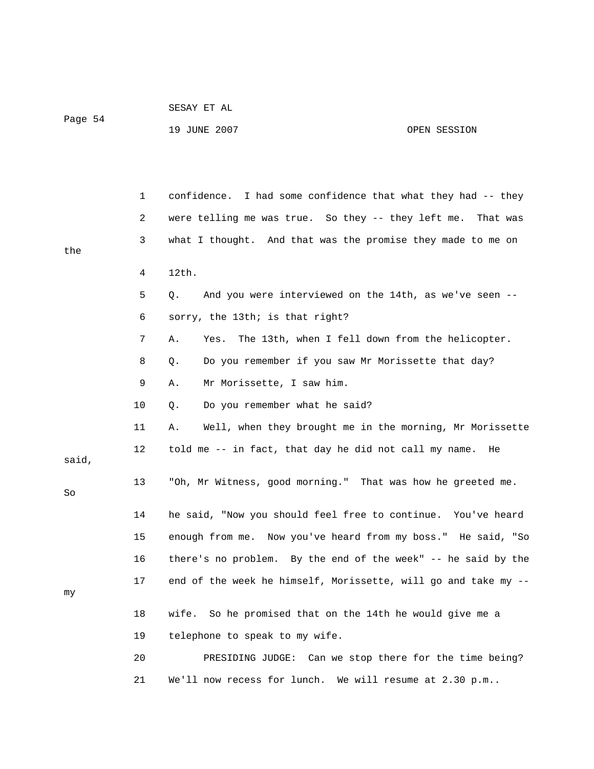1 confidence. I had some confidence that what they had -- they

2 were telling me was true. So they -- they left me. That was

3 what I thought. And that was the promise they made to me on the

4 12th.

5 Q. And you were interviewed on the 14th, as we've seen --

6 sorry, the 13th; is that right?

7 A. Yes. The 13th, when I fell down from the helicopter.

8 Q. Do you remember if you saw Mr Morissette that day?

9 A. Mr Morissette, I saw him.

10 Q. Do you remember what he said?

11 A. Well, when they brought me in the morning, Mr Morissette

12 told me -- in fact, that day he did not call my name. He said,

13 "Oh, Mr Witness, good morning." That was how he greeted me. So

14 he said, "Now you should feel free to continue. You've heard

15 enough from me. Now you've heard from my boss." He said, "So

16 there's no problem. By the end of the week" -- he said by the

17 end of the week he himself, Morissette, will go and take my -- my

18 wife. So he promised that on the 14th he would give me a

19 telephone to speak to my wife.

20 PRESIDING JUDGE: Can we stop there for the time being?

21 We'll now recess for lunch. We will resume at 2.30 p.m..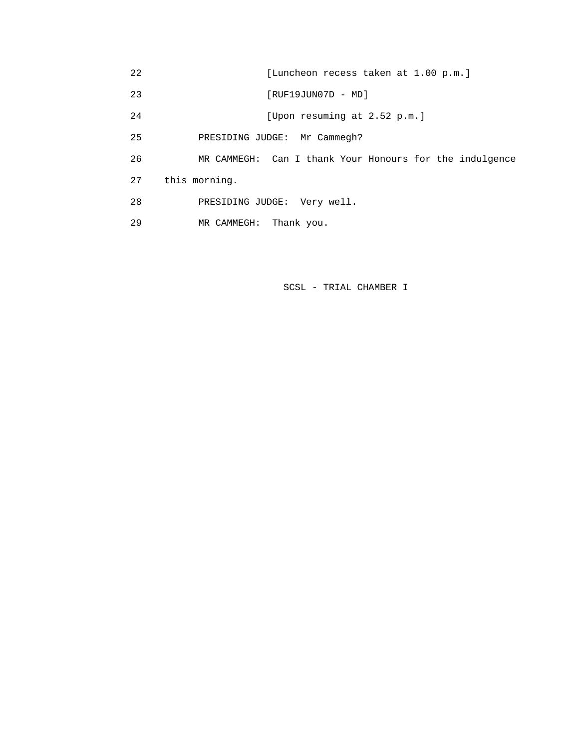22 [Luncheon recess taken at 1.00 p.m.]

23 [RUF19JUN07D - MD]

24 [Upon resuming at 2.52 p.m.]

25 PRESIDING JUDGE: Mr Cammegh?

26 MR CAMMEGH: Can I thank Your Honours for the indulgence

27 this morning.

28 PRESIDING JUDGE: Very well.

29 MR CAMMEGH: Thank you.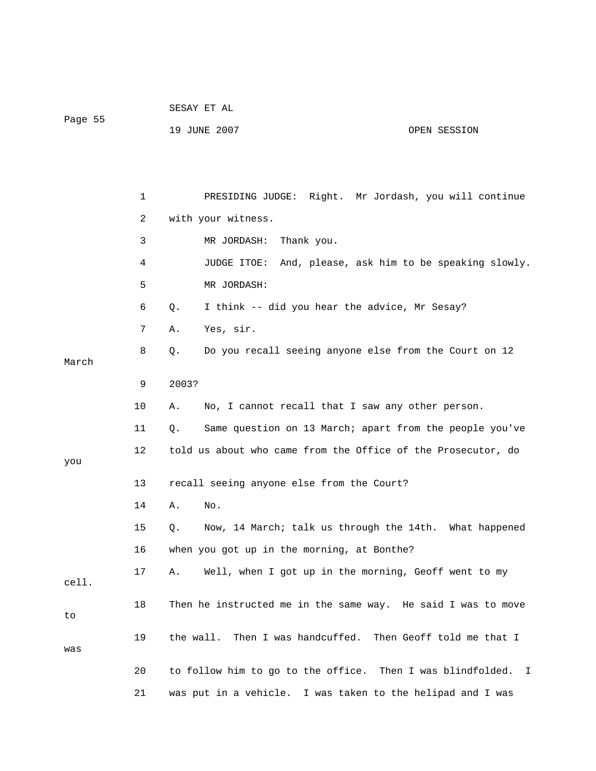PRESIDING JUDGE: Right. Mr Jordash, you will continue with your witness.

MR JORDASH: Thank you.

JUDGE ITOE: And, please, ask him to be speaking slowly.

MR JORDASH:

Q. I think -- did you hear the advice, Mr Sesay?

A. Yes, sir.

Q. Do you recall seeing anyone else from the Court on 12 March 2003?

A. No, I cannot recall that I saw any other person.

Q. Same question on 13 March; apart from the people you've told us about who came from the Office of the Prosecutor, do you recall seeing anyone else from the Court?

A. No.

Q. Now, 14 March; talk us through the 14th. What happened when you got up in the morning, at Bonthe?

A. Well, when I got up in the morning, Geoff went to my cell. Then he instructed me in the same way. He said I was to move to the wall. Then I was handcuffed. Then Geoff told me that I was to follow him to go to the office. Then I was blindfolded. I was put in a vehicle. I was taken to the helipad and I was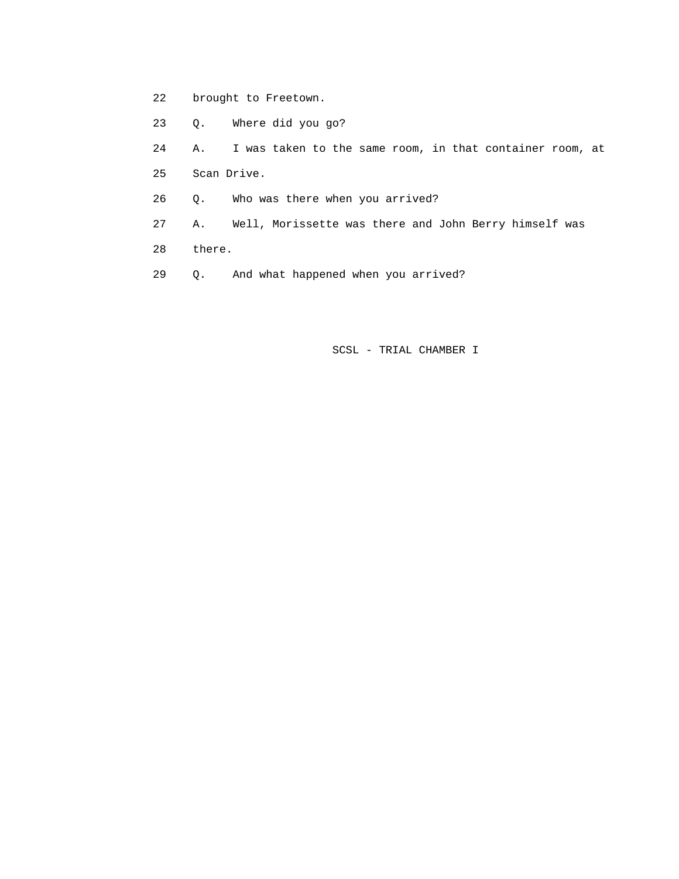22 brought to Freetown.

23 Q. Where did you go?

24 A. I was taken to the same room, in that container room, at

25 Scan Drive.

26 Q. Who was there when you arrived?

27 A. Well, Morissette was there and John Berry himself was

28 there.

29 Q. And what happened when you arrived?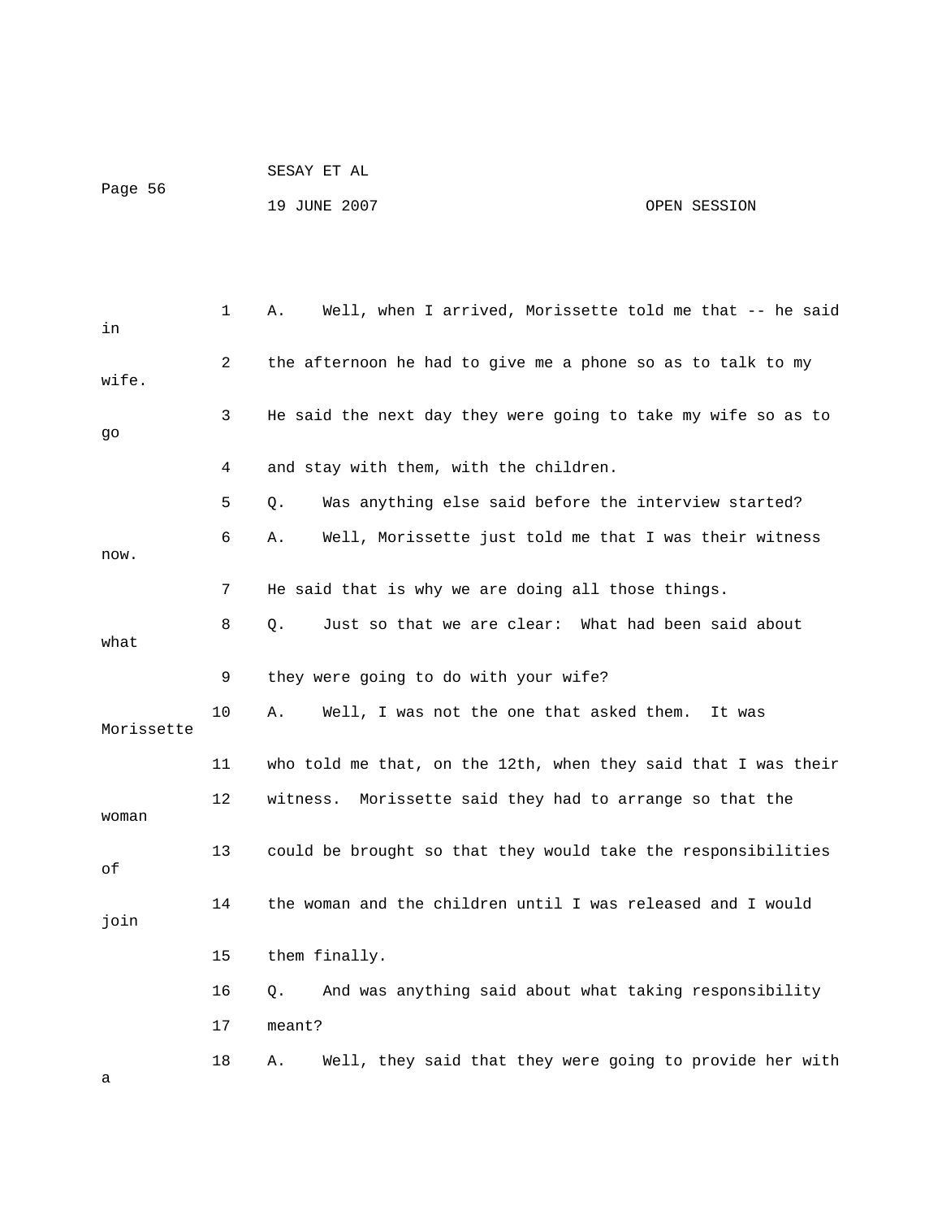1 A. Well, when I arrived, Morissette told me that -- he said in

2 the afternoon he had to give me a phone so as to talk to my wife.

3 He said the next day they were going to take my wife so as to go

4 and stay with them, with the children.

5 Q. Was anything else said before the interview started?

6 A. Well, Morissette just told me that I was their witness now.

7 He said that is why we are doing all those things.

8 Q. Just so that we are clear: What had been said about what

9 they were going to do with your wife?

10 A. Well, I was not the one that asked them. It was Morissette

11 who told me that, on the 12th, when they said that I was their

12 witness. Morissette said they had to arrange so that the woman

13 could be brought so that they would take the responsibilities of

14 the woman and the children until I was released and I would join

15 them finally.

16 Q. And was anything said about what taking responsibility

17 meant?

18 A. Well, they said that they were going to provide her with a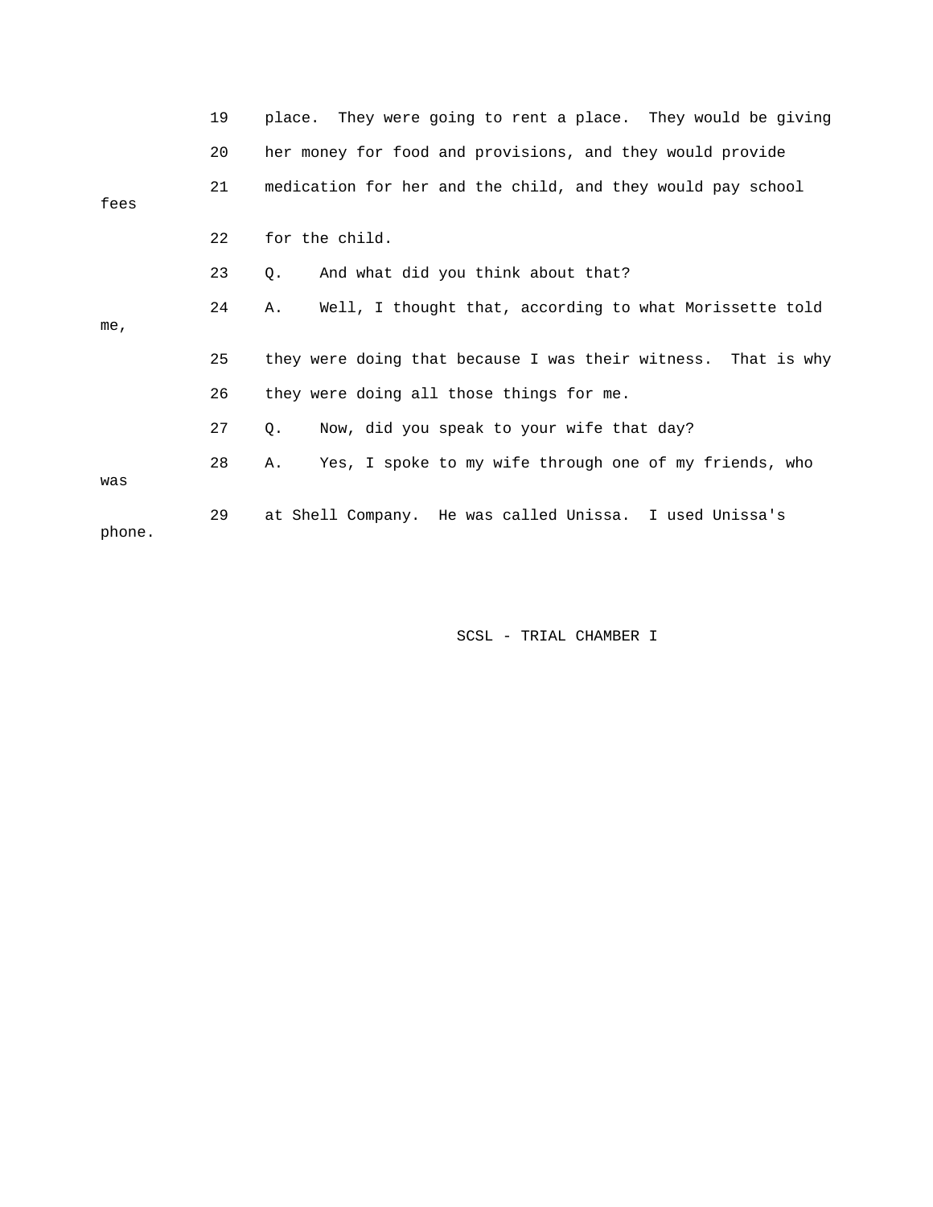19 place. They were going to rent a place. They would be giving

20 her money for food and provisions, and they would provide

21 medication for her and the child, and they would pay school fees

22 for the child.

23 Q. And what did you think about that?

24 A. Well, I thought that, according to what Morissette told me,

25 they were doing that because I was their witness. That is why

26 they were doing all those things for me.

27 Q. Now, did you speak to your wife that day?

28 A. Yes, I spoke to my wife through one of my friends, who was

29 at Shell Company. He was called Unissa. I used Unissa's phone.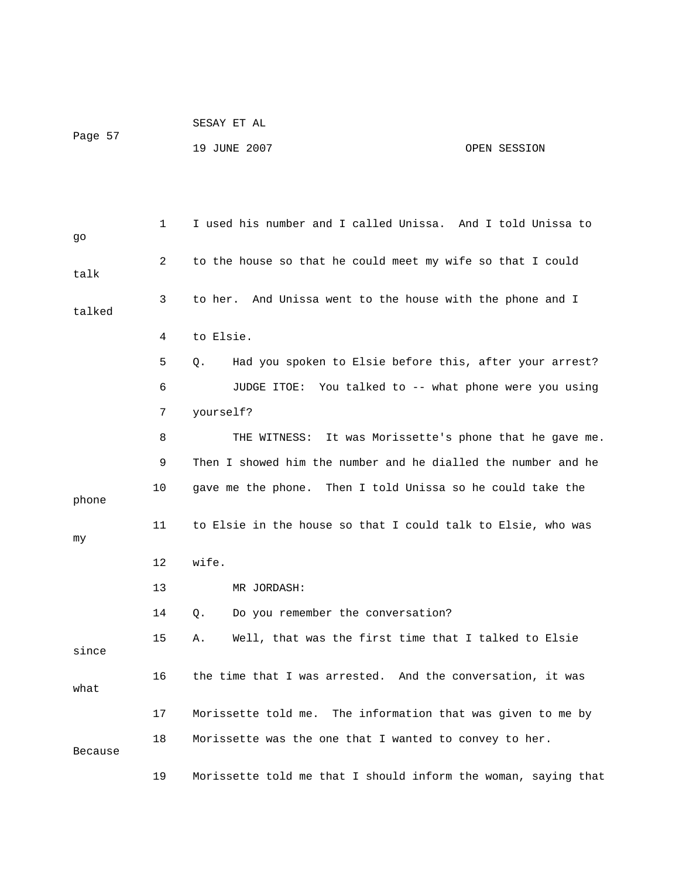1 I used his number and I called Unissa. And I told Unissa to go

2 to the house so that he could meet my wife so that I could talk

3 to her. And Unissa went to the house with the phone and I talked

4 to Elsie.

5 Q. Had you spoken to Elsie before this, after your arrest?

6 JUDGE ITOE: You talked to -- what phone were you using

7 yourself?

8 THE WITNESS: It was Morissette's phone that he gave me.

9 Then I showed him the number and he dialled the number and he

10 gave me the phone. Then I told Unissa so he could take the phone

11 to Elsie in the house so that I could talk to Elsie, who was my

12 wife.

13 MR JORDASH:

14 Q. Do you remember the conversation?

15 A. Well, that was the first time that I talked to Elsie since

16 the time that I was arrested. And the conversation, it was what

17 Morissette told me. The information that was given to me by

18 Morissette was the one that I wanted to convey to her. Because

19 Morissette told me that I should inform the woman, saying that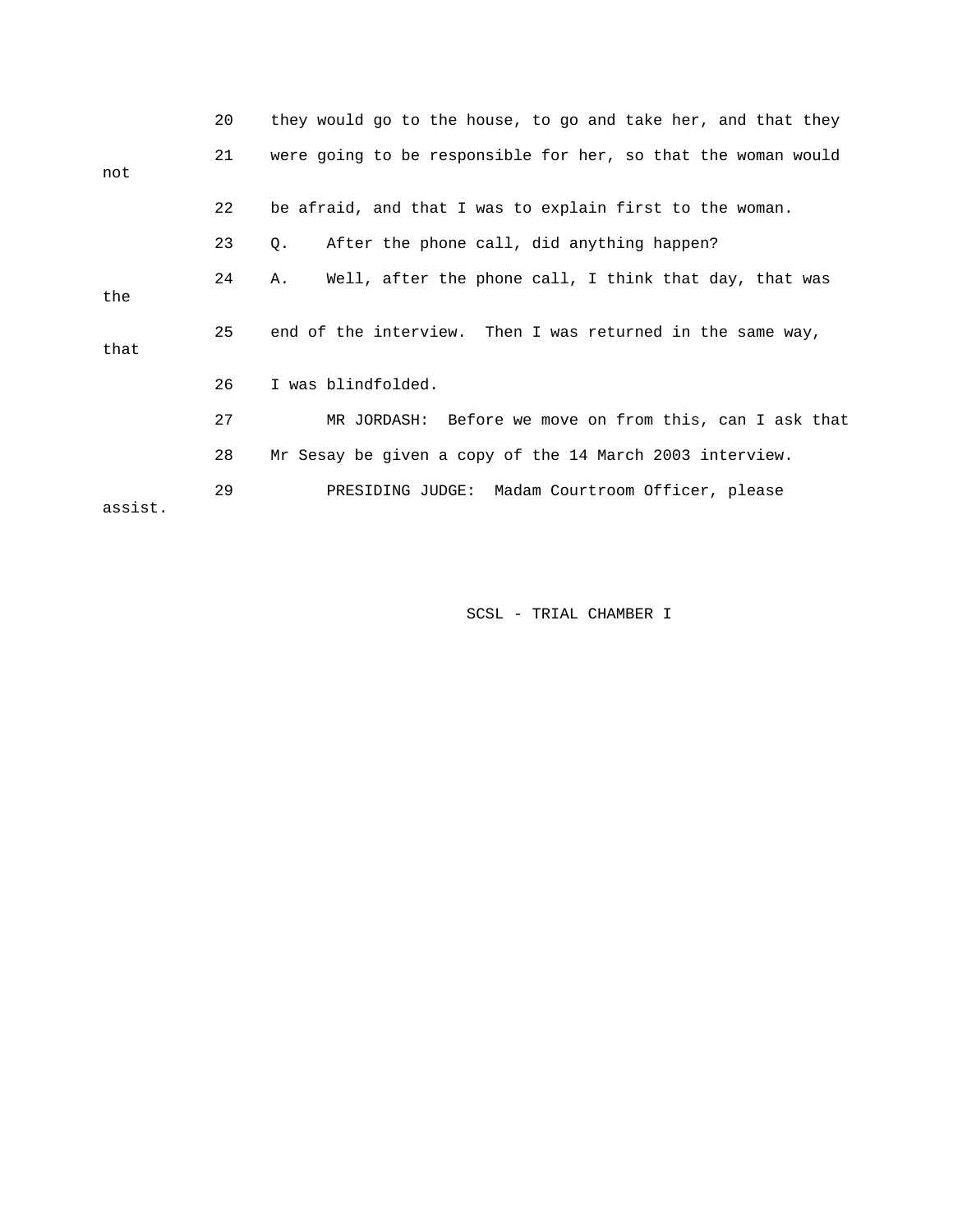20 they would go to the house, to go and take her, and that they

21 were going to be responsible for her, so that the woman would not

22 be afraid, and that I was to explain first to the woman.

23 Q. After the phone call, did anything happen?

24 A. Well, after the phone call, I think that day, that was the

25 end of the interview. Then I was returned in the same way, that

26 I was blindfolded.

27 MR JORDASH: Before we move on from this, can I ask that

28 Mr Sesay be given a copy of the 14 March 2003 interview.

29 PRESIDING JUDGE: Madam Courtroom Officer, please assist.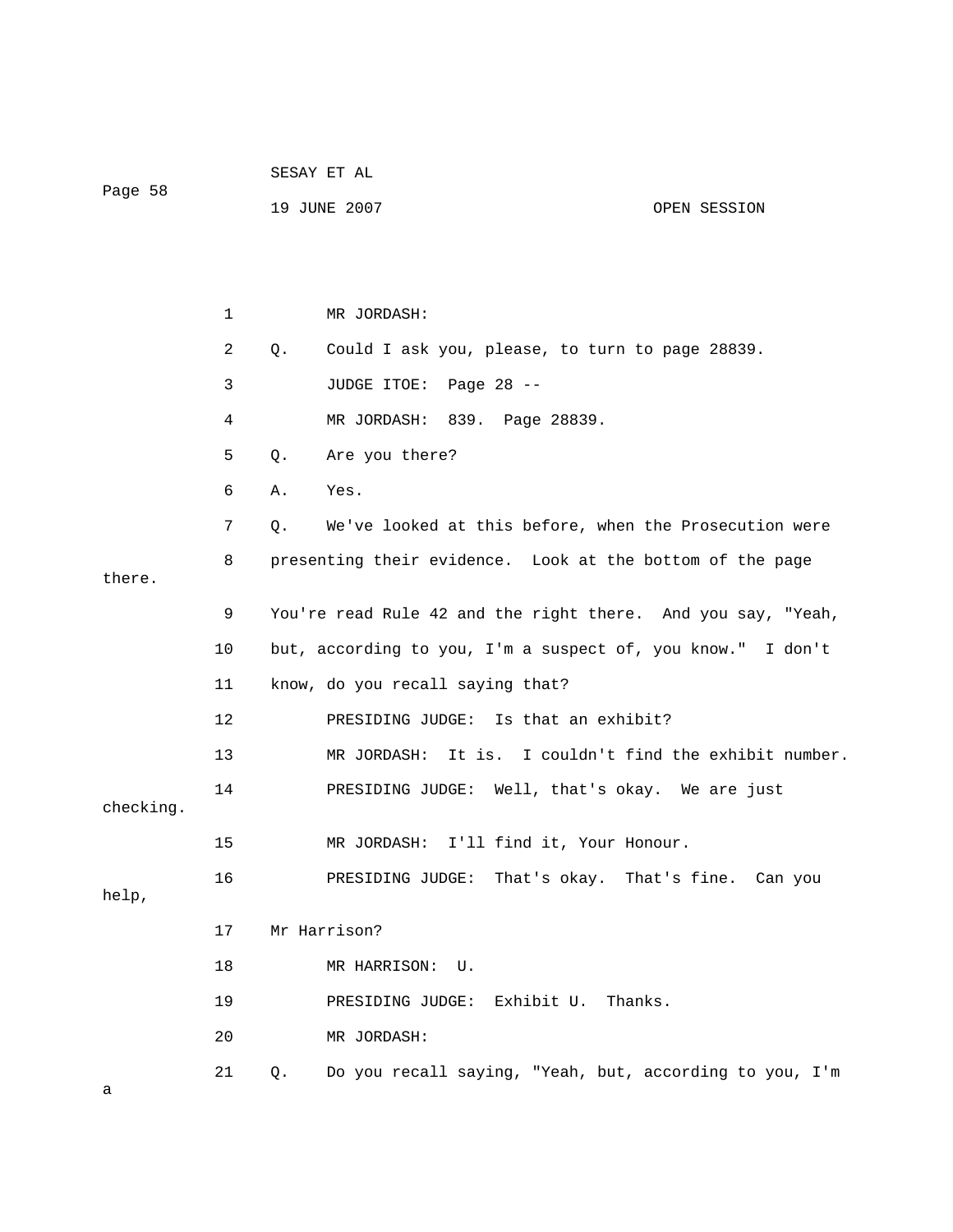1 MR JORDASH:

2 Q. Could I ask you, please, to turn to page 28839.

3 JUDGE ITOE: Page 28 --

4 MR JORDASH: 839. Page 28839.

5 Q. Are you there?

6 A. Yes.

7 Q. We've looked at this before, when the Prosecution were

8 presenting their evidence. Look at the bottom of the page there.

9 You're read Rule 42 and the right there. And you say, "Yeah,

10 but, according to you, I'm a suspect of, you know." I don't

11 know, do you recall saying that?

12 PRESIDING JUDGE: Is that an exhibit?

13 MR JORDASH: It is. I couldn't find the exhibit number.

14 PRESIDING JUDGE: Well, that's okay. We are just checking.

15 MR JORDASH: I'll find it, Your Honour.

16 PRESIDING JUDGE: That's okay. That's fine. Can you help,

17 Mr Harrison?

18 MR HARRISON: U.

19 PRESIDING JUDGE: Exhibit U. Thanks.

20 MR JORDASH:

21 Q. Do you recall saying, "Yeah, but, according to you, I'm a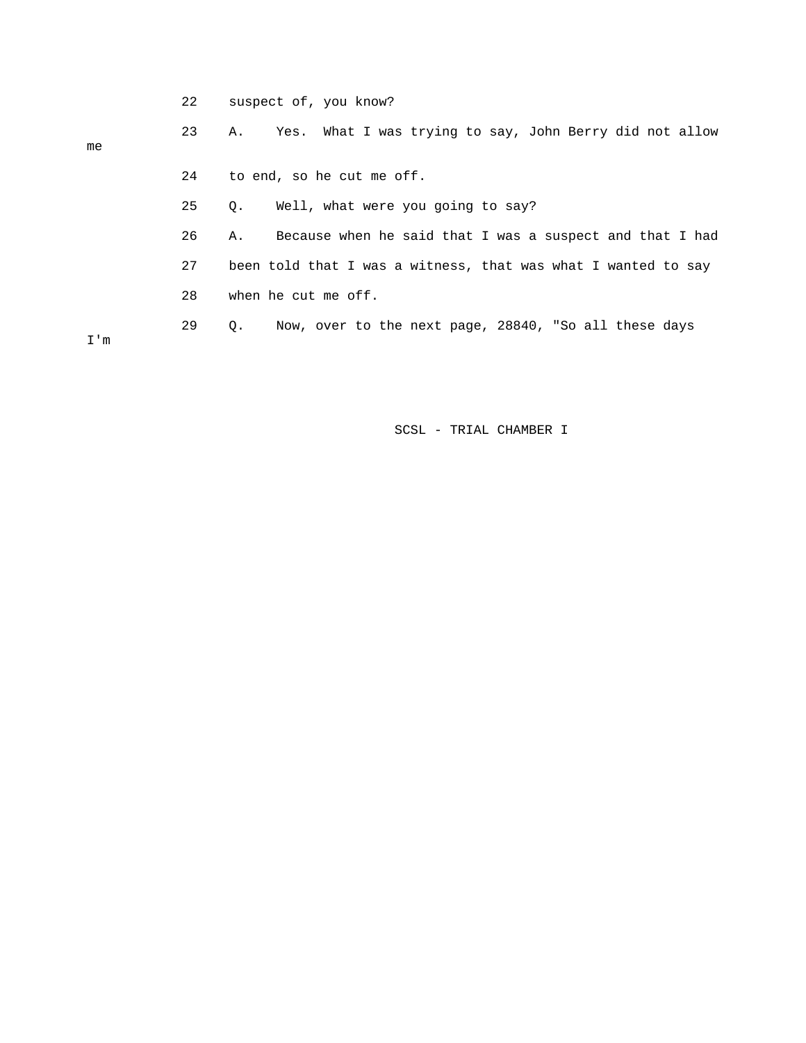22 suspect of, you know?

23 A. Yes. What I was trying to say, John Berry did not allow me

24 to end, so he cut me off.

25 Q. Well, what were you going to say?

26 A. Because when he said that I was a suspect and that I had

27 been told that I was a witness, that was what I wanted to say

28 when he cut me off.

29 Q. Now, over to the next page, 28840, "So all these days I'm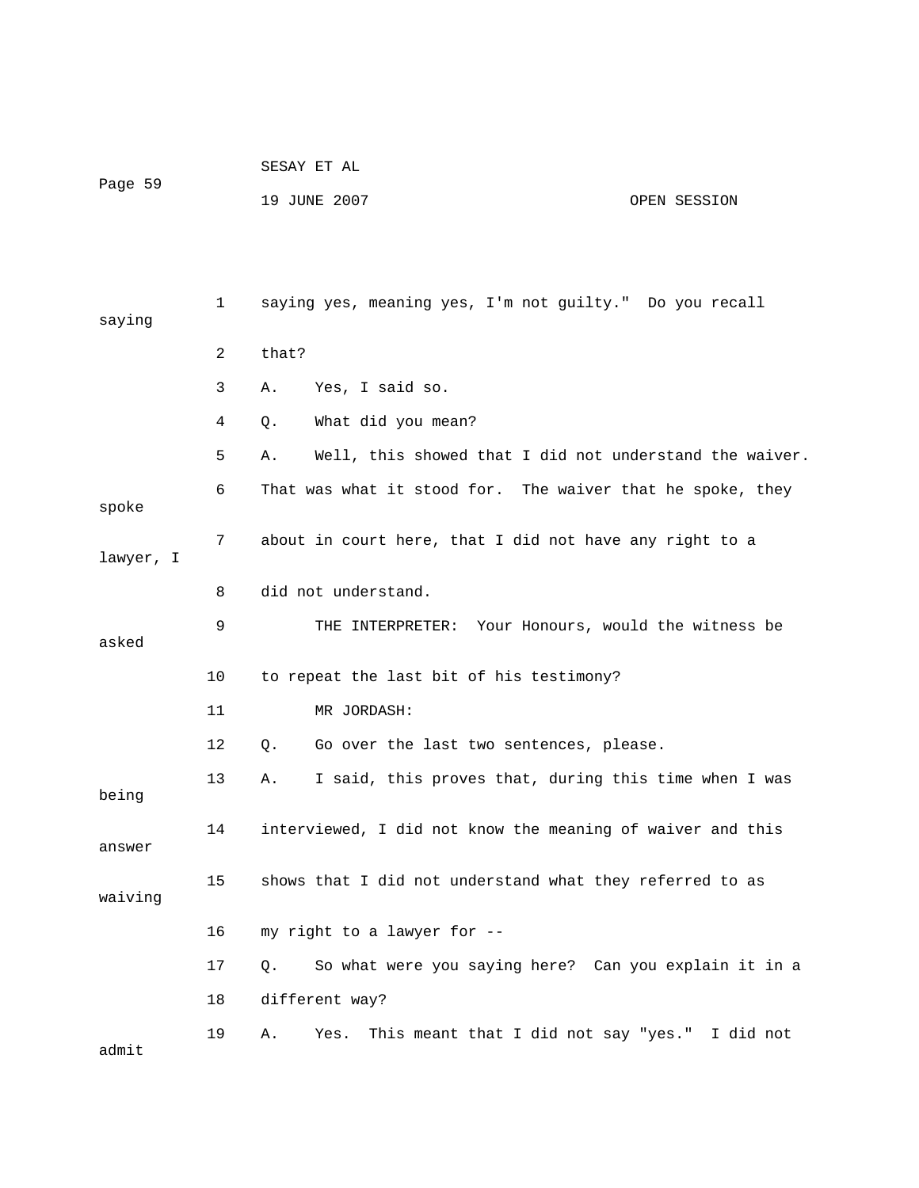saying yes, meaning yes, I'm not guilty." Do you recall saying that?

A. Yes, I said so.

Q. What did you mean?

A. Well, this showed that I did not understand the waiver. That was what it stood for. The waiver that he spoke, they spoke about in court here, that I did not have any right to a lawyer, I did not understand.

THE INTERPRETER: Your Honours, would the witness be asked to repeat the last bit of his testimony?

MR JORDASH:

Q. Go over the last two sentences, please.

A. I said, this proves that, during this time when I was being interviewed, I did not know the meaning of waiver and this answer shows that I did not understand what they referred to as waiving my right to a lawyer for --

Q. So what were you saying here? Can you explain it in a different way?

A. Yes. This meant that I did not say "yes." I did not admit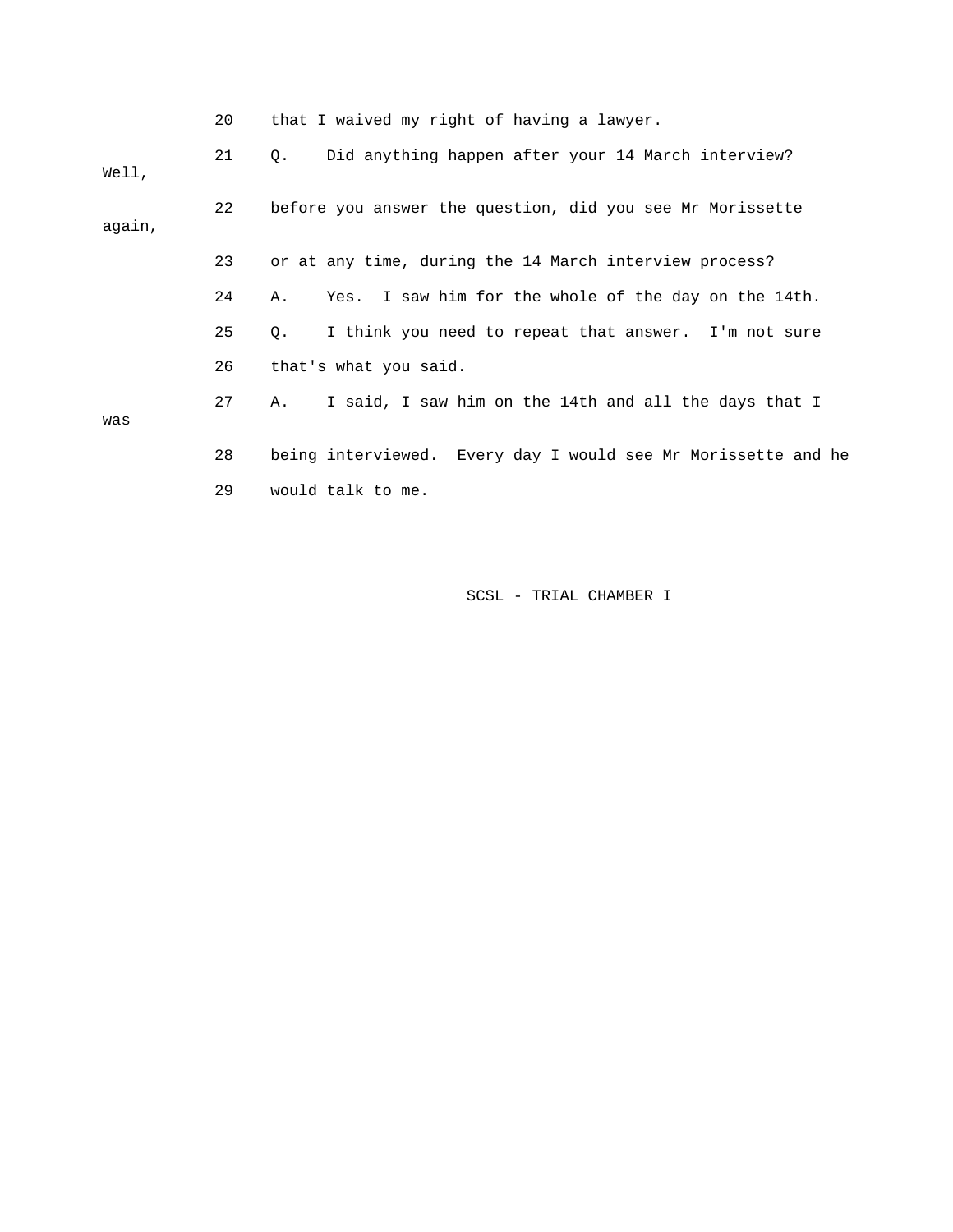20 that I waived my right of having a lawyer.

21 Q. Did anything happen after your 14 March interview? Well,

22 before you answer the question, did you see Mr Morissette again,

23 or at any time, during the 14 March interview process?

24 A. Yes. I saw him for the whole of the day on the 14th.

25 Q. I think you need to repeat that answer. I'm not sure

26 that's what you said.

27 A. I said, I saw him on the 14th and all the days that I was

28 being interviewed. Every day I would see Mr Morissette and he

29 would talk to me.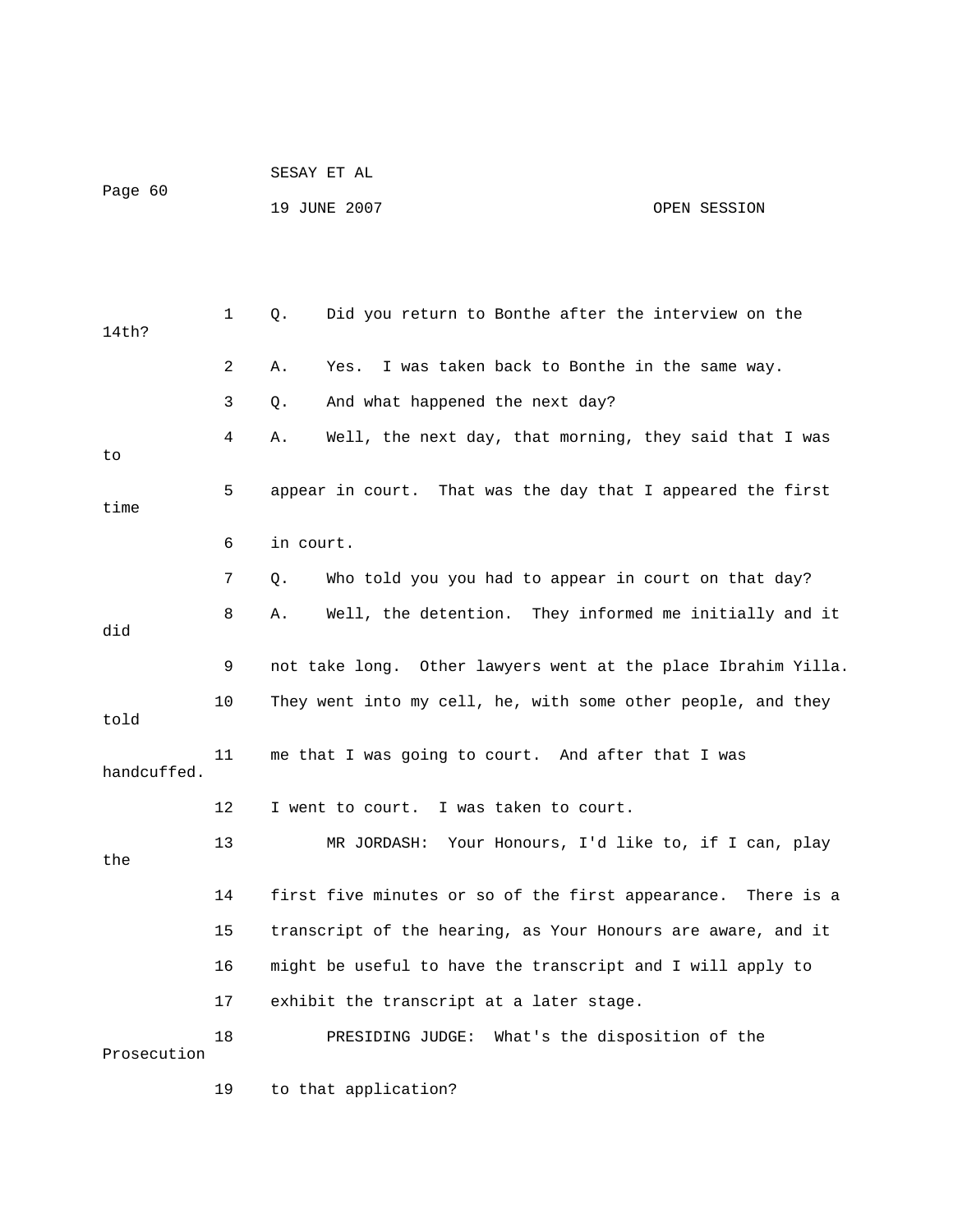1 Q. Did you return to Bonthe after the interview on the 14th?

2 A. Yes. I was taken back to Bonthe in the same way.

3 Q. And what happened the next day?

4 A. Well, the next day, that morning, they said that I was to

5 appear in court. That was the day that I appeared the first time

6 in court.

7 Q. Who told you you had to appear in court on that day?

8 A. Well, the detention. They informed me initially and it did

9 not take long. Other lawyers went at the place Ibrahim Yilla.

10 They went into my cell, he, with some other people, and they told

11 me that I was going to court. And after that I was handcuffed.

12 I went to court. I was taken to court.

13 MR JORDASH: Your Honours, I'd like to, if I can, play the

14 first five minutes or so of the first appearance. There is a

15 transcript of the hearing, as Your Honours are aware, and it

16 might be useful to have the transcript and I will apply to

17 exhibit the transcript at a later stage.

18 PRESIDING JUDGE: What's the disposition of the Prosecution

19 to that application?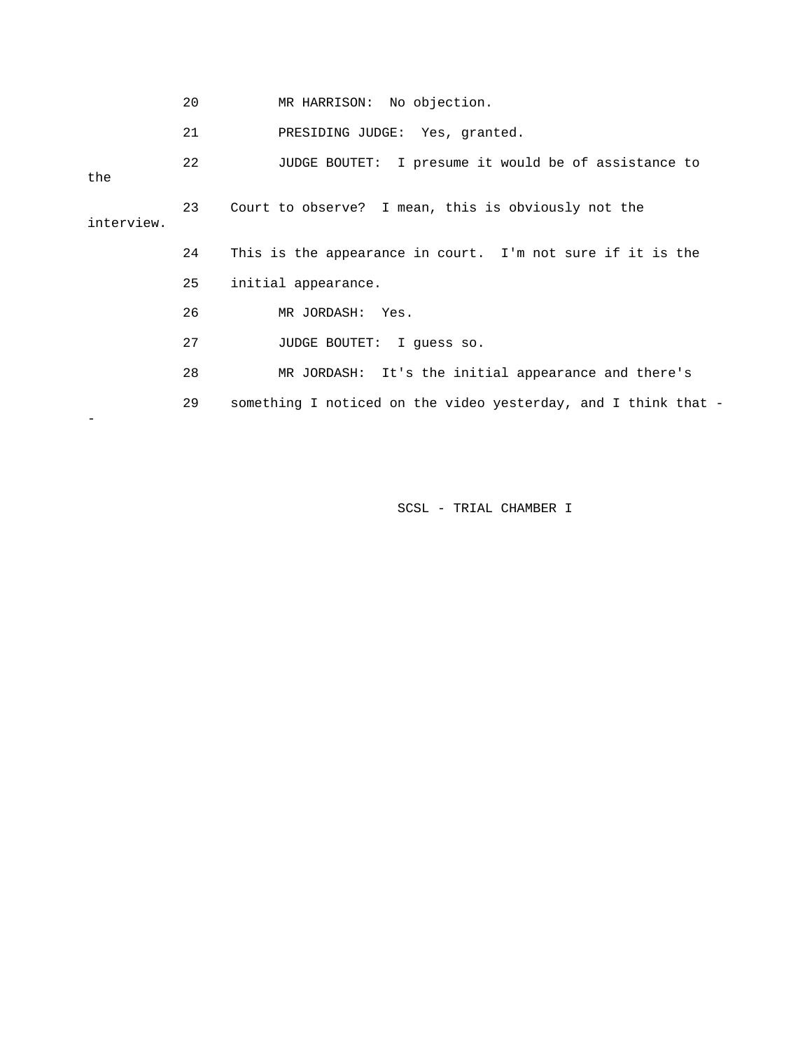20 MR HARRISON: No objection.

21 PRESIDING JUDGE: Yes, granted.

22 JUDGE BOUTET: I presume it would be of assistance to the

23 Court to observe? I mean, this is obviously not the interview.

24 This is the appearance in court. I'm not sure if it is the

25 initial appearance.

26 MR JORDASH: Yes.

27 JUDGE BOUTET: I guess so.

28 MR JORDASH: It's the initial appearance and there's

29 something I noticed on the video yesterday, and I think that --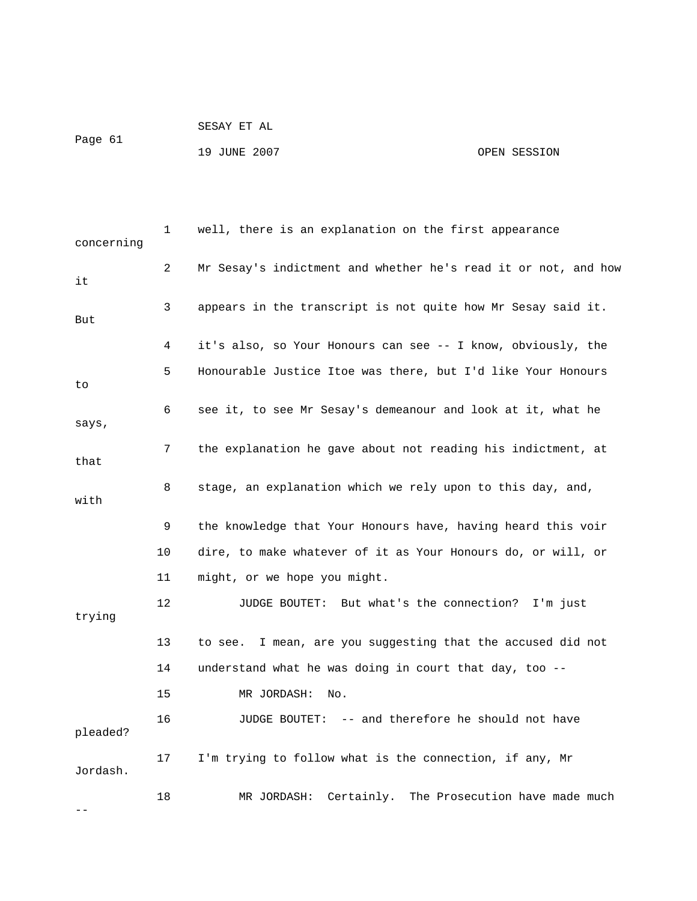1 well, there is an explanation on the first appearance concerning

2 Mr Sesay's indictment and whether he's read it or not, and how it

3 appears in the transcript is not quite how Mr Sesay said it. But

4 it's also, so Your Honours can see -- I know, obviously, the

5 Honourable Justice Itoe was there, but I'd like Your Honours to

6 see it, to see Mr Sesay's demeanour and look at it, what he says,

7 the explanation he gave about not reading his indictment, at that

8 stage, an explanation which we rely upon to this day, and, with

9 the knowledge that Your Honours have, having heard this voir

10 dire, to make whatever of it as Your Honours do, or will, or

11 might, or we hope you might.

12 JUDGE BOUTET: But what's the connection? I'm just trying

13 to see. I mean, are you suggesting that the accused did not

14 understand what he was doing in court that day, too --

15 MR JORDASH: No.

16 JUDGE BOUTET: -- and therefore he should not have pleaded?

17 I'm trying to follow what is the connection, if any, Mr Jordash.

18 MR JORDASH: Certainly. The Prosecution have made much --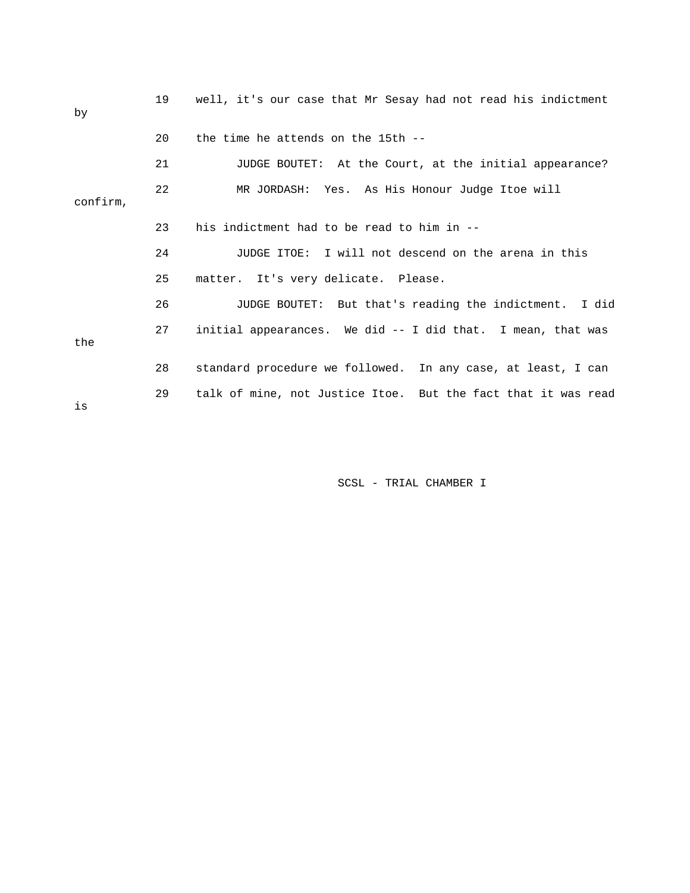19 well, it's our case that Mr Sesay had not read his indictment by

20 the time he attends on the 15th --

21 JUDGE BOUTET: At the Court, at the initial appearance?

22 MR JORDASH: Yes. As His Honour Judge Itoe will confirm,

23 his indictment had to be read to him in --

24 JUDGE ITOE: I will not descend on the arena in this

25 matter. It's very delicate. Please.

26 JUDGE BOUTET: But that's reading the indictment. I did

27 initial appearances. We did -- I did that. I mean, that was the

28 standard procedure we followed. In any case, at least, I can

29 talk of mine, not Justice Itoe. But the fact that it was read is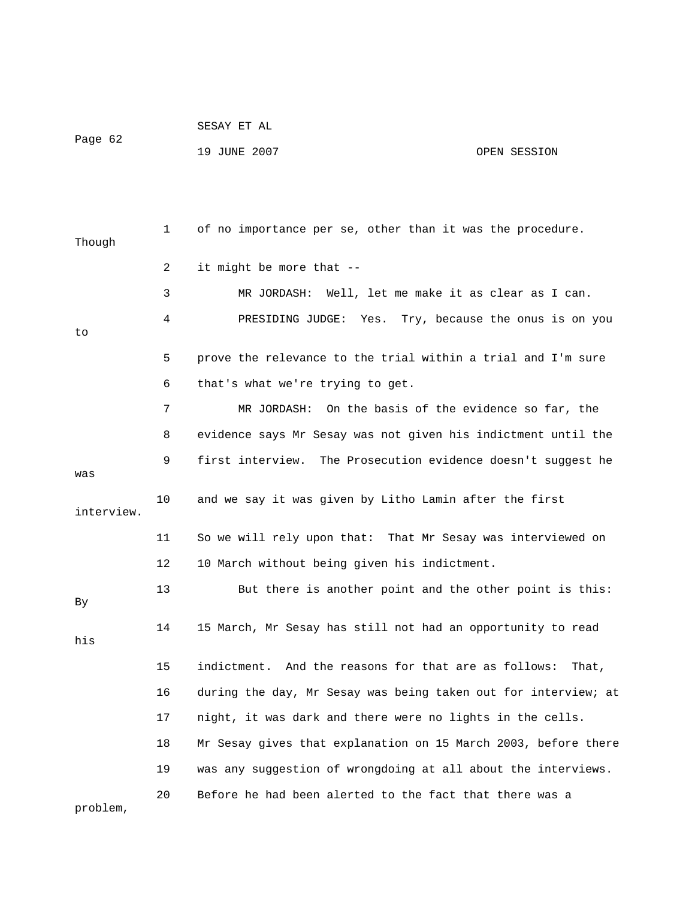of no importance per se, other than it was the procedure. Though it might be more that --

MR JORDASH: Well, let me make it as clear as I can.

PRESIDING JUDGE: Yes. Try, because the onus is on you to prove the relevance to the trial within a trial and I'm sure that's what we're trying to get.

MR JORDASH: On the basis of the evidence so far, the evidence says Mr Sesay was not given his indictment until the first interview. The Prosecution evidence doesn't suggest he was and we say it was given by Litho Lamin after the first interview. So we will rely upon that: That Mr Sesay was interviewed on 10 March without being given his indictment.

But there is another point and the other point is this: By 15 March, Mr Sesay has still not had an opportunity to read his indictment. And the reasons for that are as follows: That, during the day, Mr Sesay was being taken out for interview; at night, it was dark and there were no lights in the cells. Mr Sesay gives that explanation on 15 March 2003, before there was any suggestion of wrongdoing at all about the interviews. Before he had been alerted to the fact that there was a problem,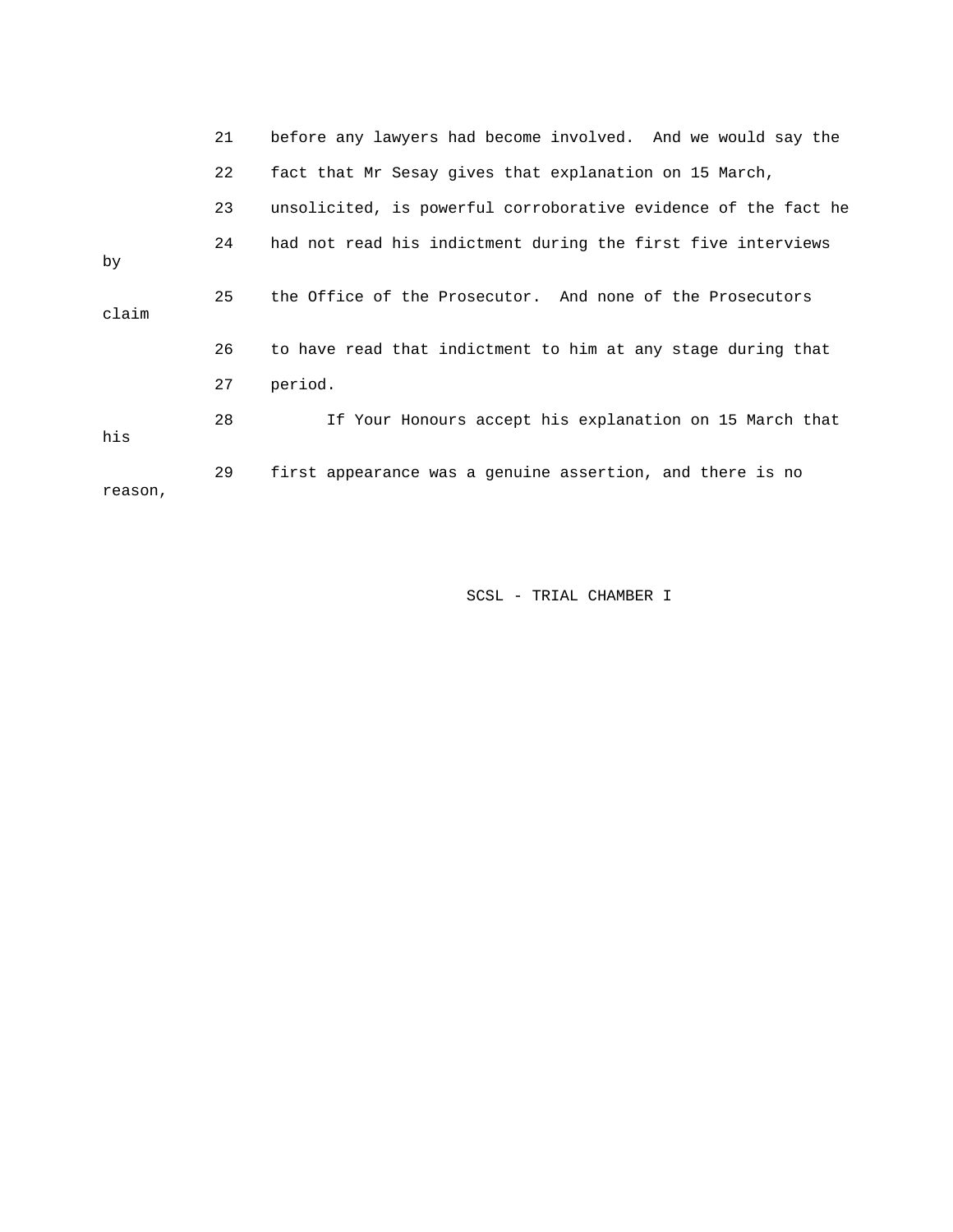21 before any lawyers had become involved. And we would say the

22 fact that Mr Sesay gives that explanation on 15 March,

23 unsolicited, is powerful corroborative evidence of the fact he

24 had not read his indictment during the first five interviews by

25 the Office of the Prosecutor. And none of the Prosecutors claim

26 to have read that indictment to him at any stage during that

27 period.

28 If Your Honours accept his explanation on 15 March that his

29 first appearance was a genuine assertion, and there is no reason,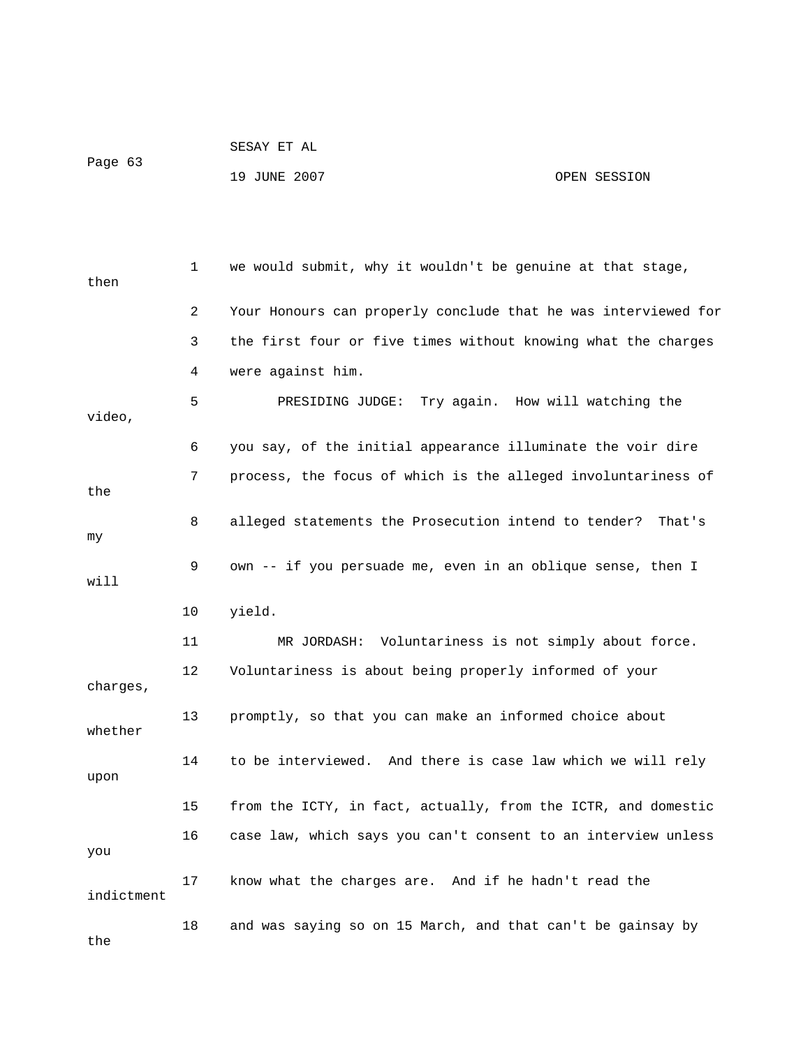we would submit, why it wouldn't be genuine at that stage, then Your Honours can properly conclude that he was interviewed for the first four or five times without knowing what the charges were against him.

PRESIDING JUDGE: Try again. How will watching the video, you say, of the initial appearance illuminate the voir dire process, the focus of which is the alleged involuntariness of the alleged statements the Prosecution intend to tender? That's my own -- if you persuade me, even in an oblique sense, then I will yield.

MR JORDASH: Voluntariness is not simply about force. Voluntariness is about being properly informed of your charges, promptly, so that you can make an informed choice about whether to be interviewed. And there is case law which we will rely upon from the ICTY, in fact, actually, from the ICTR, and domestic case law, which says you can't consent to an interview unless you know what the charges are. And if he hadn't read the indictment and was saying so on 15 March, and that can't be gainsay by the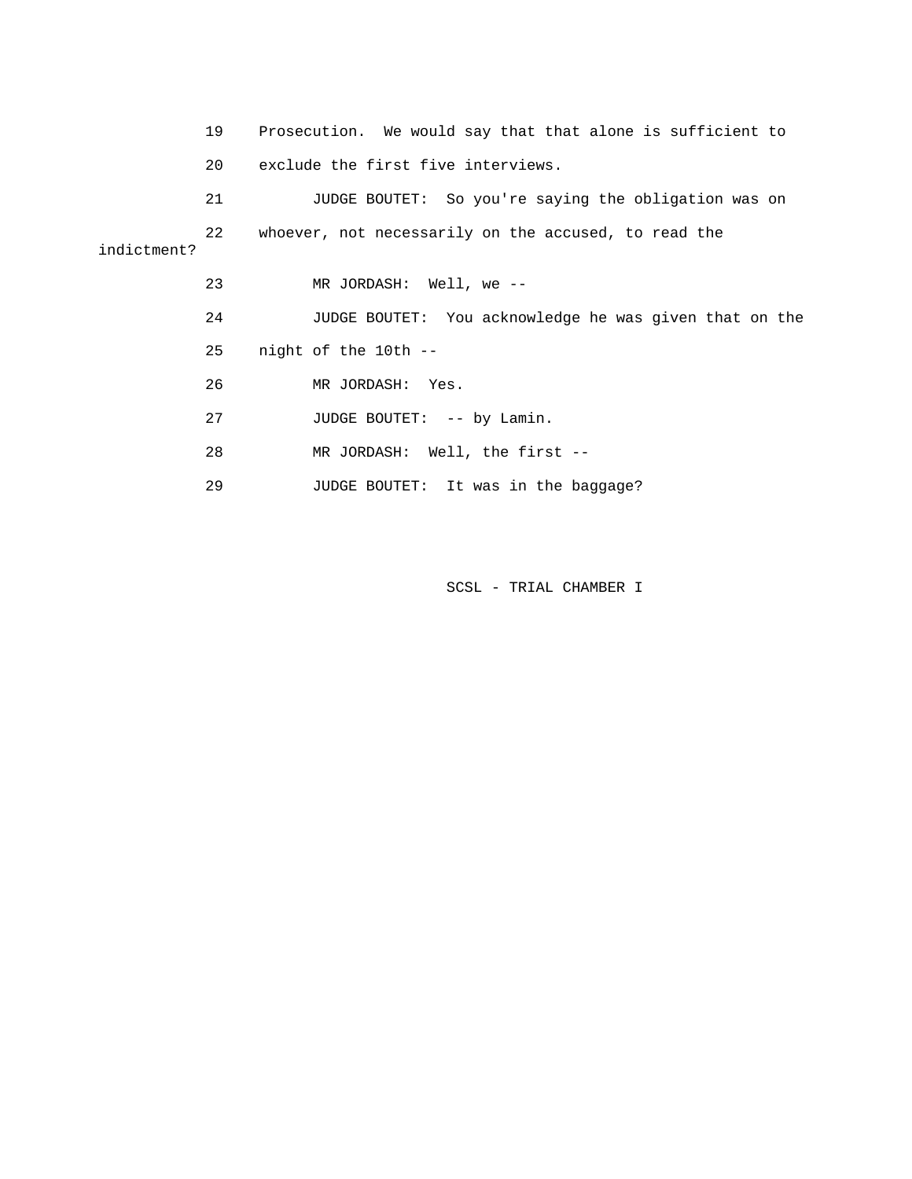19 Prosecution. We would say that that alone is sufficient to

20 exclude the first five interviews.

21 JUDGE BOUTET: So you're saying the obligation was on

22 whoever, not necessarily on the accused, to read the indictment?

23 MR JORDASH: Well, we --

24 JUDGE BOUTET: You acknowledge he was given that on the

25 night of the 10th --

26 MR JORDASH: Yes.

27 JUDGE BOUTET: -- by Lamin.

28 MR JORDASH: Well, the first --

29 JUDGE BOUTET: It was in the baggage?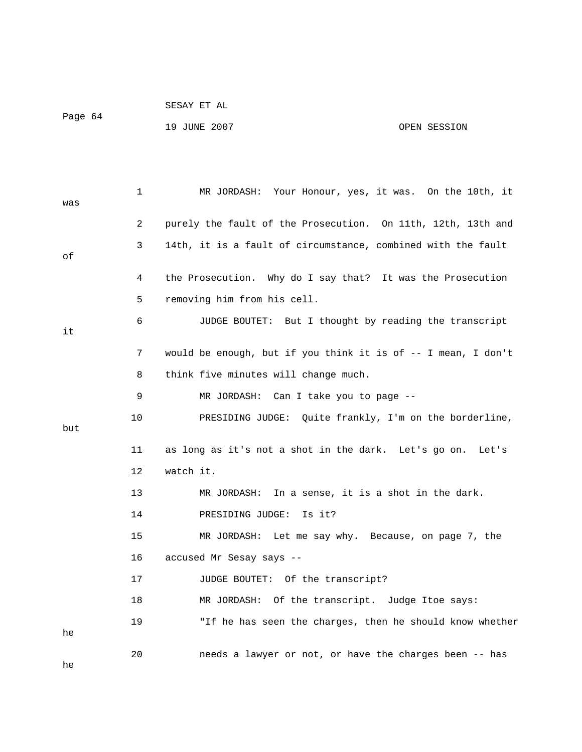MR JORDASH: Your Honour, yes, it was. On the 10th, it was purely the fault of the Prosecution. On 11th, 12th, 13th and 14th, it is a fault of circumstance, combined with the fault of the Prosecution. Why do I say that? It was the Prosecution removing him from his cell.

JUDGE BOUTET: But I thought by reading the transcript it would be enough, but if you think it is of -- I mean, I don't think five minutes will change much.

MR JORDASH: Can I take you to page --

PRESIDING JUDGE: Quite frankly, I'm on the borderline, but as long as it's not a shot in the dark. Let's go on. Let's watch it.

MR JORDASH: In a sense, it is a shot in the dark.

PRESIDING JUDGE: Is it?

MR JORDASH: Let me say why. Because, on page 7, the accused Mr Sesay says --

JUDGE BOUTET: Of the transcript?

MR JORDASH: Of the transcript. Judge Itoe says:

"If he has seen the charges, then he should know whether he needs a lawyer or not, or have the charges been -- has he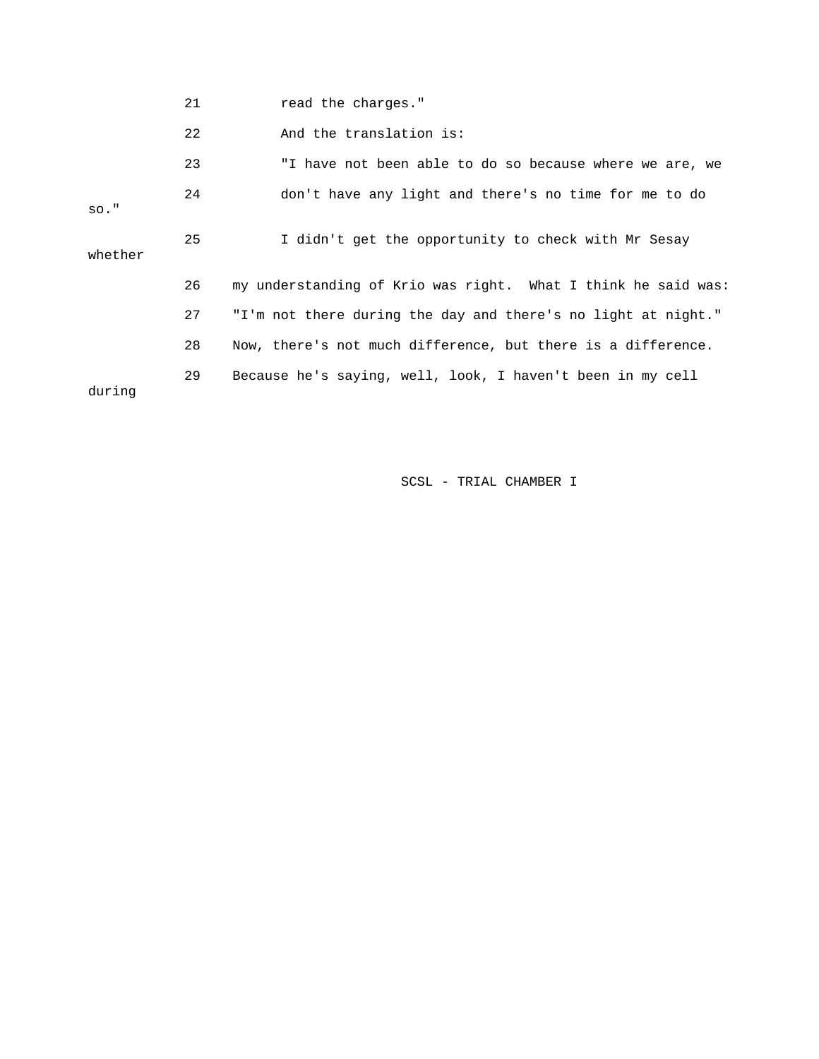21 read the charges."

22 And the translation is:

23 "I have not been able to do so because where we are, we

24 don't have any light and there's no time for me to do so."

25 I didn't get the opportunity to check with Mr Sesay whether

26 my understanding of Krio was right. What I think he said was:

27 "I'm not there during the day and there's no light at night."

28 Now, there's not much difference, but there is a difference.

29 Because he's saying, well, look, I haven't been in my cell during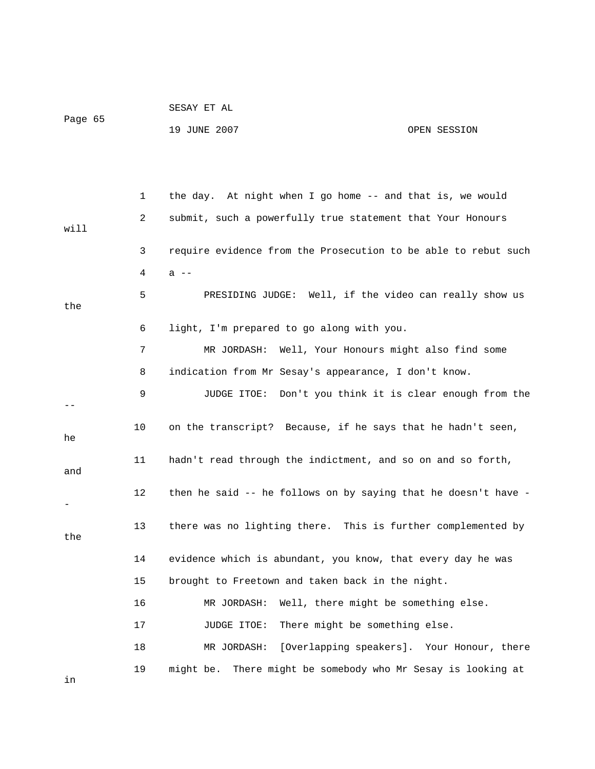1 the day. At night when I go home -- and that is, we would

2 submit, such a powerfully true statement that Your Honours will

3 require evidence from the Prosecution to be able to rebut such

4 a --

5 PRESIDING JUDGE: Well, if the video can really show us the

6 light, I'm prepared to go along with you.

7 MR JORDASH: Well, Your Honours might also find some

8 indication from Mr Sesay's appearance, I don't know.

9 JUDGE ITOE: Don't you think it is clear enough from the --

10 on the transcript? Because, if he says that he hadn't seen, he

11 hadn't read through the indictment, and so on and so forth, and

12 then he said -- he follows on by saying that he doesn't have --

13 there was no lighting there. This is further complemented by the

14 evidence which is abundant, you know, that every day he was

15 brought to Freetown and taken back in the night.

16 MR JORDASH: Well, there might be something else.

17 JUDGE ITOE: There might be something else.

18 MR JORDASH: [Overlapping speakers]. Your Honour, there

19 might be. There might be somebody who Mr Sesay is looking at in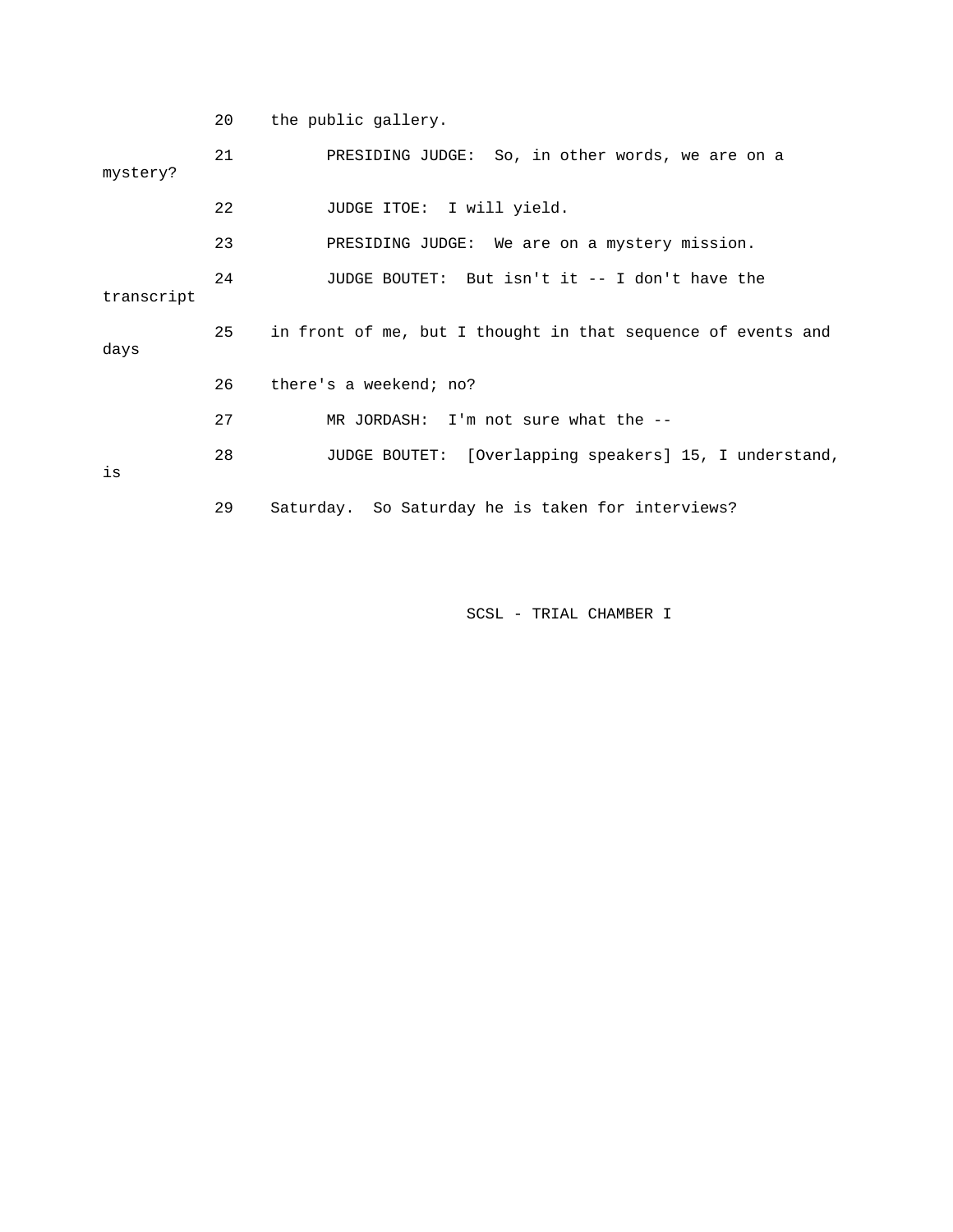20 the public gallery.

21 PRESIDING JUDGE: So, in other words, we are on a mystery?

22 JUDGE ITOE: I will yield.

23 PRESIDING JUDGE: We are on a mystery mission.

24 JUDGE BOUTET: But isn't it -- I don't have the transcript

25 in front of me, but I thought in that sequence of events and days

26 there's a weekend; no?

27 MR JORDASH: I'm not sure what the --

28 JUDGE BOUTET: [Overlapping speakers] 15, I understand, is

29 Saturday. So Saturday he is taken for interviews?

SCSL - TRIAL CHAMBER I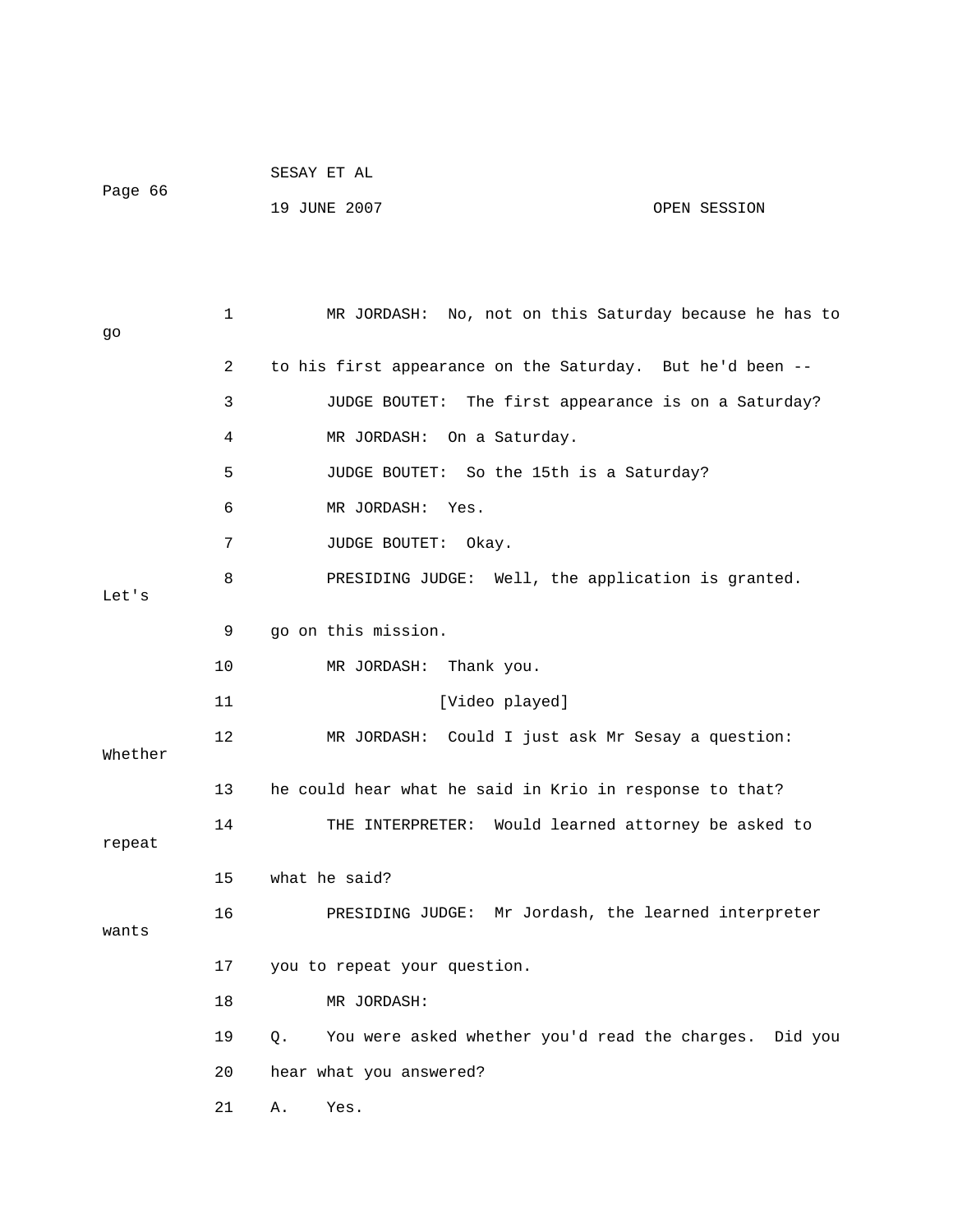1 MR JORDASH: No, not on this Saturday because he has to go

2 to his first appearance on the Saturday. But he'd been --

3 JUDGE BOUTET: The first appearance is on a Saturday?

4 MR JORDASH: On a Saturday.

5 JUDGE BOUTET: So the 15th is a Saturday?

6 MR JORDASH: Yes.

7 JUDGE BOUTET: Okay.

8 PRESIDING JUDGE: Well, the application is granted. Let's

9 go on this mission.

10 MR JORDASH: Thank you.

11 [Video played]

12 MR JORDASH: Could I just ask Mr Sesay a question: Whether

13 he could hear what he said in Krio in response to that?

14 THE INTERPRETER: Would learned attorney be asked to repeat

15 what he said?

16 PRESIDING JUDGE: Mr Jordash, the learned interpreter wants

17 you to repeat your question.

18 MR JORDASH:

19 Q. You were asked whether you'd read the charges. Did you

20 hear what you answered?

21 A. Yes.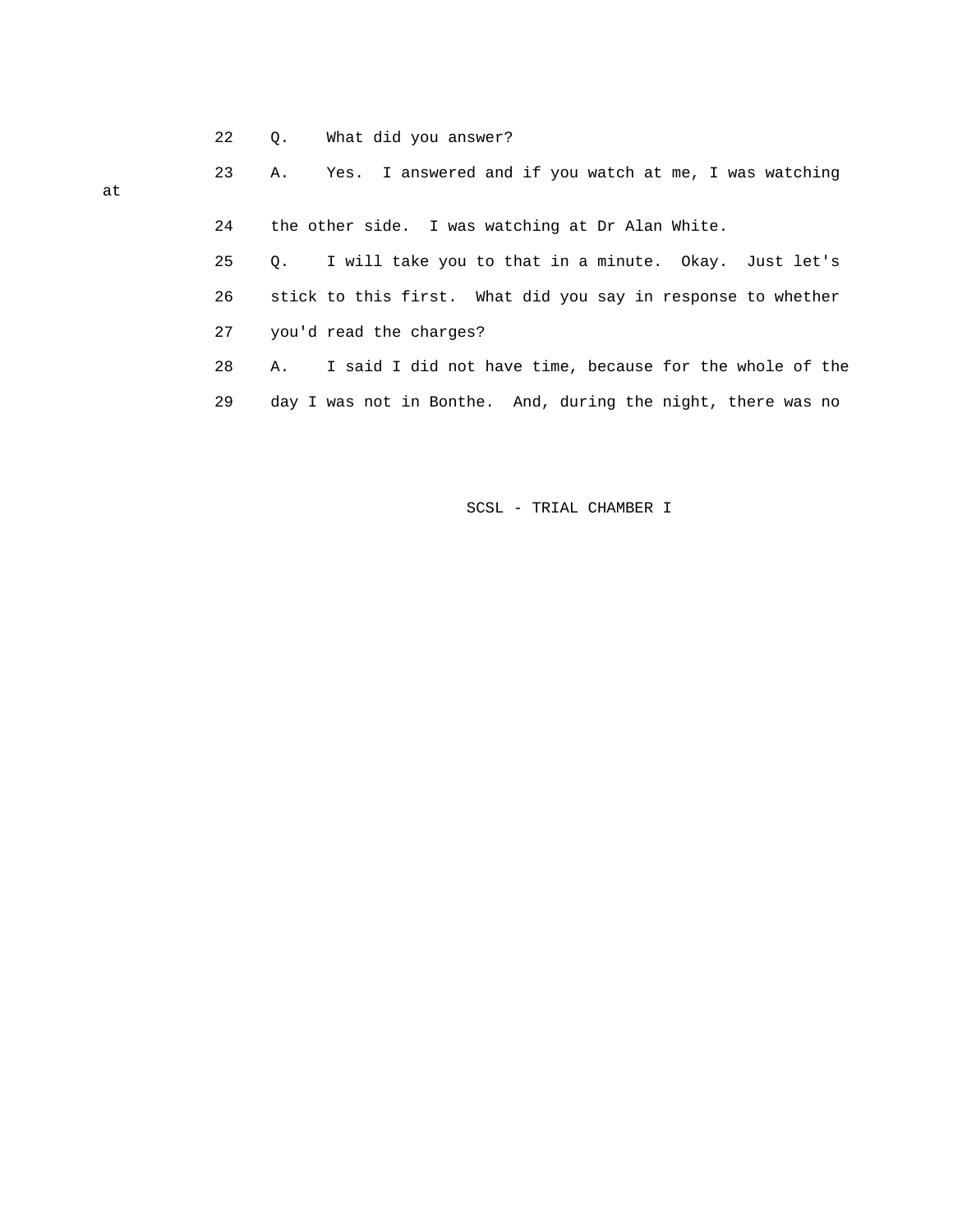22 Q. What did you answer?

23 A. Yes. I answered and if you watch at me, I was watching at

24 the other side. I was watching at Dr Alan White.

25 Q. I will take you to that in a minute. Okay. Just let's

26 stick to this first. What did you say in response to whether

27 you'd read the charges?

28 A. I said I did not have time, because for the whole of the

29 day I was not in Bonthe. And, during the night, there was no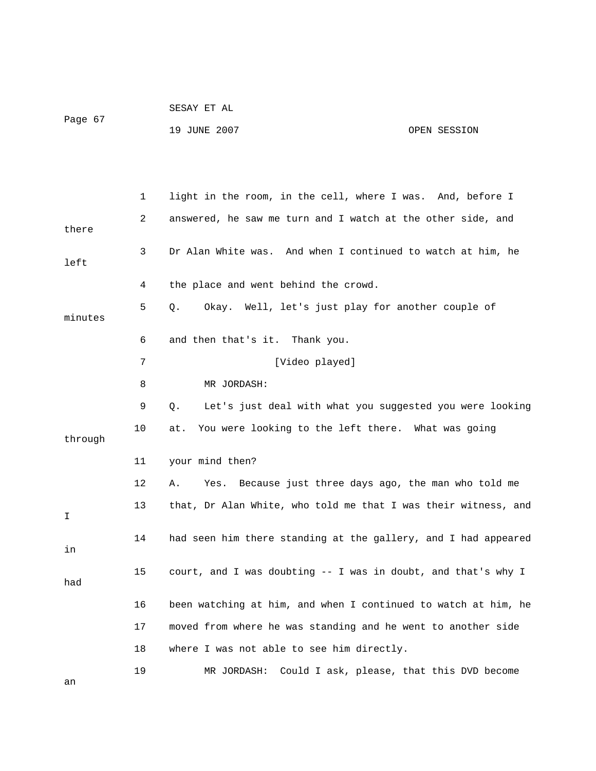1 light in the room, in the cell, where I was. And, before I

2 answered, he saw me turn and I watch at the other side, and there

3 Dr Alan White was. And when I continued to watch at him, he left

4 the place and went behind the crowd.

5 Q. Okay. Well, let's just play for another couple of minutes

6 and then that's it. Thank you.

7 [Video played]

8 MR JORDASH:

9 Q. Let's just deal with what you suggested you were looking

10 at. You were looking to the left there. What was going through

11 your mind then?

12 A. Yes. Because just three days ago, the man who told me

13 that, Dr Alan White, who told me that I was their witness, and I

14 had seen him there standing at the gallery, and I had appeared in

15 court, and I was doubting -- I was in doubt, and that's why I had

16 been watching at him, and when I continued to watch at him, he

17 moved from where he was standing and he went to another side

18 where I was not able to see him directly.

19 MR JORDASH: Could I ask, please, that this DVD become an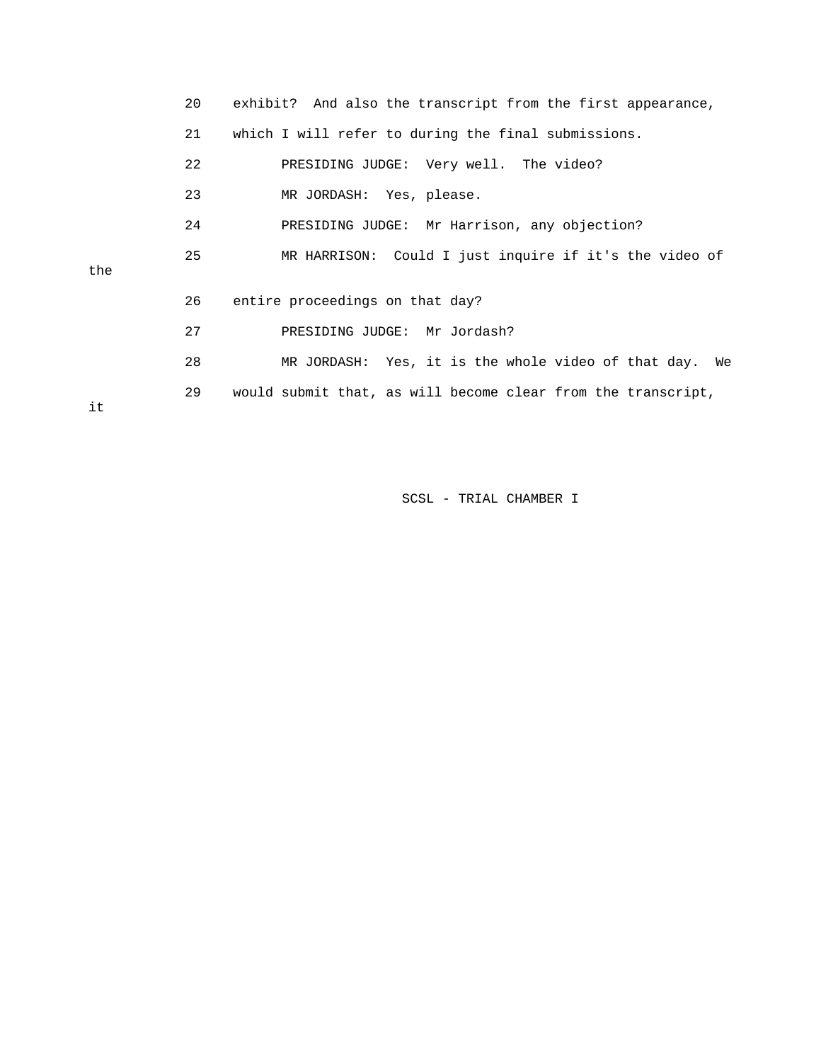20 exhibit? And also the transcript from the first appearance,

21 which I will refer to during the final submissions.

22 PRESIDING JUDGE: Very well. The video?

23 MR JORDASH: Yes, please.

24 PRESIDING JUDGE: Mr Harrison, any objection?

25 MR HARRISON: Could I just inquire if it's the video of the

26 entire proceedings on that day?

27 PRESIDING JUDGE: Mr Jordash?

28 MR JORDASH: Yes, it is the whole video of that day. We

29 would submit that, as will become clear from the transcript, it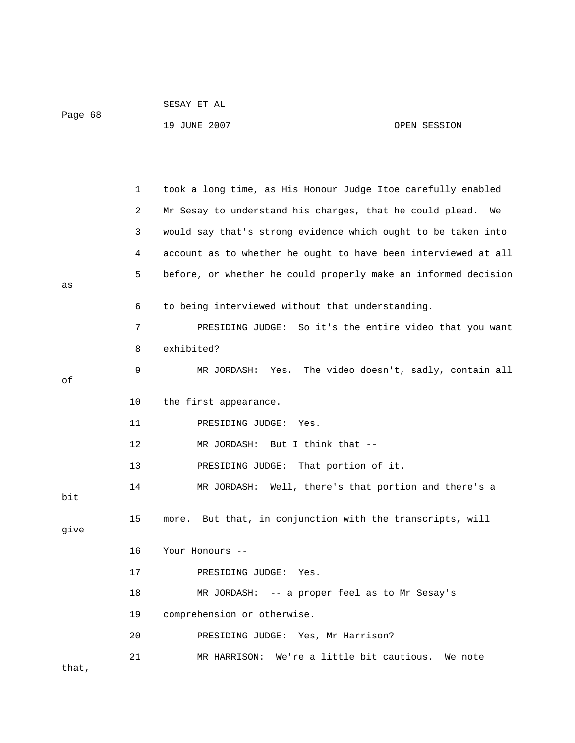took a long time, as His Honour Judge Itoe carefully enabled Mr Sesay to understand his charges, that he could plead. We would say that's strong evidence which ought to be taken into account as to whether he ought to have been interviewed at all before, or whether he could properly make an informed decision as to being interviewed without that understanding.

PRESIDING JUDGE: So it's the entire video that you want exhibited?

MR JORDASH: Yes. The video doesn't, sadly, contain all of the first appearance.

PRESIDING JUDGE: Yes.

MR JORDASH: But I think that --

PRESIDING JUDGE: That portion of it.

MR JORDASH: Well, there's that portion and there's a bit more. But that, in conjunction with the transcripts, will give Your Honours --

PRESIDING JUDGE: Yes.

MR JORDASH: -- a proper feel as to Mr Sesay's comprehension or otherwise.

PRESIDING JUDGE: Yes, Mr Harrison?

MR HARRISON: We're a little bit cautious. We note that,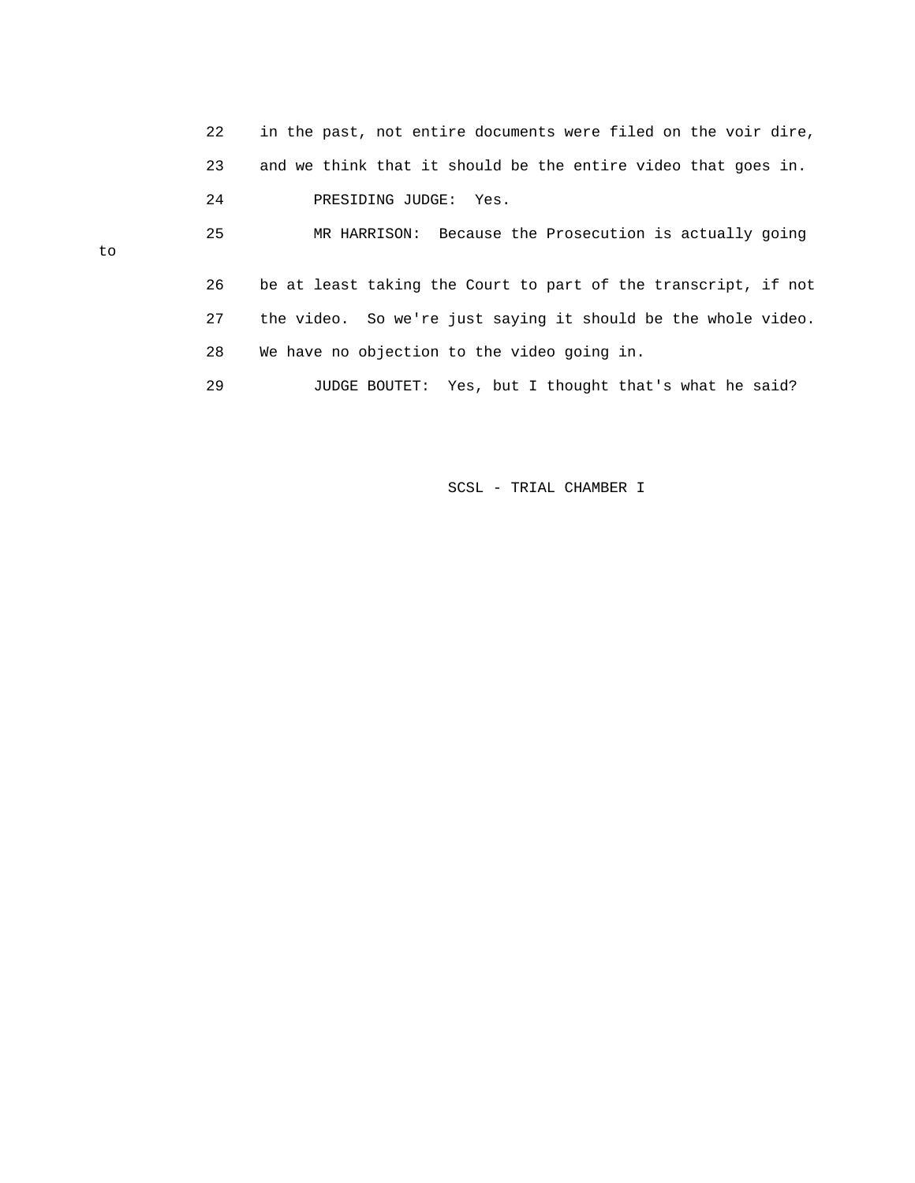22 in the past, not entire documents were filed on the voir dire,

23 and we think that it should be the entire video that goes in.

24 PRESIDING JUDGE: Yes.

25 MR HARRISON: Because the Prosecution is actually going to

26 be at least taking the Court to part of the transcript, if not

27 the video. So we're just saying it should be the whole video.

28 We have no objection to the video going in.

29 JUDGE BOUTET: Yes, but I thought that's what he said?

SCSL - TRIAL CHAMBER I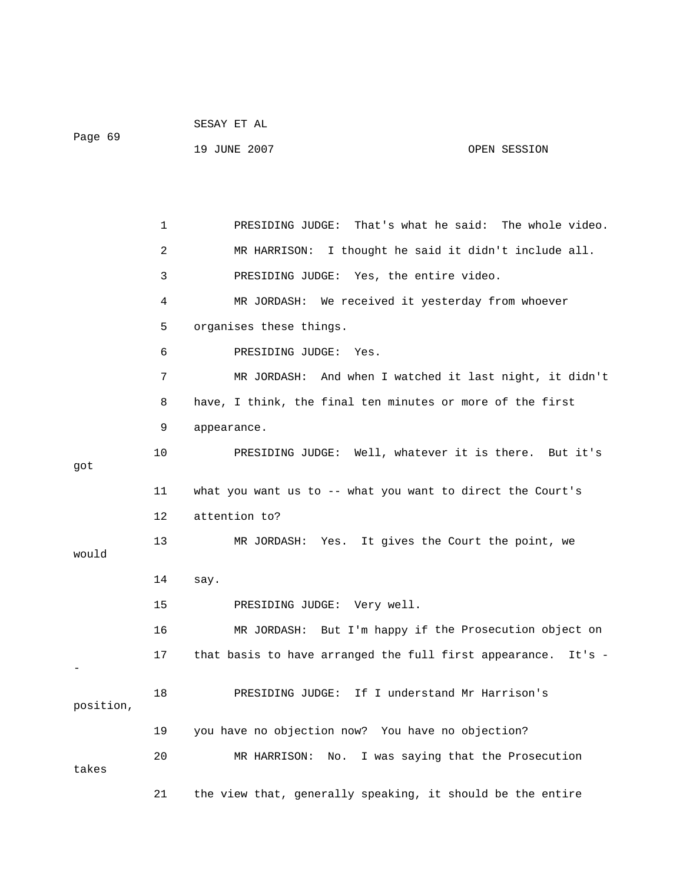1 PRESIDING JUDGE: That's what he said: The whole video.

2 MR HARRISON: I thought he said it didn't include all.

3 PRESIDING JUDGE: Yes, the entire video.

4 MR JORDASH: We received it yesterday from whoever

5 organises these things.

6 PRESIDING JUDGE: Yes.

7 MR JORDASH: And when I watched it last night, it didn't

8 have, I think, the final ten minutes or more of the first

9 appearance.

10 PRESIDING JUDGE: Well, whatever it is there. But it's got

11 what you want us to -- what you want to direct the Court's

12 attention to?

13 MR JORDASH: Yes. It gives the Court the point, we would

14 say.

15 PRESIDING JUDGE: Very well.

16 MR JORDASH: But I'm happy if the Prosecution object on

17 that basis to have arranged the full first appearance. It's --

18 PRESIDING JUDGE: If I understand Mr Harrison's position,

19 you have no objection now? You have no objection?

20 MR HARRISON: No. I was saying that the Prosecution takes

21 the view that, generally speaking, it should be the entire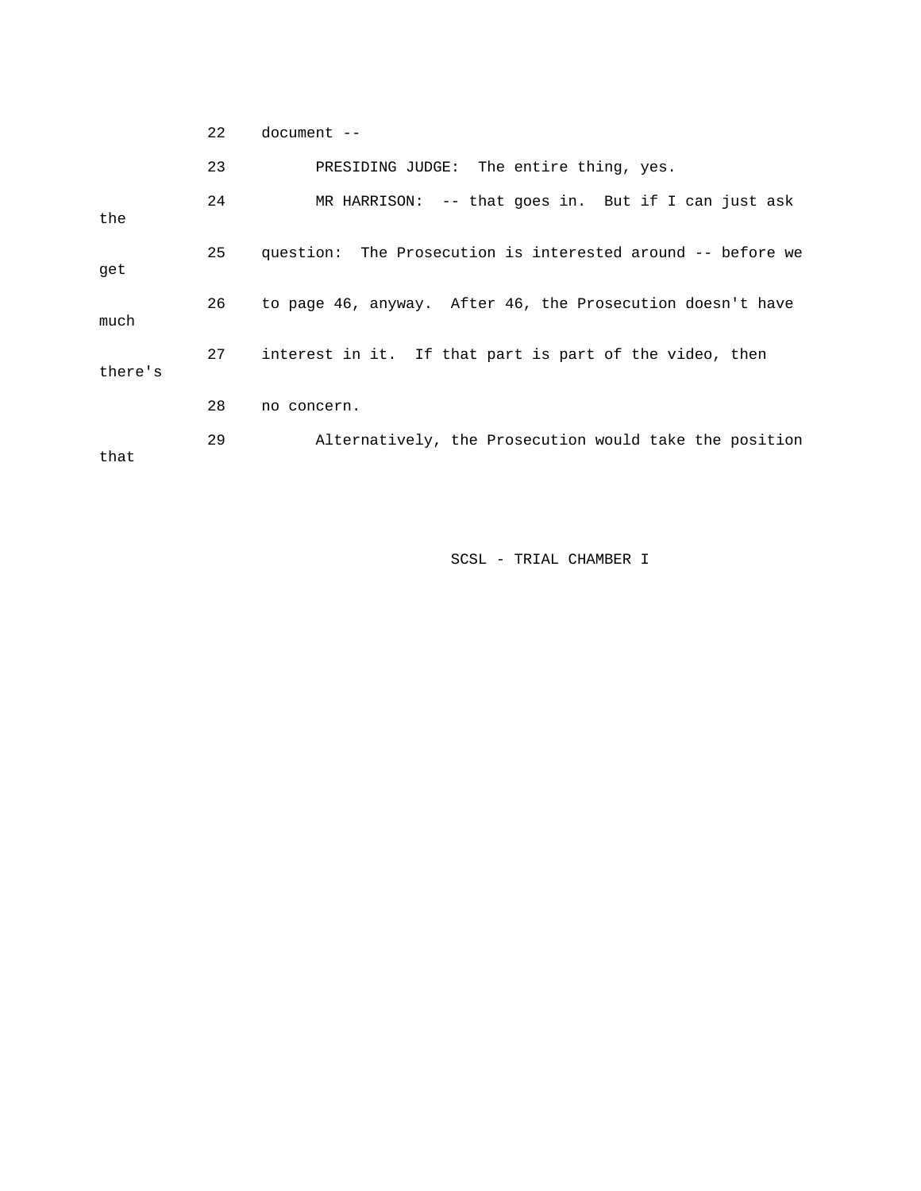22 document --

23 PRESIDING JUDGE: The entire thing, yes.

24 MR HARRISON: -- that goes in. But if I can just ask the

25 question: The Prosecution is interested around -- before we get

26 to page 46, anyway. After 46, the Prosecution doesn't have much

27 interest in it. If that part is part of the video, then there's

28 no concern.

29 Alternatively, the Prosecution would take the position that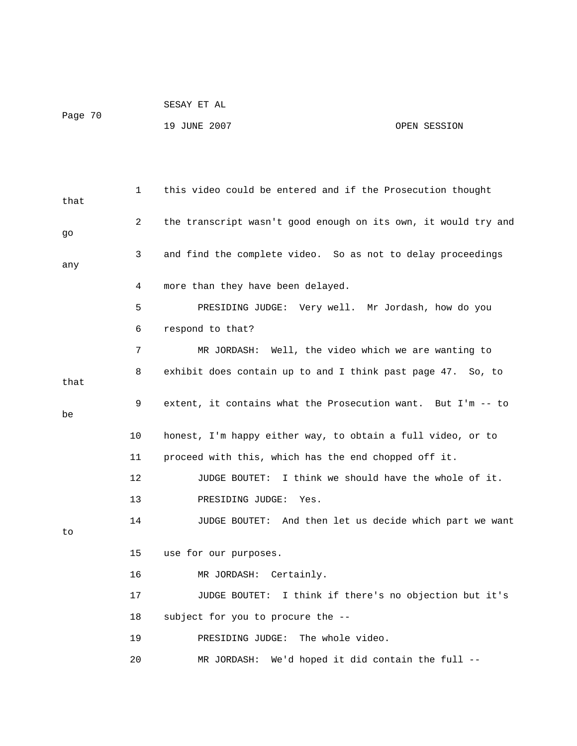this video could be entered and if the Prosecution thought that the transcript wasn't good enough on its own, it would try and go and find the complete video. So as not to delay proceedings any more than they have been delayed.

PRESIDING JUDGE: Very well. Mr Jordash, how do you respond to that?

MR JORDASH: Well, the video which we are wanting to exhibit does contain up to and I think past page 47. So, to that extent, it contains what the Prosecution want. But I'm -- to be honest, I'm happy either way, to obtain a full video, or to proceed with this, which has the end chopped off it.

JUDGE BOUTET: I think we should have the whole of it.

PRESIDING JUDGE: Yes.

JUDGE BOUTET: And then let us decide which part we want to use for our purposes.

MR JORDASH: Certainly.

JUDGE BOUTET: I think if there's no objection but it's subject for you to procure the --

PRESIDING JUDGE: The whole video.

MR JORDASH: We'd hoped it did contain the full --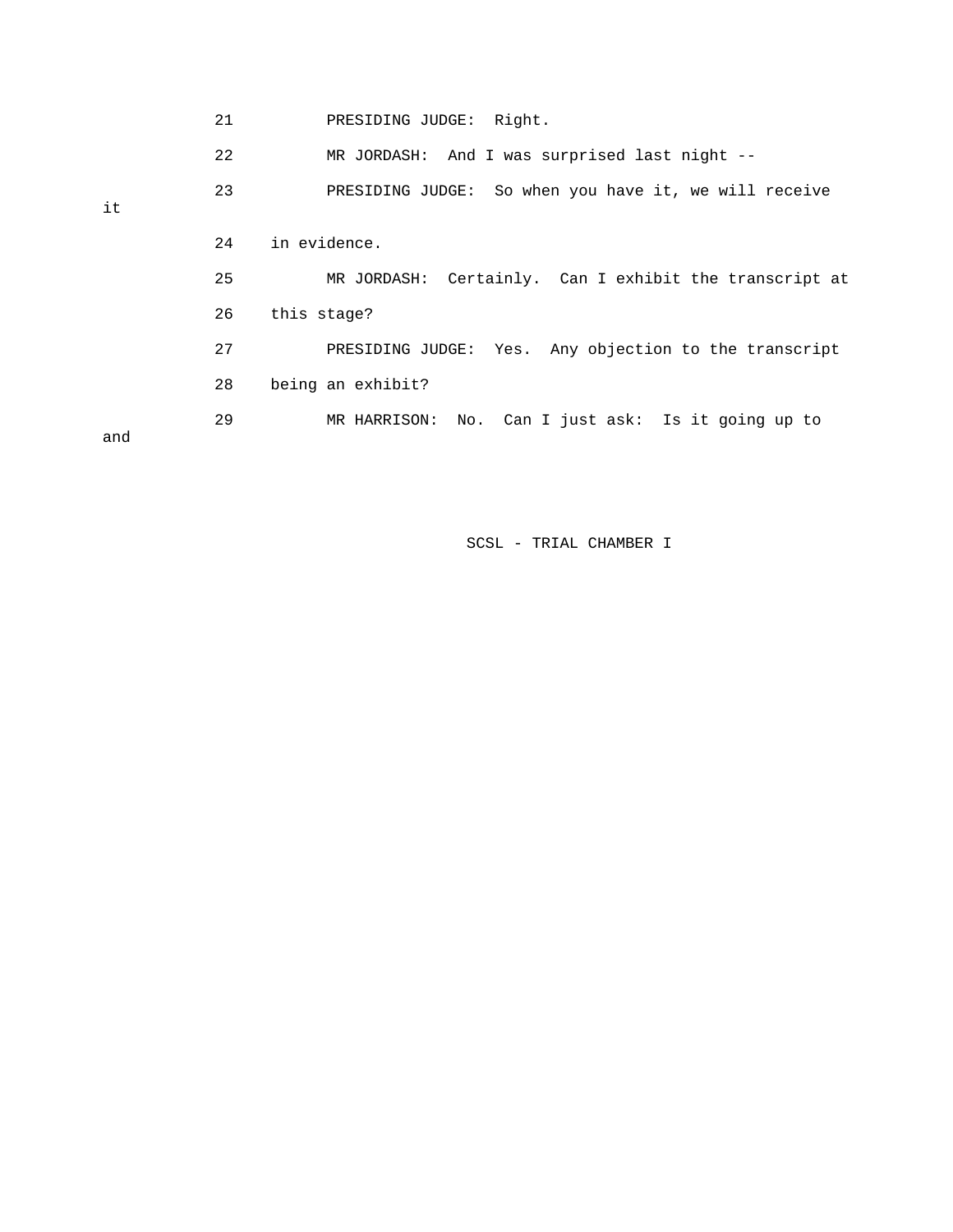21 PRESIDING JUDGE: Right.

22 MR JORDASH: And I was surprised last night --

23 PRESIDING JUDGE: So when you have it, we will receive it

24 in evidence.

25 MR JORDASH: Certainly. Can I exhibit the transcript at

26 this stage?

27 PRESIDING JUDGE: Yes. Any objection to the transcript

28 being an exhibit?

29 MR HARRISON: No. Can I just ask: Is it going up to and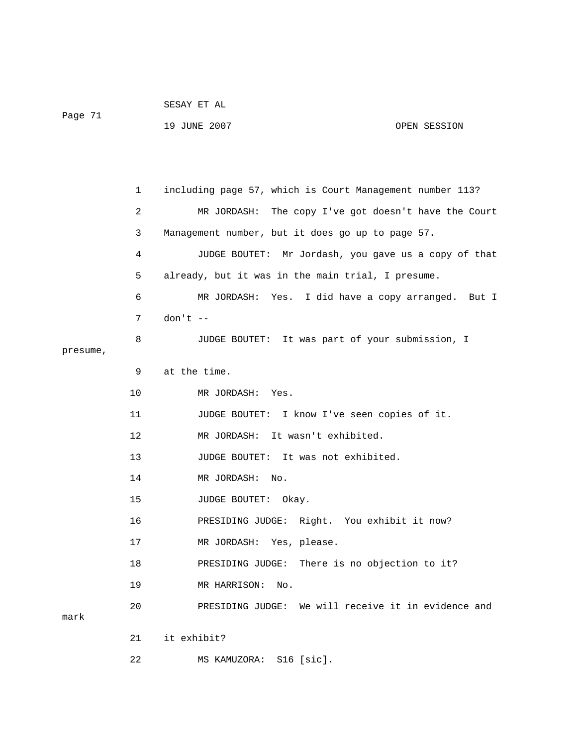including page 57, which is Court Management number 113?

MR JORDASH: The copy I've got doesn't have the Court Management number, but it does go up to page 57.

JUDGE BOUTET: Mr Jordash, you gave us a copy of that already, but it was in the main trial, I presume.

MR JORDASH: Yes. I did have a copy arranged. But I don't --

JUDGE BOUTET: It was part of your submission, I presume, at the time.

MR JORDASH: Yes.

JUDGE BOUTET: I know I've seen copies of it.

MR JORDASH: It wasn't exhibited.

JUDGE BOUTET: It was not exhibited.

MR JORDASH: No.

JUDGE BOUTET: Okay.

PRESIDING JUDGE: Right. You exhibit it now?

MR JORDASH: Yes, please.

PRESIDING JUDGE: There is no objection to it?

MR HARRISON: No.

PRESIDING JUDGE: We will receive it in evidence and mark it exhibit?

MS KAMUZORA: S16 [sic].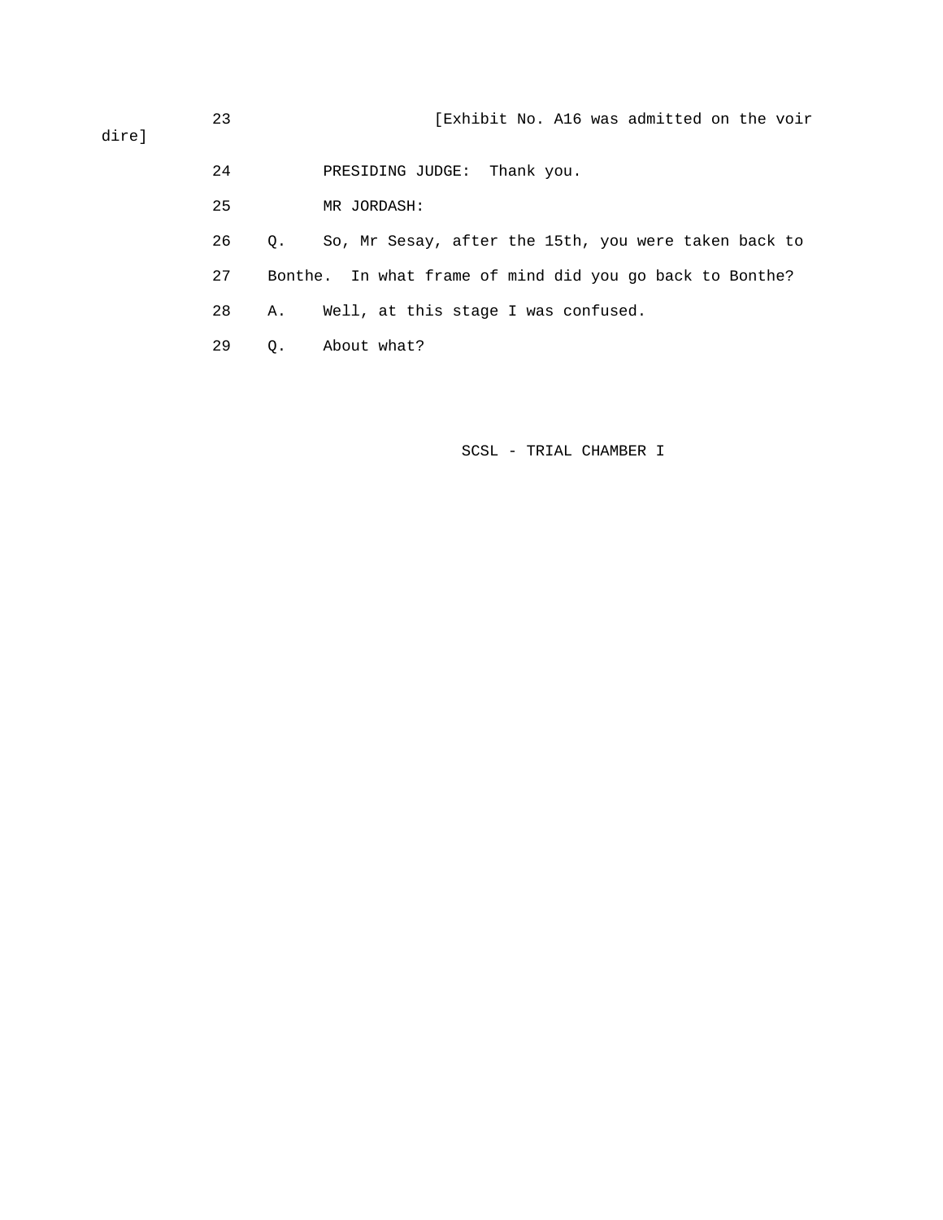23 [Exhibit No. A16 was admitted on the voir dire]

24 PRESIDING JUDGE: Thank you.

25 MR JORDASH:

26 Q. So, Mr Sesay, after the 15th, you were taken back to

27 Bonthe. In what frame of mind did you go back to Bonthe?

28 A. Well, at this stage I was confused.

29 Q. About what?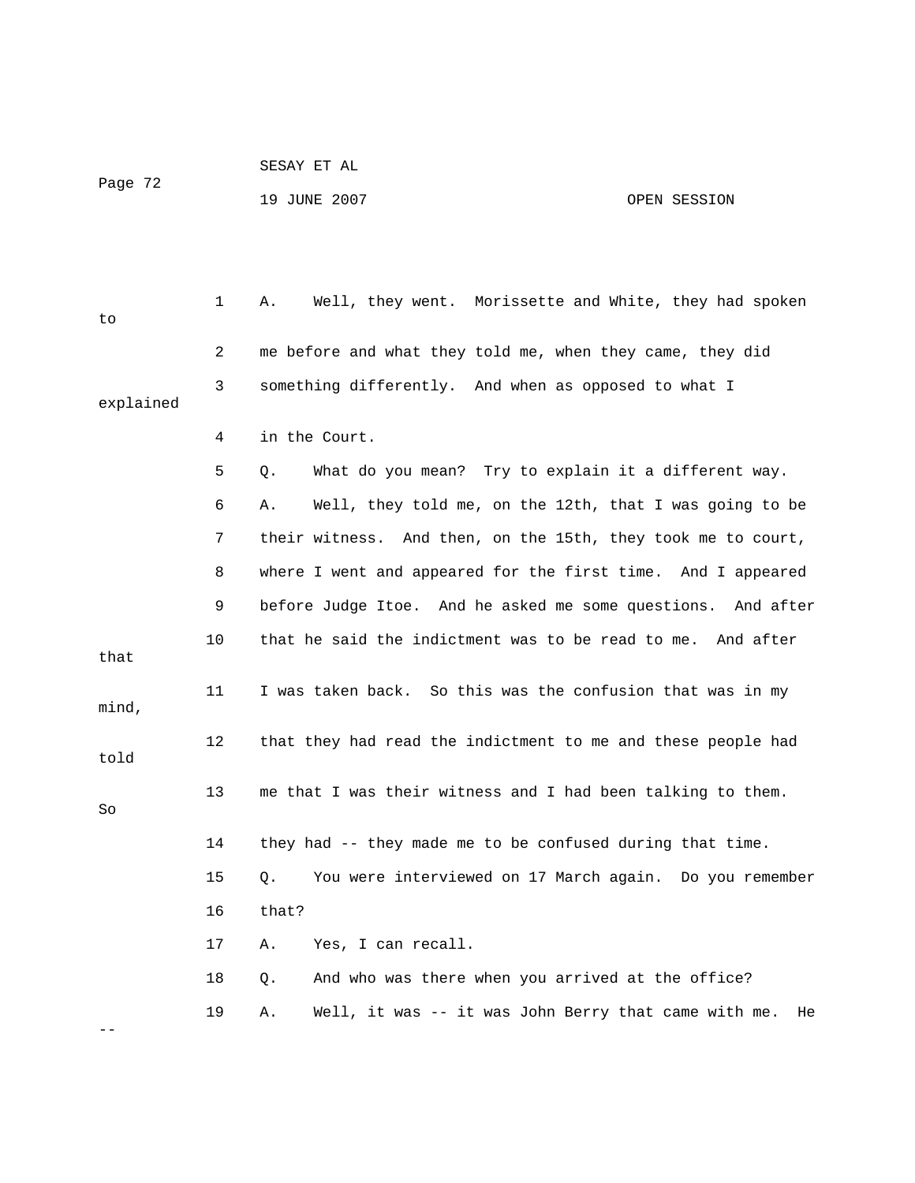1 A. Well, they went. Morissette and White, they had spoken to

2 me before and what they told me, when they came, they did

3 something differently. And when as opposed to what I explained

4 in the Court.

5 Q. What do you mean? Try to explain it a different way.

6 A. Well, they told me, on the 12th, that I was going to be

7 their witness. And then, on the 15th, they took me to court,

8 where I went and appeared for the first time. And I appeared

9 before Judge Itoe. And he asked me some questions. And after

10 that he said the indictment was to be read to me. And after that

11 I was taken back. So this was the confusion that was in my mind,

12 that they had read the indictment to me and these people had told

13 me that I was their witness and I had been talking to them. So

14 they had -- they made me to be confused during that time.

15 Q. You were interviewed on 17 March again. Do you remember

16 that?

17 A. Yes, I can recall.

18 Q. And who was there when you arrived at the office?

19 A. Well, it was -- it was John Berry that came with me. He --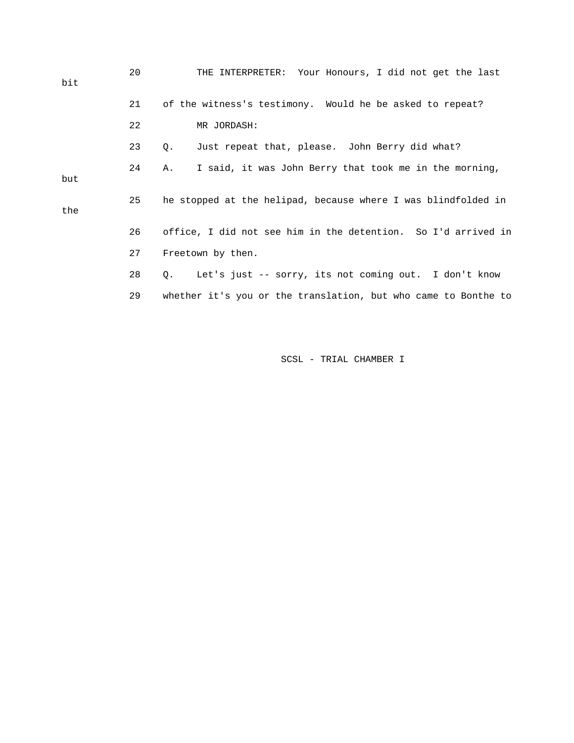20 THE INTERPRETER: Your Honours, I did not get the last bit

21 of the witness's testimony. Would he be asked to repeat?

22 MR JORDASH:

23 Q. Just repeat that, please. John Berry did what?

24 A. I said, it was John Berry that took me in the morning, but

25 he stopped at the helipad, because where I was blindfolded in the

26 office, I did not see him in the detention. So I'd arrived in

27 Freetown by then.

28 Q. Let's just -- sorry, its not coming out. I don't know

29 whether it's you or the translation, but who came to Bonthe to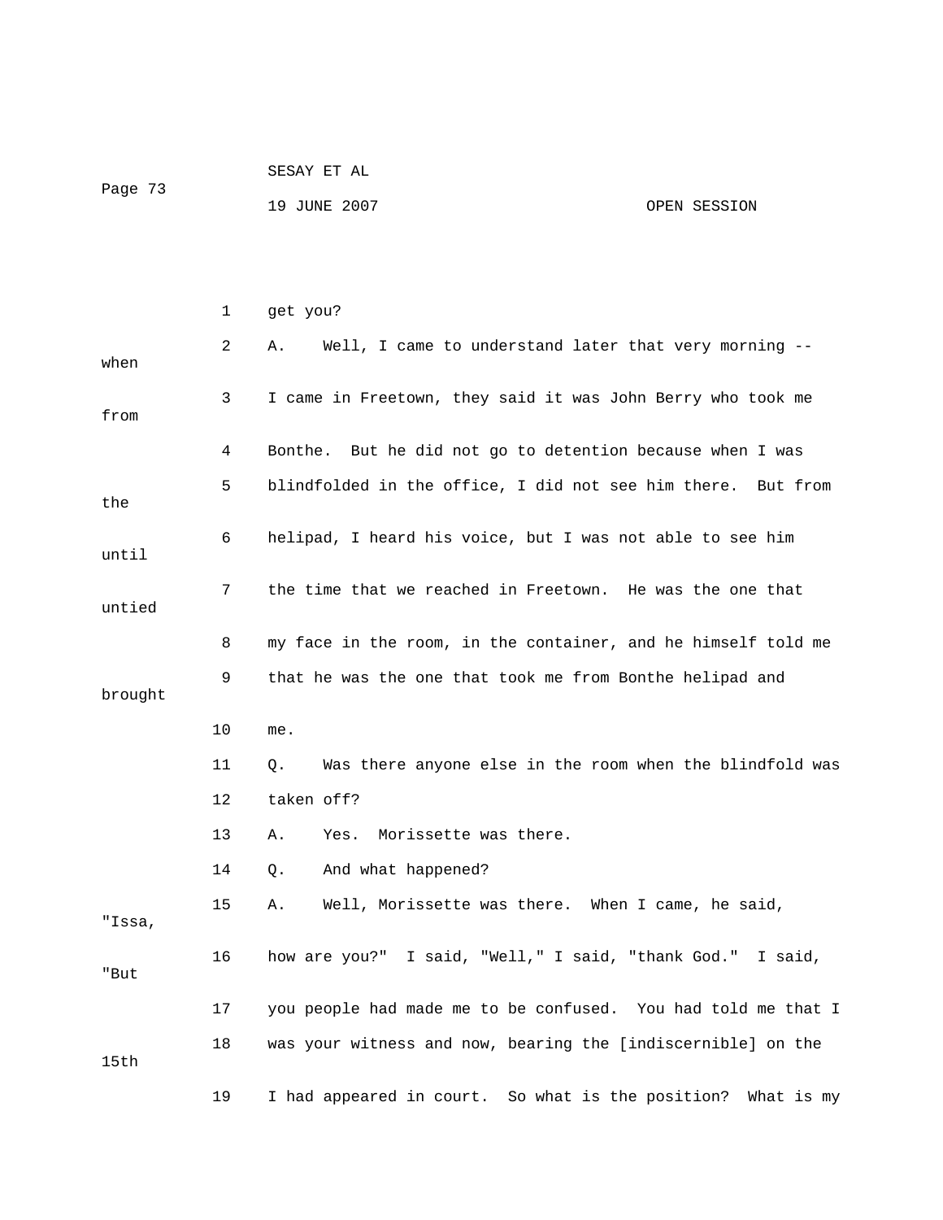1 get you?

2 A. Well, I came to understand later that very morning -- when

3 I came in Freetown, they said it was John Berry who took me from

4 Bonthe. But he did not go to detention because when I was

5 blindfolded in the office, I did not see him there. But from the

6 helipad, I heard his voice, but I was not able to see him until

7 the time that we reached in Freetown. He was the one that untied

8 my face in the room, in the container, and he himself told me

9 that he was the one that took me from Bonthe helipad and brought

10 me.

11 Q. Was there anyone else in the room when the blindfold was

12 taken off?

13 A. Yes. Morissette was there.

14 Q. And what happened?

15 A. Well, Morissette was there. When I came, he said, "Issa,

16 how are you?" I said, "Well," I said, "thank God." I said, "But

17 you people had made me to be confused. You had told me that I

18 was your witness and now, bearing the [indiscernible] on the 15th

19 I had appeared in court. So what is the position? What is my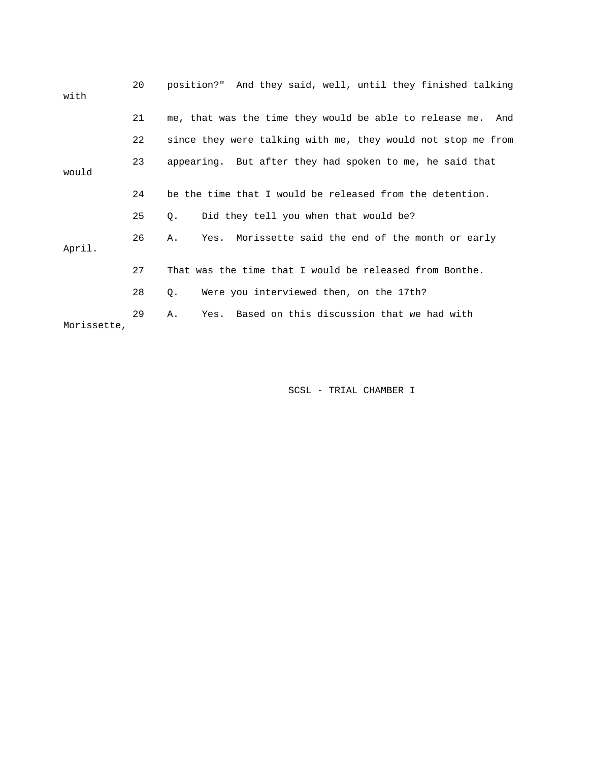20 position?" And they said, well, until they finished talking with

21 me, that was the time they would be able to release me. And

22 since they were talking with me, they would not stop me from

23 appearing. But after they had spoken to me, he said that would

24 be the time that I would be released from the detention.

25 Q. Did they tell you when that would be?

26 A. Yes. Morissette said the end of the month or early April.

27 That was the time that I would be released from Bonthe.

28 Q. Were you interviewed then, on the 17th?

29 A. Yes. Based on this discussion that we had with Morissette,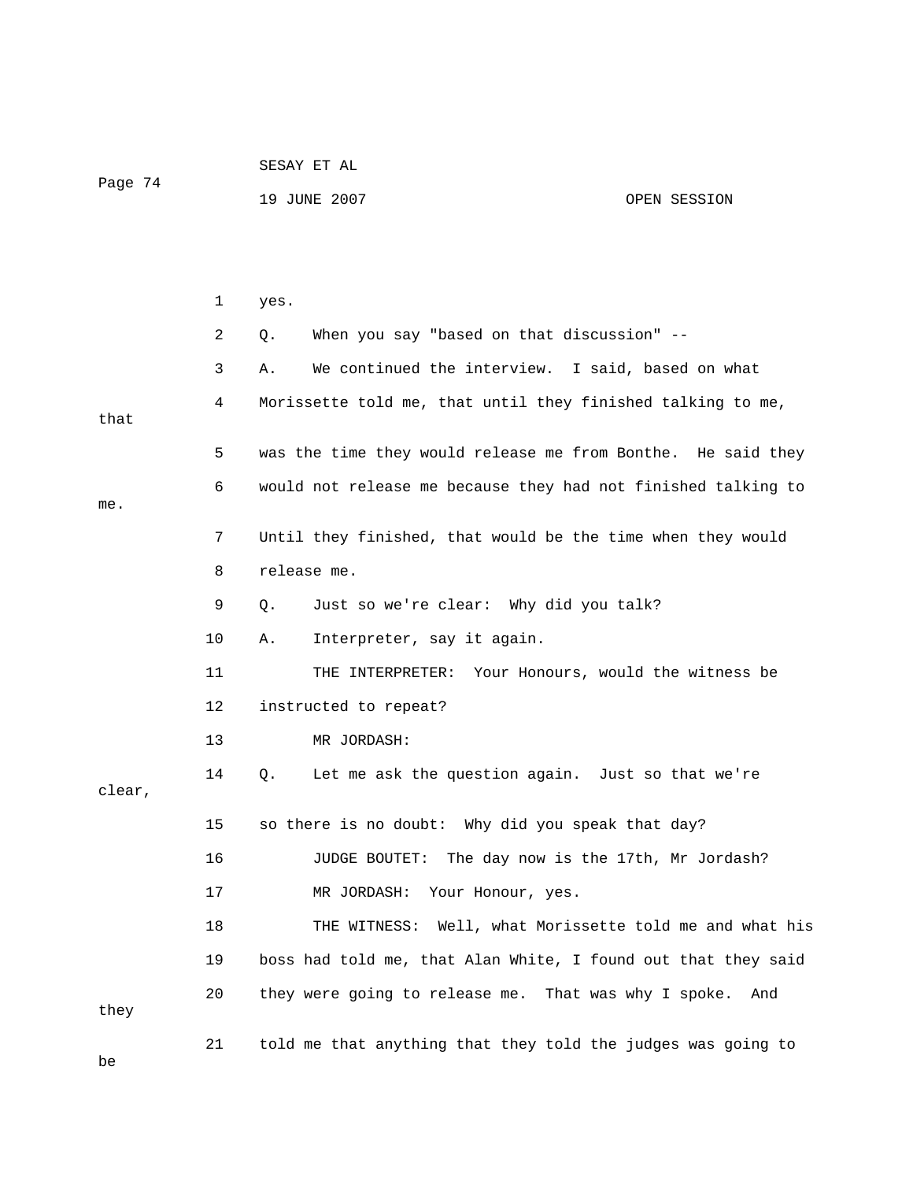yes.

Q. When you say "based on that discussion" --

A. We continued the interview. I said, based on what Morissette told me, that until they finished talking to me, that was the time they would release me from Bonthe. He said they would not release me because they had not finished talking to me. Until they finished, that would be the time when they would release me.

Q. Just so we're clear: Why did you talk?

A. Interpreter, say it again.

THE INTERPRETER: Your Honours, would the witness be instructed to repeat?

MR JORDASH:

Q. Let me ask the question again. Just so that we're clear, so there is no doubt: Why did you speak that day?

JUDGE BOUTET: The day now is the 17th, Mr Jordash?

MR JORDASH: Your Honour, yes.

THE WITNESS: Well, what Morissette told me and what his boss had told me, that Alan White, I found out that they said they were going to release me. That was why I spoke. And they told me that anything that they told the judges was going to be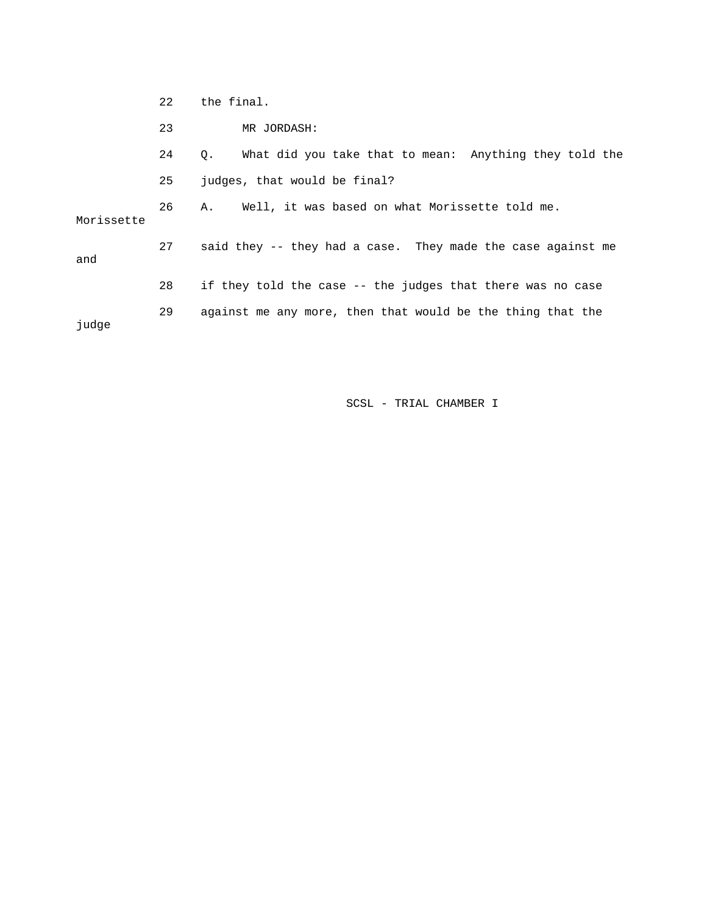22 the final.

23 MR JORDASH:

24 Q. What did you take that to mean: Anything they told the

25 judges, that would be final?

26 A. Well, it was based on what Morissette told me. Morissette

27 said they -- they had a case. They made the case against me and

28 if they told the case -- the judges that there was no case

29 against me any more, then that would be the thing that the judge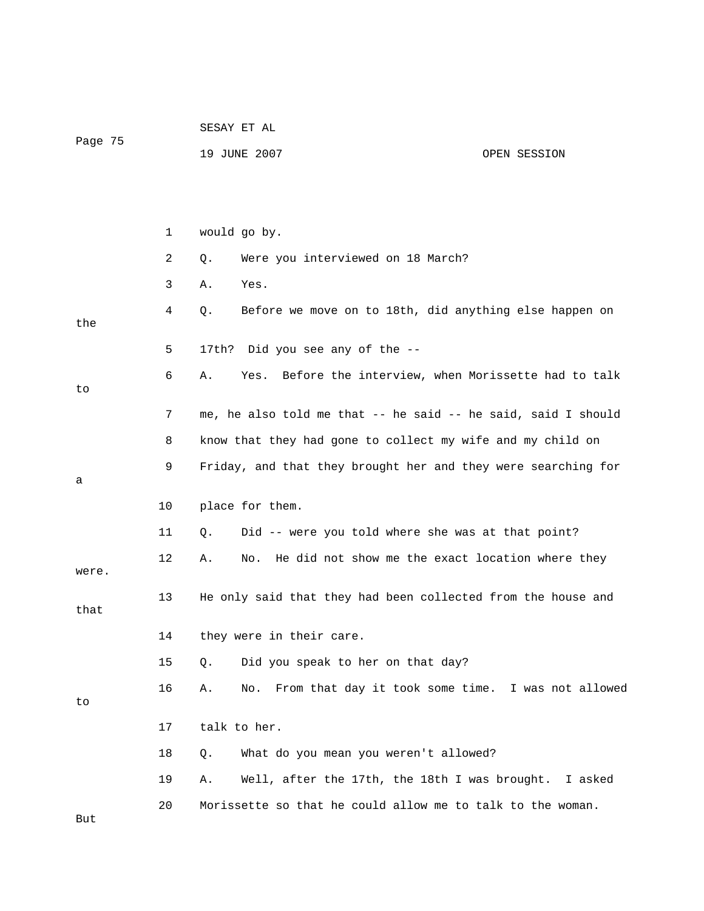1 would go by.

2 Q. Were you interviewed on 18 March?

3 A. Yes.

4 Q. Before we move on to 18th, did anything else happen on the

5 17th? Did you see any of the --

6 A. Yes. Before the interview, when Morissette had to talk to

7 me, he also told me that -- he said -- he said, said I should

8 know that they had gone to collect my wife and my child on

9 Friday, and that they brought her and they were searching for a

10 place for them.

11 Q. Did -- were you told where she was at that point?

12 A. No. He did not show me the exact location where they were.

13 He only said that they had been collected from the house and that

14 they were in their care.

15 Q. Did you speak to her on that day?

16 A. No. From that day it took some time. I was not allowed to

17 talk to her.

18 Q. What do you mean you weren't allowed?

19 A. Well, after the 17th, the 18th I was brought. I asked

20 Morissette so that he could allow me to talk to the woman. But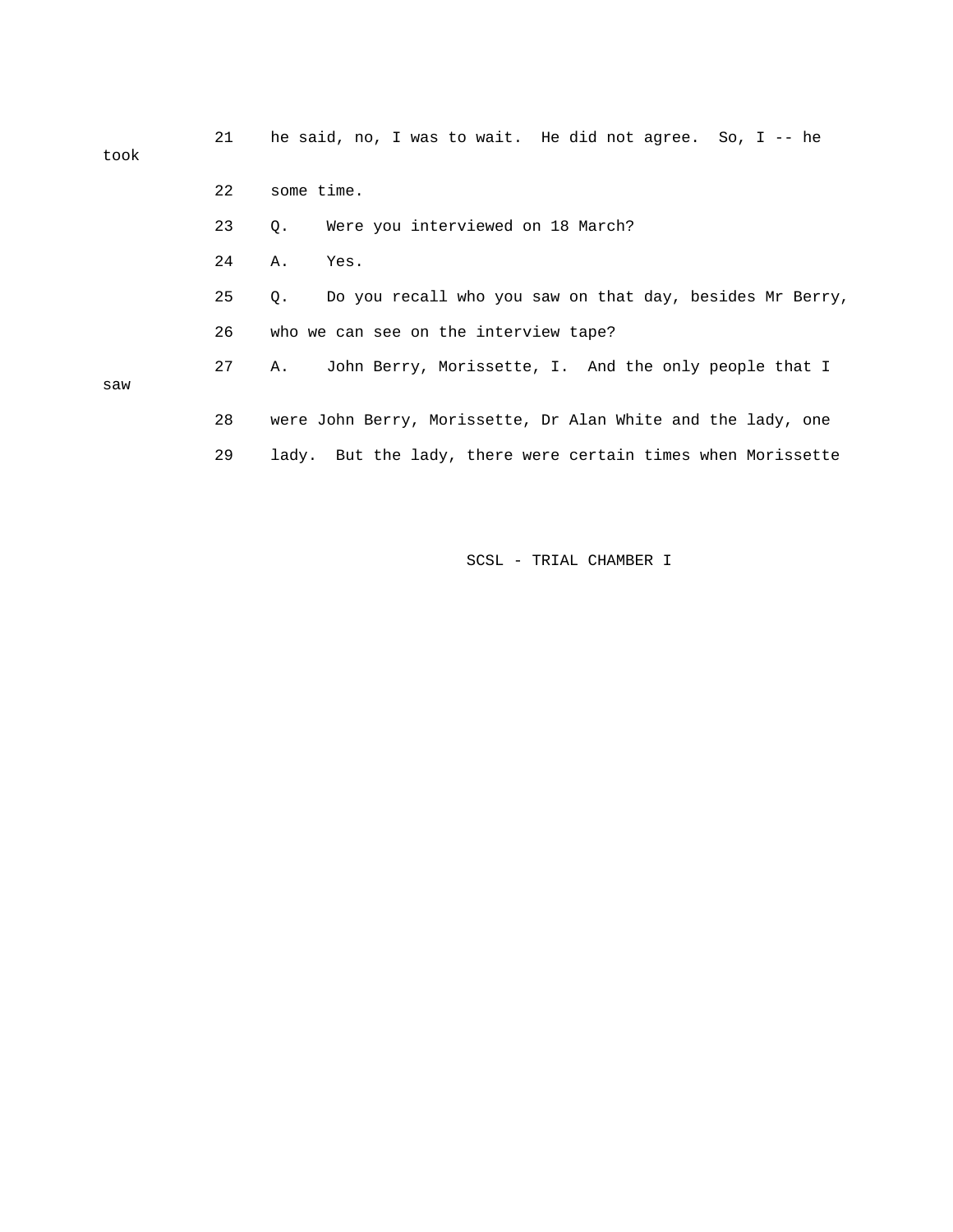21 he said, no, I was to wait. He did not agree. So, I -- he took

22 some time.

23 Q. Were you interviewed on 18 March?

24 A. Yes.

25 Q. Do you recall who you saw on that day, besides Mr Berry,

26 who we can see on the interview tape?

27 A. John Berry, Morissette, I. And the only people that I saw

28 were John Berry, Morissette, Dr Alan White and the lady, one

29 lady. But the lady, there were certain times when Morissette

SCSL - TRIAL CHAMBER I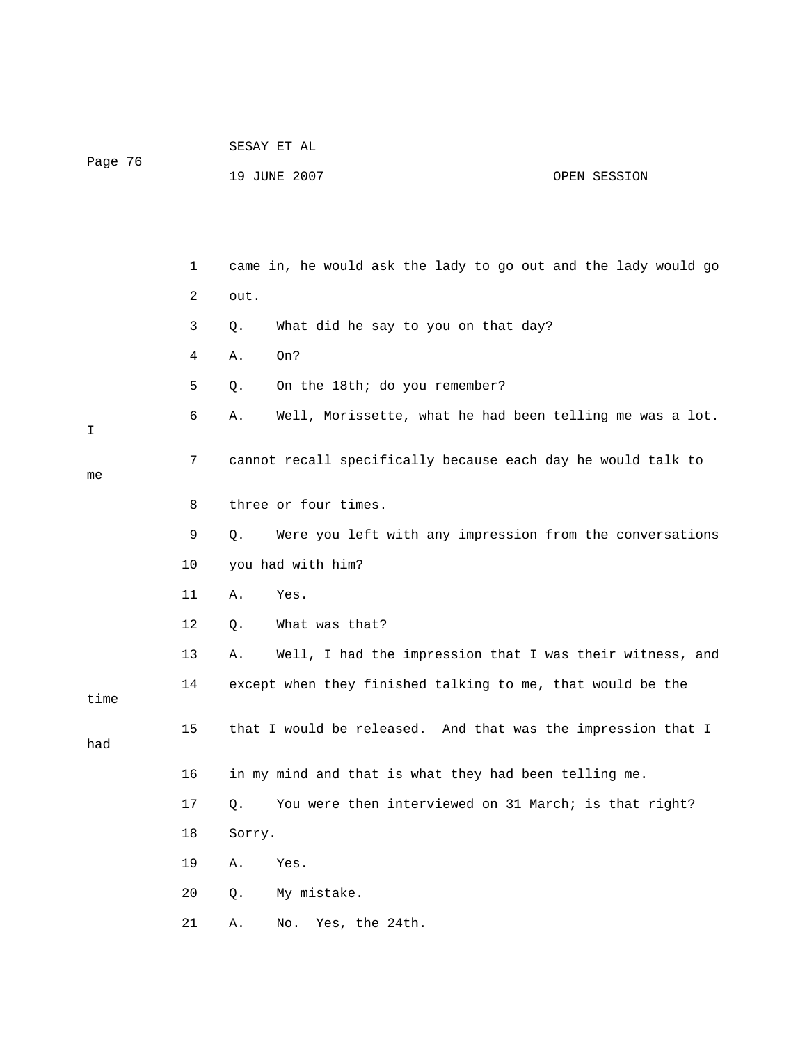came in, he would ask the lady to go out and the lady would go out.

Q. What did he say to you on that day?

A. On?

Q. On the 18th; do you remember?

A. Well, Morissette, what he had been telling me was a lot. I cannot recall specifically because each day he would talk to me three or four times.

Q. Were you left with any impression from the conversations you had with him?

A. Yes.

Q. What was that?

A. Well, I had the impression that I was their witness, and except when they finished talking to me, that would be the time that I would be released. And that was the impression that I had in my mind and that is what they had been telling me.

Q. You were then interviewed on 31 March; is that right? Sorry.

A. Yes.

Q. My mistake.

A. No. Yes, the 24th.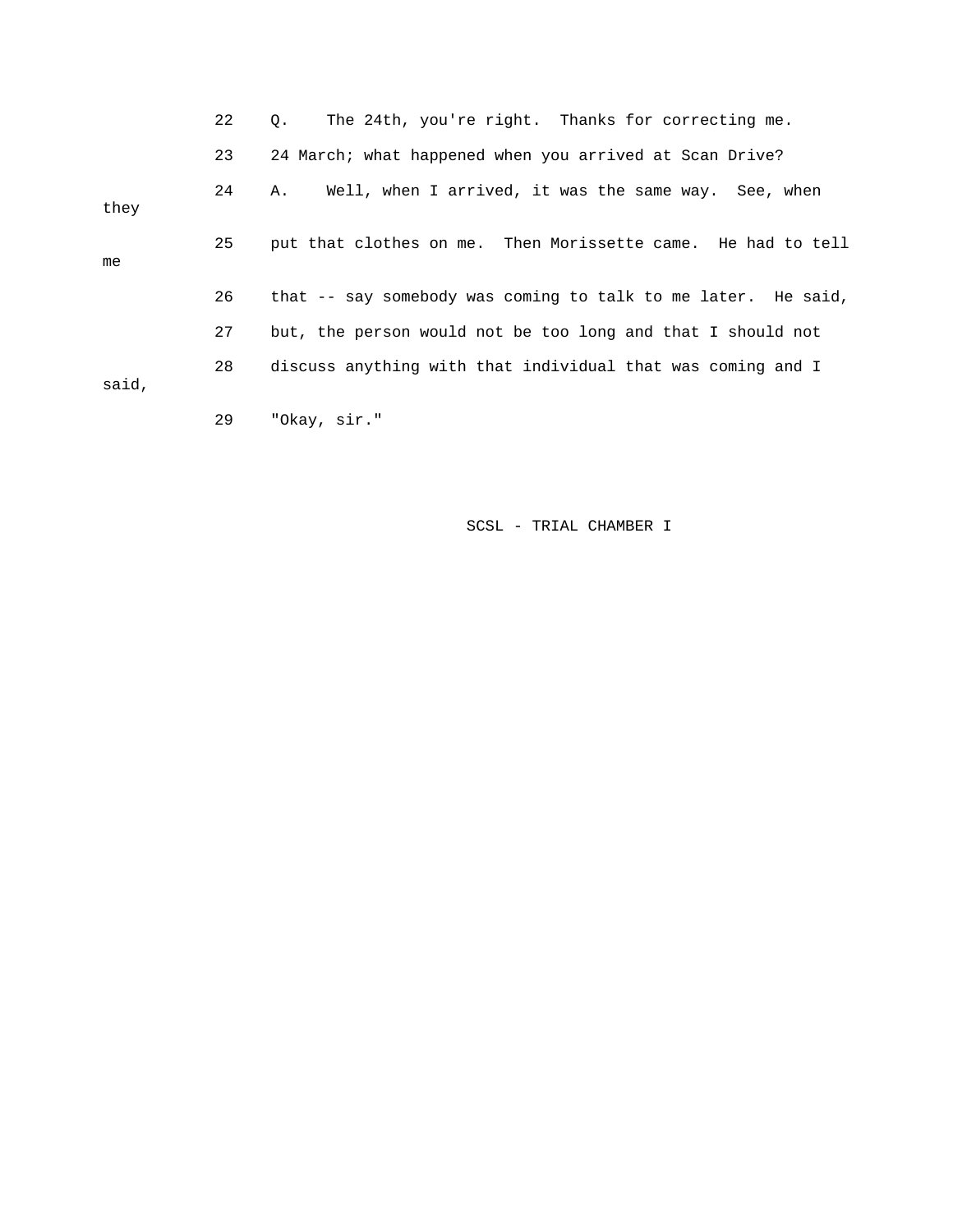22 Q. The 24th, you're right. Thanks for correcting me.

23 24 March; what happened when you arrived at Scan Drive?

24 A. Well, when I arrived, it was the same way. See, when they

25 put that clothes on me. Then Morissette came. He had to tell me

26 that -- say somebody was coming to talk to me later. He said,

27 but, the person would not be too long and that I should not

28 discuss anything with that individual that was coming and I said,

29 "Okay, sir."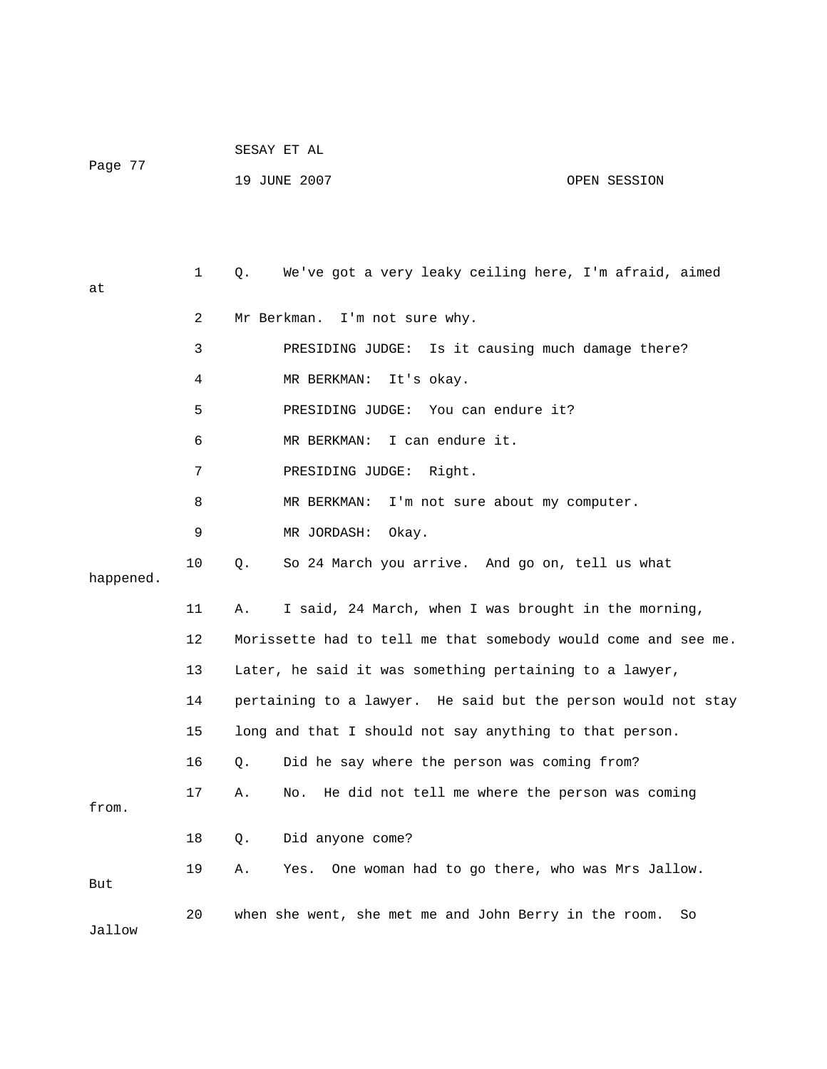1 Q. We've got a very leaky ceiling here, I'm afraid, aimed at

2 Mr Berkman. I'm not sure why.

3 PRESIDING JUDGE: Is it causing much damage there?

4 MR BERKMAN: It's okay.

5 PRESIDING JUDGE: You can endure it?

6 MR BERKMAN: I can endure it.

7 PRESIDING JUDGE: Right.

8 MR BERKMAN: I'm not sure about my computer.

9 MR JORDASH: Okay.

10 Q. So 24 March you arrive. And go on, tell us what happened.

11 A. I said, 24 March, when I was brought in the morning,

12 Morissette had to tell me that somebody would come and see me.

13 Later, he said it was something pertaining to a lawyer,

14 pertaining to a lawyer. He said but the person would not stay

15 long and that I should not say anything to that person.

16 Q. Did he say where the person was coming from?

17 A. No. He did not tell me where the person was coming from.

18 Q. Did anyone come?

19 A. Yes. One woman had to go there, who was Mrs Jallow. But

20 when she went, she met me and John Berry in the room. So Jallow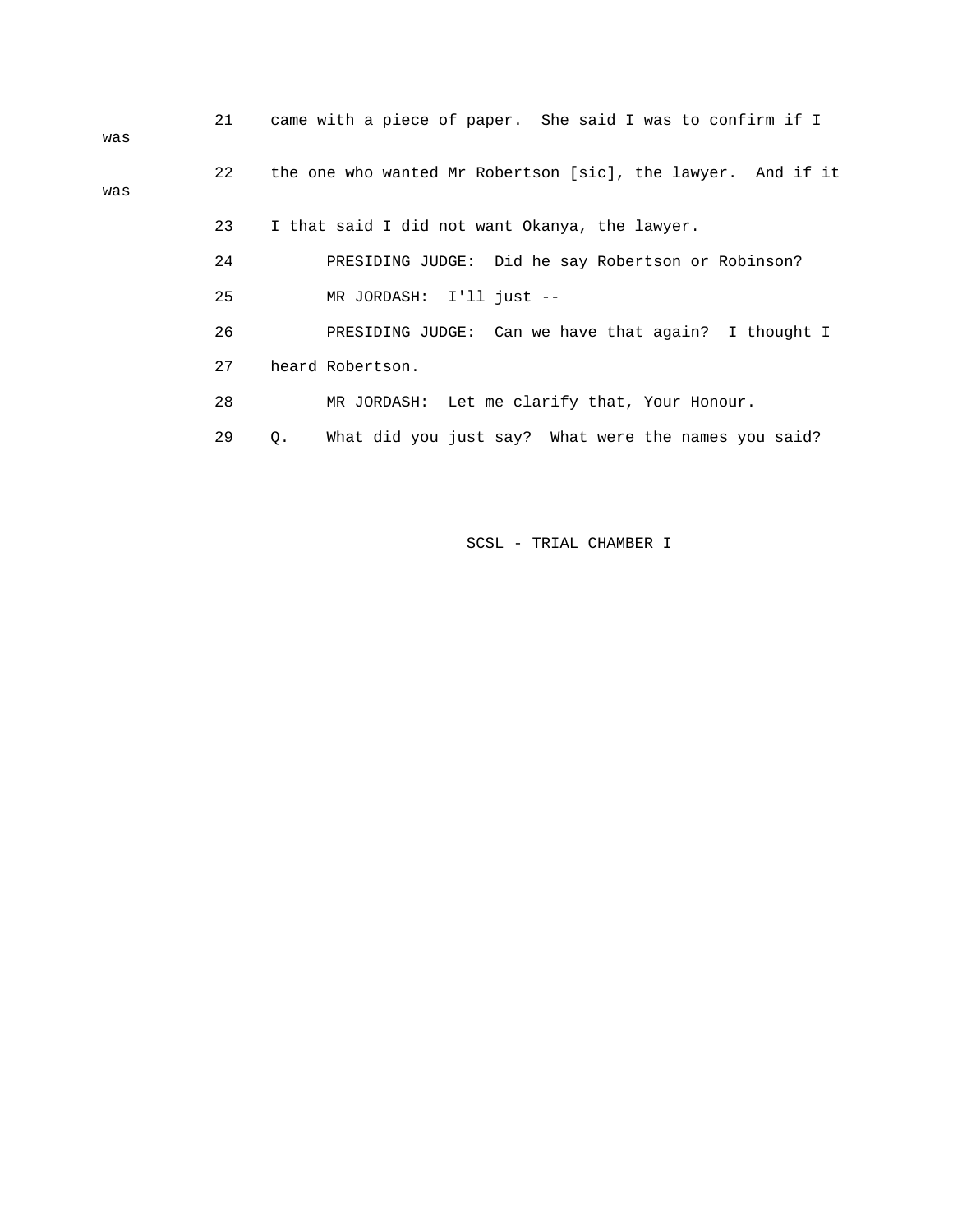21 came with a piece of paper. She said I was to confirm if I was

22 the one who wanted Mr Robertson [sic], the lawyer. And if it was

23 I that said I did not want Okanya, the lawyer.

24 PRESIDING JUDGE: Did he say Robertson or Robinson?

25 MR JORDASH: I'll just --

26 PRESIDING JUDGE: Can we have that again? I thought I

27 heard Robertson.

28 MR JORDASH: Let me clarify that, Your Honour.

29 Q. What did you just say? What were the names you said?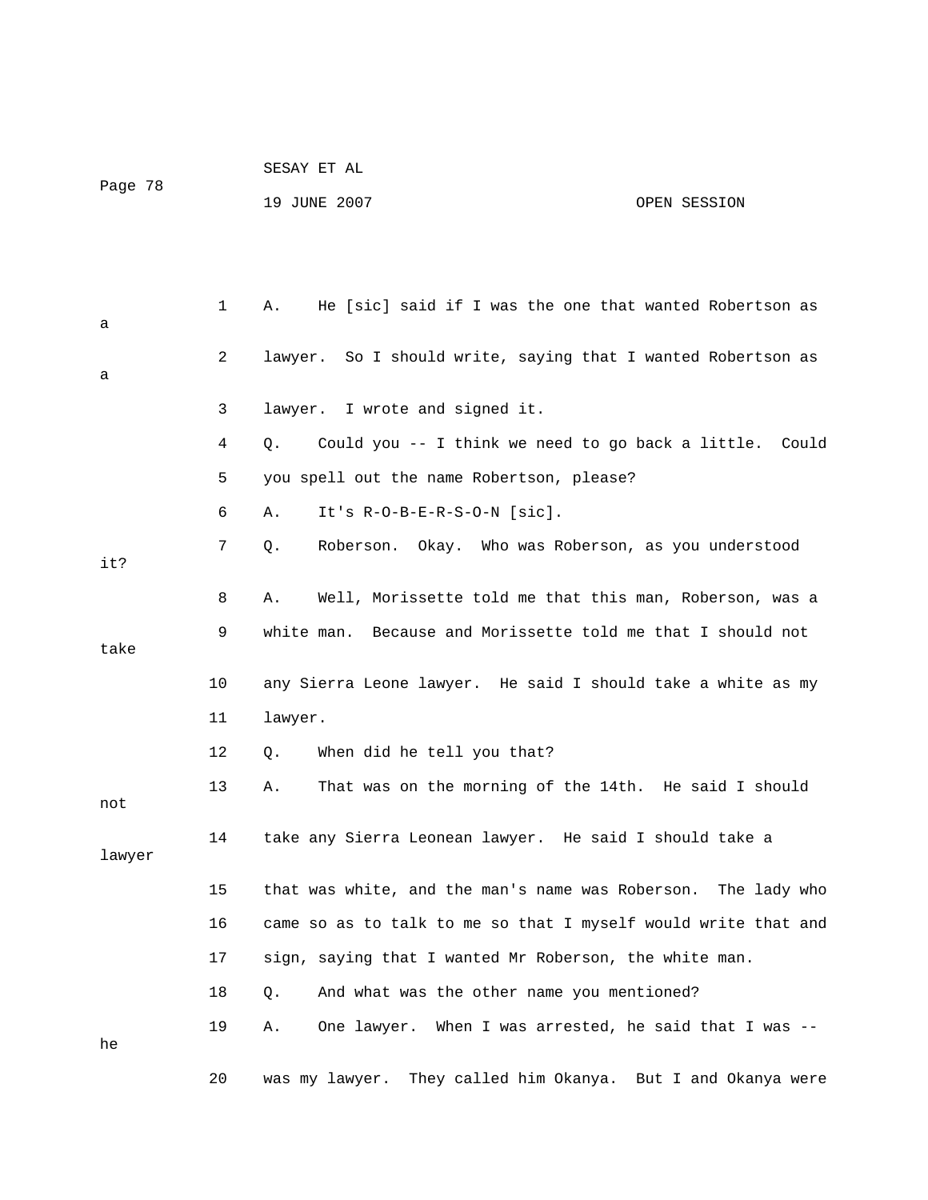1 A. He [sic] said if I was the one that wanted Robertson as a

2 lawyer. So I should write, saying that I wanted Robertson as a

3 lawyer. I wrote and signed it.

4 Q. Could you -- I think we need to go back a little. Could

5 you spell out the name Robertson, please?

6 A. It's R-O-B-E-R-S-O-N [sic].

7 Q. Roberson. Okay. Who was Roberson, as you understood it?

8 A. Well, Morissette told me that this man, Roberson, was a

9 white man. Because and Morissette told me that I should not take

10 any Sierra Leone lawyer. He said I should take a white as my

11 lawyer.

12 Q. When did he tell you that?

13 A. That was on the morning of the 14th. He said I should not

14 take any Sierra Leonean lawyer. He said I should take a lawyer

15 that was white, and the man's name was Roberson. The lady who

16 came so as to talk to me so that I myself would write that and

17 sign, saying that I wanted Mr Roberson, the white man.

18 Q. And what was the other name you mentioned?

19 A. One lawyer. When I was arrested, he said that I was -- he

20 was my lawyer. They called him Okanya. But I and Okanya were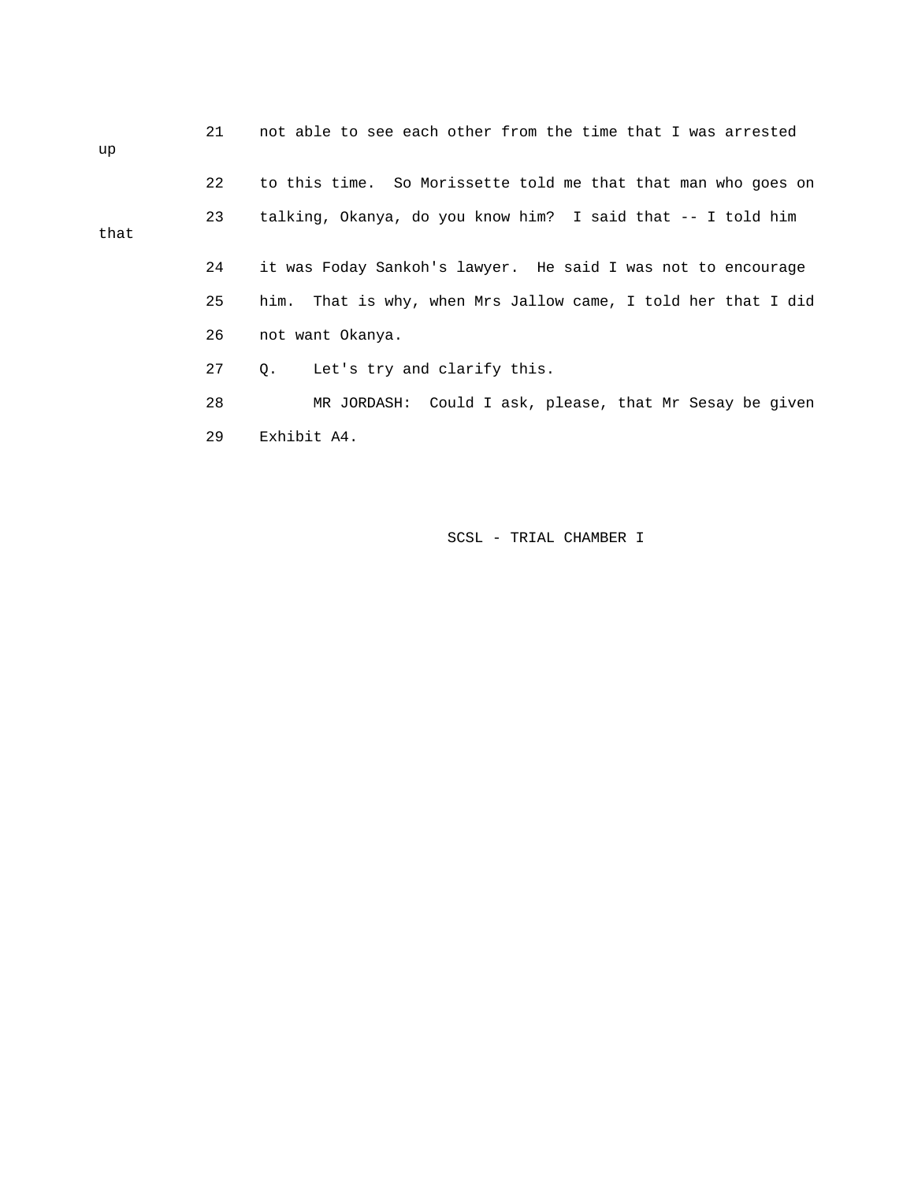21 not able to see each other from the time that I was arrested up

22 to this time. So Morissette told me that that man who goes on

23 talking, Okanya, do you know him? I said that -- I told him that

24 it was Foday Sankoh's lawyer. He said I was not to encourage

25 him. That is why, when Mrs Jallow came, I told her that I did

26 not want Okanya.

27 Q. Let's try and clarify this.

28 MR JORDASH: Could I ask, please, that Mr Sesay be given

29 Exhibit A4.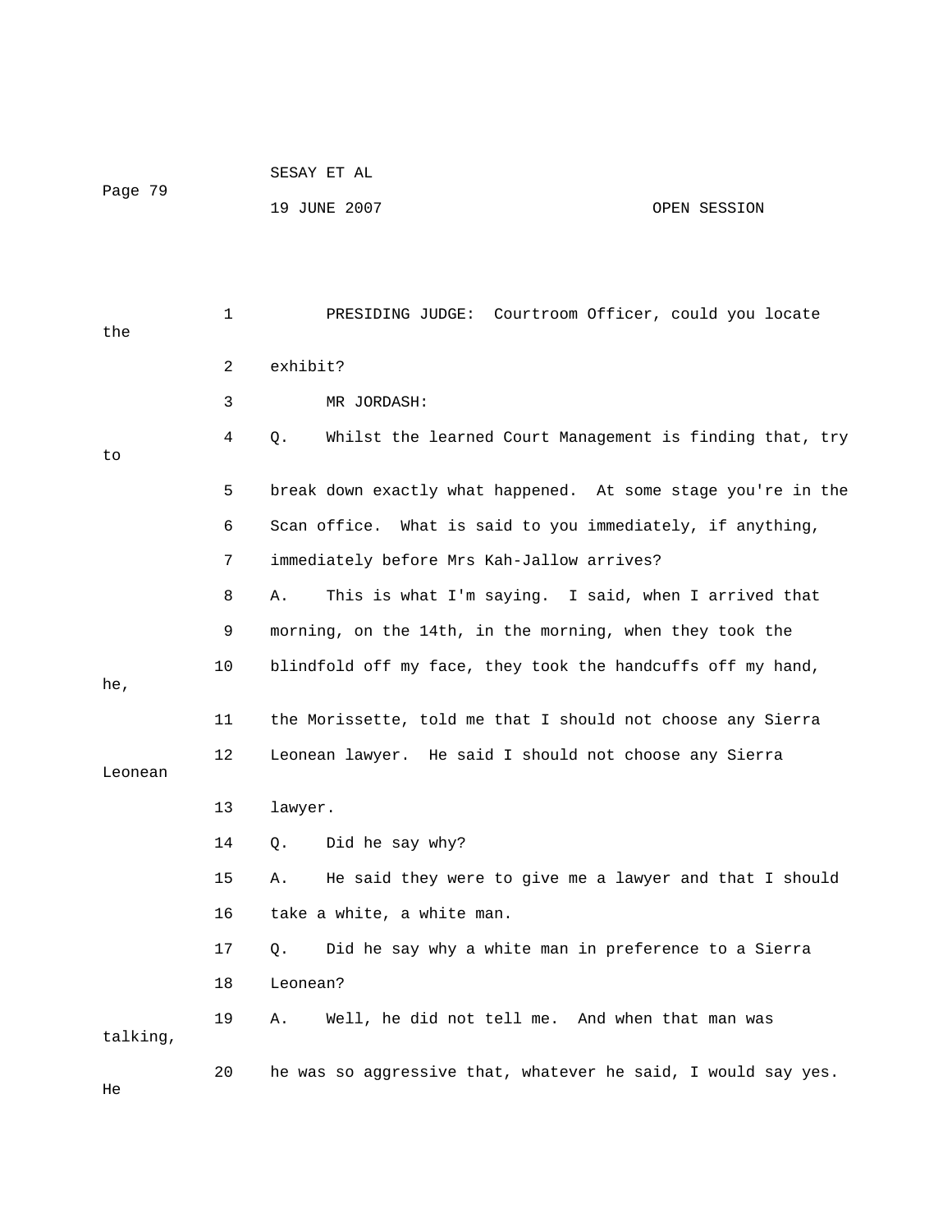1 PRESIDING JUDGE: Courtroom Officer, could you locate the

2 exhibit?

3 MR JORDASH:

4 Q. Whilst the learned Court Management is finding that, try to

5 break down exactly what happened. At some stage you're in the

6 Scan office. What is said to you immediately, if anything,

7 immediately before Mrs Kah-Jallow arrives?

8 A. This is what I'm saying. I said, when I arrived that

9 morning, on the 14th, in the morning, when they took the

10 blindfold off my face, they took the handcuffs off my hand, he,

11 the Morissette, told me that I should not choose any Sierra

12 Leonean lawyer. He said I should not choose any Sierra Leonean

13 lawyer.

14 Q. Did he say why?

15 A. He said they were to give me a lawyer and that I should

16 take a white, a white man.

17 Q. Did he say why a white man in preference to a Sierra

18 Leonean?

19 A. Well, he did not tell me. And when that man was talking,

20 he was so aggressive that, whatever he said, I would say yes. He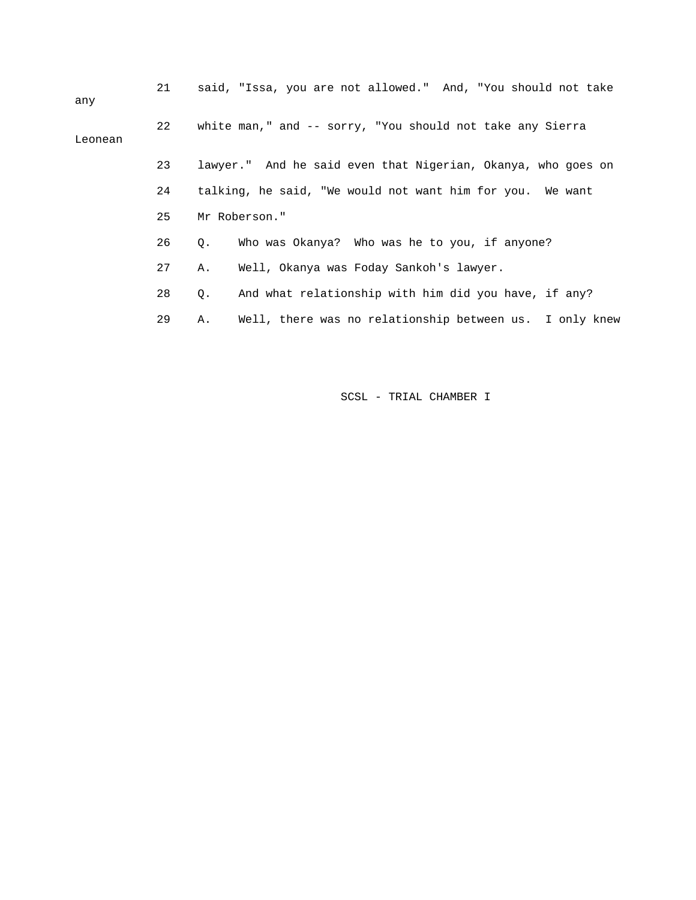21 said, "Issa, you are not allowed." And, "You should not take any

22 white man," and -- sorry, "You should not take any Sierra Leonean

23 lawyer." And he said even that Nigerian, Okanya, who goes on

24 talking, he said, "We would not want him for you. We want

25 Mr Roberson."

26 Q. Who was Okanya? Who was he to you, if anyone?

27 A. Well, Okanya was Foday Sankoh's lawyer.

28 Q. And what relationship with him did you have, if any?

29 A. Well, there was no relationship between us. I only knew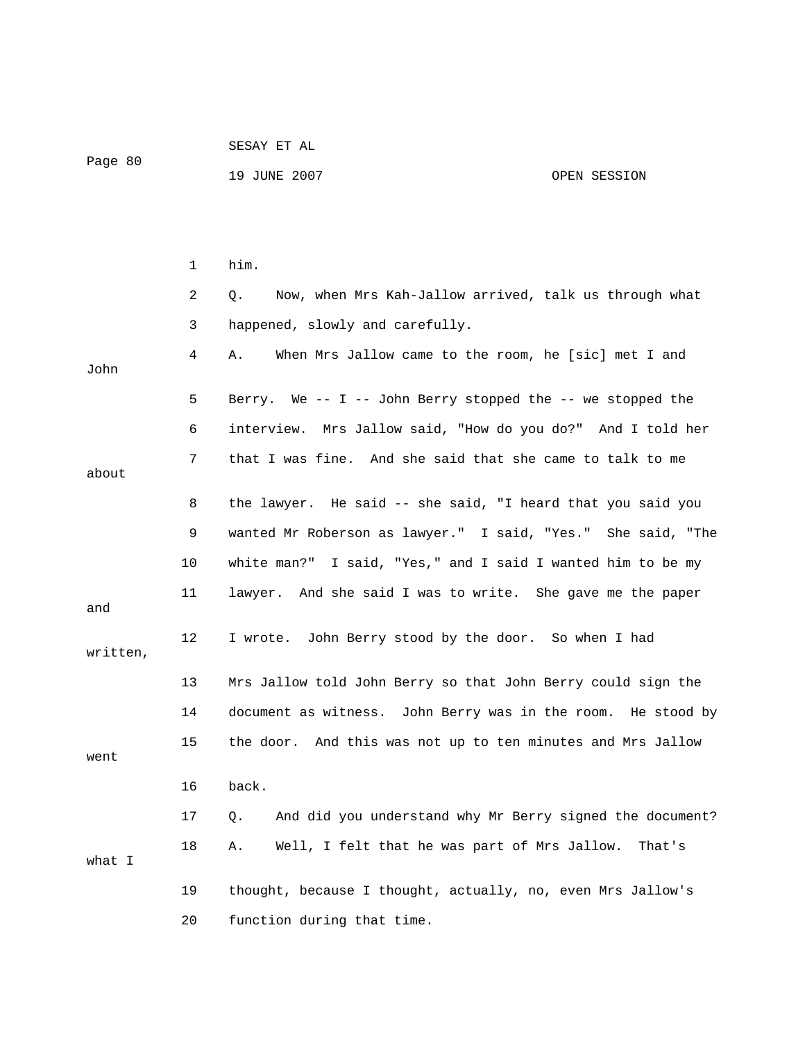1 him.

2 Q. Now, when Mrs Kah-Jallow arrived, talk us through what

3 happened, slowly and carefully.

4 A. When Mrs Jallow came to the room, he [sic] met I and John

5 Berry. We -- I -- John Berry stopped the -- we stopped the

6 interview. Mrs Jallow said, "How do you do?" And I told her

7 that I was fine. And she said that she came to talk to me about

8 the lawyer. He said -- she said, "I heard that you said you

9 wanted Mr Roberson as lawyer." I said, "Yes." She said, "The

10 white man?" I said, "Yes," and I said I wanted him to be my

11 lawyer. And she said I was to write. She gave me the paper and

12 I wrote. John Berry stood by the door. So when I had written,

13 Mrs Jallow told John Berry so that John Berry could sign the

14 document as witness. John Berry was in the room. He stood by

15 the door. And this was not up to ten minutes and Mrs Jallow went

16 back.

17 Q. And did you understand why Mr Berry signed the document?

18 A. Well, I felt that he was part of Mrs Jallow. That's what I

19 thought, because I thought, actually, no, even Mrs Jallow's

20 function during that time.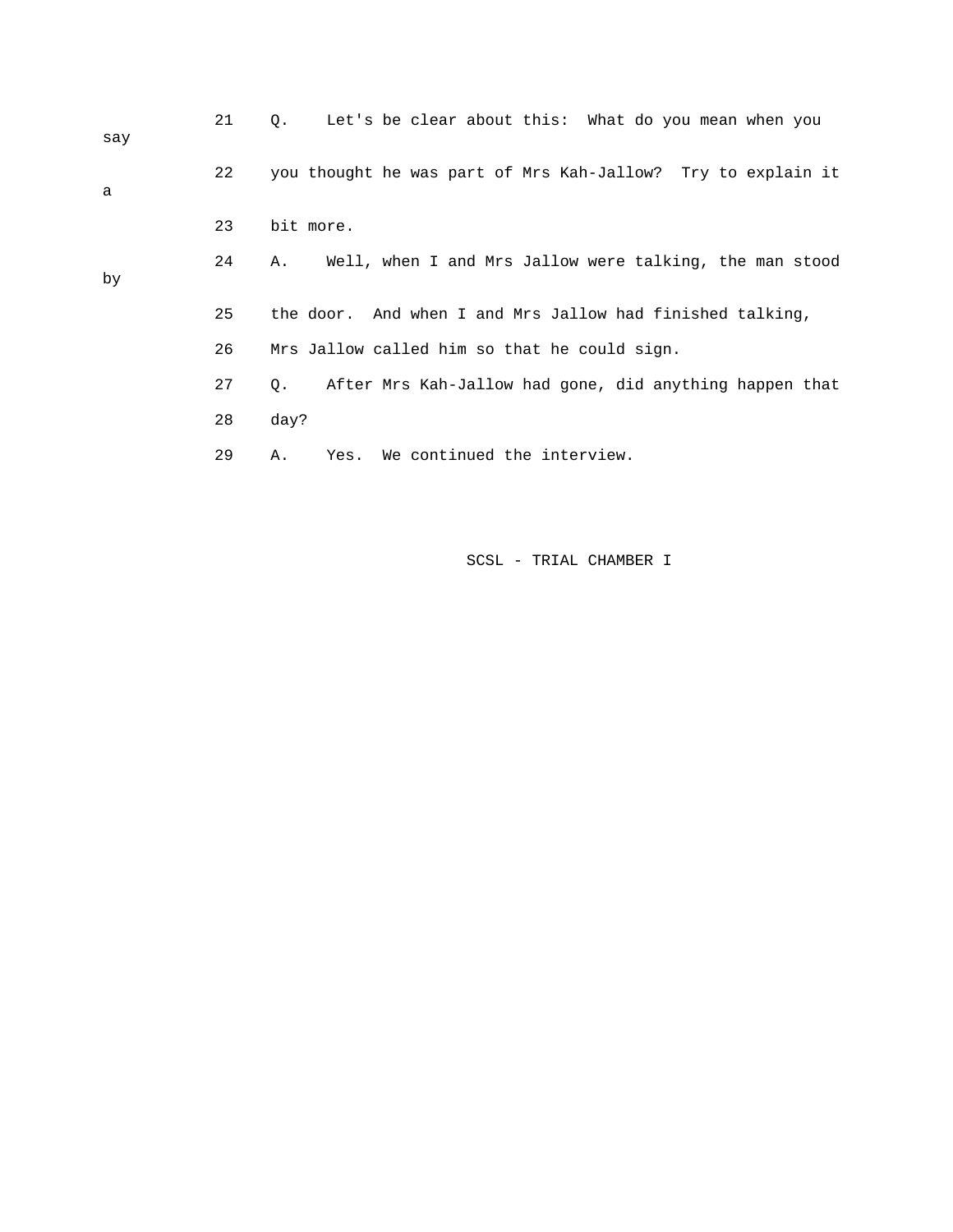21 Q. Let's be clear about this: What do you mean when you say

22 you thought he was part of Mrs Kah-Jallow? Try to explain it a

23 bit more.

24 A. Well, when I and Mrs Jallow were talking, the man stood by

25 the door. And when I and Mrs Jallow had finished talking,

26 Mrs Jallow called him so that he could sign.

27 Q. After Mrs Kah-Jallow had gone, did anything happen that

28 day?

29 A. Yes. We continued the interview.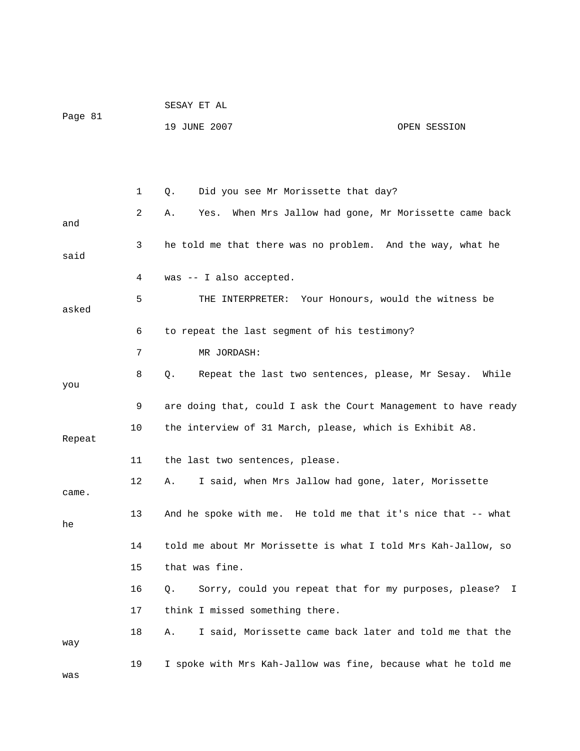1 Q. Did you see Mr Morissette that day?

2 A. Yes. When Mrs Jallow had gone, Mr Morissette came back and

3 he told me that there was no problem. And the way, what he said

4 was -- I also accepted.

5 THE INTERPRETER: Your Honours, would the witness be asked

6 to repeat the last segment of his testimony?

7 MR JORDASH:

8 Q. Repeat the last two sentences, please, Mr Sesay. While you

9 are doing that, could I ask the Court Management to have ready

10 the interview of 31 March, please, which is Exhibit A8. Repeat

11 the last two sentences, please.

12 A. I said, when Mrs Jallow had gone, later, Morissette came.

13 And he spoke with me. He told me that it's nice that -- what he

14 told me about Mr Morissette is what I told Mrs Kah-Jallow, so

15 that was fine.

16 Q. Sorry, could you repeat that for my purposes, please? I

17 think I missed something there.

18 A. I said, Morissette came back later and told me that the way

19 I spoke with Mrs Kah-Jallow was fine, because what he told me was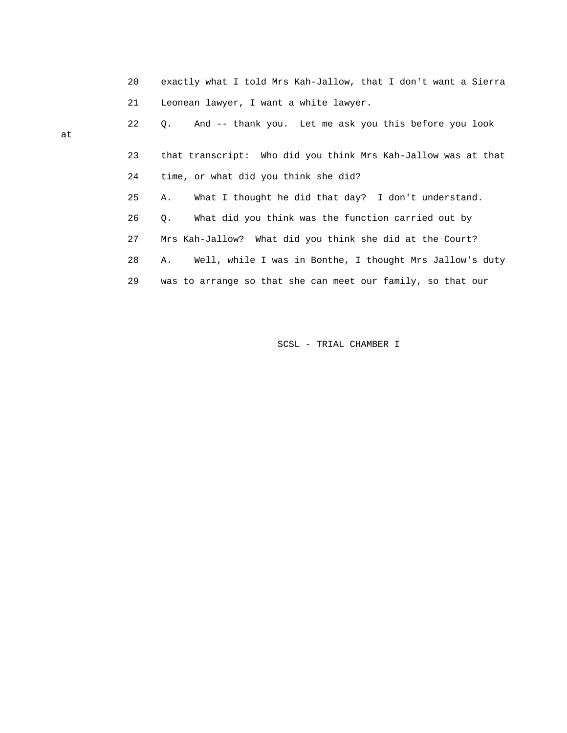20 exactly what I told Mrs Kah-Jallow, that I don't want a Sierra

21 Leonean lawyer, I want a white lawyer.

22 Q. And -- thank you. Let me ask you this before you look at

23 that transcript: Who did you think Mrs Kah-Jallow was at that

24 time, or what did you think she did?

25 A. What I thought he did that day? I don't understand.

26 Q. What did you think was the function carried out by

27 Mrs Kah-Jallow? What did you think she did at the Court?

28 A. Well, while I was in Bonthe, I thought Mrs Jallow's duty

29 was to arrange so that she can meet our family, so that our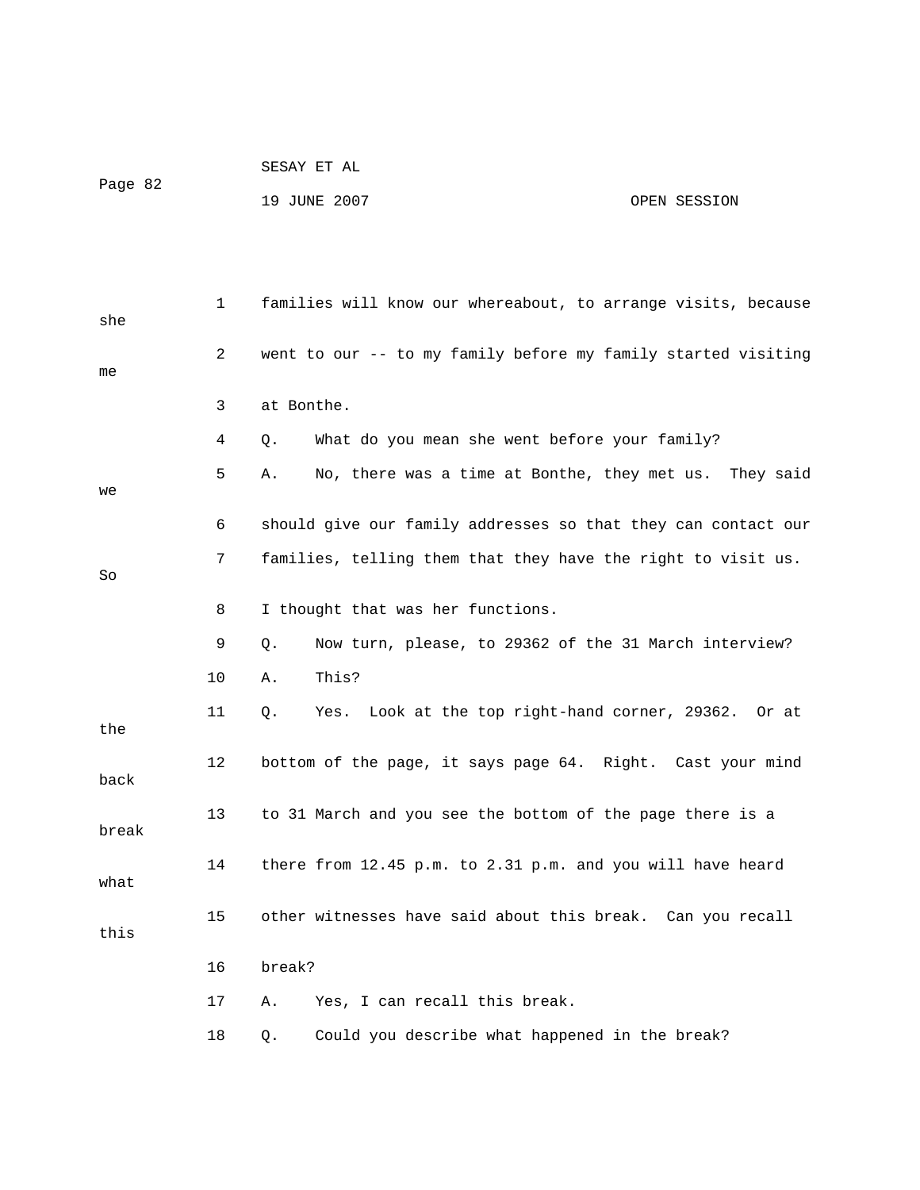1 families will know our whereabout, to arrange visits, because she

2 went to our -- to my family before my family started visiting me

3 at Bonthe.

4 Q. What do you mean she went before your family?

5 A. No, there was a time at Bonthe, they met us. They said we

6 should give our family addresses so that they can contact our

7 families, telling them that they have the right to visit us. So

8 I thought that was her functions.

9 Q. Now turn, please, to 29362 of the 31 March interview?

10 A. This?

11 Q. Yes. Look at the top right-hand corner, 29362. Or at the

12 bottom of the page, it says page 64. Right. Cast your mind back

13 to 31 March and you see the bottom of the page there is a break

14 there from 12.45 p.m. to 2.31 p.m. and you will have heard what

15 other witnesses have said about this break. Can you recall this

16 break?

17 A. Yes, I can recall this break.

18 Q. Could you describe what happened in the break?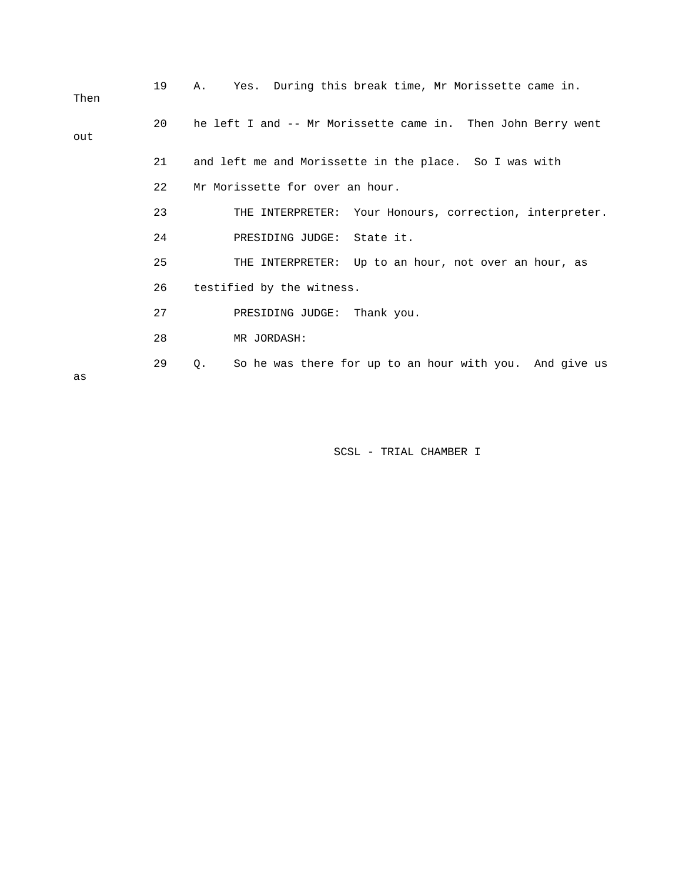19 A. Yes. During this break time, Mr Morissette came in. Then

20 he left I and -- Mr Morissette came in. Then John Berry went out

21 and left me and Morissette in the place. So I was with

22 Mr Morissette for over an hour.

23 THE INTERPRETER: Your Honours, correction, interpreter.

24 PRESIDING JUDGE: State it.

25 THE INTERPRETER: Up to an hour, not over an hour, as

26 testified by the witness.

27 PRESIDING JUDGE: Thank you.

28 MR JORDASH:

29 Q. So he was there for up to an hour with you. And give us as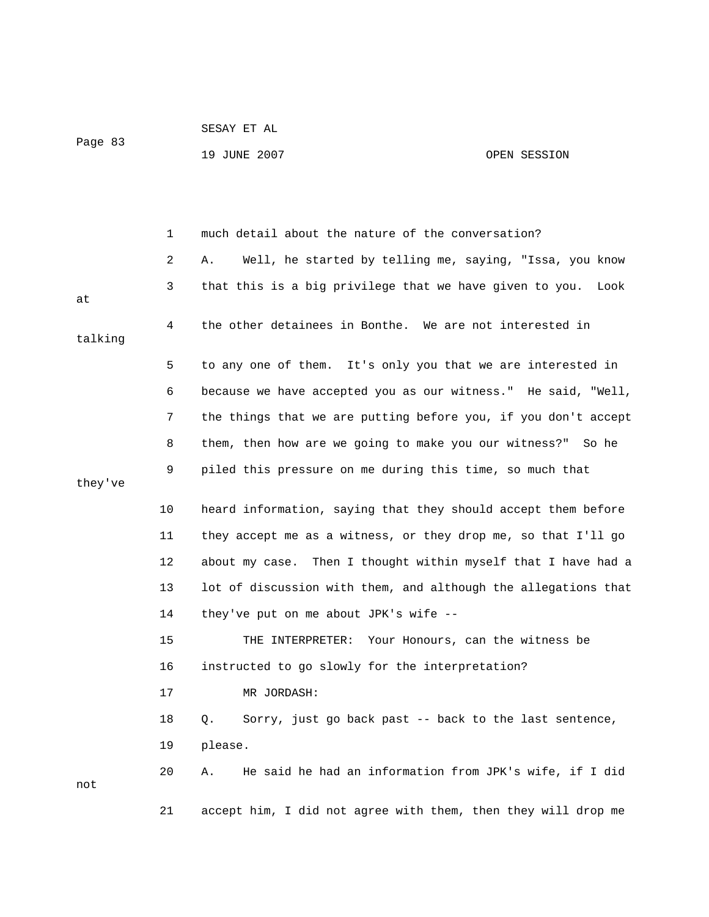much detail about the nature of the conversation?

A. Well, he started by telling me, saying, "Issa, you know that this is a big privilege that we have given to you. Look at the other detainees in Bonthe. We are not interested in talking to any one of them. It's only you that we are interested in because we have accepted you as our witness." He said, "Well, the things that we are putting before you, if you don't accept them, then how are we going to make you our witness?" So he piled this pressure on me during this time, so much that they've heard information, saying that they should accept them before they accept me as a witness, or they drop me, so that I'll go about my case. Then I thought within myself that I have had a lot of discussion with them, and although the allegations that they've put on me about JPK's wife --

THE INTERPRETER: Your Honours, can the witness be instructed to go slowly for the interpretation?

MR JORDASH:

Q. Sorry, just go back past -- back to the last sentence, please.

A. He said he had an information from JPK's wife, if I did not accept him, I did not agree with them, then they will drop me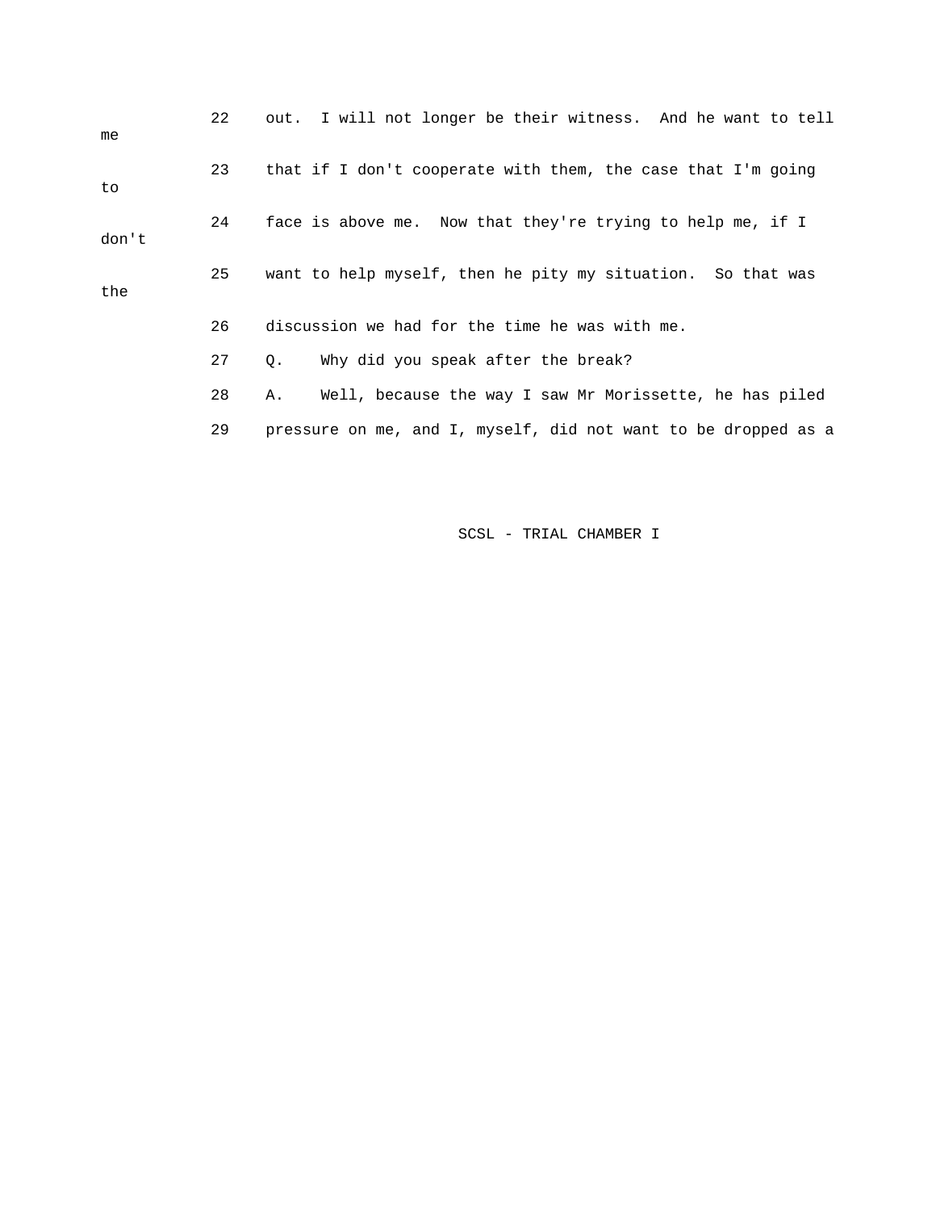22 out. I will not longer be their witness. And he want to tell me

23 that if I don't cooperate with them, the case that I'm going to

24 face is above me. Now that they're trying to help me, if I don't

25 want to help myself, then he pity my situation. So that was the

26 discussion we had for the time he was with me.

27 Q. Why did you speak after the break?

28 A. Well, because the way I saw Mr Morissette, he has piled

29 pressure on me, and I, myself, did not want to be dropped as a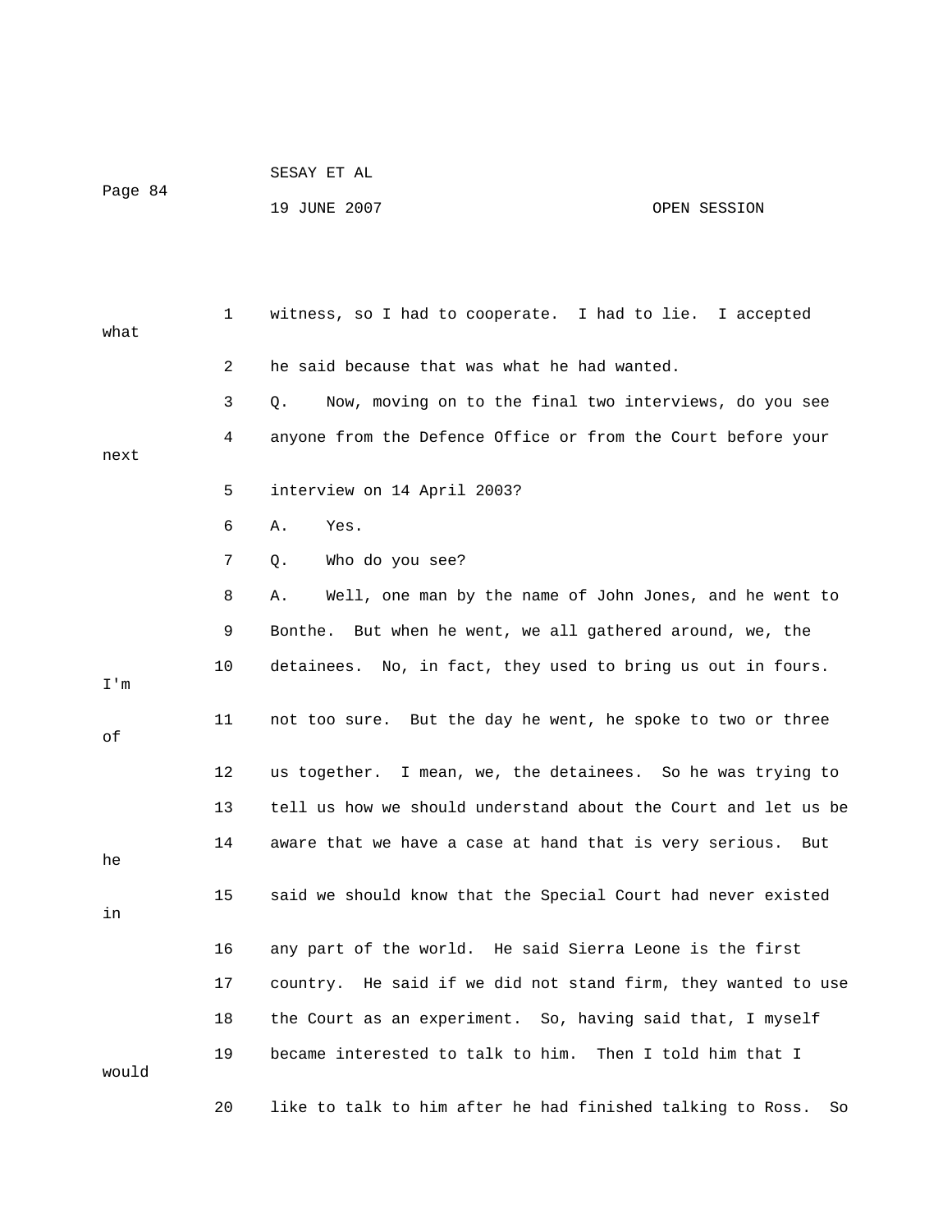1 witness, so I had to cooperate. I had to lie. I accepted what

2 he said because that was what he had wanted.

3 Q. Now, moving on to the final two interviews, do you see

4 anyone from the Defence Office or from the Court before your next

5 interview on 14 April 2003?

6 A. Yes.

7 Q. Who do you see?

8 A. Well, one man by the name of John Jones, and he went to

9 Bonthe. But when he went, we all gathered around, we, the

10 detainees. No, in fact, they used to bring us out in fours. I'm

11 not too sure. But the day he went, he spoke to two or three of

12 us together. I mean, we, the detainees. So he was trying to

13 tell us how we should understand about the Court and let us be

14 aware that we have a case at hand that is very serious. But he

15 said we should know that the Special Court had never existed in

16 any part of the world. He said Sierra Leone is the first

17 country. He said if we did not stand firm, they wanted to use

18 the Court as an experiment. So, having said that, I myself

19 became interested to talk to him. Then I told him that I would

20 like to talk to him after he had finished talking to Ross. So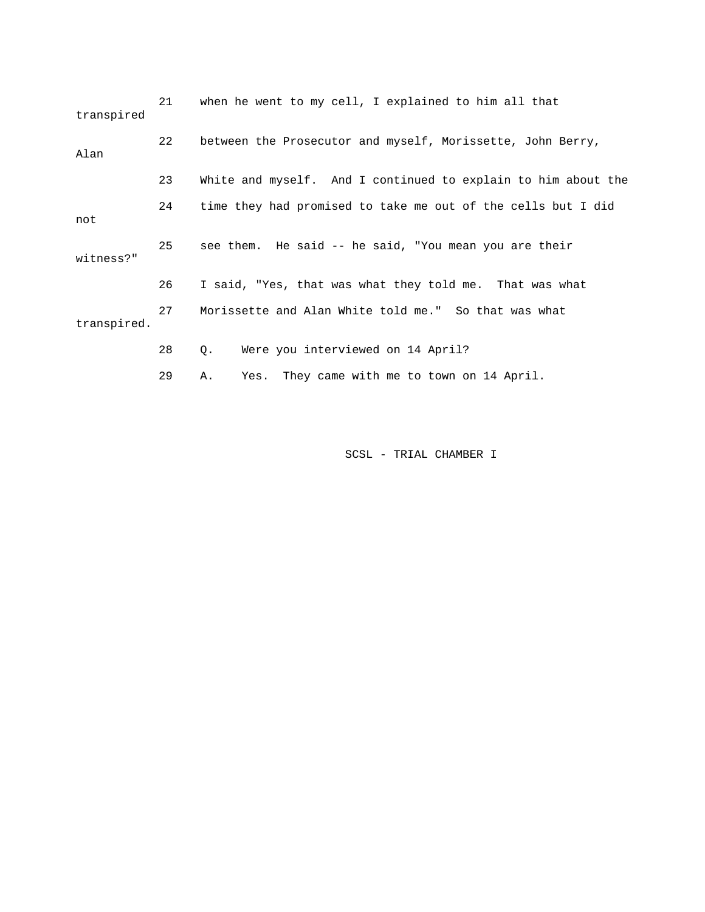21 when he went to my cell, I explained to him all that transpired

22 between the Prosecutor and myself, Morissette, John Berry, Alan

23 White and myself. And I continued to explain to him about the

24 time they had promised to take me out of the cells but I did not

25 see them. He said -- he said, "You mean you are their witness?"

26 I said, "Yes, that was what they told me. That was what

27 Morissette and Alan White told me." So that was what transpired.

28 Q. Were you interviewed on 14 April?

29 A. Yes. They came with me to town on 14 April.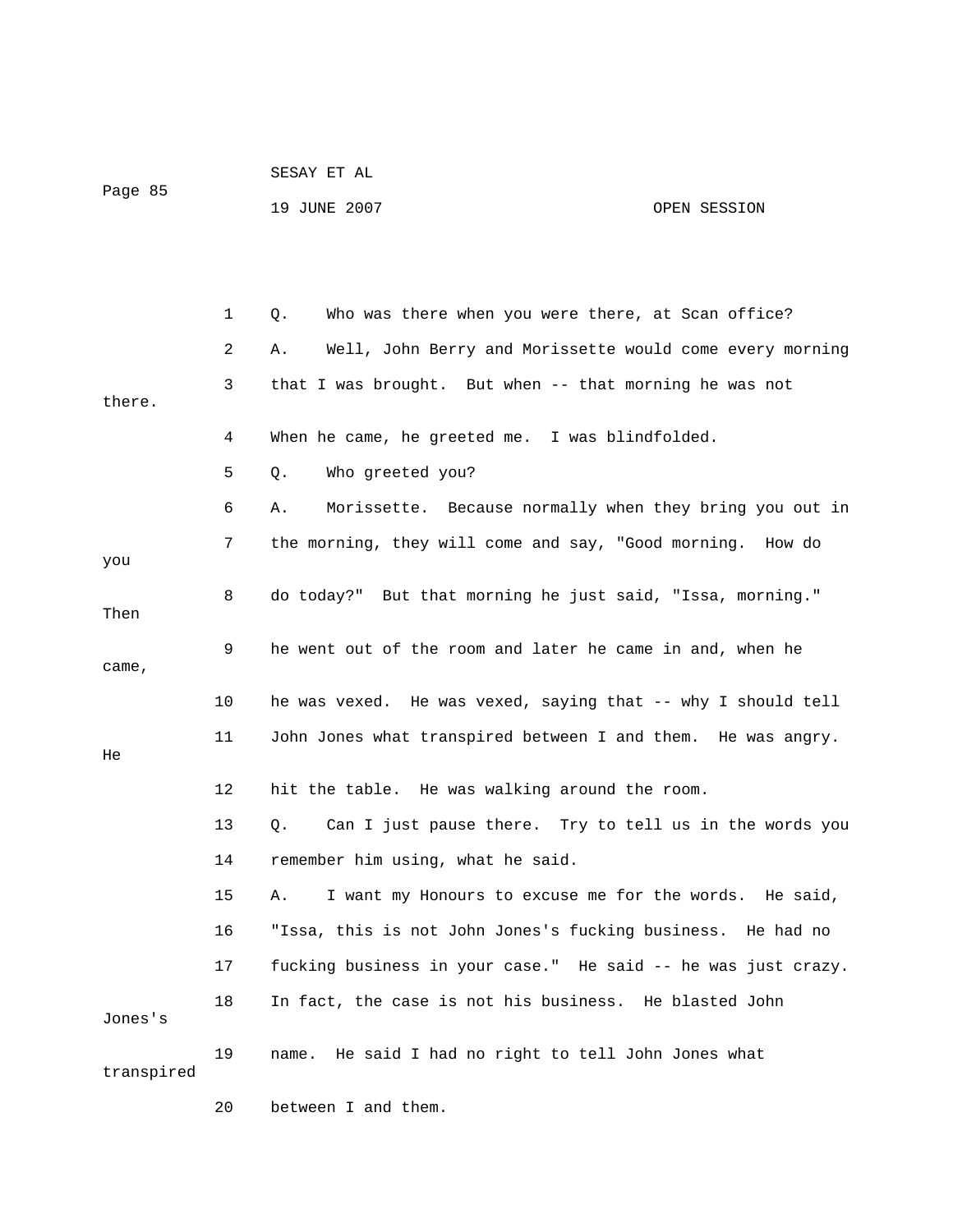1 Q. Who was there when you were there, at Scan office?

2 A. Well, John Berry and Morissette would come every morning

3 that I was brought. But when -- that morning he was not there.

4 When he came, he greeted me. I was blindfolded.

5 Q. Who greeted you?

6 A. Morissette. Because normally when they bring you out in

7 the morning, they will come and say, "Good morning. How do you

8 do today?" But that morning he just said, "Issa, morning." Then

9 he went out of the room and later he came in and, when he came,

10 he was vexed. He was vexed, saying that -- why I should tell

11 John Jones what transpired between I and them. He was angry. He

12 hit the table. He was walking around the room.

13 Q. Can I just pause there. Try to tell us in the words you

14 remember him using, what he said.

15 A. I want my Honours to excuse me for the words. He said,

16 "Issa, this is not John Jones's fucking business. He had no

17 fucking business in your case." He said -- he was just crazy.

18 In fact, the case is not his business. He blasted John Jones's

19 name. He said I had no right to tell John Jones what transpired

20 between I and them.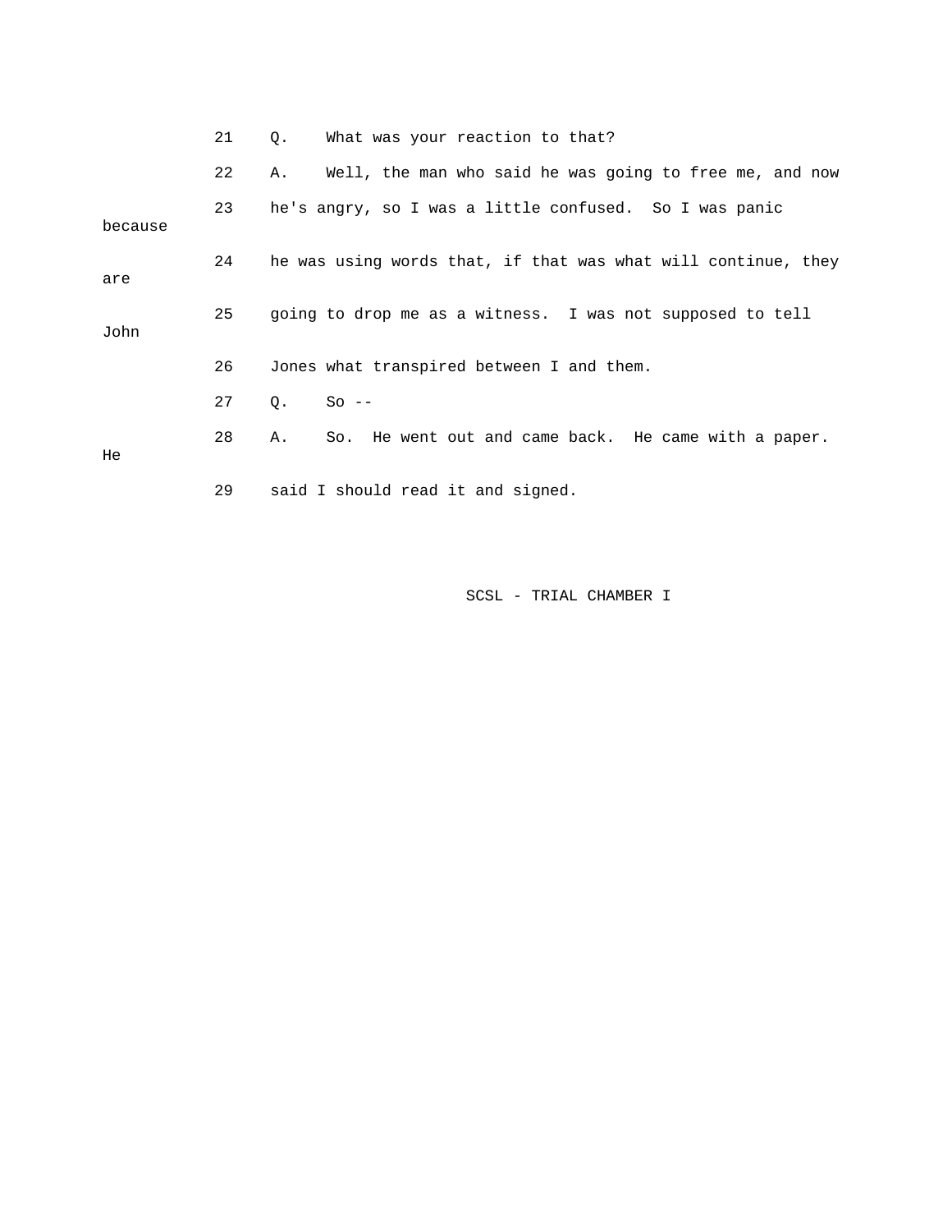21 Q. What was your reaction to that?

22 A. Well, the man who said he was going to free me, and now

23 he's angry, so I was a little confused. So I was panic because

24 he was using words that, if that was what will continue, they are

25 going to drop me as a witness. I was not supposed to tell John

26 Jones what transpired between I and them.

27 Q. So --

28 A. So. He went out and came back. He came with a paper. He

29 said I should read it and signed.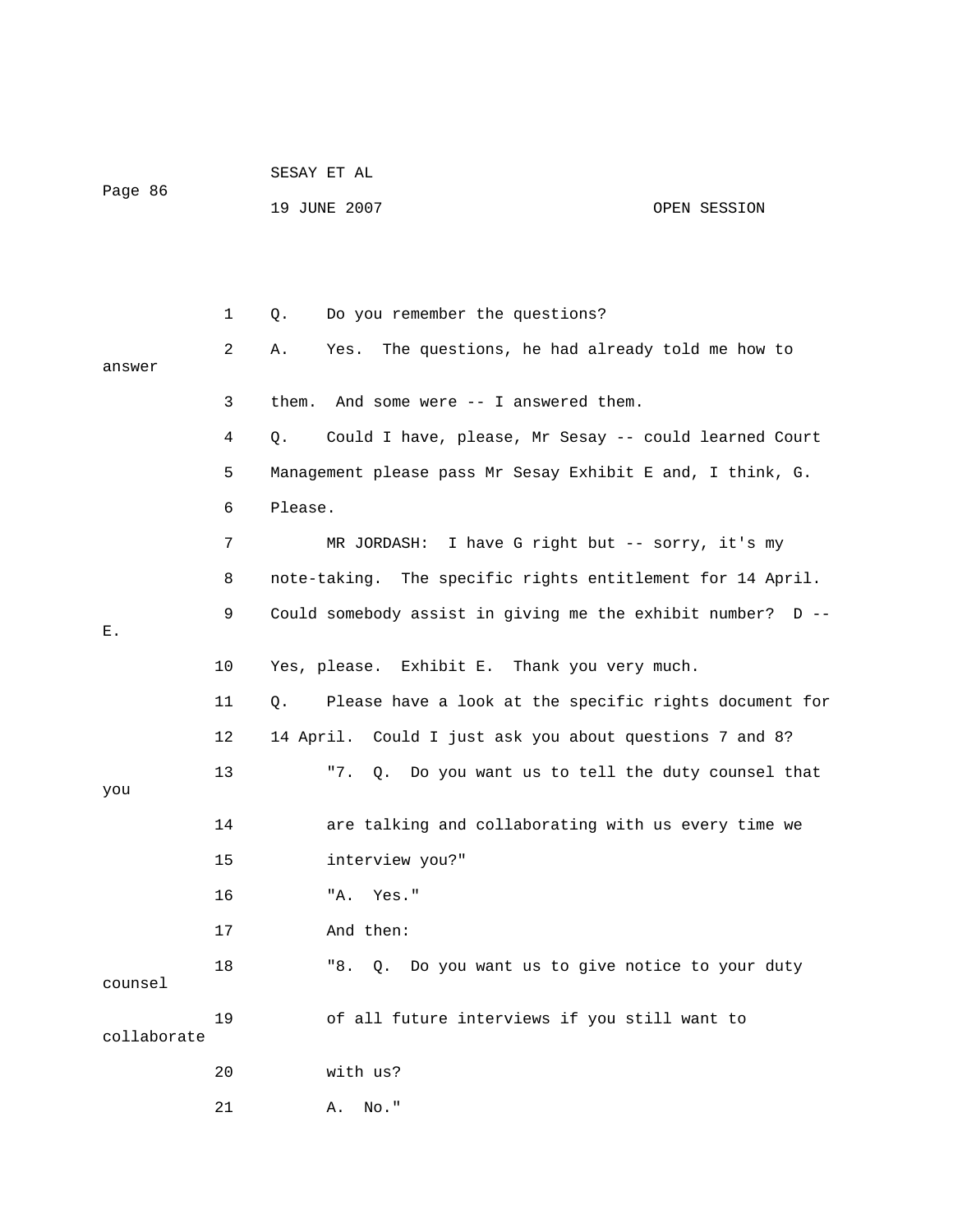1 Q. Do you remember the questions?

2 A. Yes. The questions, he had already told me how to answer

3 them. And some were -- I answered them.

4 Q. Could I have, please, Mr Sesay -- could learned Court

5 Management please pass Mr Sesay Exhibit E and, I think, G.

6 Please.

7 MR JORDASH: I have G right but -- sorry, it's my

8 note-taking. The specific rights entitlement for 14 April.

9 Could somebody assist in giving me the exhibit number? D -- E.

10 Yes, please. Exhibit E. Thank you very much.

11 Q. Please have a look at the specific rights document for

12 14 April. Could I just ask you about questions 7 and 8?

13 "7. Q. Do you want us to tell the duty counsel that you

14 are talking and collaborating with us every time we

15 interview you?"

16 "A. Yes."

17 And then:

18 "8. Q. Do you want us to give notice to your duty counsel

19 of all future interviews if you still want to collaborate

20 with us?

21 A. No."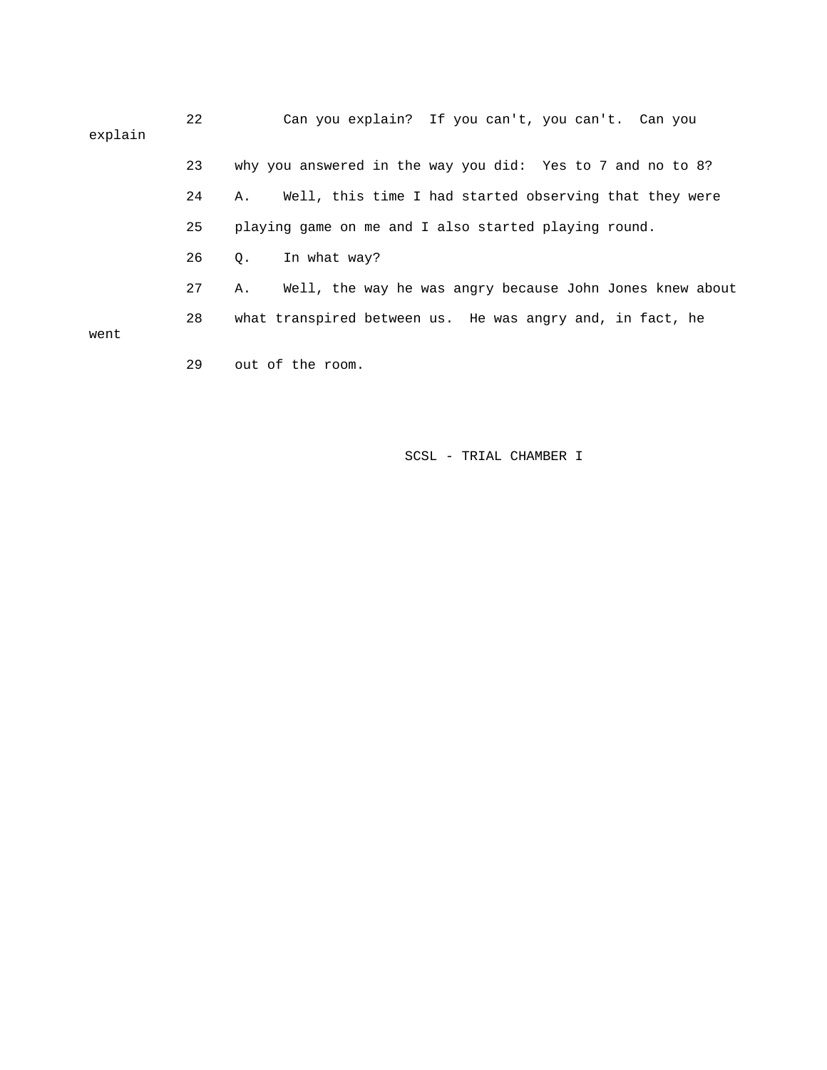22 Can you explain? If you can't, you can't. Can you explain

23 why you answered in the way you did: Yes to 7 and no to 8?

24 A. Well, this time I had started observing that they were

25 playing game on me and I also started playing round.

26 Q. In what way?

27 A. Well, the way he was angry because John Jones knew about

28 what transpired between us. He was angry and, in fact, he went

29 out of the room.

SCSL - TRIAL CHAMBER I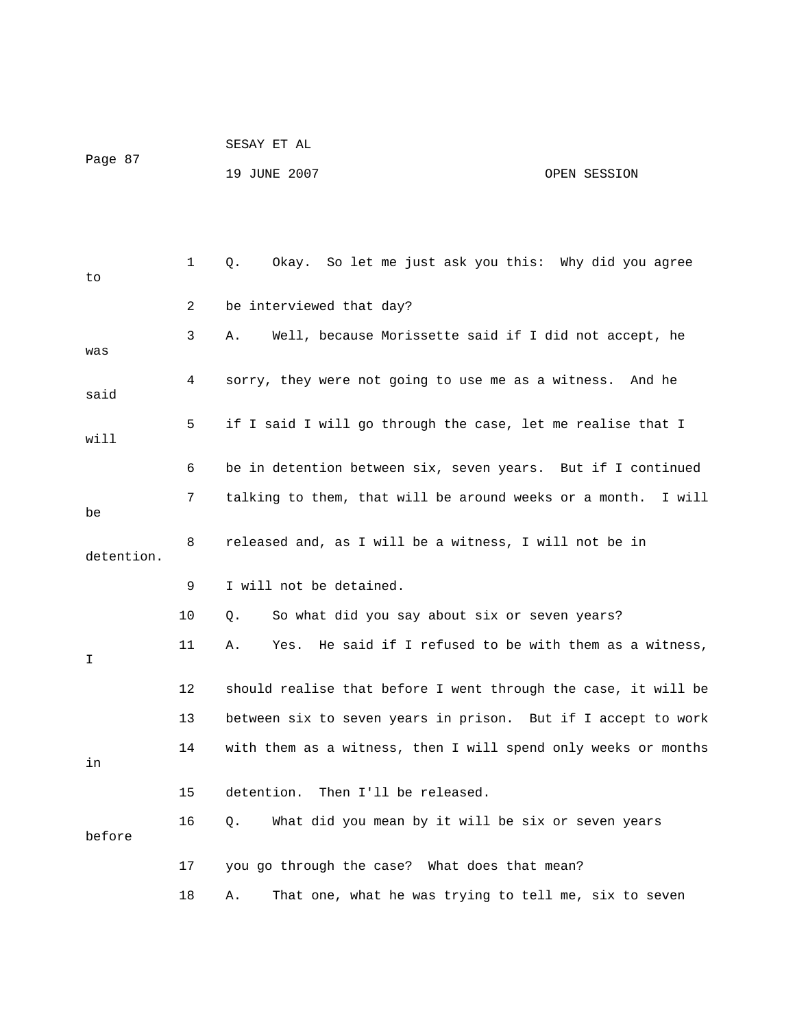1 Q. Okay. So let me just ask you this: Why did you agree to

2 be interviewed that day?

3 A. Well, because Morissette said if I did not accept, he was

4 sorry, they were not going to use me as a witness. And he said

5 if I said I will go through the case, let me realise that I will

6 be in detention between six, seven years. But if I continued

7 talking to them, that will be around weeks or a month. I will be

8 released and, as I will be a witness, I will not be in detention.

9 I will not be detained.

10 Q. So what did you say about six or seven years?

11 A. Yes. He said if I refused to be with them as a witness, I

12 should realise that before I went through the case, it will be

13 between six to seven years in prison. But if I accept to work

14 with them as a witness, then I will spend only weeks or months in

15 detention. Then I'll be released.

16 Q. What did you mean by it will be six or seven years before

17 you go through the case? What does that mean?

18 A. That one, what he was trying to tell me, six to seven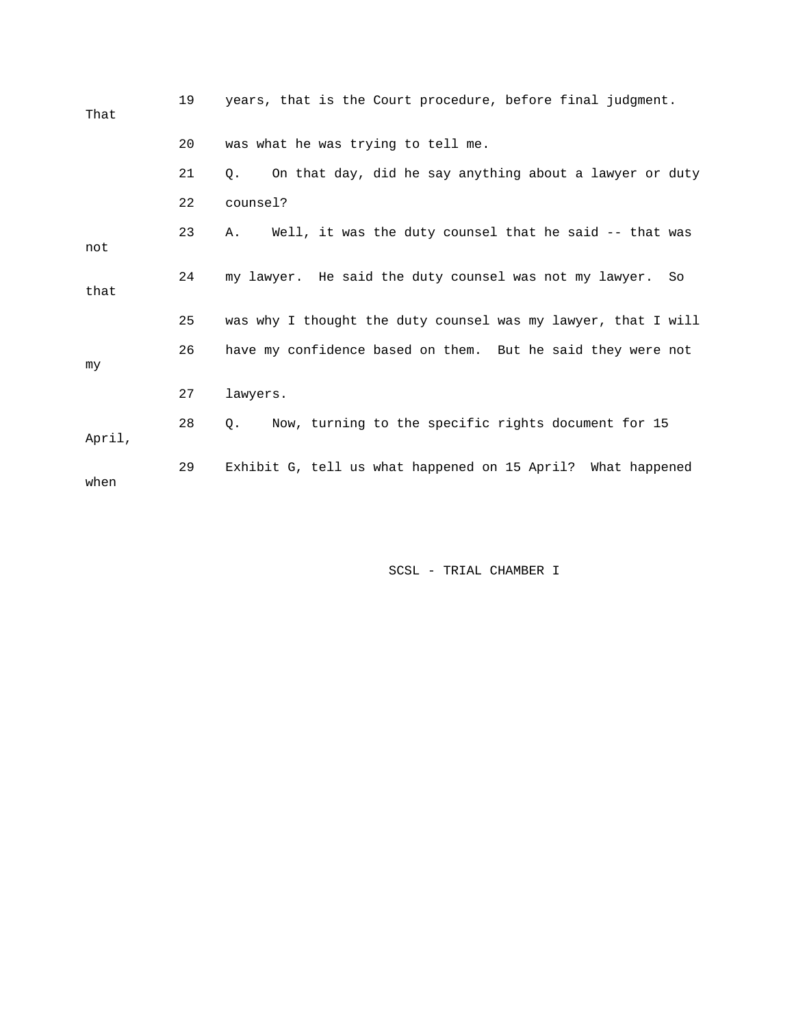19 years, that is the Court procedure, before final judgment. That

20 was what he was trying to tell me.

21 Q. On that day, did he say anything about a lawyer or duty

22 counsel?

23 A. Well, it was the duty counsel that he said -- that was not

24 my lawyer. He said the duty counsel was not my lawyer. So that

25 was why I thought the duty counsel was my lawyer, that I will

26 have my confidence based on them. But he said they were not my

27 lawyers.

28 Q. Now, turning to the specific rights document for 15 April,

29 Exhibit G, tell us what happened on 15 April? What happened when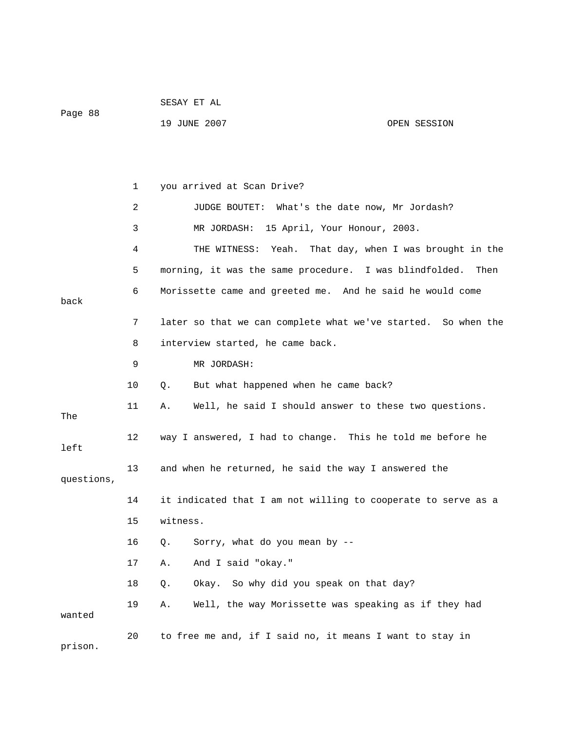you arrived at Scan Drive?

JUDGE BOUTET: What's the date now, Mr Jordash?

MR JORDASH: 15 April, Your Honour, 2003.

THE WITNESS: Yeah. That day, when I was brought in the morning, it was the same procedure. I was blindfolded. Then Morissette came and greeted me. And he said he would come back later so that we can complete what we've started. So when the interview started, he came back.

MR JORDASH:

Q. But what happened when he came back?

A. Well, he said I should answer to these two questions. The way I answered, I had to change. This he told me before he left and when he returned, he said the way I answered the questions, it indicated that I am not willing to cooperate to serve as a witness.

Q. Sorry, what do you mean by --

A. And I said "okay."

Q. Okay. So why did you speak on that day?

A. Well, the way Morissette was speaking as if they had wanted to free me and, if I said no, it means I want to stay in prison.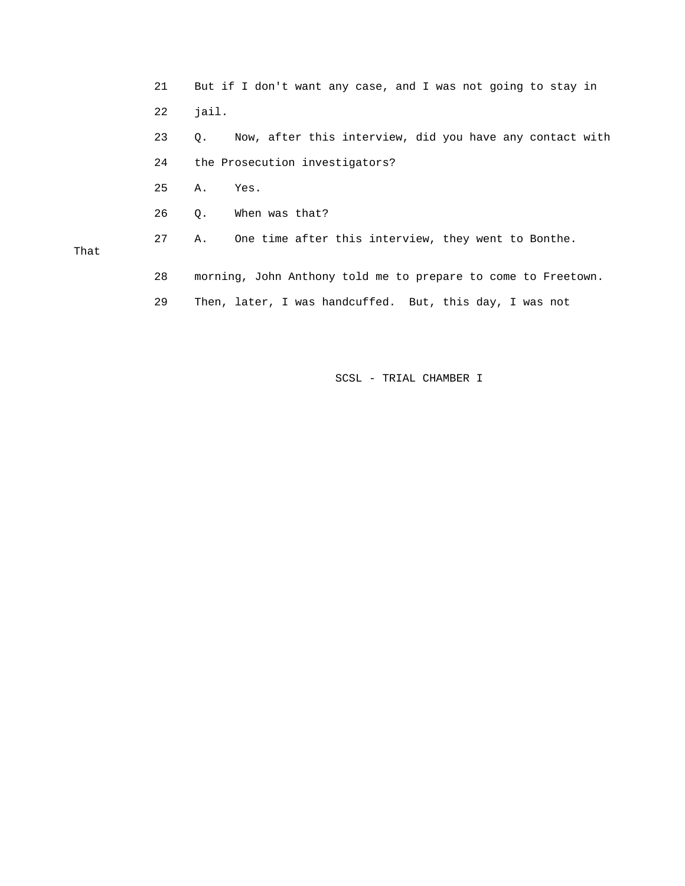21 But if I don't want any case, and I was not going to stay in

22 jail.

23 Q. Now, after this interview, did you have any contact with

24 the Prosecution investigators?

25 A. Yes.

26 Q. When was that?

27 A. One time after this interview, they went to Bonthe. That

28 morning, John Anthony told me to prepare to come to Freetown.

29 Then, later, I was handcuffed. But, this day, I was not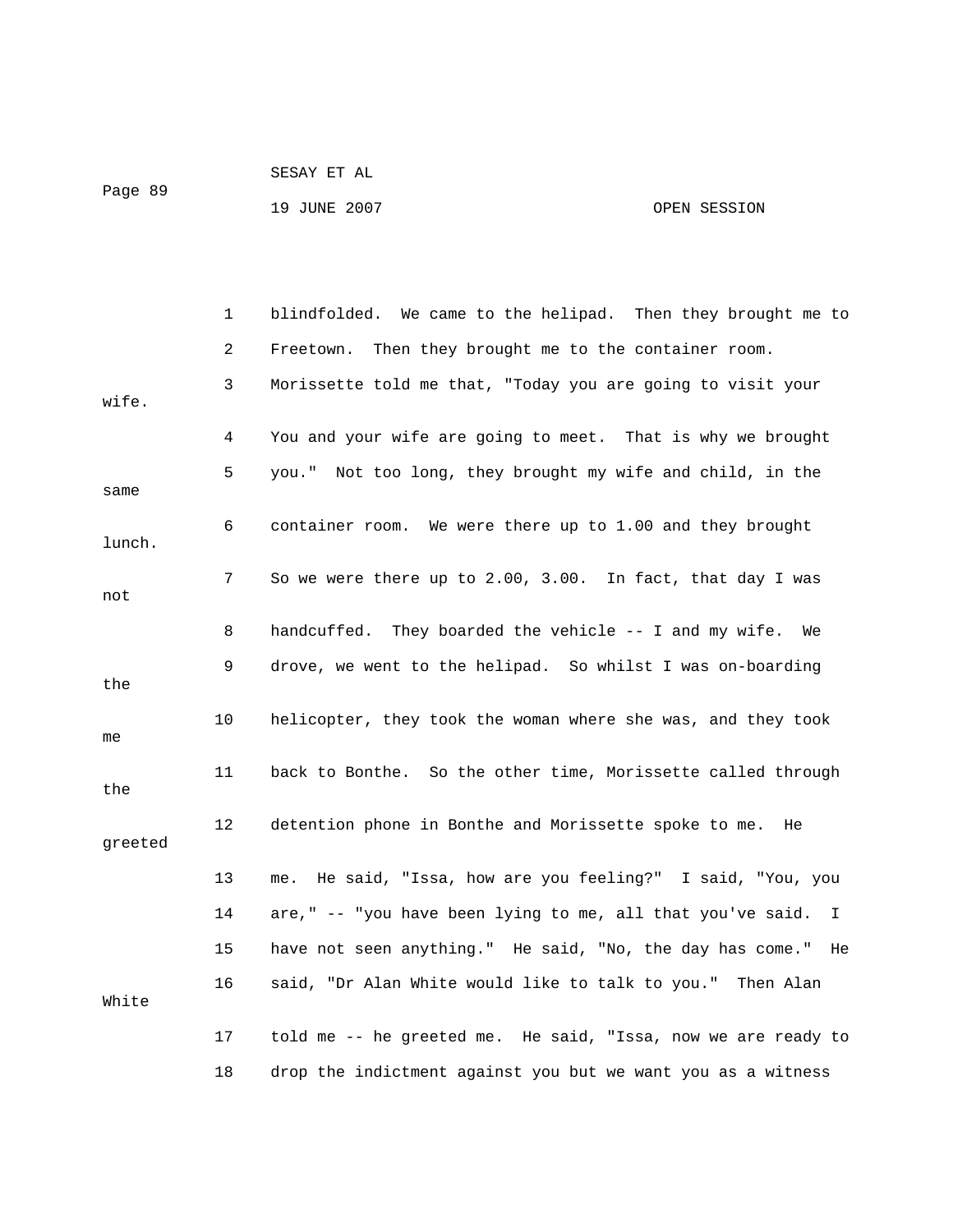1 blindfolded. We came to the helipad. Then they brought me to

2 Freetown. Then they brought me to the container room.

3 Morissette told me that, "Today you are going to visit your wife.

4 You and your wife are going to meet. That is why we brought

5 you." Not too long, they brought my wife and child, in the same

6 container room. We were there up to 1.00 and they brought lunch.

7 So we were there up to 2.00, 3.00. In fact, that day I was not

8 handcuffed. They boarded the vehicle -- I and my wife. We

9 drove, we went to the helipad. So whilst I was on-boarding the

10 helicopter, they took the woman where she was, and they took me

11 back to Bonthe. So the other time, Morissette called through the

12 detention phone in Bonthe and Morissette spoke to me. He greeted

13 me. He said, "Issa, how are you feeling?" I said, "You, you

14 are," -- "you have been lying to me, all that you've said. I

15 have not seen anything." He said, "No, the day has come." He

16 said, "Dr Alan White would like to talk to you." Then Alan White

17 told me -- he greeted me. He said, "Issa, now we are ready to

18 drop the indictment against you but we want you as a witness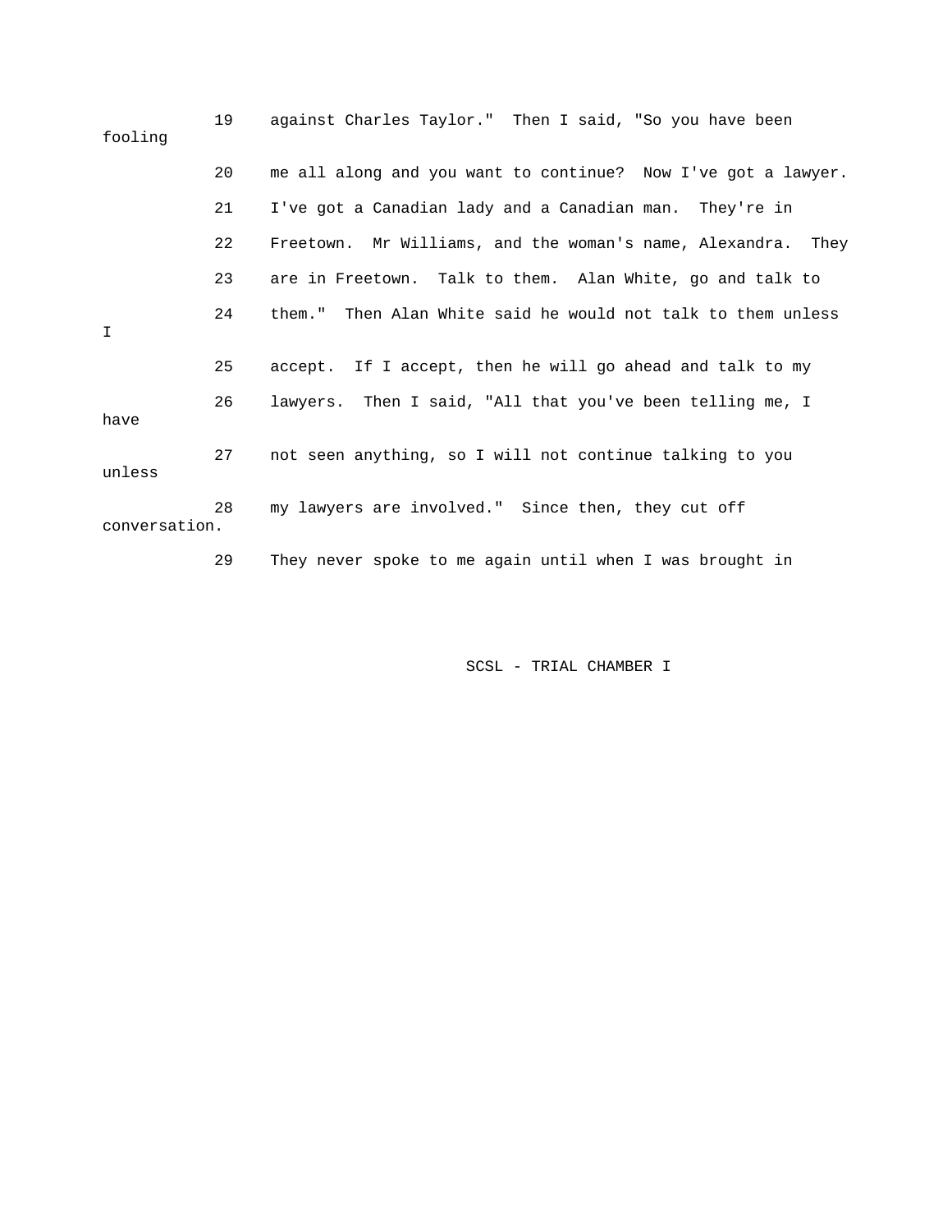19 against Charles Taylor." Then I said, "So you have been fooling

20 me all along and you want to continue? Now I've got a lawyer.

21 I've got a Canadian lady and a Canadian man. They're in

22 Freetown. Mr Williams, and the woman's name, Alexandra. They

23 are in Freetown. Talk to them. Alan White, go and talk to

24 them." Then Alan White said he would not talk to them unless I

25 accept. If I accept, then he will go ahead and talk to my

26 lawyers. Then I said, "All that you've been telling me, I have

27 not seen anything, so I will not continue talking to you unless

28 my lawyers are involved." Since then, they cut off conversation.

29 They never spoke to me again until when I was brought in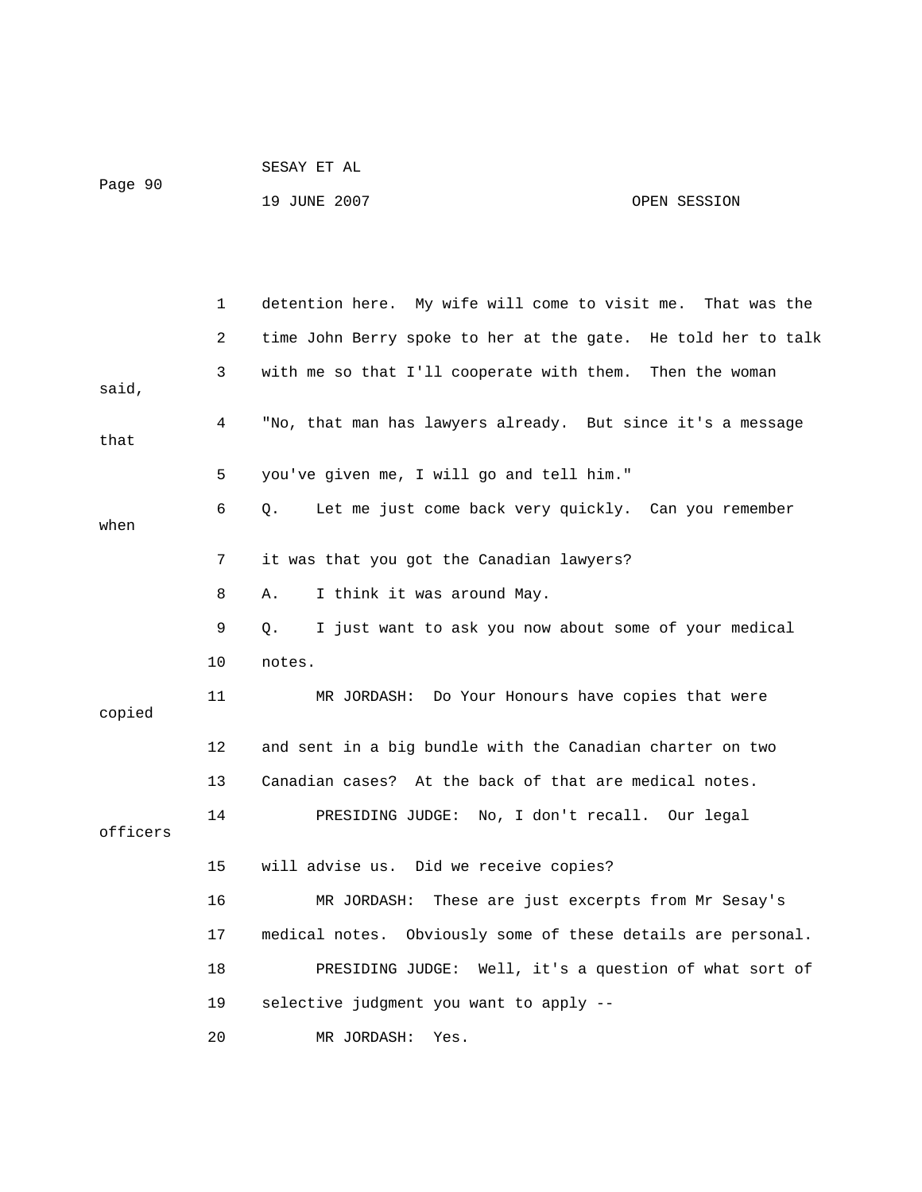detention here. My wife will come to visit me. That was the time John Berry spoke to her at the gate. He told her to talk with me so that I'll cooperate with them. Then the woman said, "No, that man has lawyers already. But since it's a message that you've given me, I will go and tell him."

Q. Let me just come back very quickly. Can you remember when it was that you got the Canadian lawyers?

A. I think it was around May.

Q. I just want to ask you now about some of your medical notes.

MR JORDASH: Do Your Honours have copies that were copied and sent in a big bundle with the Canadian charter on two Canadian cases? At the back of that are medical notes.

PRESIDING JUDGE: No, I don't recall. Our legal officers will advise us. Did we receive copies?

MR JORDASH: These are just excerpts from Mr Sesay's medical notes. Obviously some of these details are personal.

PRESIDING JUDGE: Well, it's a question of what sort of selective judgment you want to apply --

MR JORDASH: Yes.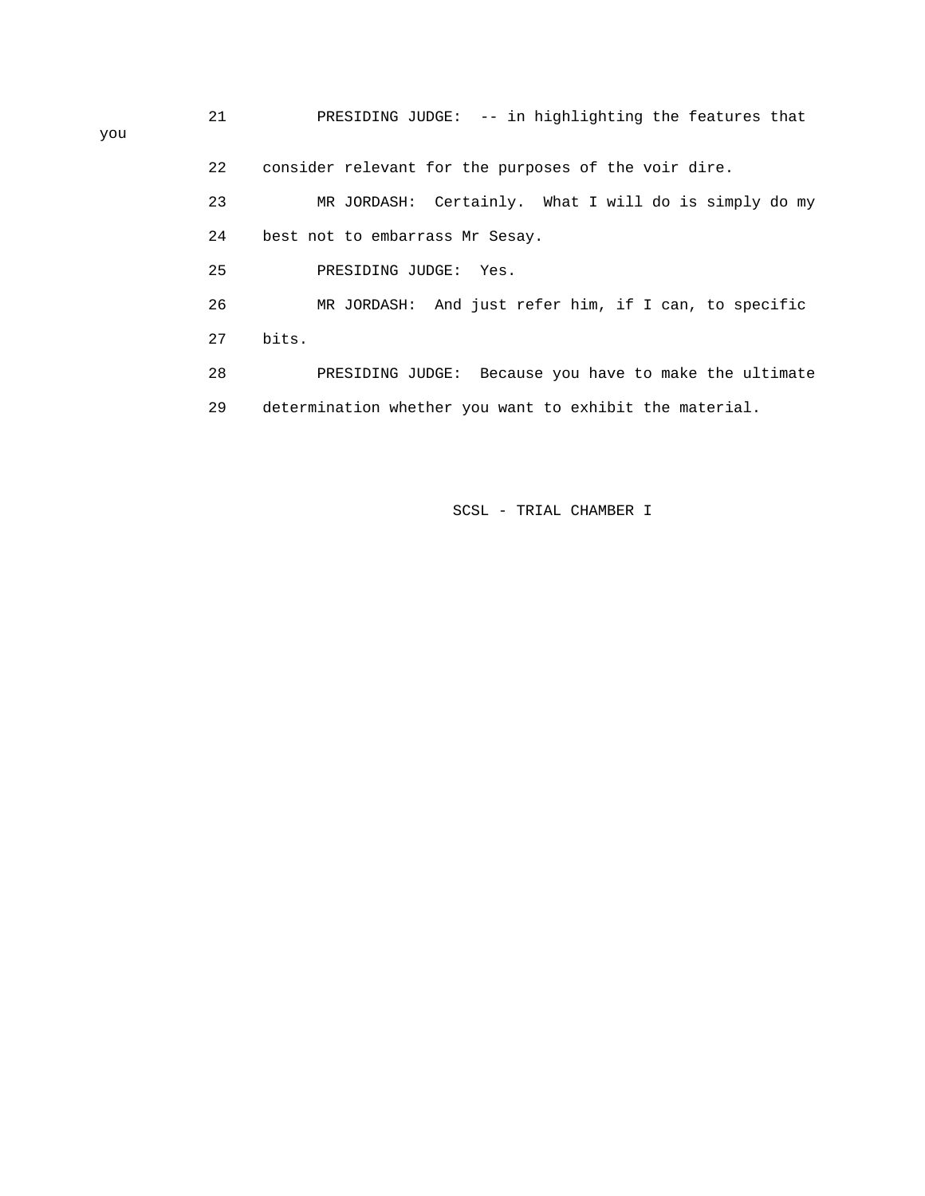21 PRESIDING JUDGE: -- in highlighting the features that you

22 consider relevant for the purposes of the voir dire.

23 MR JORDASH: Certainly. What I will do is simply do my

24 best not to embarrass Mr Sesay.

25 PRESIDING JUDGE: Yes.

26 MR JORDASH: And just refer him, if I can, to specific

27 bits.

28 PRESIDING JUDGE: Because you have to make the ultimate

29 determination whether you want to exhibit the material.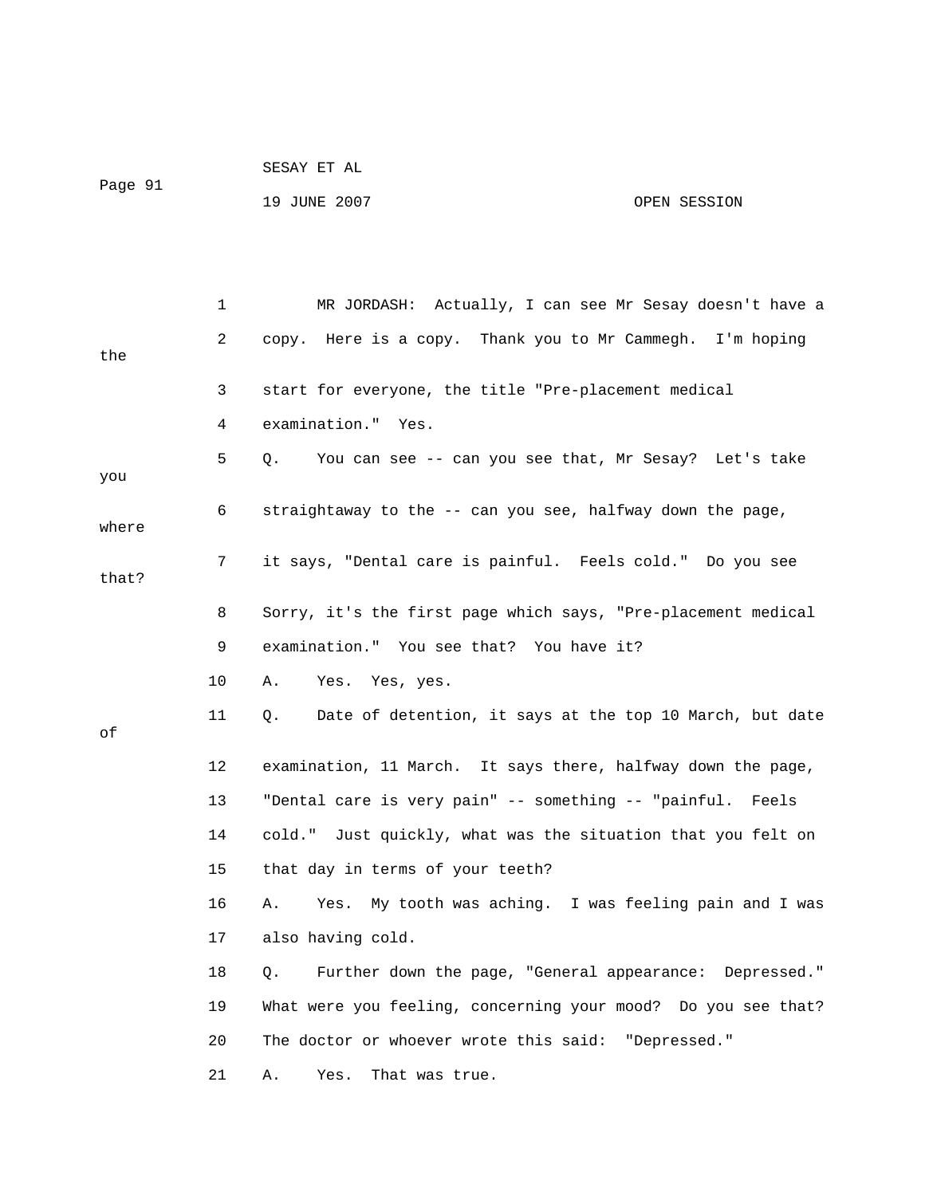MR JORDASH: Actually, I can see Mr Sesay doesn't have a copy. Here is a copy. Thank you to Mr Cammegh. I'm hoping the start for everyone, the title "Pre-placement medical examination." Yes.

Q. You can see -- can you see that, Mr Sesay? Let's take you straightaway to the -- can you see, halfway down the page, where it says, "Dental care is painful. Feels cold." Do you see that? Sorry, it's the first page which says, "Pre-placement medical examination." You see that? You have it?

A. Yes. Yes, yes.

Q. Date of detention, it says at the top 10 March, but date of examination, 11 March. It says there, halfway down the page, "Dental care is very pain" -- something -- "painful. Feels cold." Just quickly, what was the situation that you felt on that day in terms of your teeth?

A. Yes. My tooth was aching. I was feeling pain and I was also having cold.

Q. Further down the page, "General appearance: Depressed." What were you feeling, concerning your mood? Do you see that? The doctor or whoever wrote this said: "Depressed."

A. Yes. That was true.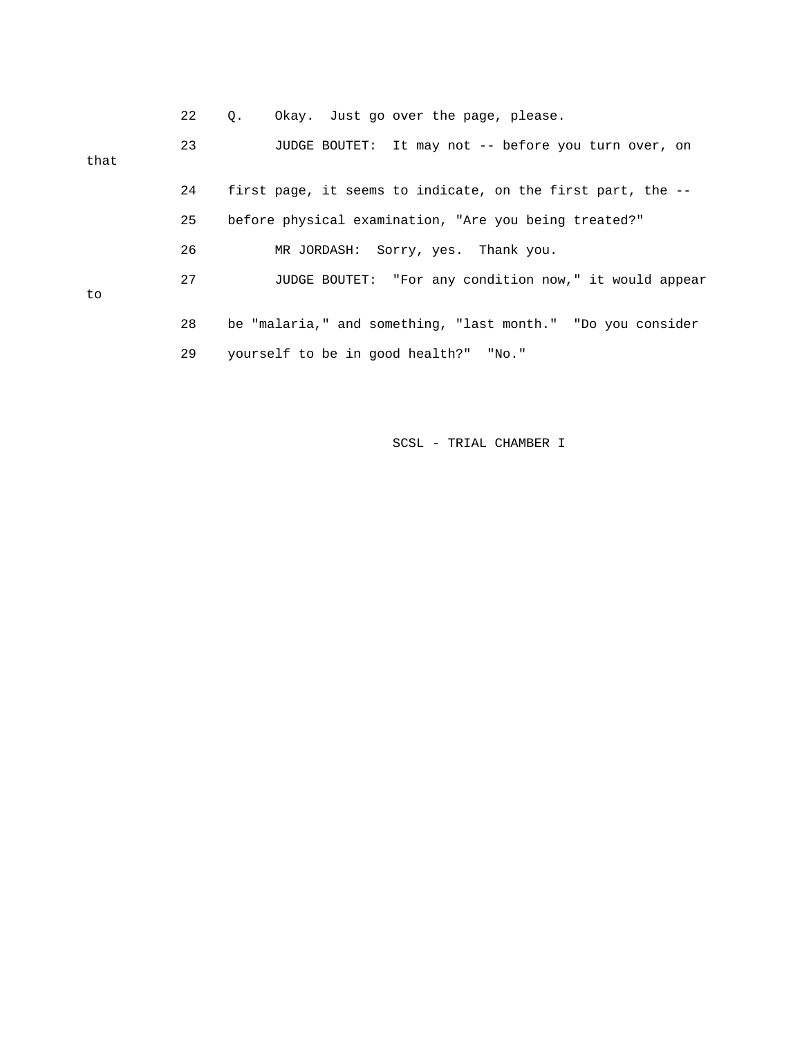22 Q. Okay. Just go over the page, please.

23 JUDGE BOUTET: It may not -- before you turn over, on that

24 first page, it seems to indicate, on the first part, the --

25 before physical examination, "Are you being treated?"

26 MR JORDASH: Sorry, yes. Thank you.

27 JUDGE BOUTET: "For any condition now," it would appear to

28 be "malaria," and something, "last month." "Do you consider

29 yourself to be in good health?" "No."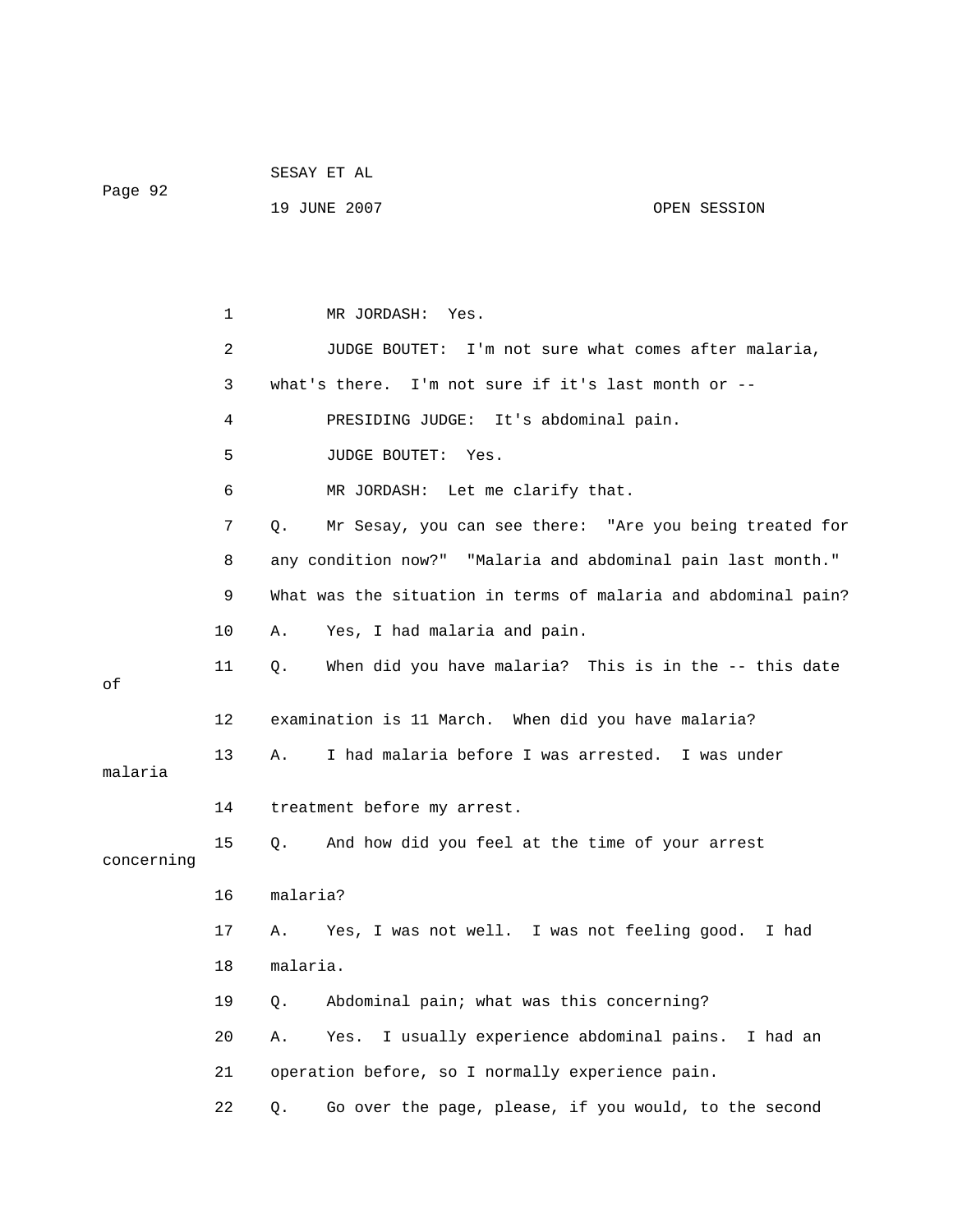MR JORDASH: Yes.

JUDGE BOUTET: I'm not sure what comes after malaria, what's there. I'm not sure if it's last month or --

PRESIDING JUDGE: It's abdominal pain.

JUDGE BOUTET: Yes.

MR JORDASH: Let me clarify that.

Q. Mr Sesay, you can see there: "Are you being treated for any condition now?" "Malaria and abdominal pain last month." What was the situation in terms of malaria and abdominal pain?

A. Yes, I had malaria and pain.

Q. When did you have malaria? This is in the -- this date of examination is 11 March. When did you have malaria?

A. I had malaria before I was arrested. I was under malaria treatment before my arrest.

Q. And how did you feel at the time of your arrest concerning malaria?

A. Yes, I was not well. I was not feeling good. I had malaria.

Q. Abdominal pain; what was this concerning?

A. Yes. I usually experience abdominal pains. I had an operation before, so I normally experience pain.

Q. Go over the page, please, if you would, to the second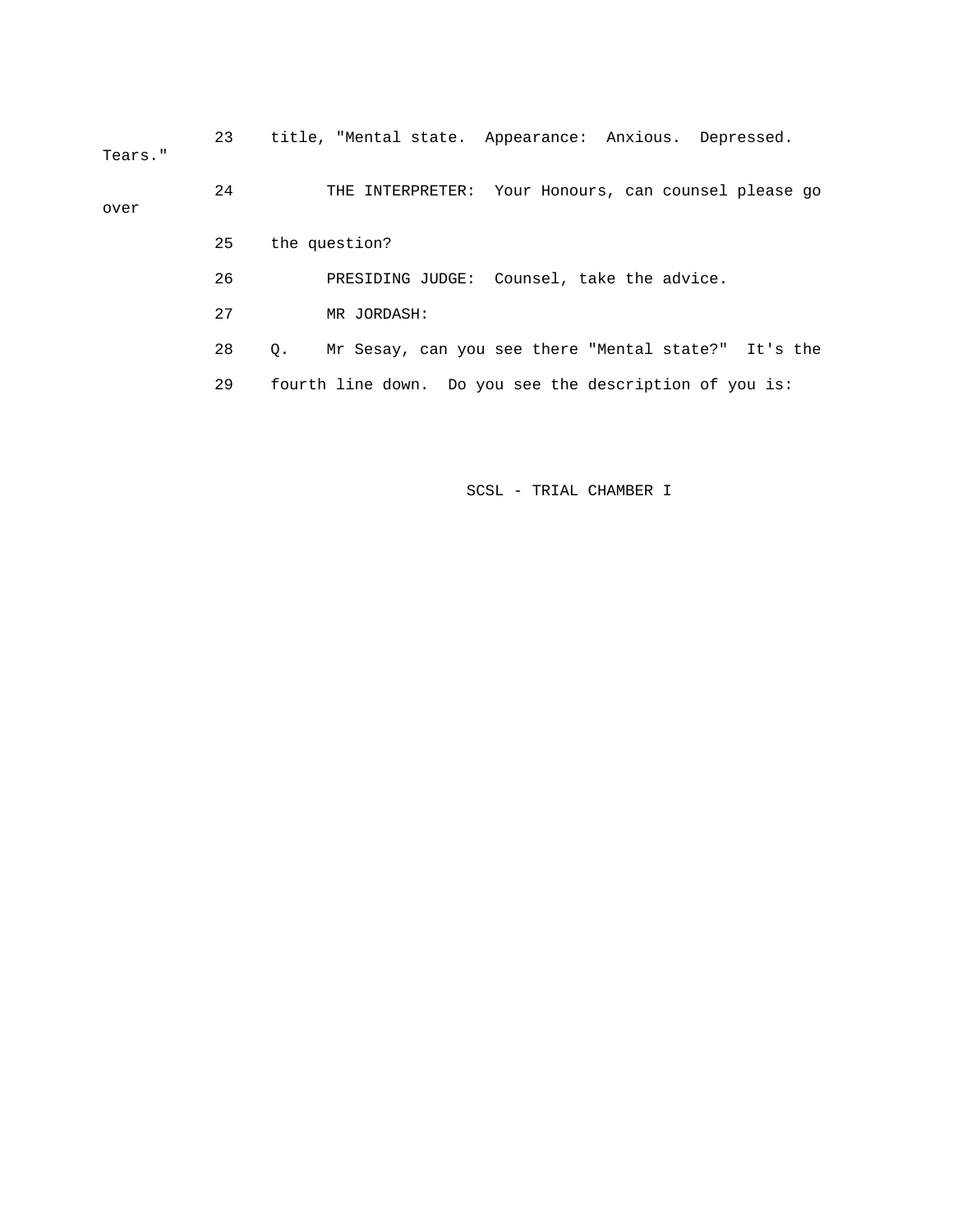23 title, "Mental state. Appearance: Anxious. Depressed. Tears."

24 THE INTERPRETER: Your Honours, can counsel please go over

25 the question?

26 PRESIDING JUDGE: Counsel, take the advice.

27 MR JORDASH:

28 Q. Mr Sesay, can you see there "Mental state?" It's the

29 fourth line down. Do you see the description of you is: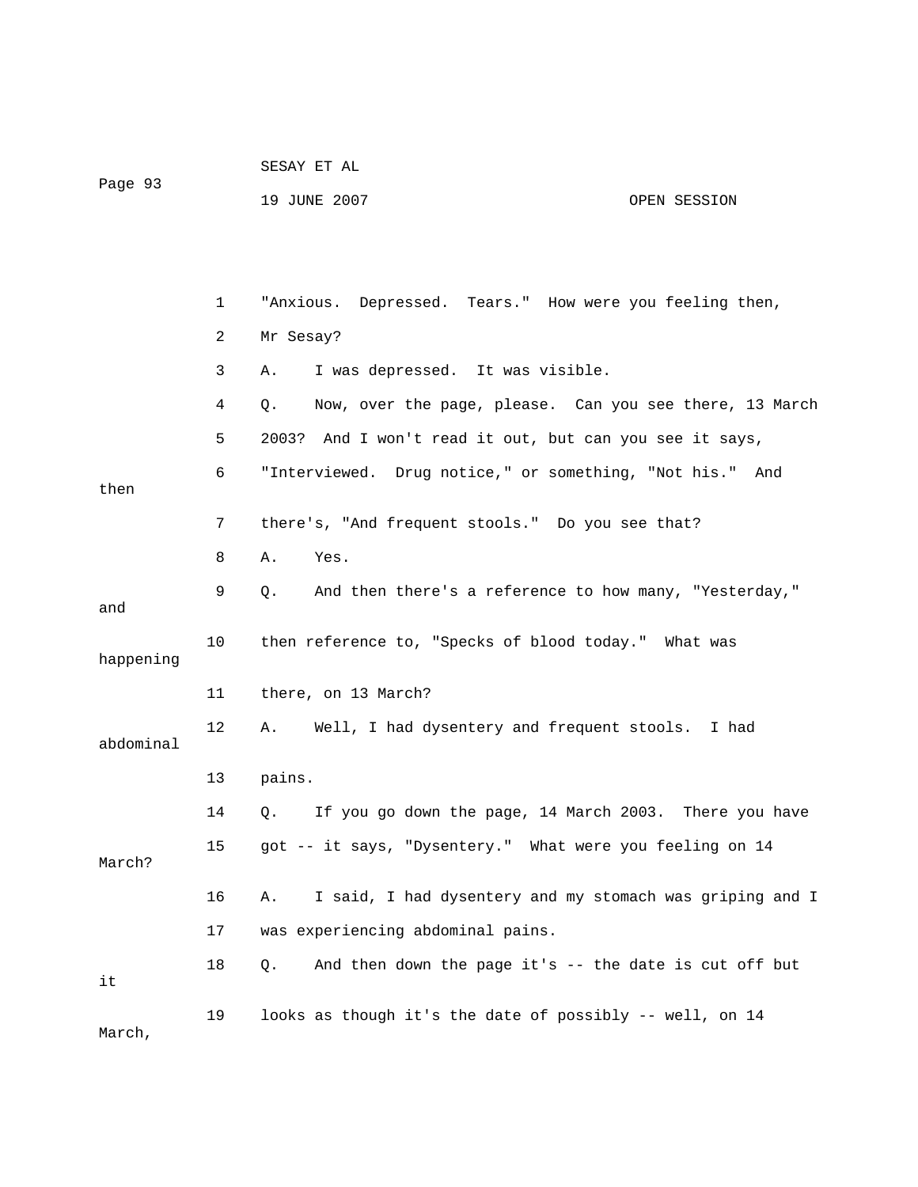1 "Anxious. Depressed. Tears." How were you feeling then,

2 Mr Sesay?

3 A. I was depressed. It was visible.

4 Q. Now, over the page, please. Can you see there, 13 March

5 2003? And I won't read it out, but can you see it says,

6 "Interviewed. Drug notice," or something, "Not his." And then

7 there's, "And frequent stools." Do you see that?

8 A. Yes.

9 Q. And then there's a reference to how many, "Yesterday," and

10 then reference to, "Specks of blood today." What was happening

11 there, on 13 March?

12 A. Well, I had dysentery and frequent stools. I had abdominal

13 pains.

14 Q. If you go down the page, 14 March 2003. There you have

15 got -- it says, "Dysentery." What were you feeling on 14 March?

16 A. I said, I had dysentery and my stomach was griping and I

17 was experiencing abdominal pains.

18 Q. And then down the page it's -- the date is cut off but it

19 looks as though it's the date of possibly -- well, on 14 March,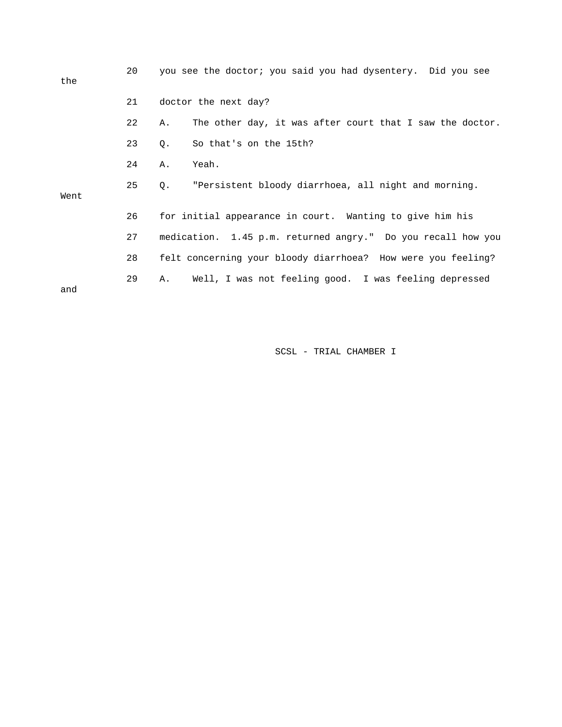20 you see the doctor; you said you had dysentery. Did you see the

21 doctor the next day?

22 A. The other day, it was after court that I saw the doctor.

23 Q. So that's on the 15th?

24 A. Yeah.

25 Q. "Persistent bloody diarrhoea, all night and morning. Went

26 for initial appearance in court. Wanting to give him his

27 medication. 1.45 p.m. returned angry." Do you recall how you

28 felt concerning your bloody diarrhoea? How were you feeling?

29 A. Well, I was not feeling good. I was feeling depressed and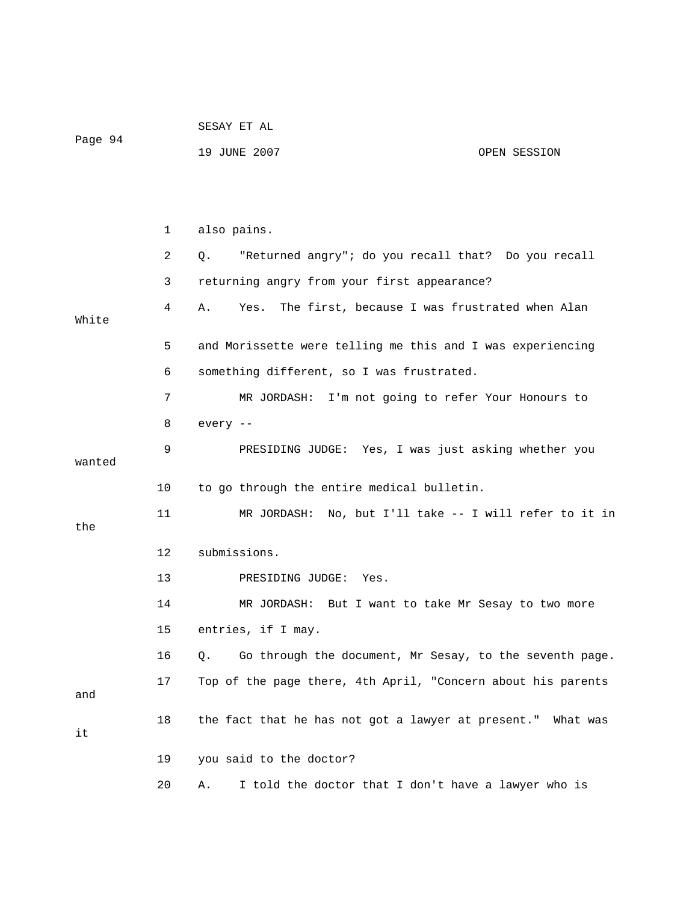1 also pains.

2 Q. "Returned angry"; do you recall that? Do you recall

3 returning angry from your first appearance?

4 A. Yes. The first, because I was frustrated when Alan White

5 and Morissette were telling me this and I was experiencing

6 something different, so I was frustrated.

7 MR JORDASH: I'm not going to refer Your Honours to

8 every --

9 PRESIDING JUDGE: Yes, I was just asking whether you wanted

10 to go through the entire medical bulletin.

11 MR JORDASH: No, but I'll take -- I will refer to it in the

12 submissions.

13 PRESIDING JUDGE: Yes.

14 MR JORDASH: But I want to take Mr Sesay to two more

15 entries, if I may.

16 Q. Go through the document, Mr Sesay, to the seventh page.

17 Top of the page there, 4th April, "Concern about his parents and

18 the fact that he has not got a lawyer at present." What was it

19 you said to the doctor?

20 A. I told the doctor that I don't have a lawyer who is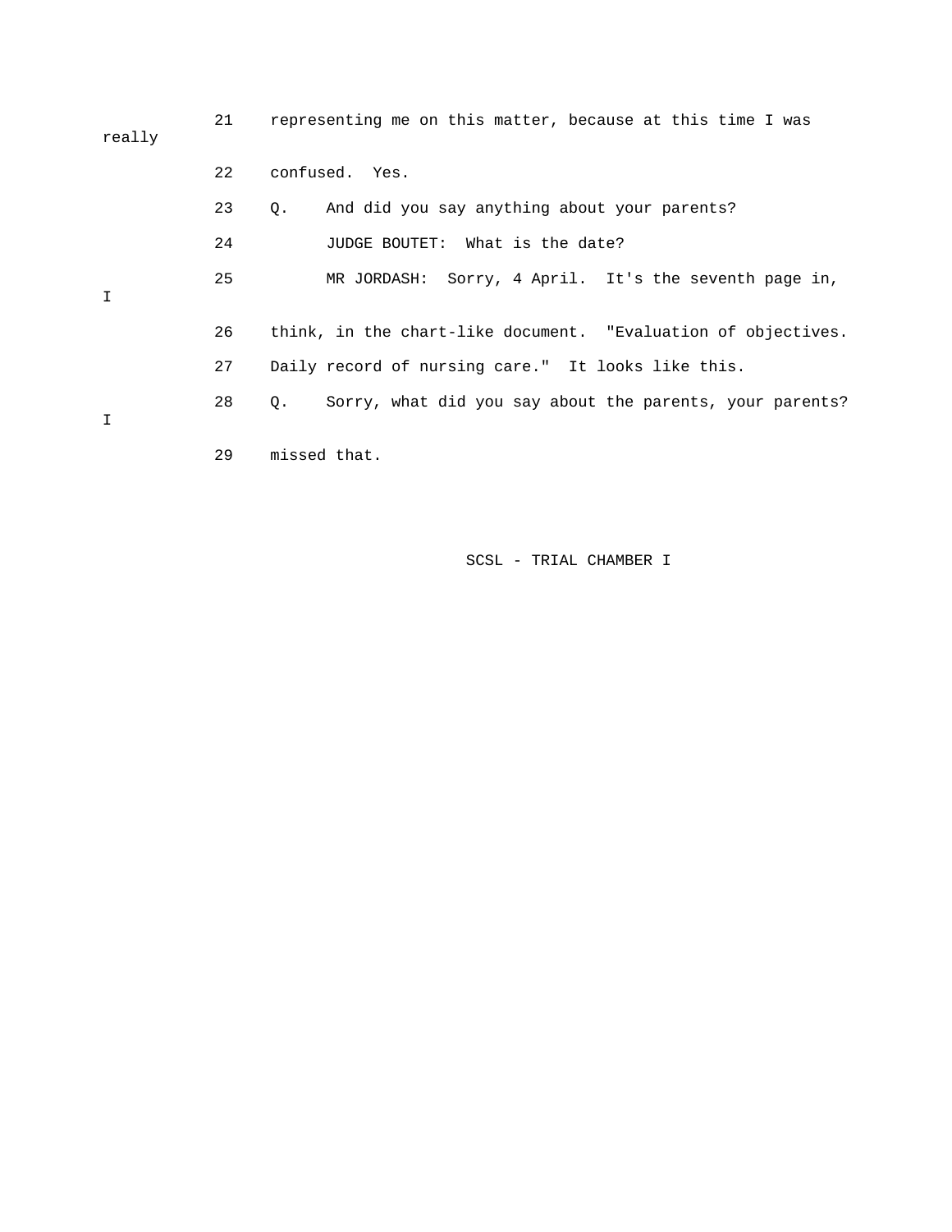21 representing me on this matter, because at this time I was really

22 confused. Yes.

23 Q. And did you say anything about your parents?

24 JUDGE BOUTET: What is the date?

25 MR JORDASH: Sorry, 4 April. It's the seventh page in, I

26 think, in the chart-like document. "Evaluation of objectives.

27 Daily record of nursing care." It looks like this.

28 Q. Sorry, what did you say about the parents, your parents? I

29 missed that.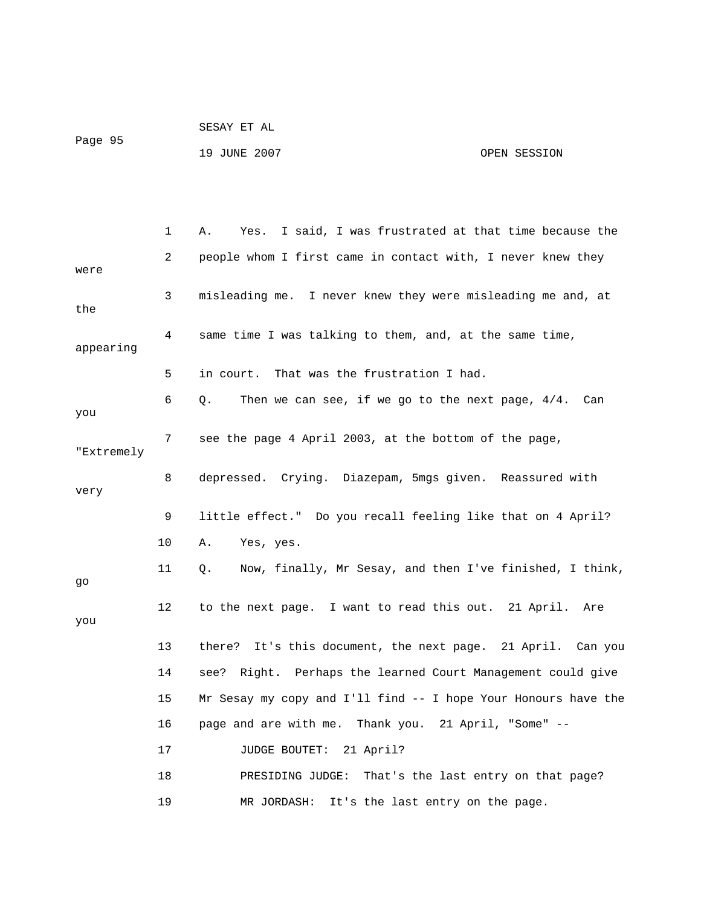1 A. Yes. I said, I was frustrated at that time because the

2 people whom I first came in contact with, I never knew they were

3 misleading me. I never knew they were misleading me and, at the

4 same time I was talking to them, and, at the same time, appearing

5 in court. That was the frustration I had.

6 Q. Then we can see, if we go to the next page, 4/4. Can you

7 see the page 4 April 2003, at the bottom of the page, "Extremely

8 depressed. Crying. Diazepam, 5mgs given. Reassured with very

9 little effect." Do you recall feeling like that on 4 April?

10 A. Yes, yes.

11 Q. Now, finally, Mr Sesay, and then I've finished, I think, go

12 to the next page. I want to read this out. 21 April. Are you

13 there? It's this document, the next page. 21 April. Can you

14 see? Right. Perhaps the learned Court Management could give

15 Mr Sesay my copy and I'll find -- I hope Your Honours have the

16 page and are with me. Thank you. 21 April, "Some" --

17 JUDGE BOUTET: 21 April?

18 PRESIDING JUDGE: That's the last entry on that page?

19 MR JORDASH: It's the last entry on the page.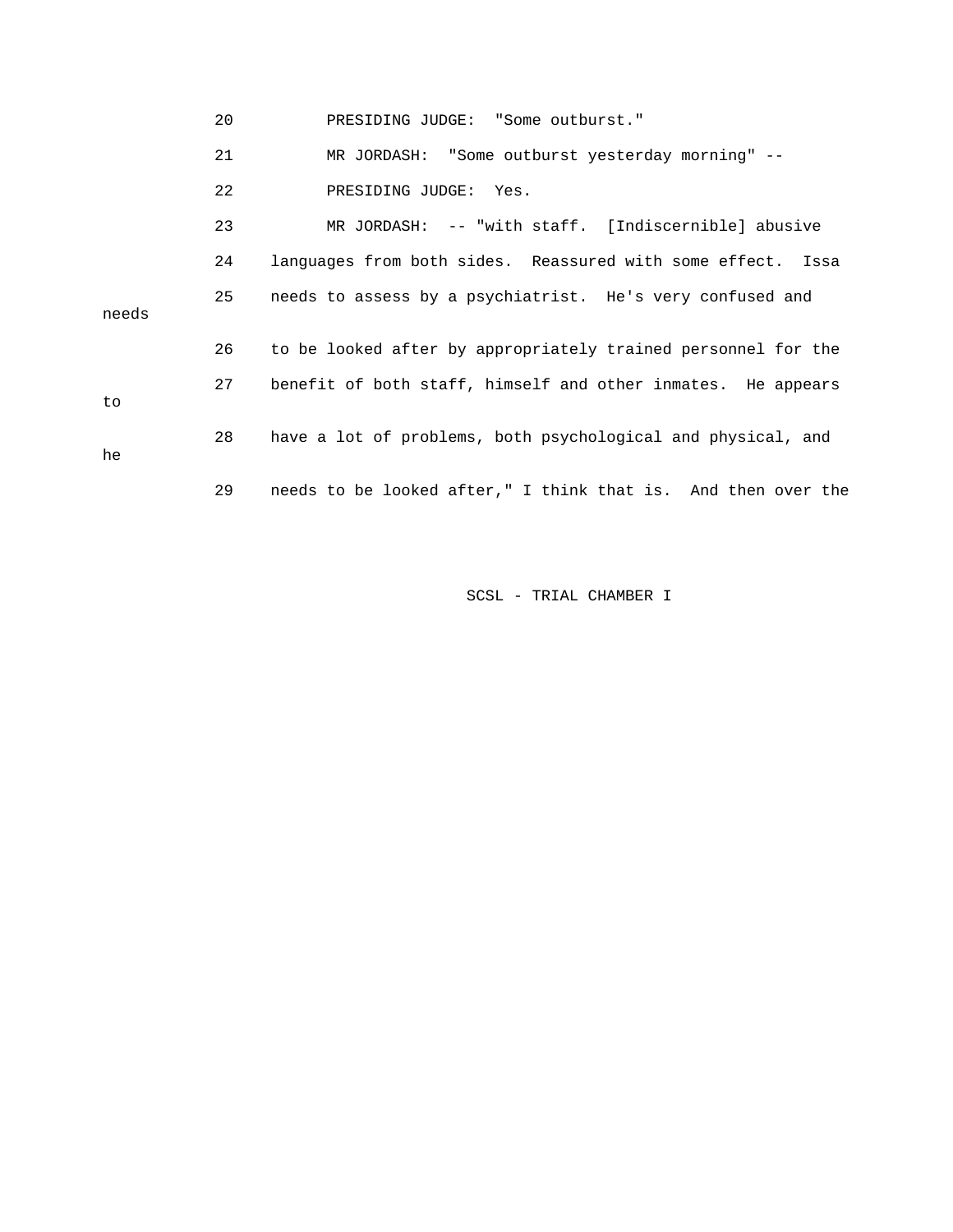20 PRESIDING JUDGE: "Some outburst."

21 MR JORDASH: "Some outburst yesterday morning" --

22 PRESIDING JUDGE: Yes.

23 MR JORDASH: -- "with staff. [Indiscernible] abusive

24 languages from both sides. Reassured with some effect. Issa

25 needs to assess by a psychiatrist. He's very confused and needs

26 to be looked after by appropriately trained personnel for the

27 benefit of both staff, himself and other inmates. He appears to

28 have a lot of problems, both psychological and physical, and he

29 needs to be looked after," I think that is. And then over the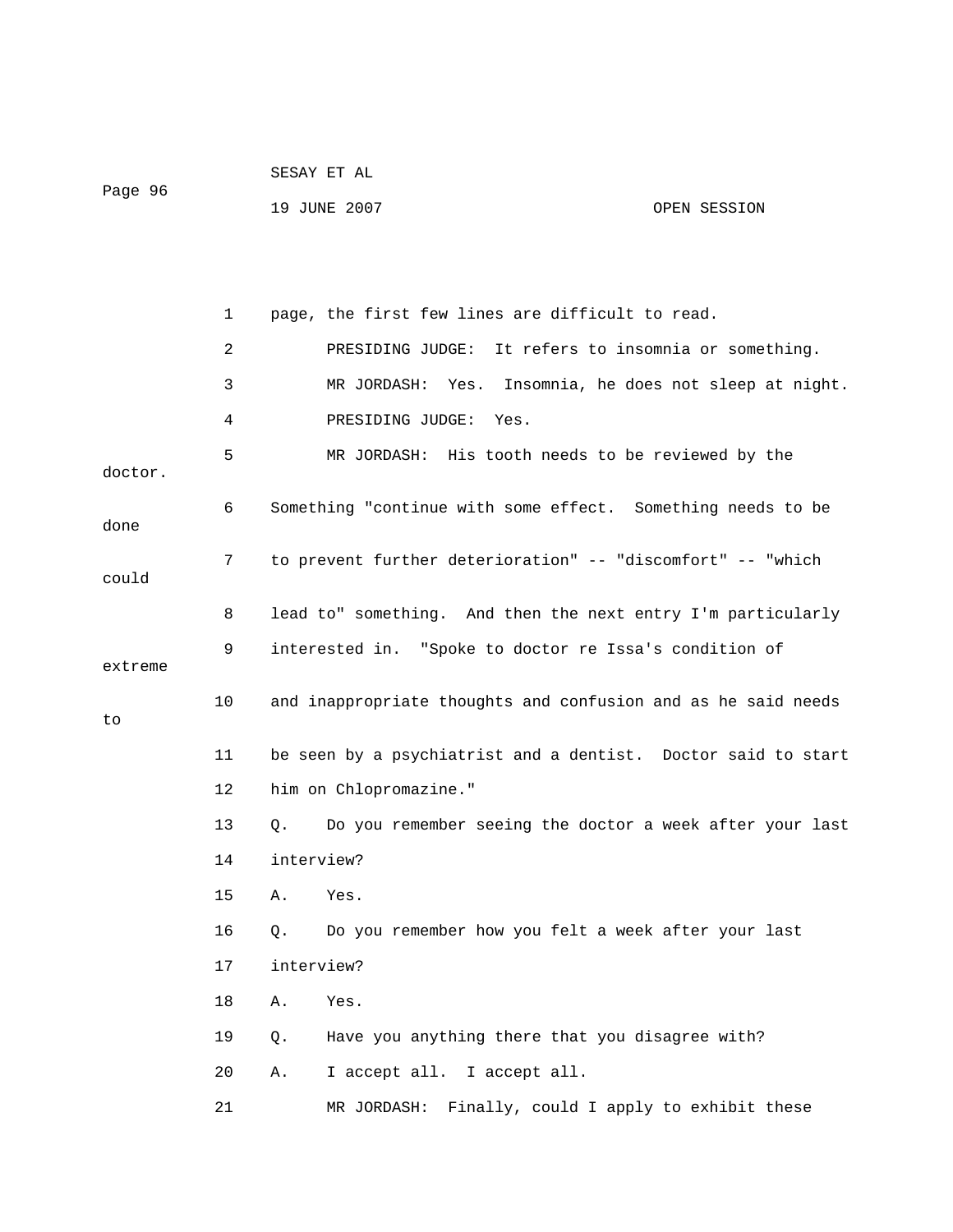page, the first few lines are difficult to read.

PRESIDING JUDGE: It refers to insomnia or something.

MR JORDASH: Yes. Insomnia, he does not sleep at night.

PRESIDING JUDGE: Yes.

MR JORDASH: His tooth needs to be reviewed by the doctor. Something "continue with some effect. Something needs to be done to prevent further deterioration" -- "discomfort" -- "which could lead to" something. And then the next entry I'm particularly interested in. "Spoke to doctor re Issa's condition of extreme and inappropriate thoughts and confusion and as he said needs to be seen by a psychiatrist and a dentist. Doctor said to start him on Chlopromazine."

Q. Do you remember seeing the doctor a week after your last interview?

A. Yes.

Q. Do you remember how you felt a week after your last interview?

A. Yes.

Q. Have you anything there that you disagree with?

A. I accept all. I accept all.

MR JORDASH: Finally, could I apply to exhibit these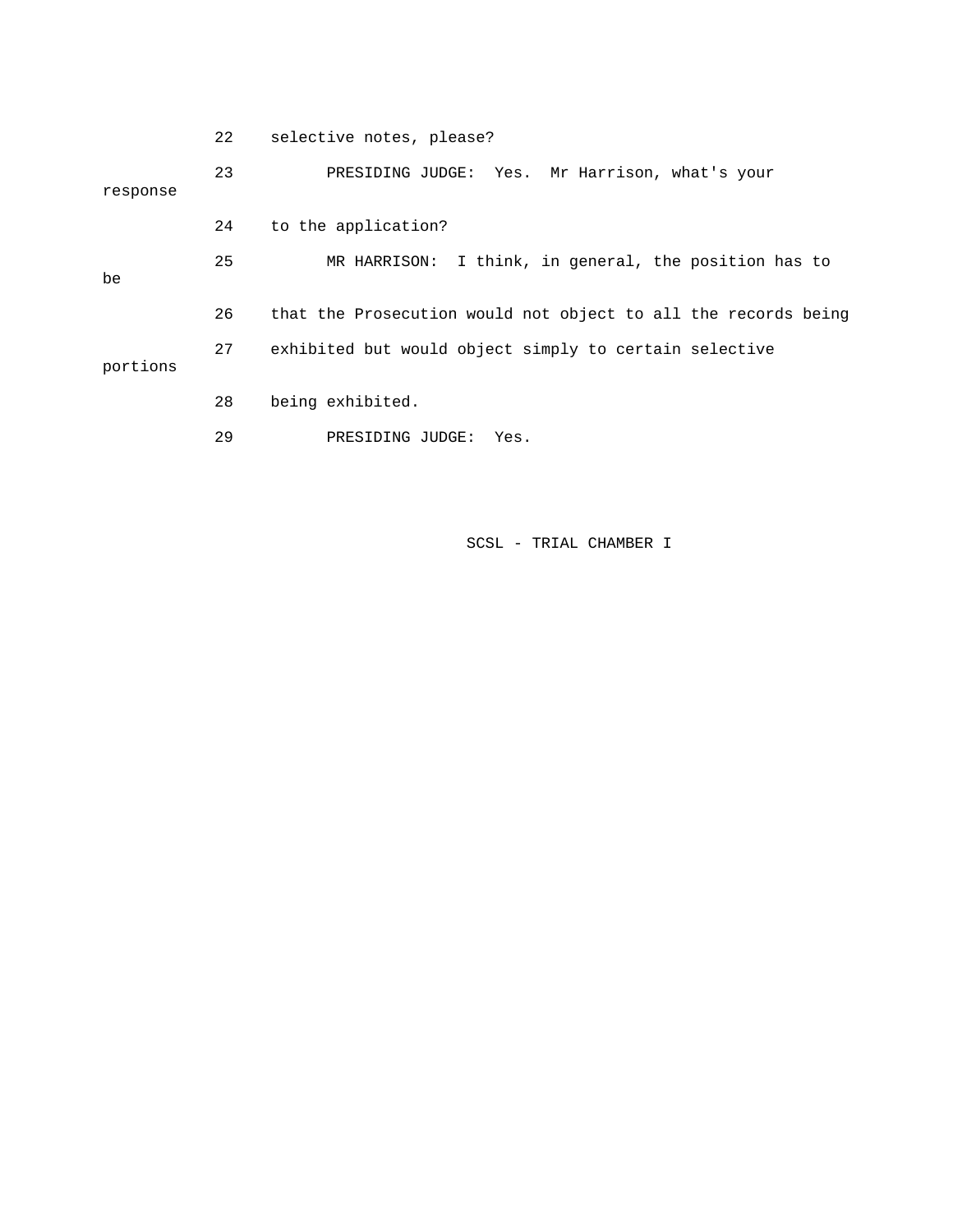22 selective notes, please?

23 PRESIDING JUDGE: Yes. Mr Harrison, what's your response

24 to the application?

25 MR HARRISON: I think, in general, the position has to be

26 that the Prosecution would not object to all the records being

27 exhibited but would object simply to certain selective portions

28 being exhibited.

29 PRESIDING JUDGE: Yes.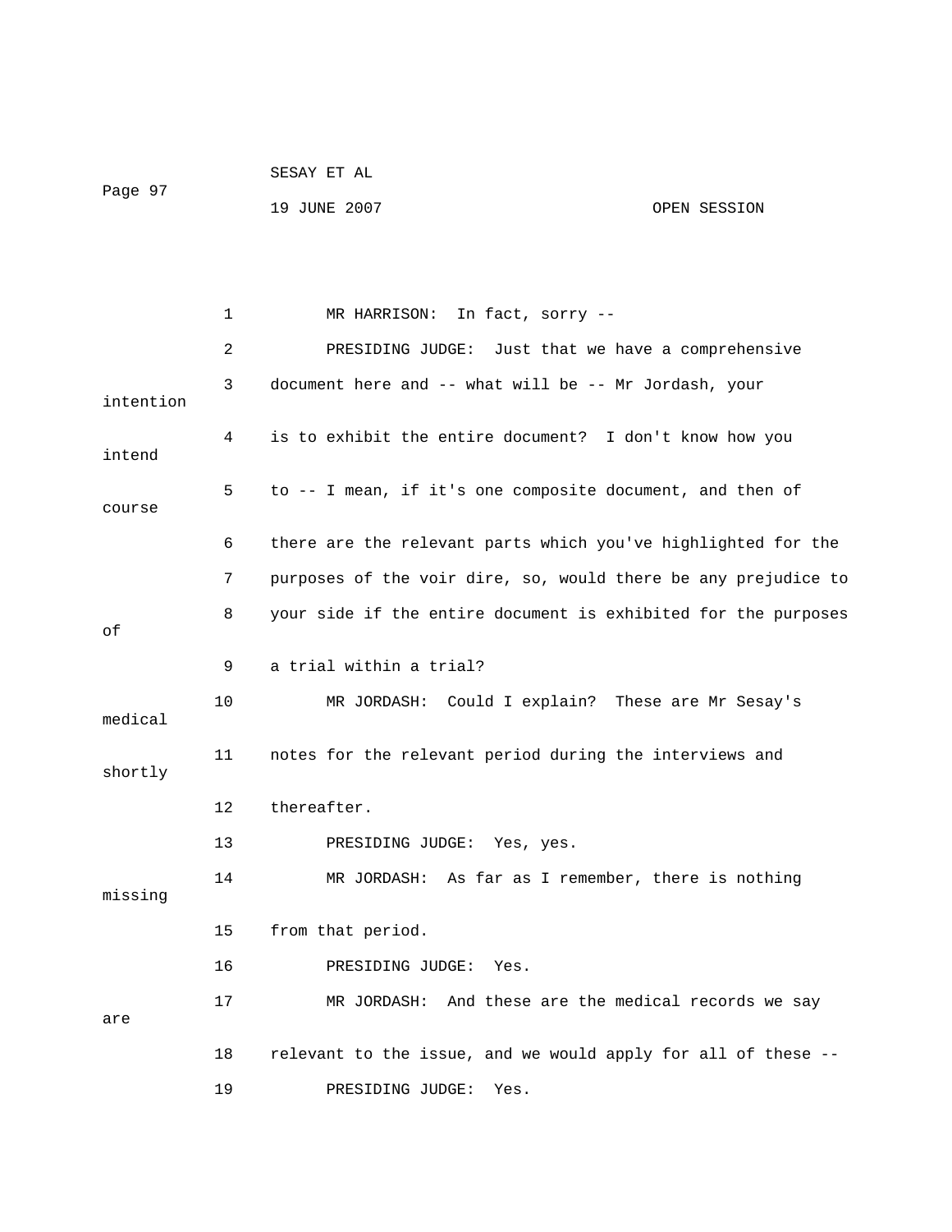1 MR HARRISON: In fact, sorry --

2 PRESIDING JUDGE: Just that we have a comprehensive

3 document here and -- what will be -- Mr Jordash, your intention

4 is to exhibit the entire document? I don't know how you intend

5 to -- I mean, if it's one composite document, and then of course

6 there are the relevant parts which you've highlighted for the

7 purposes of the voir dire, so, would there be any prejudice to

8 your side if the entire document is exhibited for the purposes of

9 a trial within a trial?

10 MR JORDASH: Could I explain? These are Mr Sesay's medical

11 notes for the relevant period during the interviews and shortly

12 thereafter.

13 PRESIDING JUDGE: Yes, yes.

14 MR JORDASH: As far as I remember, there is nothing missing

15 from that period.

16 PRESIDING JUDGE: Yes.

17 MR JORDASH: And these are the medical records we say are

18 relevant to the issue, and we would apply for all of these --

19 PRESIDING JUDGE: Yes.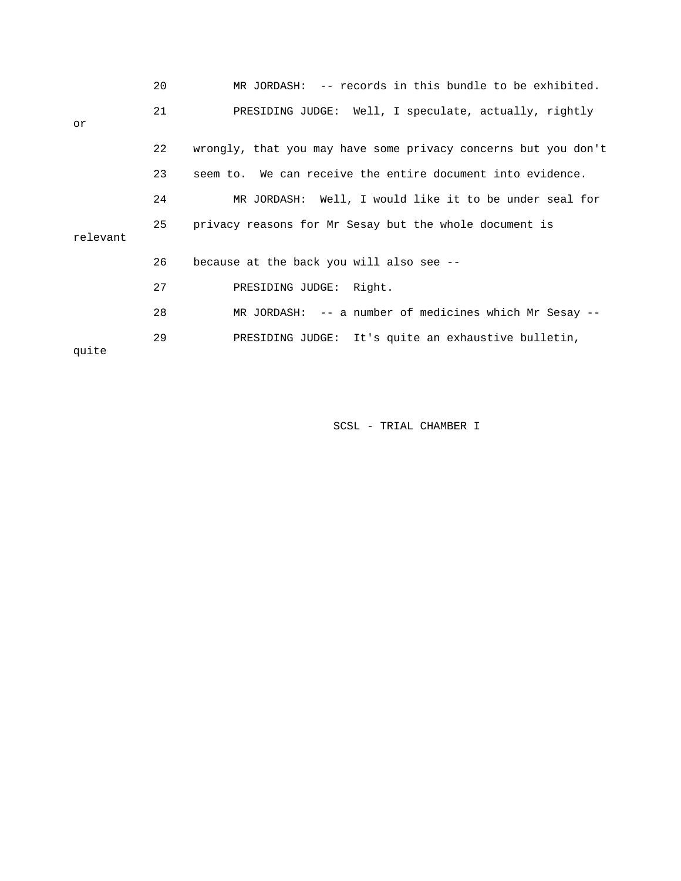20 MR JORDASH: -- records in this bundle to be exhibited.

21 PRESIDING JUDGE: Well, I speculate, actually, rightly or

22 wrongly, that you may have some privacy concerns but you don't

23 seem to. We can receive the entire document into evidence.

24 MR JORDASH: Well, I would like it to be under seal for

25 privacy reasons for Mr Sesay but the whole document is relevant

26 because at the back you will also see --

27 PRESIDING JUDGE: Right.

28 MR JORDASH: -- a number of medicines which Mr Sesay --

29 PRESIDING JUDGE: It's quite an exhaustive bulletin, quite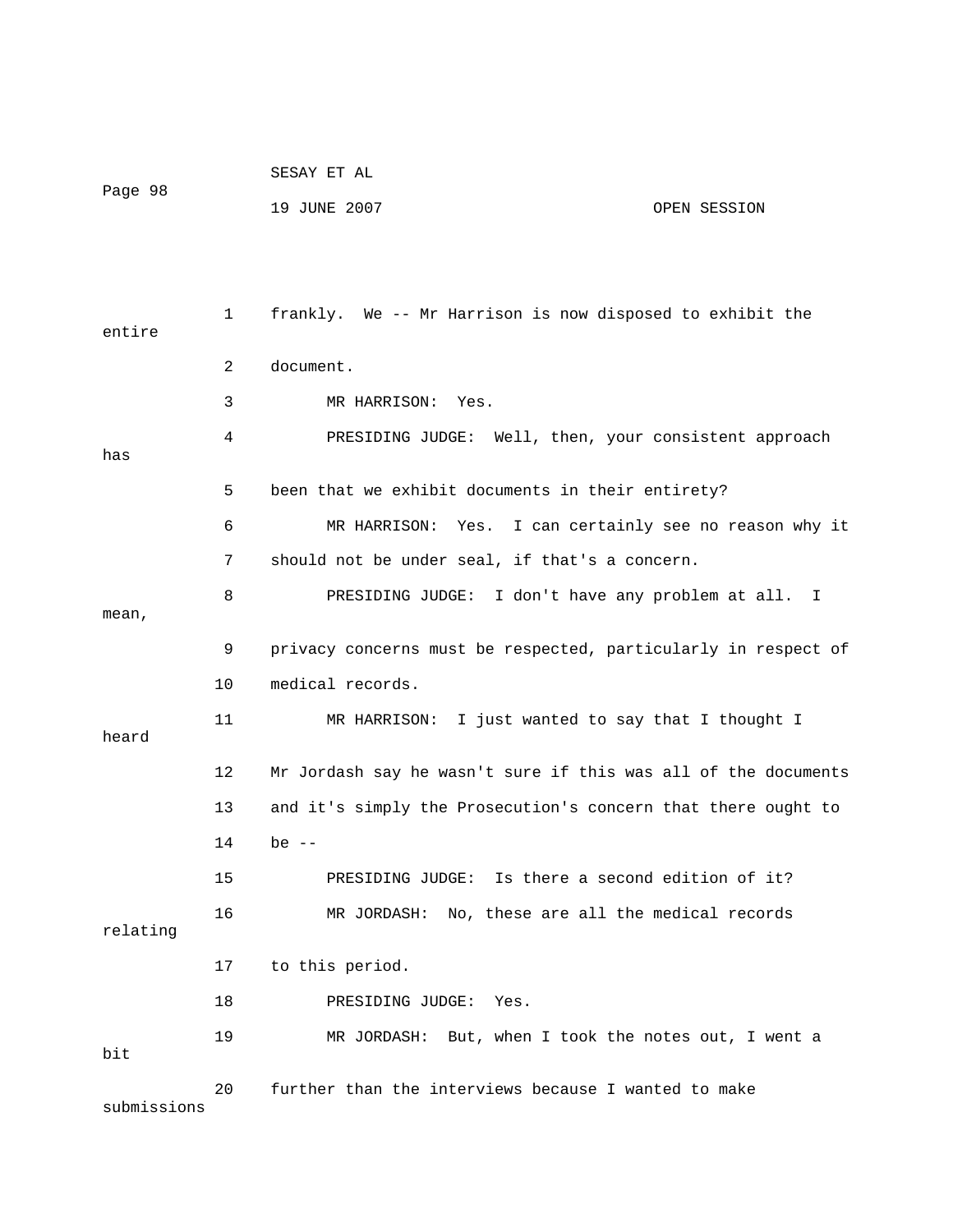1 frankly. We -- Mr Harrison is now disposed to exhibit the entire

2 document.

3 MR HARRISON: Yes.

4 PRESIDING JUDGE: Well, then, your consistent approach has

5 been that we exhibit documents in their entirety?

6 MR HARRISON: Yes. I can certainly see no reason why it

7 should not be under seal, if that's a concern.

8 PRESIDING JUDGE: I don't have any problem at all. I mean,

9 privacy concerns must be respected, particularly in respect of

10 medical records.

11 MR HARRISON: I just wanted to say that I thought I heard

12 Mr Jordash say he wasn't sure if this was all of the documents

13 and it's simply the Prosecution's concern that there ought to

14 be --

15 PRESIDING JUDGE: Is there a second edition of it?

16 MR JORDASH: No, these are all the medical records relating

17 to this period.

18 PRESIDING JUDGE: Yes.

19 MR JORDASH: But, when I took the notes out, I went a bit

20 further than the interviews because I wanted to make submissions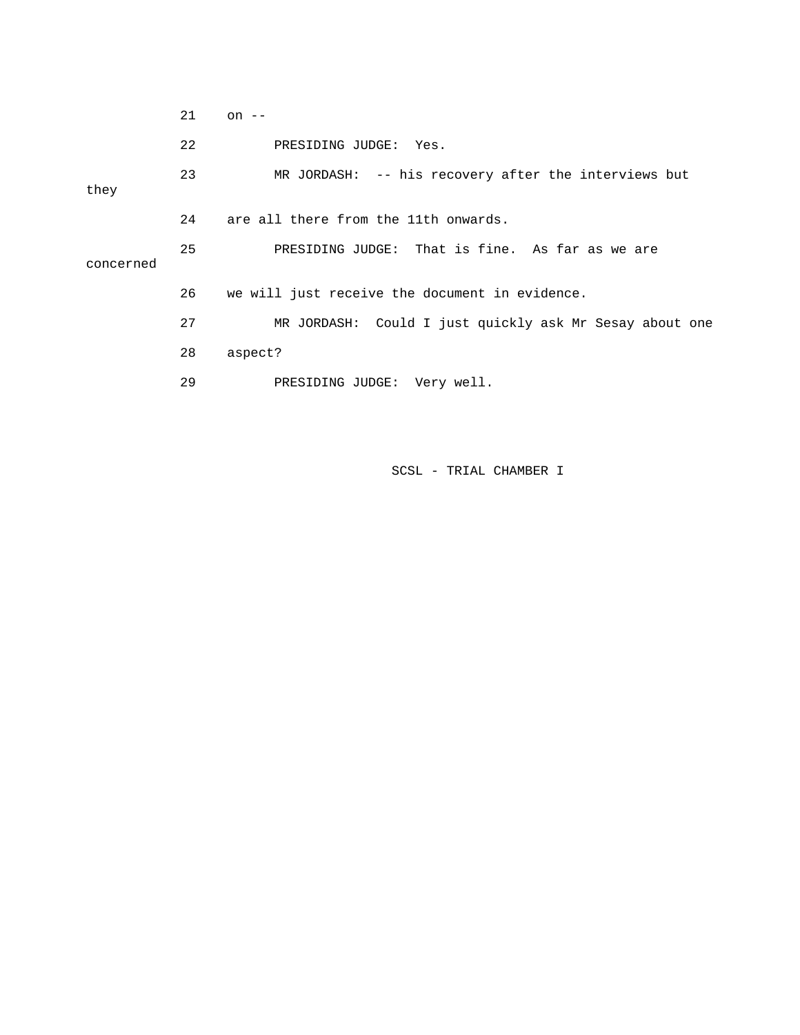21 on --

22 PRESIDING JUDGE: Yes.

23 MR JORDASH: -- his recovery after the interviews but they

24 are all there from the 11th onwards.

25 PRESIDING JUDGE: That is fine. As far as we are concerned

26 we will just receive the document in evidence.

27 MR JORDASH: Could I just quickly ask Mr Sesay about one

28 aspect?

29 PRESIDING JUDGE: Very well.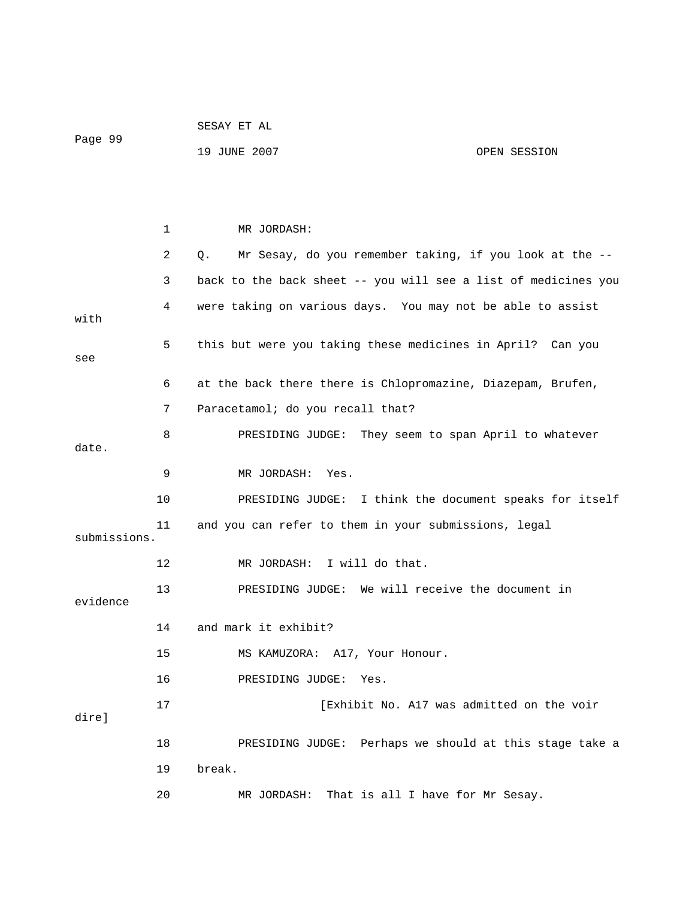MR JORDASH:

Q. Mr Sesay, do you remember taking, if you look at the -- back to the back sheet -- you will see a list of medicines you were taking on various days. You may not be able to assist with this but were you taking these medicines in April? Can you see at the back there there is Chlopromazine, Diazepam, Brufen, Paracetamol; do you recall that?

PRESIDING JUDGE: They seem to span April to whatever date.

MR JORDASH: Yes.

PRESIDING JUDGE: I think the document speaks for itself and you can refer to them in your submissions, legal submissions.

MR JORDASH: I will do that.

PRESIDING JUDGE: We will receive the document in evidence and mark it exhibit?

MS KAMUZORA: A17, Your Honour.

PRESIDING JUDGE: Yes.

[Exhibit No. A17 was admitted on the voir dire]

PRESIDING JUDGE: Perhaps we should at this stage take a break.

MR JORDASH: That is all I have for Mr Sesay.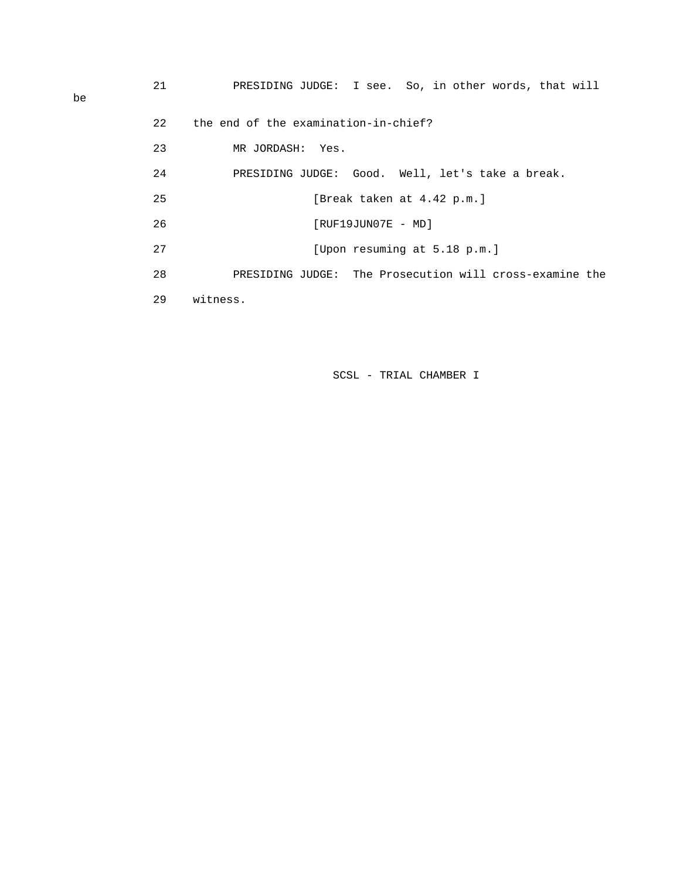21 PRESIDING JUDGE: I see. So, in other words, that will be

22 the end of the examination-in-chief?

23 MR JORDASH: Yes.

24 PRESIDING JUDGE: Good. Well, let's take a break.

25 [Break taken at 4.42 p.m.]

26 [RUF19JUN07E - MD]

27 [Upon resuming at 5.18 p.m.]

28 PRESIDING JUDGE: The Prosecution will cross-examine the

29 witness.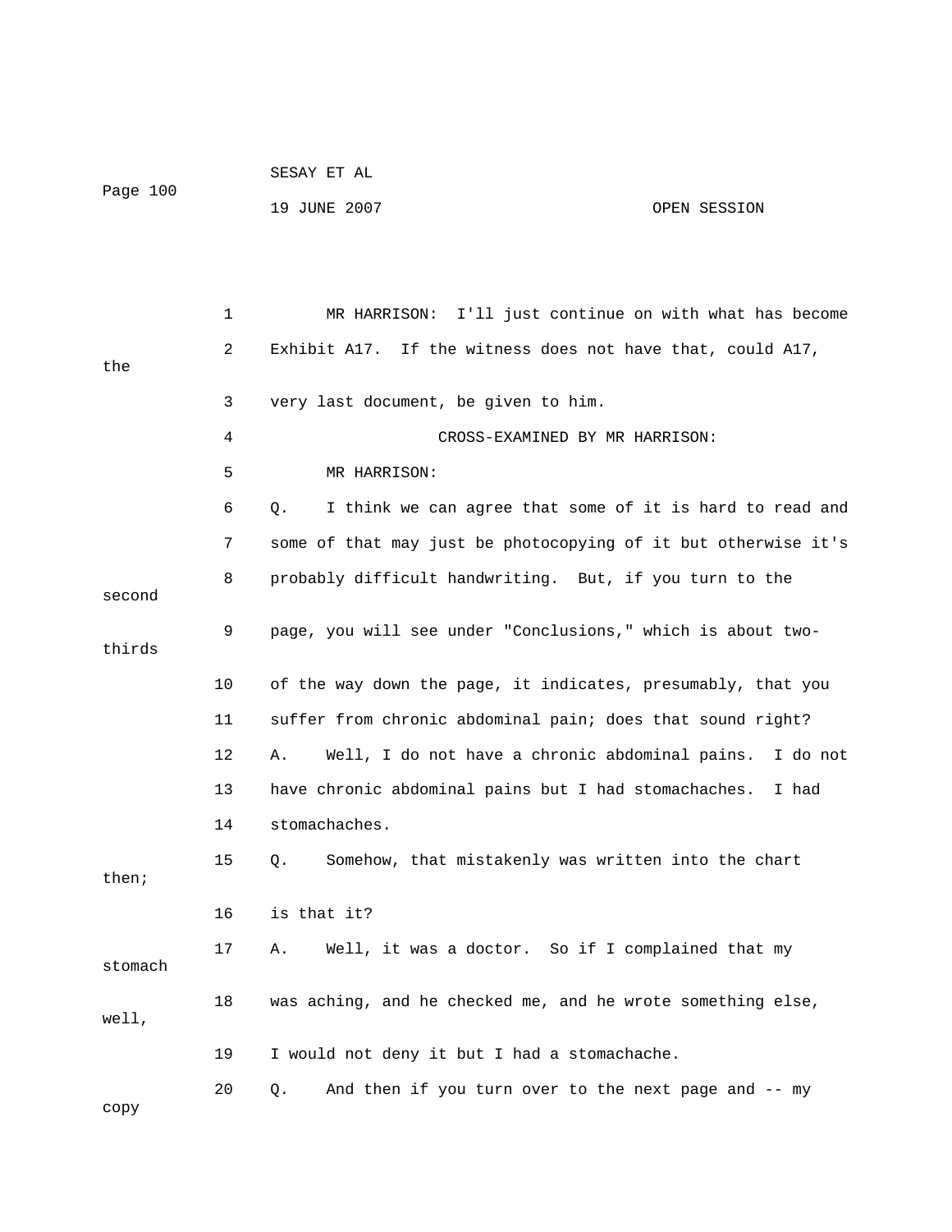MR HARRISON: I'll just continue on with what has become Exhibit A17. If the witness does not have that, could A17, the very last document, be given to him.

CROSS-EXAMINED BY MR HARRISON:

MR HARRISON:

Q. I think we can agree that some of it is hard to read and some of that may just be photocopying of it but otherwise it's probably difficult handwriting. But, if you turn to the second page, you will see under "Conclusions," which is about two-thirds of the way down the page, it indicates, presumably, that you suffer from chronic abdominal pain; does that sound right?

A. Well, I do not have a chronic abdominal pains. I do not have chronic abdominal pains but I had stomachaches. I had stomachaches.

Q. Somehow, that mistakenly was written into the chart then; is that it?

A. Well, it was a doctor. So if I complained that my stomach was aching, and he checked me, and he wrote something else, well, I would not deny it but I had a stomachache.

Q. And then if you turn over to the next page and -- my copy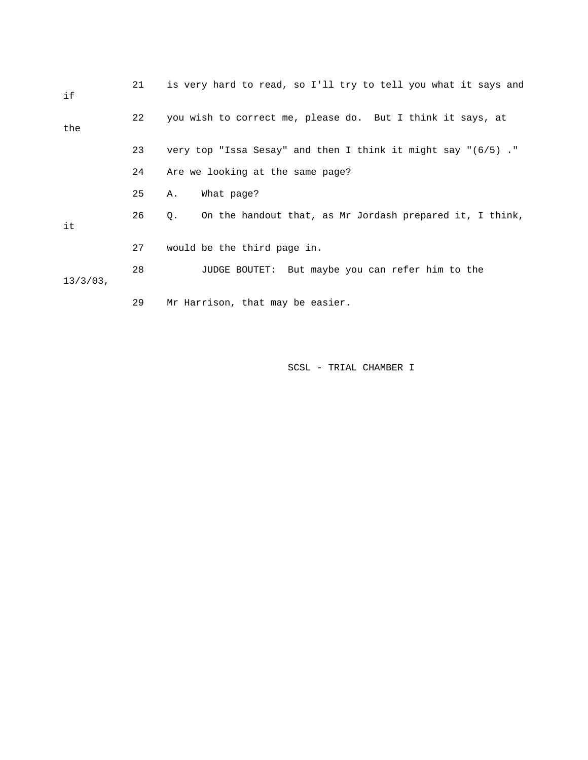21 is very hard to read, so I'll try to tell you what it says and if

22 you wish to correct me, please do. But I think it says, at the

23 very top "Issa Sesay" and then I think it might say "(6/5) ."

24 Are we looking at the same page?

25 A. What page?

26 Q. On the handout that, as Mr Jordash prepared it, I think, it

27 would be the third page in.

28 JUDGE BOUTET: But maybe you can refer him to the 13/3/03,

29 Mr Harrison, that may be easier.

SCSL - TRIAL CHAMBER I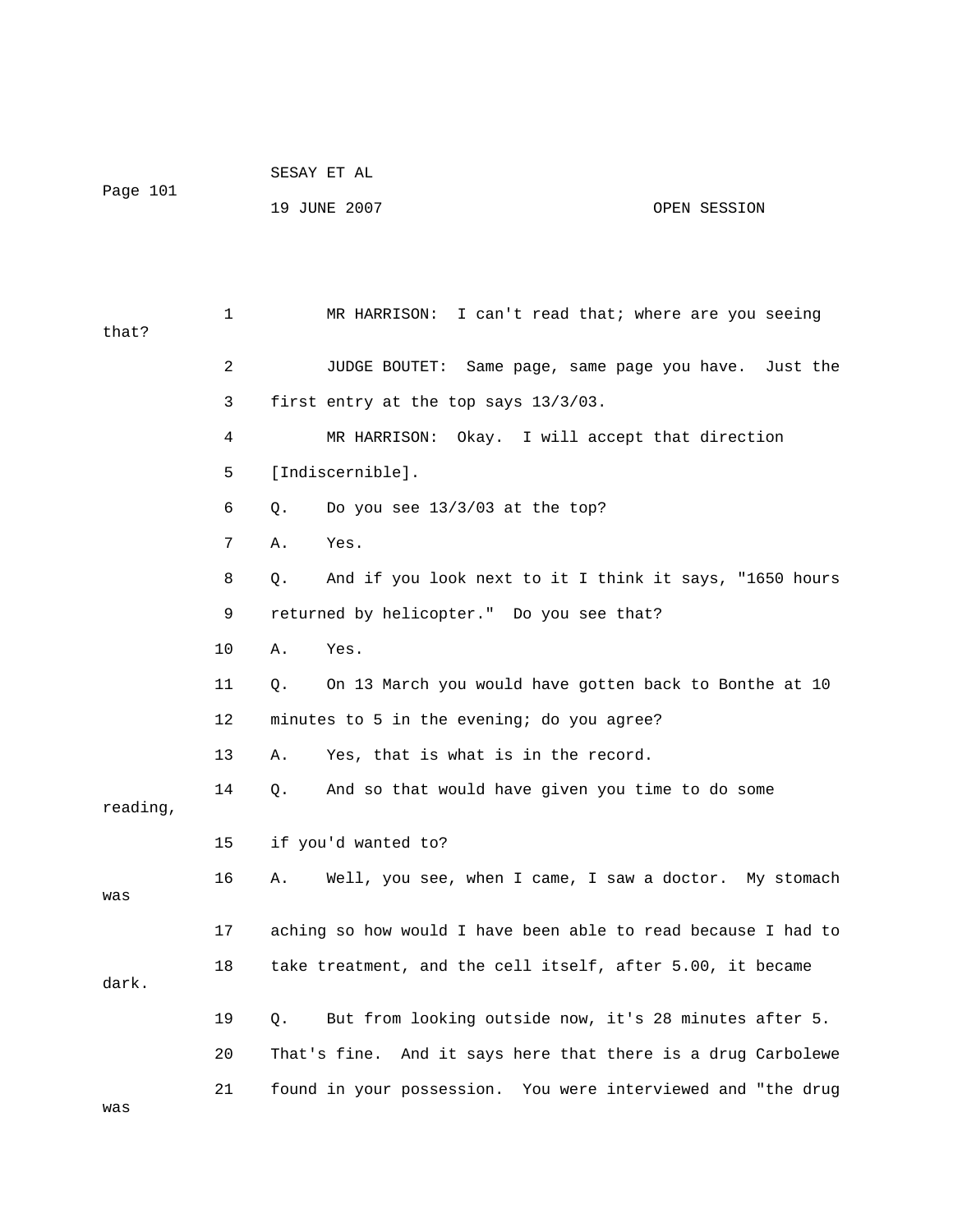1 MR HARRISON: I can't read that; where are you seeing that?

2 JUDGE BOUTET: Same page, same page you have. Just the

3 first entry at the top says 13/3/03.

4 MR HARRISON: Okay. I will accept that direction

5 [Indiscernible].

6 Q. Do you see 13/3/03 at the top?

7 A. Yes.

8 Q. And if you look next to it I think it says, "1650 hours

9 returned by helicopter." Do you see that?

10 A. Yes.

11 Q. On 13 March you would have gotten back to Bonthe at 10

12 minutes to 5 in the evening; do you agree?

13 A. Yes, that is what is in the record.

14 Q. And so that would have given you time to do some reading,

15 if you'd wanted to?

16 A. Well, you see, when I came, I saw a doctor. My stomach was

17 aching so how would I have been able to read because I had to

18 take treatment, and the cell itself, after 5.00, it became dark.

19 Q. But from looking outside now, it's 28 minutes after 5.

20 That's fine. And it says here that there is a drug Carbolewe

21 found in your possession. You were interviewed and "the drug was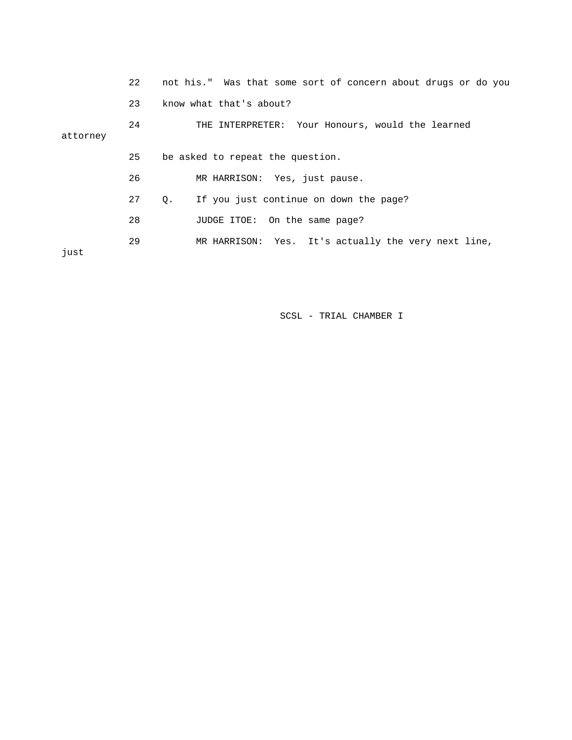22 not his." Was that some sort of concern about drugs or do you

23 know what that's about?

24 THE INTERPRETER: Your Honours, would the learned attorney

25 be asked to repeat the question.

26 MR HARRISON: Yes, just pause.

27 Q. If you just continue on down the page?

28 JUDGE ITOE: On the same page?

29 MR HARRISON: Yes. It's actually the very next line, just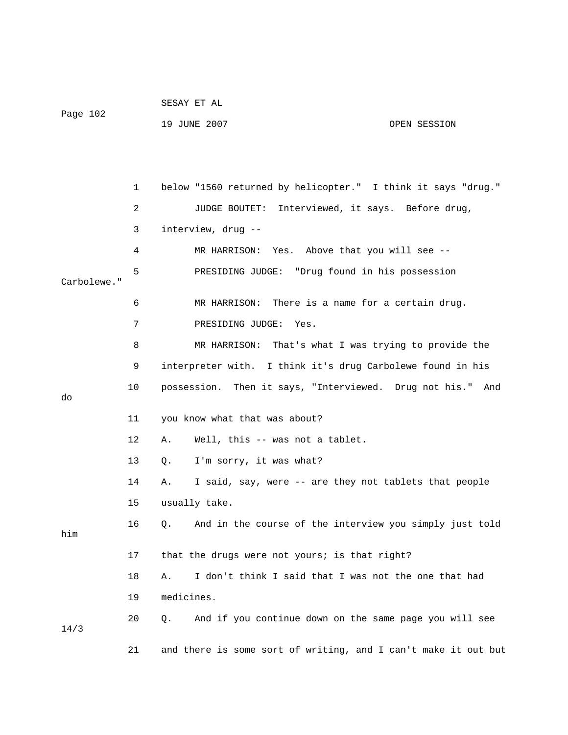1 below "1560 returned by helicopter." I think it says "drug."

2 JUDGE BOUTET: Interviewed, it says. Before drug,

3 interview, drug --

4 MR HARRISON: Yes. Above that you will see --

5 PRESIDING JUDGE: "Drug found in his possession Carbolewe."

6 MR HARRISON: There is a name for a certain drug.

7 PRESIDING JUDGE: Yes.

8 MR HARRISON: That's what I was trying to provide the

9 interpreter with. I think it's drug Carbolewe found in his

10 possession. Then it says, "Interviewed. Drug not his." And do

11 you know what that was about?

12 A. Well, this -- was not a tablet.

13 Q. I'm sorry, it was what?

14 A. I said, say, were -- are they not tablets that people

15 usually take.

16 Q. And in the course of the interview you simply just told him

17 that the drugs were not yours; is that right?

18 A. I don't think I said that I was not the one that had

19 medicines.

20 Q. And if you continue down on the same page you will see 14/3

21 and there is some sort of writing, and I can't make it out but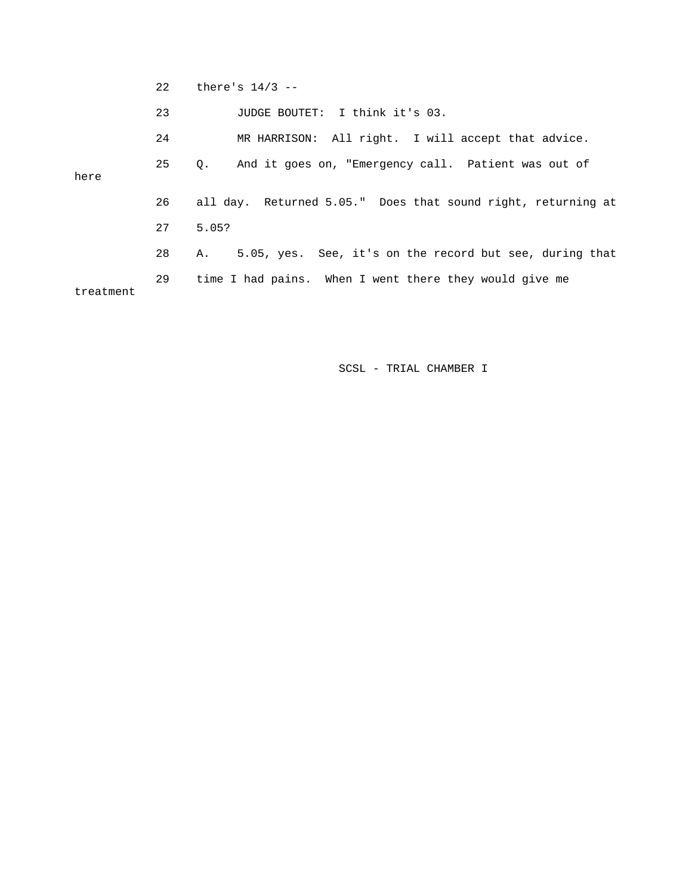22 there's 14/3 --

23 JUDGE BOUTET: I think it's 03.

24 MR HARRISON: All right. I will accept that advice.

25 Q. And it goes on, "Emergency call. Patient was out of here

26 all day. Returned 5.05." Does that sound right, returning at

27 5.05?

28 A. 5.05, yes. See, it's on the record but see, during that

29 time I had pains. When I went there they would give me treatment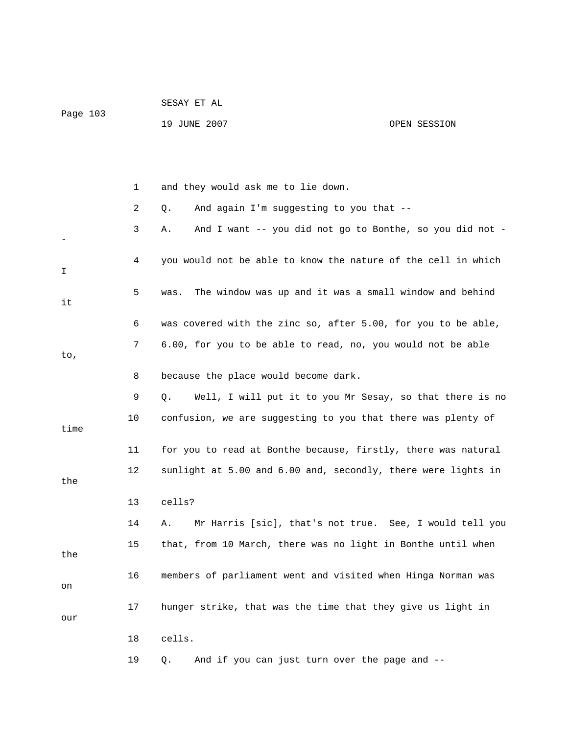1 and they would ask me to lie down.

2 Q. And again I'm suggesting to you that --

3 A. And I want -- you did not go to Bonthe, so you did not --

4 you would not be able to know the nature of the cell in which I

5 was. The window was up and it was a small window and behind it

6 was covered with the zinc so, after 5.00, for you to be able,

7 6.00, for you to be able to read, no, you would not be able to,

8 because the place would become dark.

9 Q. Well, I will put it to you Mr Sesay, so that there is no

10 confusion, we are suggesting to you that there was plenty of time

11 for you to read at Bonthe because, firstly, there was natural

12 sunlight at 5.00 and 6.00 and, secondly, there were lights in the

13 cells?

14 A. Mr Harris [sic], that's not true. See, I would tell you

15 that, from 10 March, there was no light in Bonthe until when the

16 members of parliament went and visited when Hinga Norman was on

17 hunger strike, that was the time that they give us light in our

18 cells.

19 Q. And if you can just turn over the page and --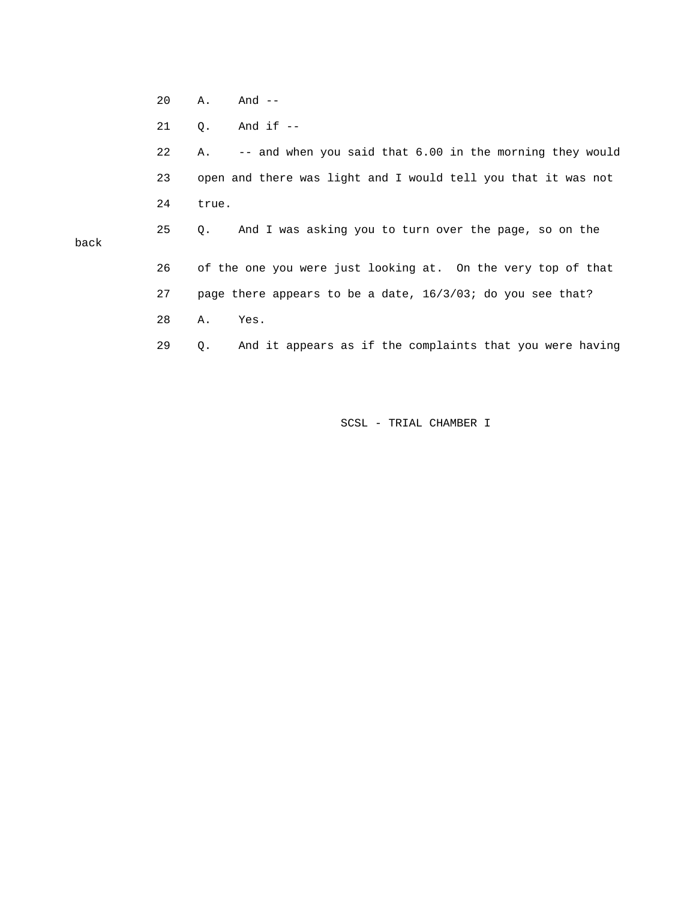20 A. And --

21 Q. And if --

22 A. -- and when you said that 6.00 in the morning they would

23 open and there was light and I would tell you that it was not

24 true.

25 Q. And I was asking you to turn over the page, so on the back

26 of the one you were just looking at. On the very top of that

27 page there appears to be a date, 16/3/03; do you see that?

28 A. Yes.

29 Q. And it appears as if the complaints that you were having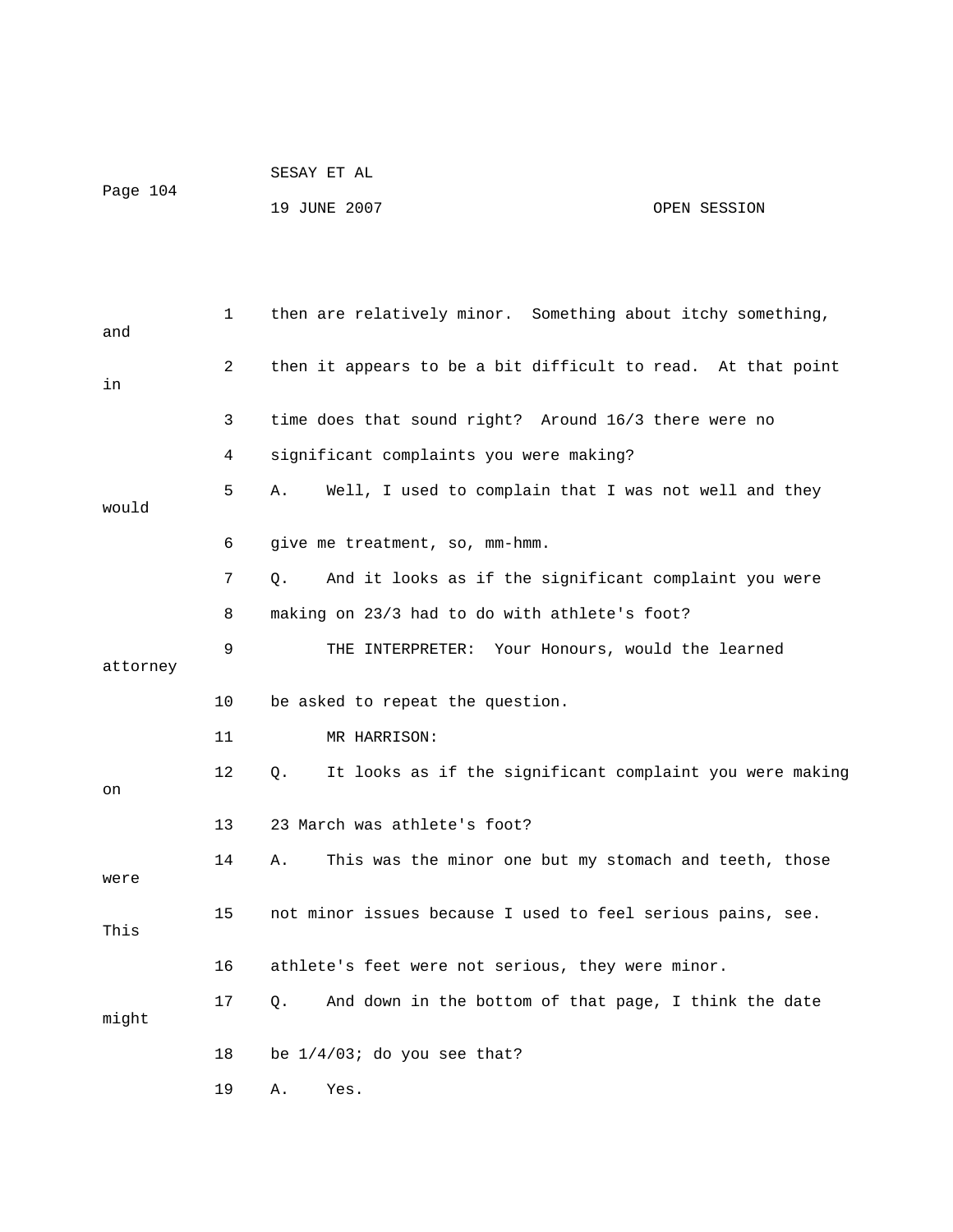1 then are relatively minor. Something about itchy something, and

2 then it appears to be a bit difficult to read. At that point in

3 time does that sound right? Around 16/3 there were no

4 significant complaints you were making?

5 A. Well, I used to complain that I was not well and they would

6 give me treatment, so, mm-hmm.

7 Q. And it looks as if the significant complaint you were

8 making on 23/3 had to do with athlete's foot?

9 THE INTERPRETER: Your Honours, would the learned attorney

10 be asked to repeat the question.

11 MR HARRISON:

12 Q. It looks as if the significant complaint you were making on

13 23 March was athlete's foot?

14 A. This was the minor one but my stomach and teeth, those were

15 not minor issues because I used to feel serious pains, see. This

16 athlete's feet were not serious, they were minor.

17 Q. And down in the bottom of that page, I think the date might

18 be 1/4/03; do you see that?

19 A. Yes.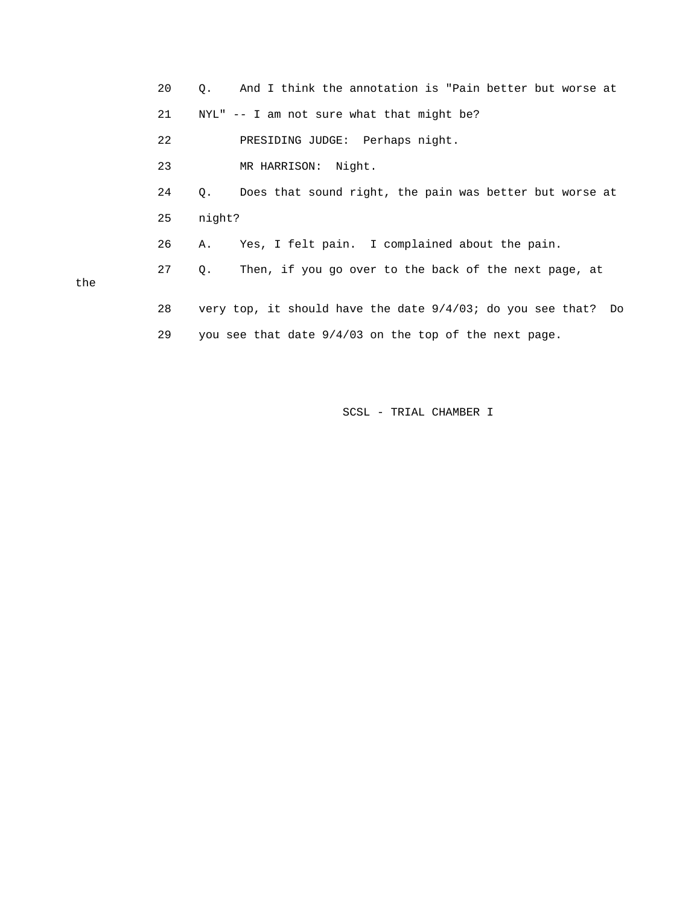20 Q. And I think the annotation is "Pain better but worse at

21 NYL" -- I am not sure what that might be?

22 PRESIDING JUDGE: Perhaps night.

23 MR HARRISON: Night.

24 Q. Does that sound right, the pain was better but worse at

25 night?

26 A. Yes, I felt pain. I complained about the pain.

27 Q. Then, if you go over to the back of the next page, at the

28 very top, it should have the date 9/4/03; do you see that? Do

29 you see that date 9/4/03 on the top of the next page.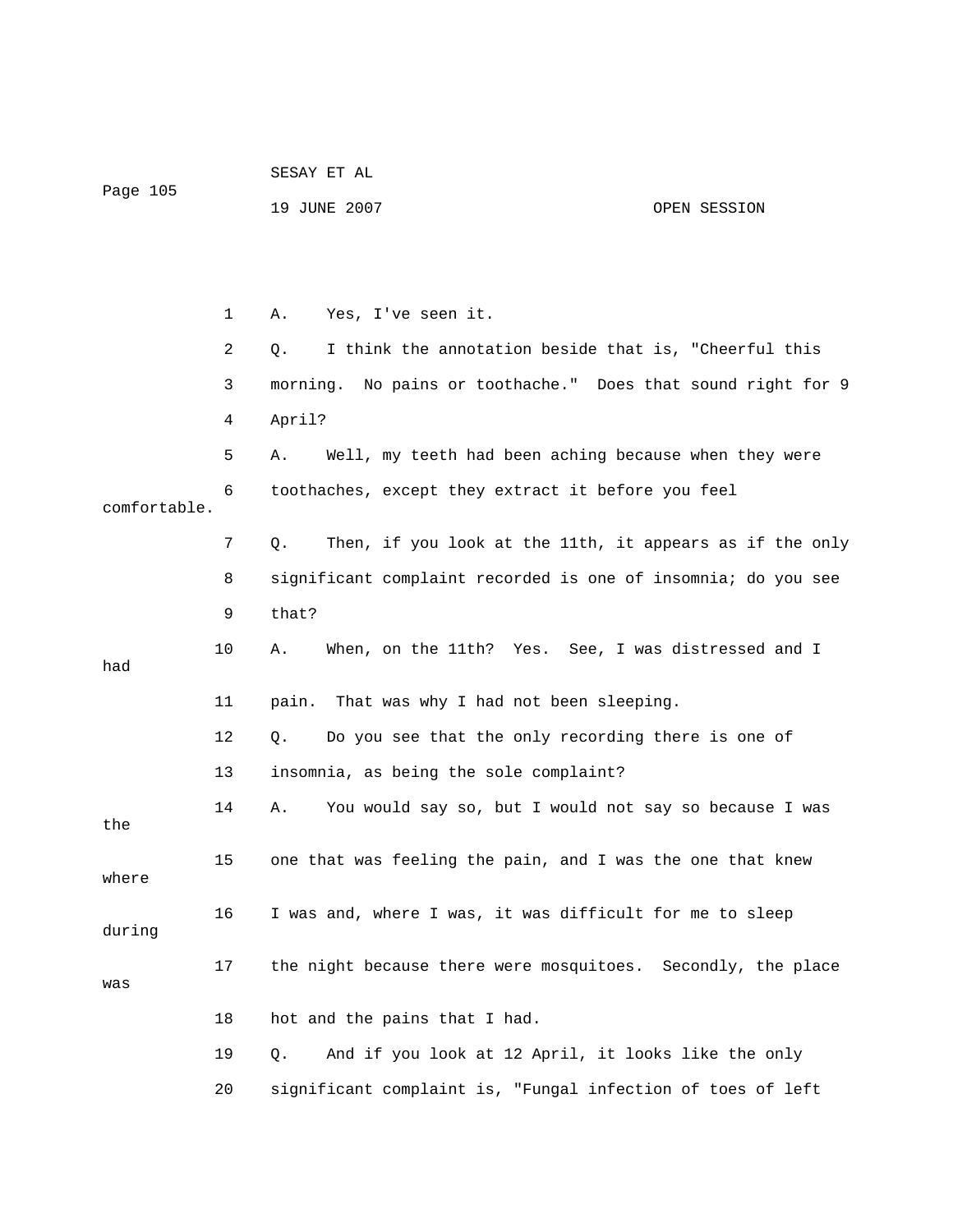A. Yes, I've seen it.

Q. I think the annotation beside that is, "Cheerful this morning. No pains or toothache." Does that sound right for 9 April?

A. Well, my teeth had been aching because when they were toothaches, except they extract it before you feel comfortable.

Q. Then, if you look at the 11th, it appears as if the only significant complaint recorded is one of insomnia; do you see that?

A. When, on the 11th? Yes. See, I was distressed and I had pain. That was why I had not been sleeping.

Q. Do you see that the only recording there is one of insomnia, as being the sole complaint?

A. You would say so, but I would not say so because I was the one that was feeling the pain, and I was the one that knew where I was and, where I was, it was difficult for me to sleep during the night because there were mosquitoes. Secondly, the place was hot and the pains that I had.

Q. And if you look at 12 April, it looks like the only significant complaint is, "Fungal infection of toes of left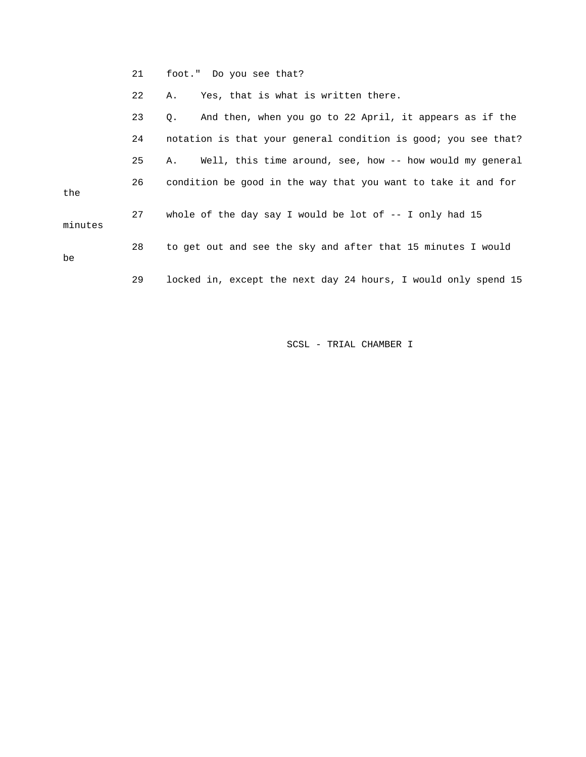21 foot." Do you see that?

22 A. Yes, that is what is written there.

23 Q. And then, when you go to 22 April, it appears as if the

24 notation is that your general condition is good; you see that?

25 A. Well, this time around, see, how -- how would my general

26 condition be good in the way that you want to take it and for the

27 whole of the day say I would be lot of -- I only had 15 minutes

28 to get out and see the sky and after that 15 minutes I would be

29 locked in, except the next day 24 hours, I would only spend 15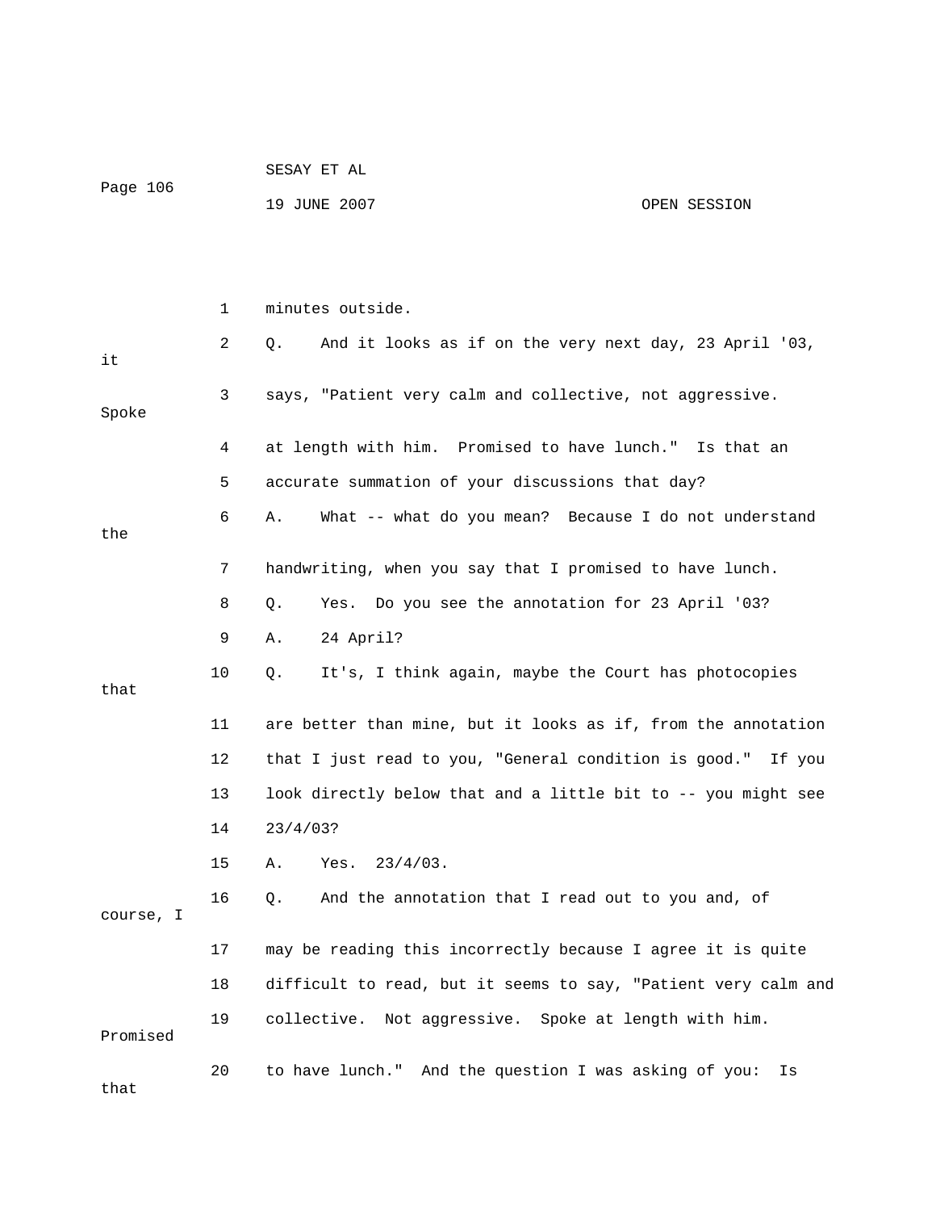1 minutes outside.

2 Q. And it looks as if on the very next day, 23 April '03, it

3 says, "Patient very calm and collective, not aggressive. Spoke

4 at length with him. Promised to have lunch." Is that an

5 accurate summation of your discussions that day?

6 A. What -- what do you mean? Because I do not understand the

7 handwriting, when you say that I promised to have lunch.

8 Q. Yes. Do you see the annotation for 23 April '03?

9 A. 24 April?

10 Q. It's, I think again, maybe the Court has photocopies that

11 are better than mine, but it looks as if, from the annotation

12 that I just read to you, "General condition is good." If you

13 look directly below that and a little bit to -- you might see

14 23/4/03?

15 A. Yes. 23/4/03.

16 Q. And the annotation that I read out to you and, of course, I

17 may be reading this incorrectly because I agree it is quite

18 difficult to read, but it seems to say, "Patient very calm and

19 collective. Not aggressive. Spoke at length with him. Promised

20 to have lunch." And the question I was asking of you: Is that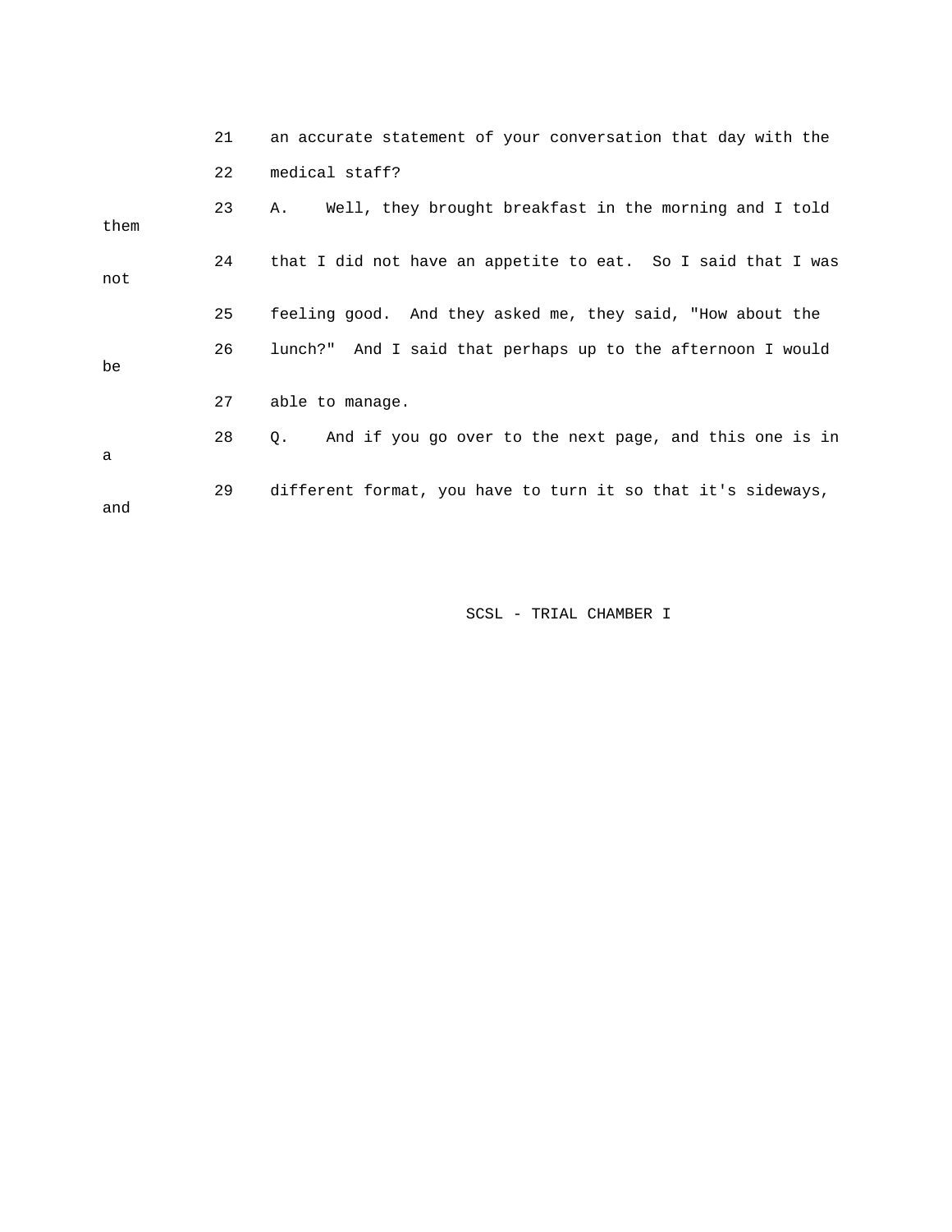21 an accurate statement of your conversation that day with the

22 medical staff?

23 A. Well, they brought breakfast in the morning and I told them

24 that I did not have an appetite to eat. So I said that I was not

25 feeling good. And they asked me, they said, "How about the

26 lunch?" And I said that perhaps up to the afternoon I would be

27 able to manage.

28 Q. And if you go over to the next page, and this one is in a

29 different format, you have to turn it so that it's sideways, and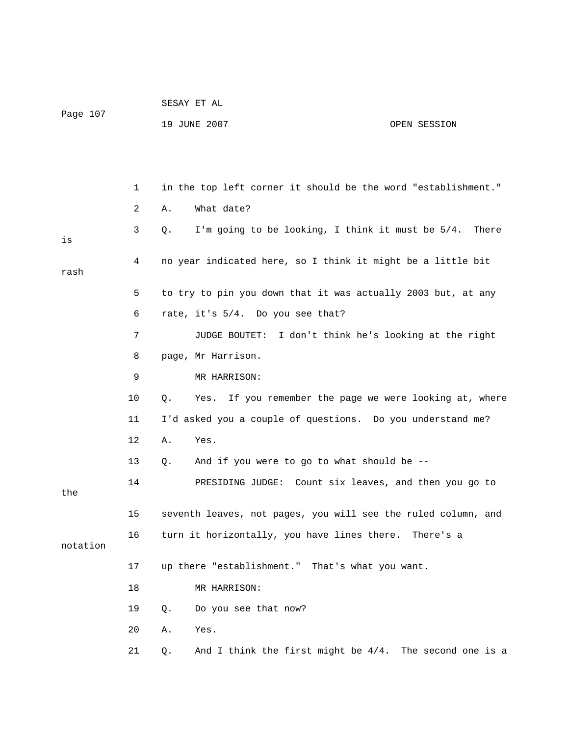in the top left corner it should be the word "establishment."

A. What date?

Q. I'm going to be looking, I think it must be 5/4. There is no year indicated here, so I think it might be a little bit rash to try to pin you down that it was actually 2003 but, at any rate, it's 5/4. Do you see that?

JUDGE BOUTET: I don't think he's looking at the right page, Mr Harrison.

MR HARRISON:

Q. Yes. If you remember the page we were looking at, where I'd asked you a couple of questions. Do you understand me?

A. Yes.

Q. And if you were to go to what should be --

PRESIDING JUDGE: Count six leaves, and then you go to the seventh leaves, not pages, you will see the ruled column, and turn it horizontally, you have lines there. There's a notation up there "establishment." That's what you want.

MR HARRISON:

Q. Do you see that now?

A. Yes.

Q. And I think the first might be 4/4. The second one is a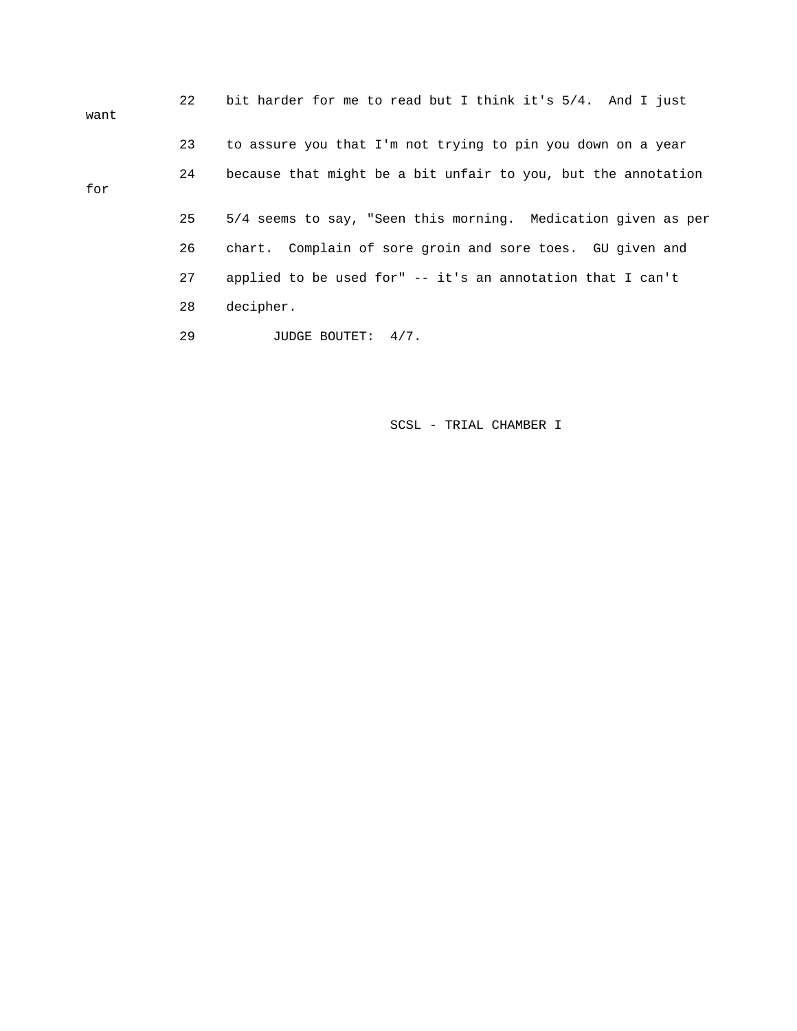22 bit harder for me to read but I think it's 5/4. And I just want

23 to assure you that I'm not trying to pin you down on a year

24 because that might be a bit unfair to you, but the annotation for

25 5/4 seems to say, "Seen this morning. Medication given as per

26 chart. Complain of sore groin and sore toes. GU given and

27 applied to be used for" -- it's an annotation that I can't

28 decipher.

29 JUDGE BOUTET: 4/7.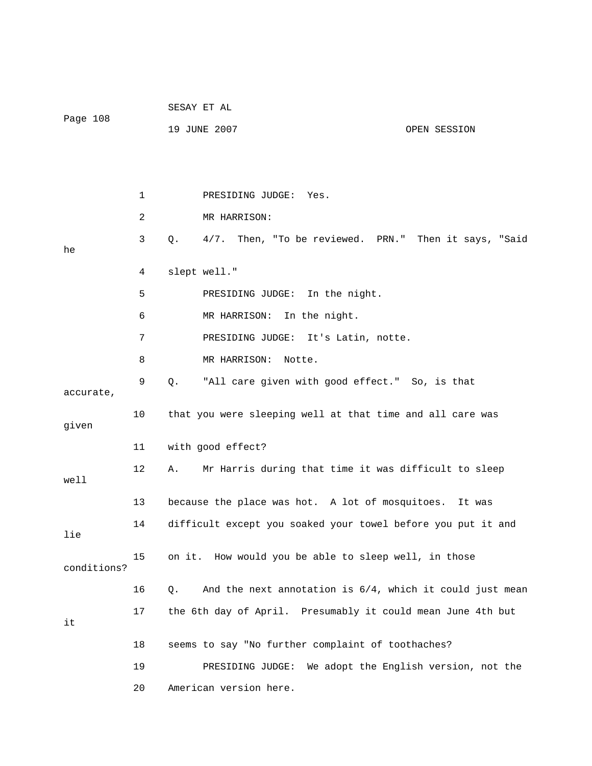1 PRESIDING JUDGE: Yes.

2 MR HARRISON:

3 Q. 4/7. Then, "To be reviewed. PRN." Then it says, "Said he

4 slept well."

5 PRESIDING JUDGE: In the night.

6 MR HARRISON: In the night.

7 PRESIDING JUDGE: It's Latin, notte.

8 MR HARRISON: Notte.

9 Q. "All care given with good effect." So, is that accurate,

10 that you were sleeping well at that time and all care was given

11 with good effect?

12 A. Mr Harris during that time it was difficult to sleep well

13 because the place was hot. A lot of mosquitoes. It was

14 difficult except you soaked your towel before you put it and lie

15 on it. How would you be able to sleep well, in those conditions?

16 Q. And the next annotation is 6/4, which it could just mean

17 the 6th day of April. Presumably it could mean June 4th but it

18 seems to say "No further complaint of toothaches?

19 PRESIDING JUDGE: We adopt the English version, not the

20 American version here.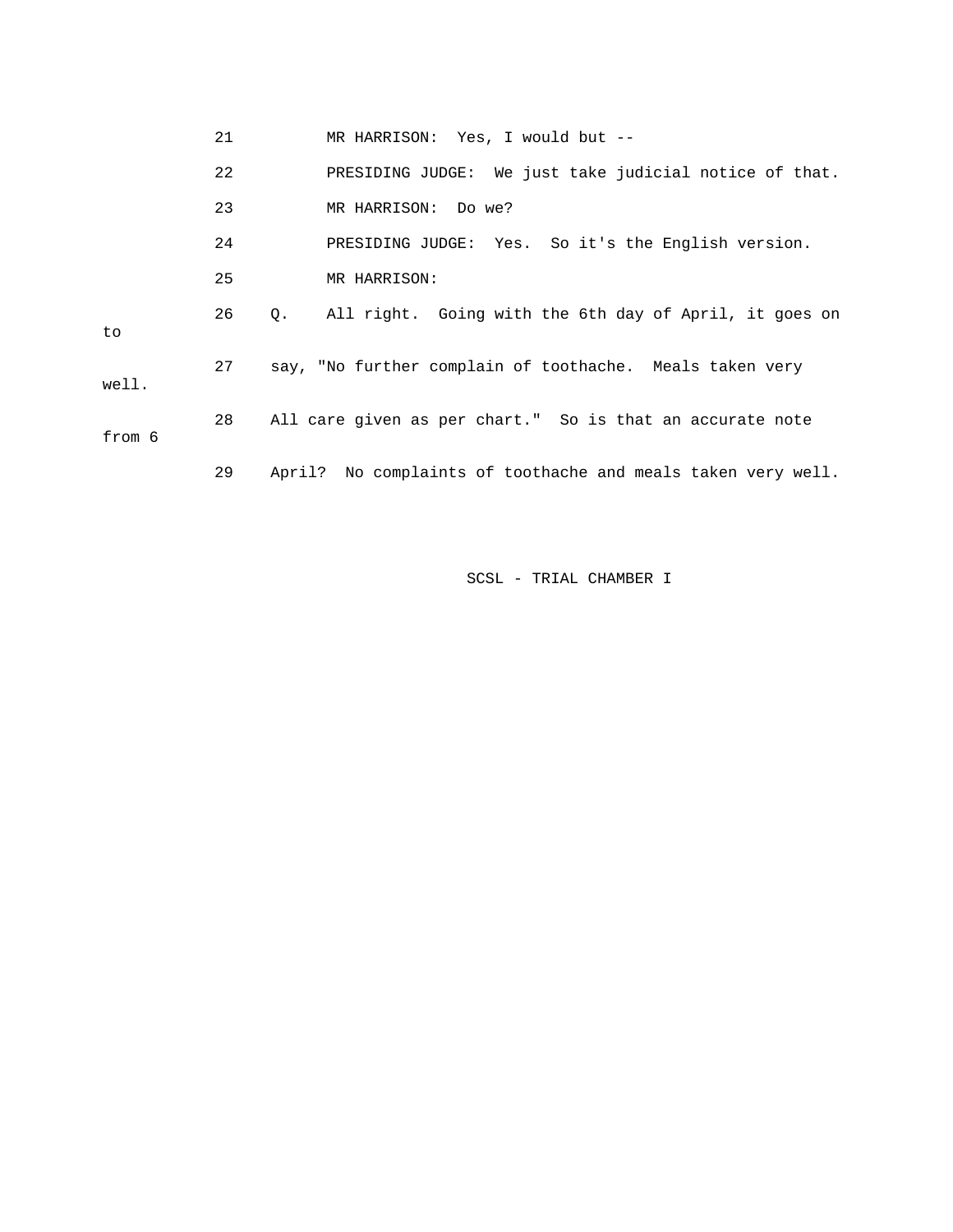21 MR HARRISON: Yes, I would but --

22 PRESIDING JUDGE: We just take judicial notice of that.

23 MR HARRISON: Do we?

24 PRESIDING JUDGE: Yes. So it's the English version.

25 MR HARRISON:

26 Q. All right. Going with the 6th day of April, it goes on to

27 say, "No further complain of toothache. Meals taken very well.

28 All care given as per chart." So is that an accurate note from 6

29 April? No complaints of toothache and meals taken very well.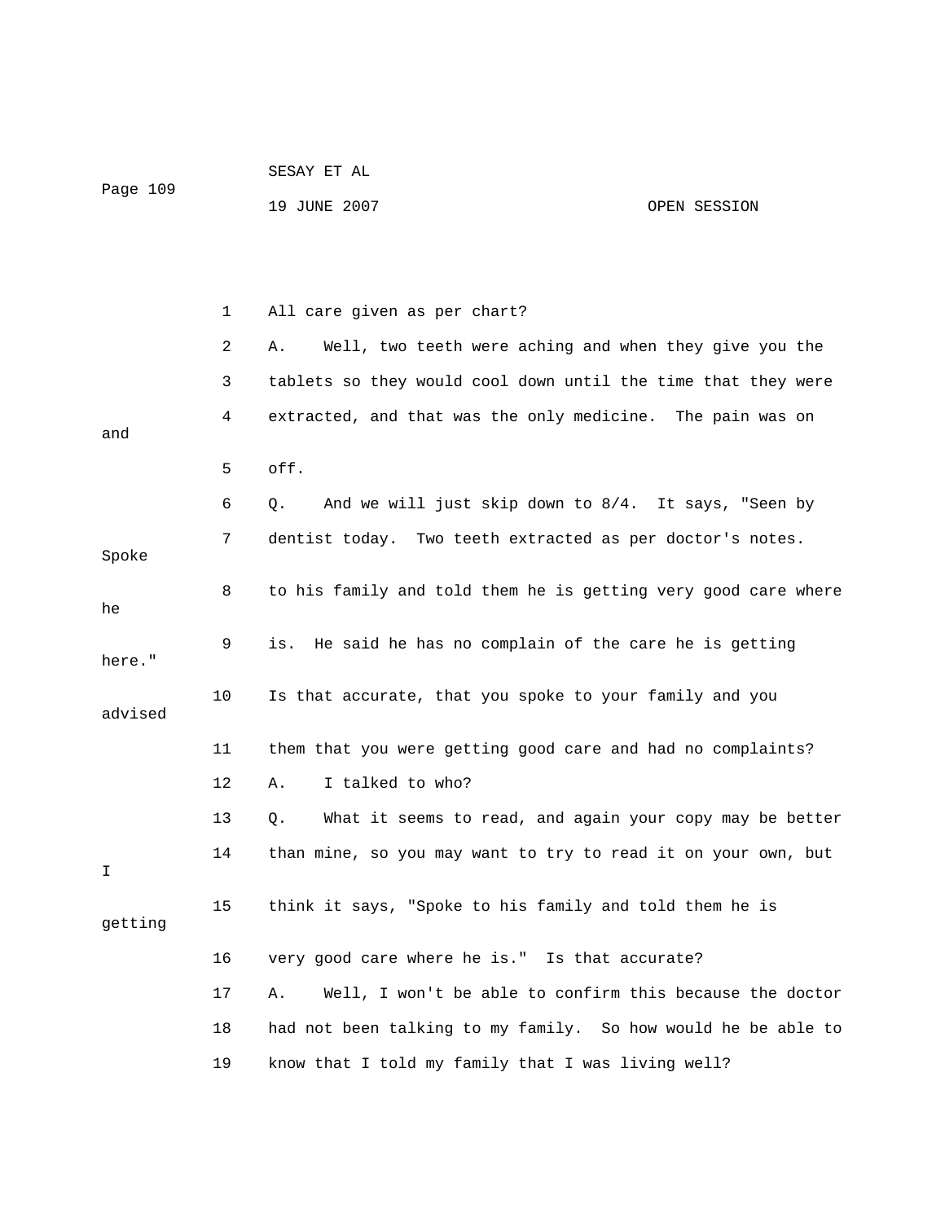1 All care given as per chart?

2 A. Well, two teeth were aching and when they give you the

3 tablets so they would cool down until the time that they were

4 extracted, and that was the only medicine. The pain was on and

5 off.

6 Q. And we will just skip down to 8/4. It says, "Seen by

7 dentist today. Two teeth extracted as per doctor's notes. Spoke

8 to his family and told them he is getting very good care where he

9 is. He said he has no complain of the care he is getting here."

10 Is that accurate, that you spoke to your family and you advised

11 them that you were getting good care and had no complaints?

12 A. I talked to who?

13 Q. What it seems to read, and again your copy may be better

14 than mine, so you may want to try to read it on your own, but I

15 think it says, "Spoke to his family and told them he is getting

16 very good care where he is." Is that accurate?

17 A. Well, I won't be able to confirm this because the doctor

18 had not been talking to my family. So how would he be able to

19 know that I told my family that I was living well?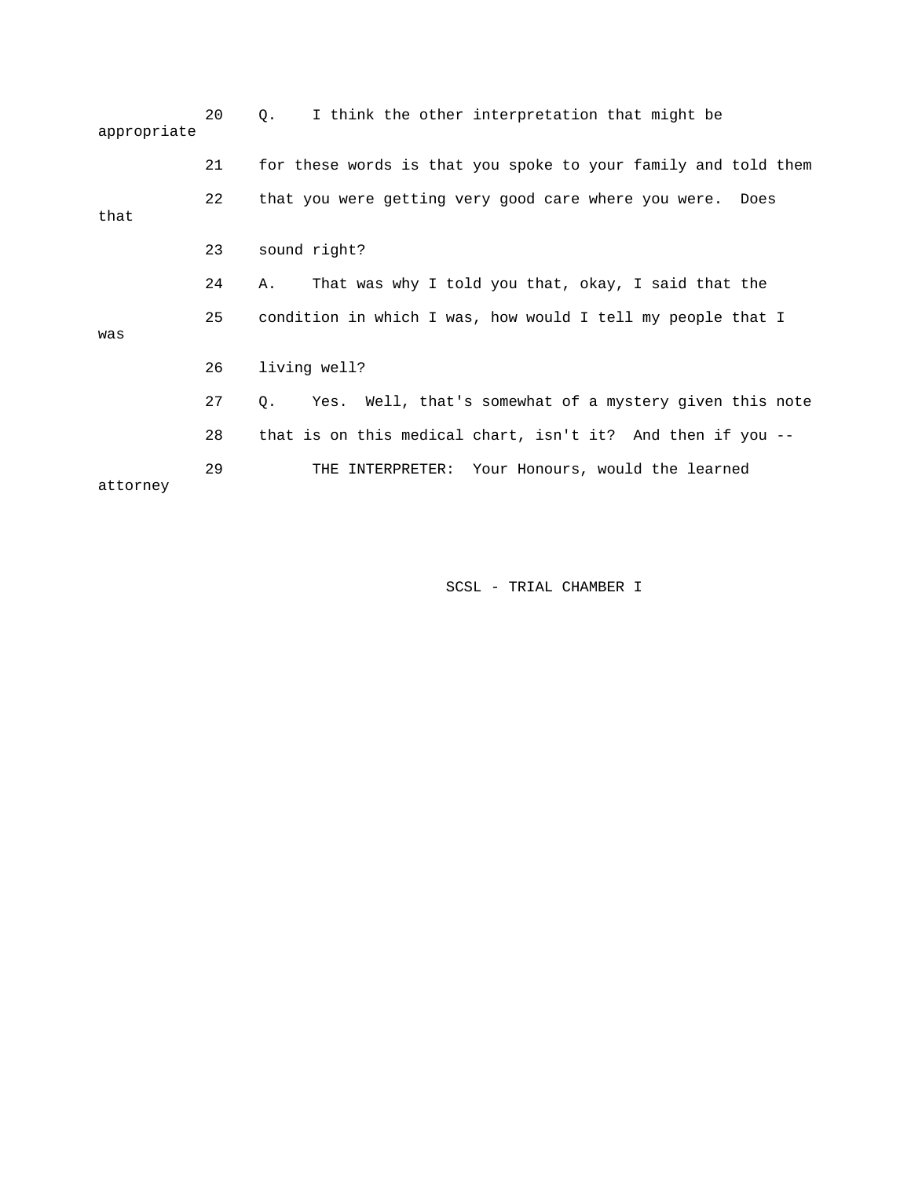20 Q. I think the other interpretation that might be appropriate

21 for these words is that you spoke to your family and told them

22 that you were getting very good care where you were. Does that

23 sound right?

24 A. That was why I told you that, okay, I said that the

25 condition in which I was, how would I tell my people that I was

26 living well?

27 Q. Yes. Well, that's somewhat of a mystery given this note

28 that is on this medical chart, isn't it? And then if you --

29 THE INTERPRETER: Your Honours, would the learned attorney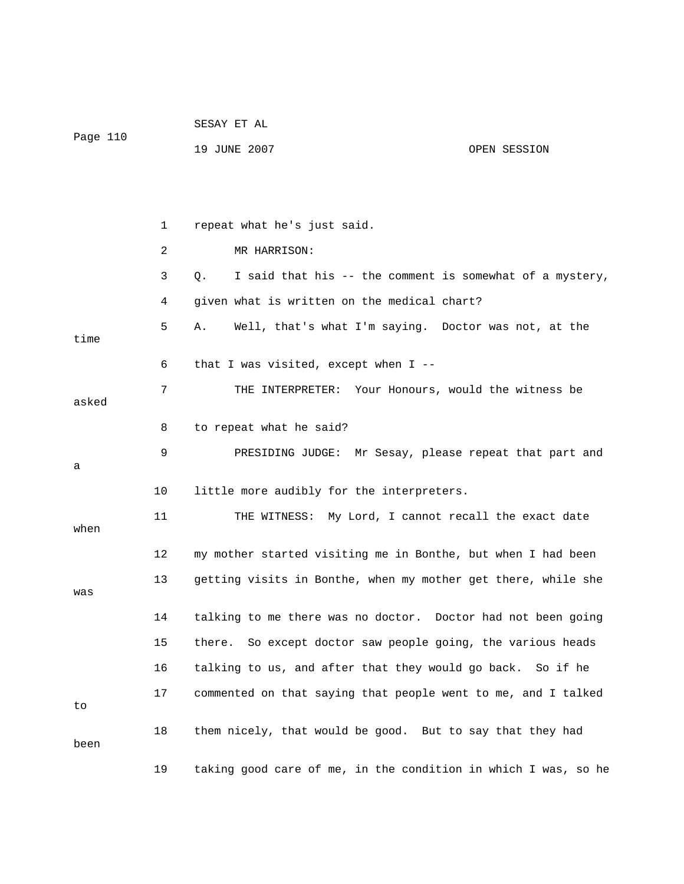1 repeat what he's just said.

2 MR HARRISON:

3 Q. I said that his -- the comment is somewhat of a mystery,

4 given what is written on the medical chart?

5 A. Well, that's what I'm saying. Doctor was not, at the time

6 that I was visited, except when I --

7 THE INTERPRETER: Your Honours, would the witness be asked

8 to repeat what he said?

9 PRESIDING JUDGE: Mr Sesay, please repeat that part and a

10 little more audibly for the interpreters.

11 THE WITNESS: My Lord, I cannot recall the exact date when

12 my mother started visiting me in Bonthe, but when I had been

13 getting visits in Bonthe, when my mother get there, while she was

14 talking to me there was no doctor. Doctor had not been going

15 there. So except doctor saw people going, the various heads

16 talking to us, and after that they would go back. So if he

17 commented on that saying that people went to me, and I talked to

18 them nicely, that would be good. But to say that they had been

19 taking good care of me, in the condition in which I was, so he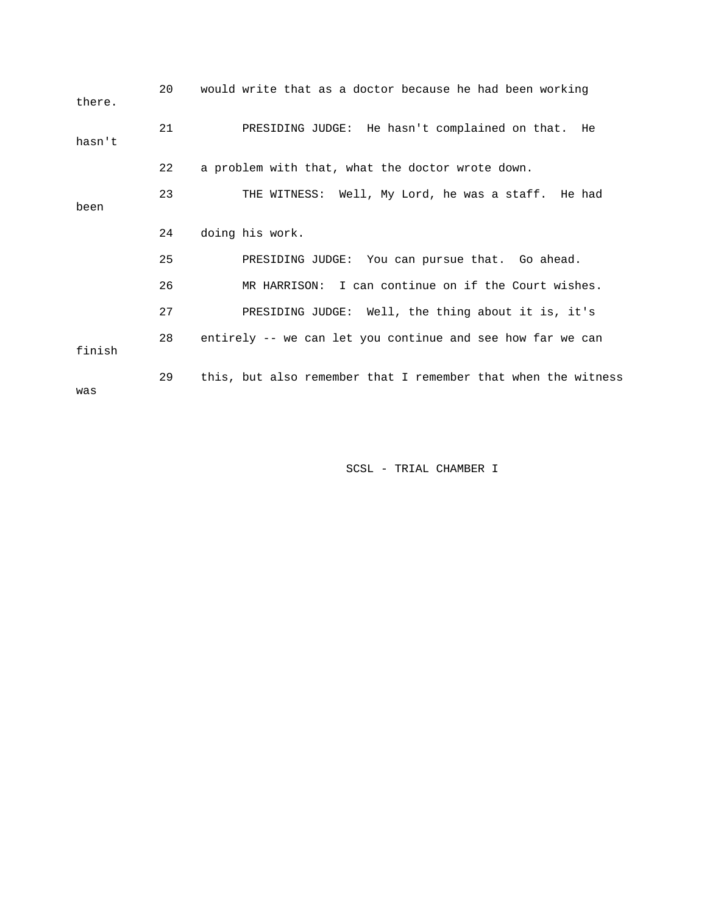20 would write that as a doctor because he had been working there.

21 PRESIDING JUDGE: He hasn't complained on that. He hasn't

22 a problem with that, what the doctor wrote down.

23 THE WITNESS: Well, My Lord, he was a staff. He had been

24 doing his work.

25 PRESIDING JUDGE: You can pursue that. Go ahead.

26 MR HARRISON: I can continue on if the Court wishes.

27 PRESIDING JUDGE: Well, the thing about it is, it's

28 entirely -- we can let you continue and see how far we can finish

29 this, but also remember that I remember that when the witness was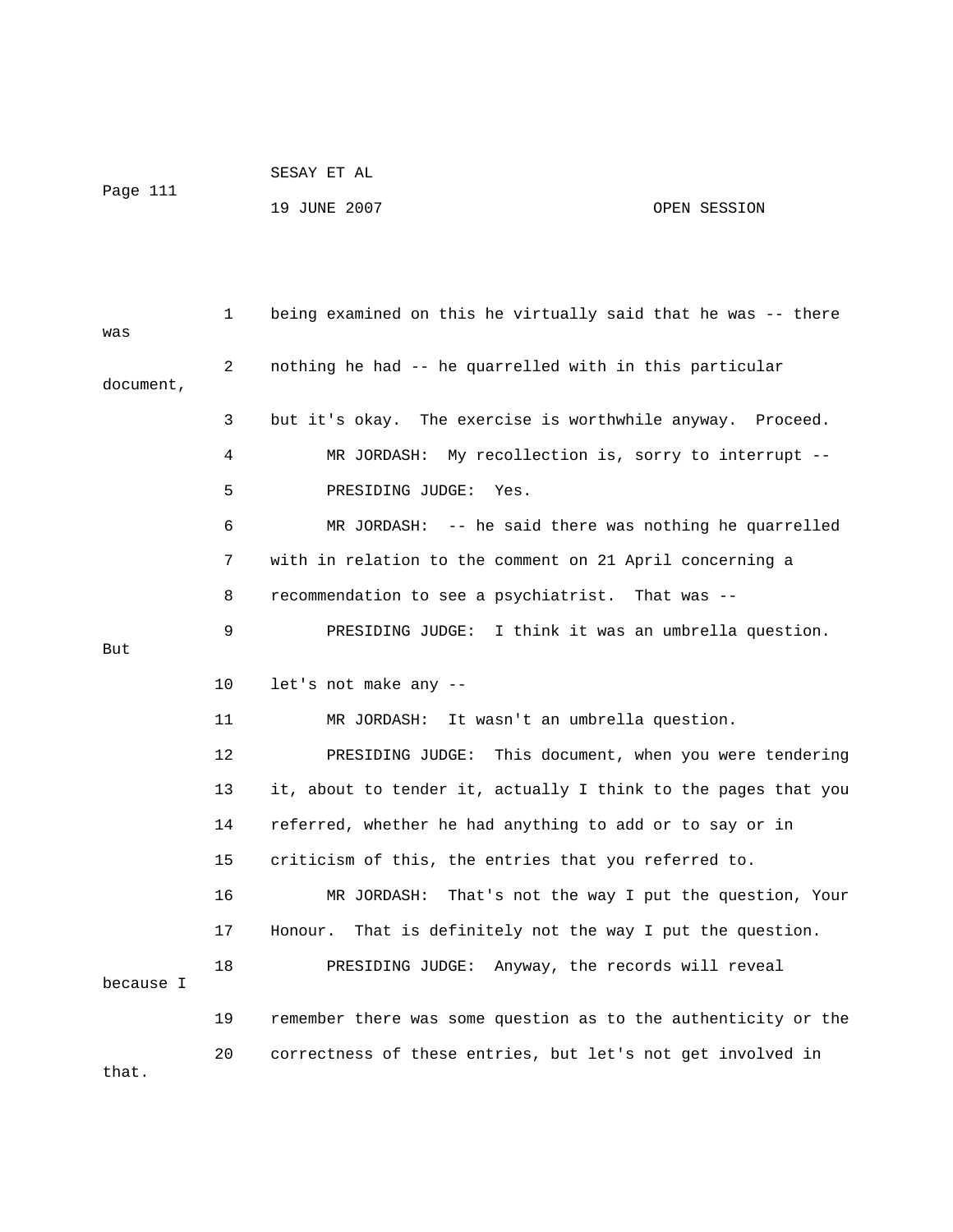1 being examined on this he virtually said that he was -- there was

2 nothing he had -- he quarrelled with in this particular document,

3 but it's okay. The exercise is worthwhile anyway. Proceed.

4 MR JORDASH: My recollection is, sorry to interrupt --

5 PRESIDING JUDGE: Yes.

6 MR JORDASH: -- he said there was nothing he quarrelled

7 with in relation to the comment on 21 April concerning a

8 recommendation to see a psychiatrist. That was --

9 PRESIDING JUDGE: I think it was an umbrella question. But

10 let's not make any --

11 MR JORDASH: It wasn't an umbrella question.

12 PRESIDING JUDGE: This document, when you were tendering

13 it, about to tender it, actually I think to the pages that you

14 referred, whether he had anything to add or to say or in

15 criticism of this, the entries that you referred to.

16 MR JORDASH: That's not the way I put the question, Your

17 Honour. That is definitely not the way I put the question.

18 PRESIDING JUDGE: Anyway, the records will reveal because I

19 remember there was some question as to the authenticity or the

20 correctness of these entries, but let's not get involved in that.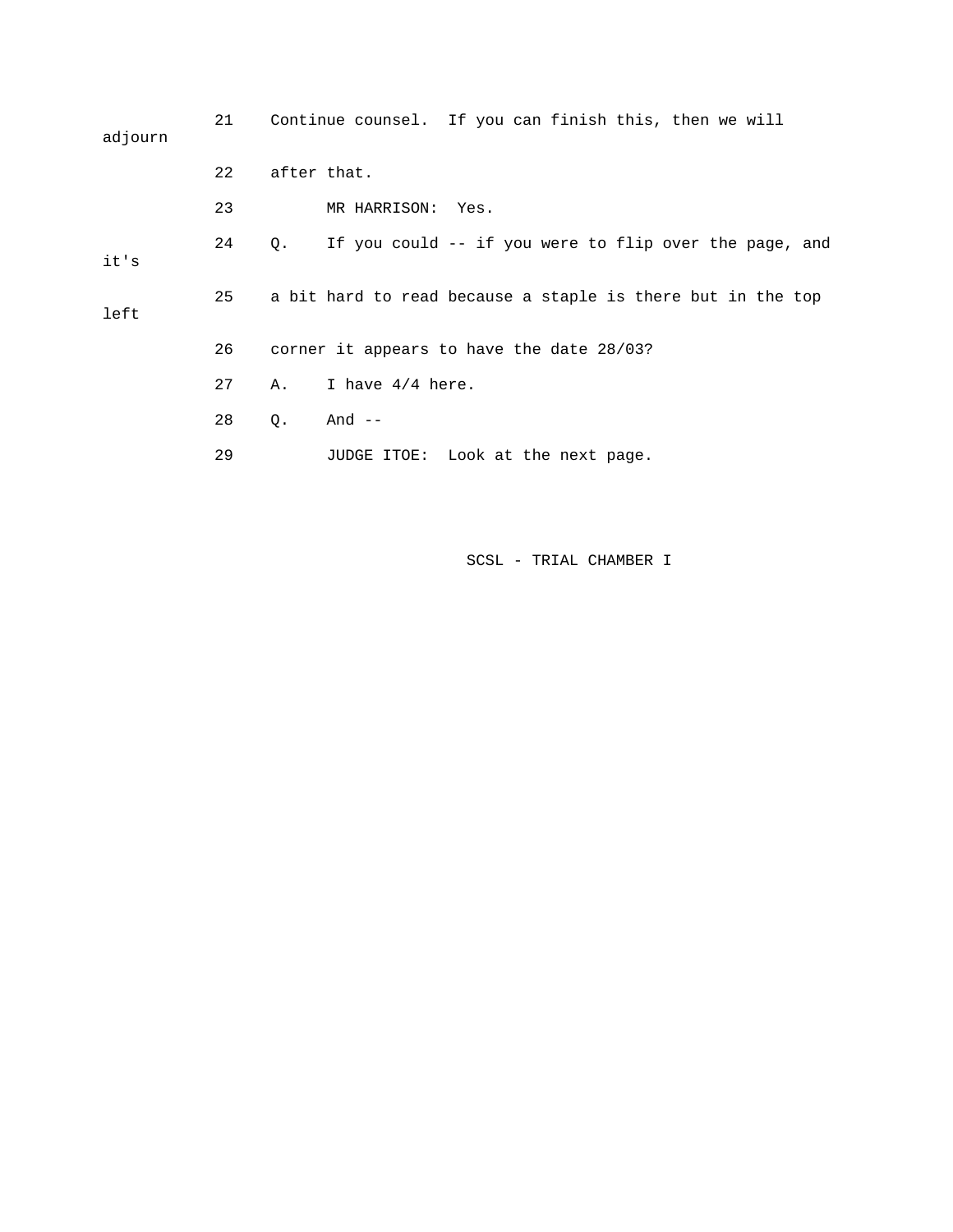21 Continue counsel. If you can finish this, then we will adjourn

22 after that.

23 MR HARRISON: Yes.

24 Q. If you could -- if you were to flip over the page, and it's

25 a bit hard to read because a staple is there but in the top left

26 corner it appears to have the date 28/03?

27 A. I have 4/4 here.

28 Q. And --

29 JUDGE ITOE: Look at the next page.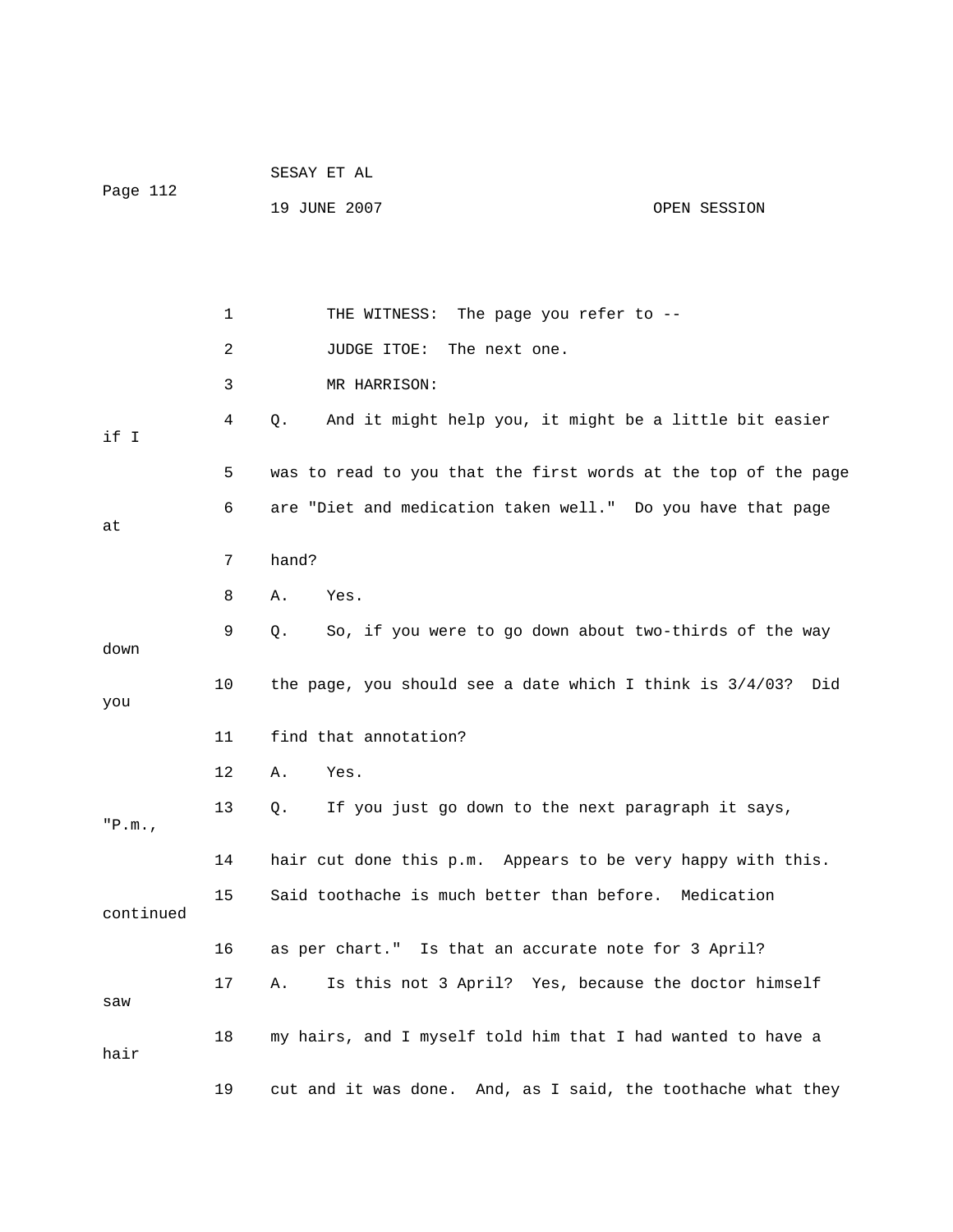1 THE WITNESS: The page you refer to --

2 JUDGE ITOE: The next one.

3 MR HARRISON:

4 Q. And it might help you, it might be a little bit easier if I

5 was to read to you that the first words at the top of the page

6 are "Diet and medication taken well." Do you have that page at

7 hand?

8 A. Yes.

9 Q. So, if you were to go down about two-thirds of the way down

10 the page, you should see a date which I think is 3/4/03? Did you

11 find that annotation?

12 A. Yes.

13 Q. If you just go down to the next paragraph it says, "P.m.,

14 hair cut done this p.m. Appears to be very happy with this.

15 Said toothache is much better than before. Medication continued

16 as per chart." Is that an accurate note for 3 April?

17 A. Is this not 3 April? Yes, because the doctor himself saw

18 my hairs, and I myself told him that I had wanted to have a hair

19 cut and it was done. And, as I said, the toothache what they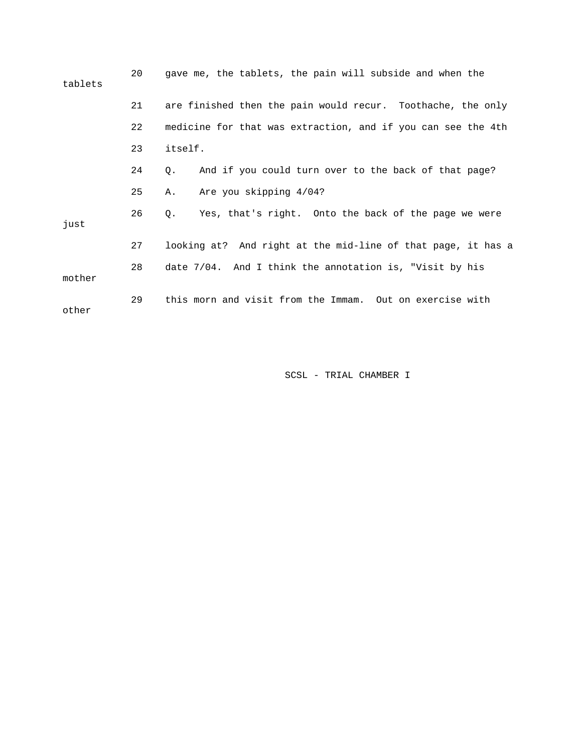20 gave me, the tablets, the pain will subside and when the tablets

21 are finished then the pain would recur. Toothache, the only

22 medicine for that was extraction, and if you can see the 4th

23 itself.

24 Q. And if you could turn over to the back of that page?

25 A. Are you skipping 4/04?

26 Q. Yes, that's right. Onto the back of the page we were just

27 looking at? And right at the mid-line of that page, it has a

28 date 7/04. And I think the annotation is, "Visit by his mother

29 this morn and visit from the Immam. Out on exercise with other

SCSL - TRIAL CHAMBER I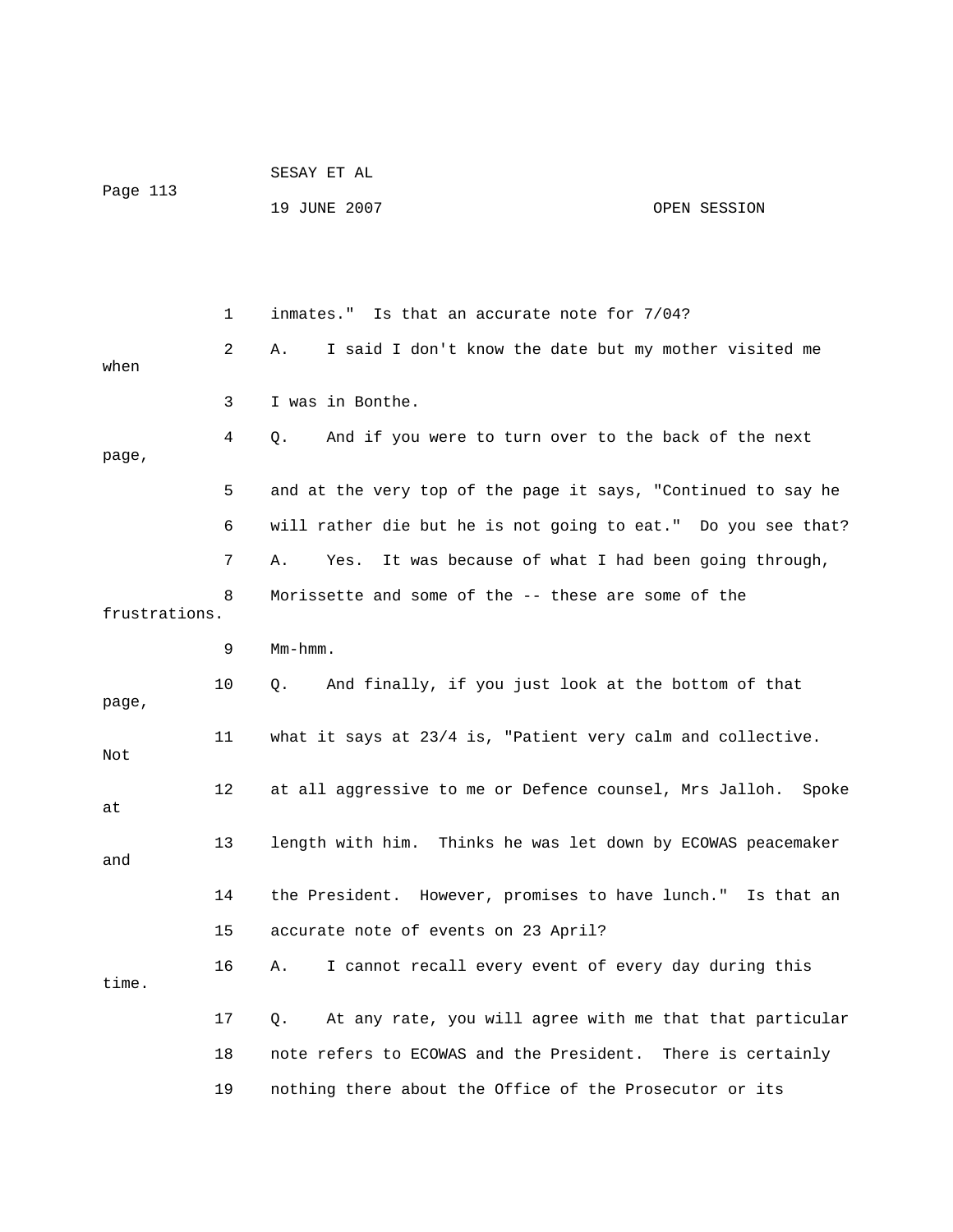1 inmates." Is that an accurate note for 7/04?

2 A. I said I don't know the date but my mother visited me when

3 I was in Bonthe.

4 Q. And if you were to turn over to the back of the next page,

5 and at the very top of the page it says, "Continued to say he

6 will rather die but he is not going to eat." Do you see that?

7 A. Yes. It was because of what I had been going through,

8 Morissette and some of the -- these are some of the frustrations.

9 Mm-hmm.

10 Q. And finally, if you just look at the bottom of that page,

11 what it says at 23/4 is, "Patient very calm and collective. Not

12 at all aggressive to me or Defence counsel, Mrs Jalloh. Spoke at

13 length with him. Thinks he was let down by ECOWAS peacemaker and

14 the President. However, promises to have lunch." Is that an

15 accurate note of events on 23 April?

16 A. I cannot recall every event of every day during this time.

17 Q. At any rate, you will agree with me that that particular

18 note refers to ECOWAS and the President. There is certainly

19 nothing there about the Office of the Prosecutor or its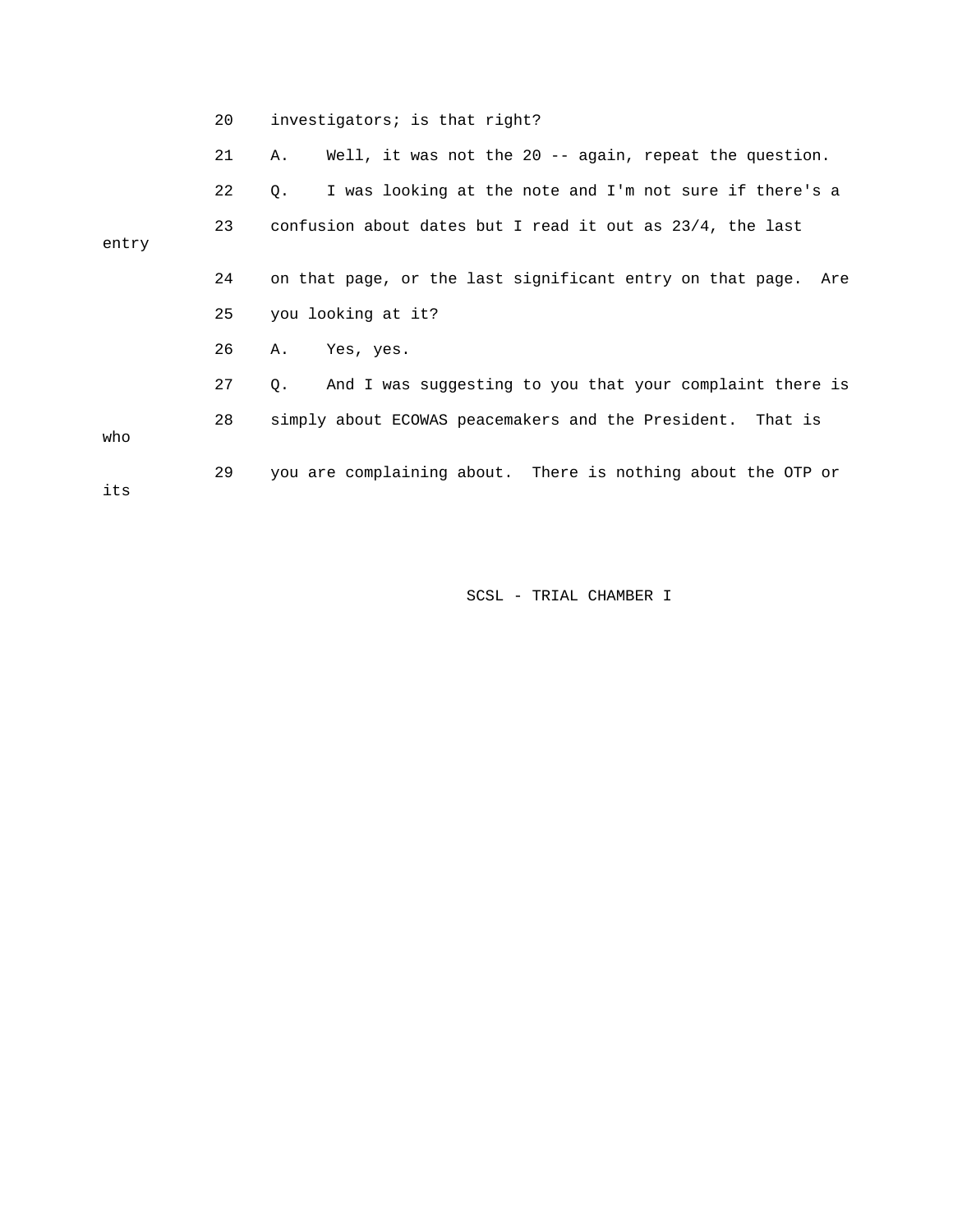20 investigators; is that right?

21 A. Well, it was not the 20 -- again, repeat the question.

22 Q. I was looking at the note and I'm not sure if there's a

23 confusion about dates but I read it out as 23/4, the last entry

24 on that page, or the last significant entry on that page. Are

25 you looking at it?

26 A. Yes, yes.

27 Q. And I was suggesting to you that your complaint there is

28 simply about ECOWAS peacemakers and the President. That is who

29 you are complaining about. There is nothing about the OTP or its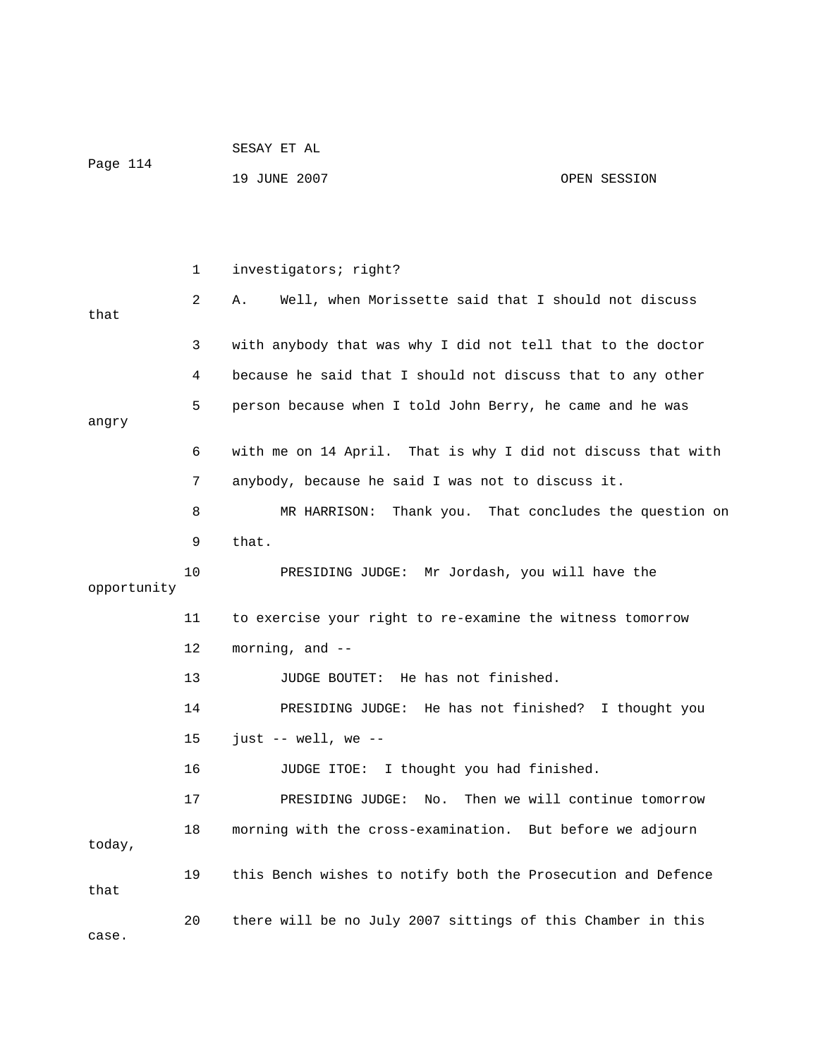1 investigators; right?

2 A. Well, when Morissette said that I should not discuss that

3 with anybody that was why I did not tell that to the doctor

4 because he said that I should not discuss that to any other

5 person because when I told John Berry, he came and he was angry

6 with me on 14 April. That is why I did not discuss that with

7 anybody, because he said I was not to discuss it.

8 MR HARRISON: Thank you. That concludes the question on

9 that.

10 PRESIDING JUDGE: Mr Jordash, you will have the opportunity

11 to exercise your right to re-examine the witness tomorrow

12 morning, and --

13 JUDGE BOUTET: He has not finished.

14 PRESIDING JUDGE: He has not finished? I thought you

15 just -- well, we --

16 JUDGE ITOE: I thought you had finished.

17 PRESIDING JUDGE: No. Then we will continue tomorrow

18 morning with the cross-examination. But before we adjourn today,

19 this Bench wishes to notify both the Prosecution and Defence that

20 there will be no July 2007 sittings of this Chamber in this case.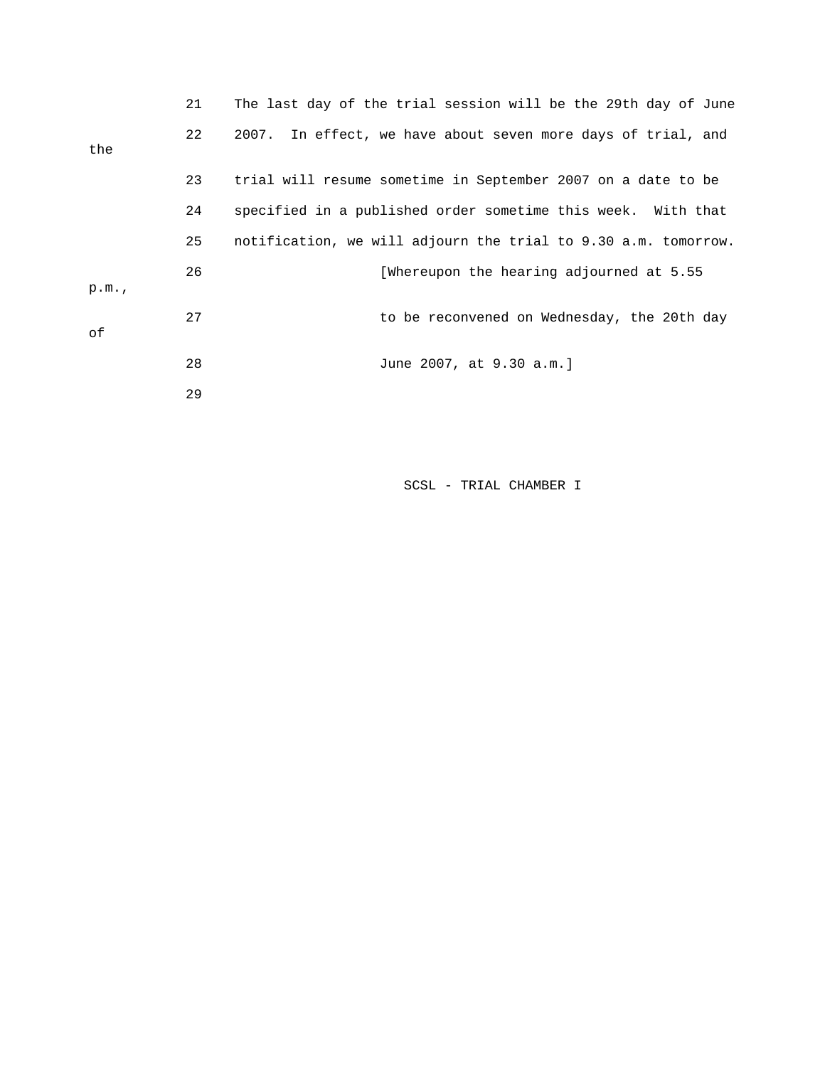21 The last day of the trial session will be the 29th day of June

22 2007. In effect, we have about seven more days of trial, and the

23 trial will resume sometime in September 2007 on a date to be

24 specified in a published order sometime this week. With that

25 notification, we will adjourn the trial to 9.30 a.m. tomorrow.

26 [Whereupon the hearing adjourned at 5.55 p.m.,

27 to be reconvened on Wednesday, the 20th day of

28 June 2007, at 9.30 a.m.]

29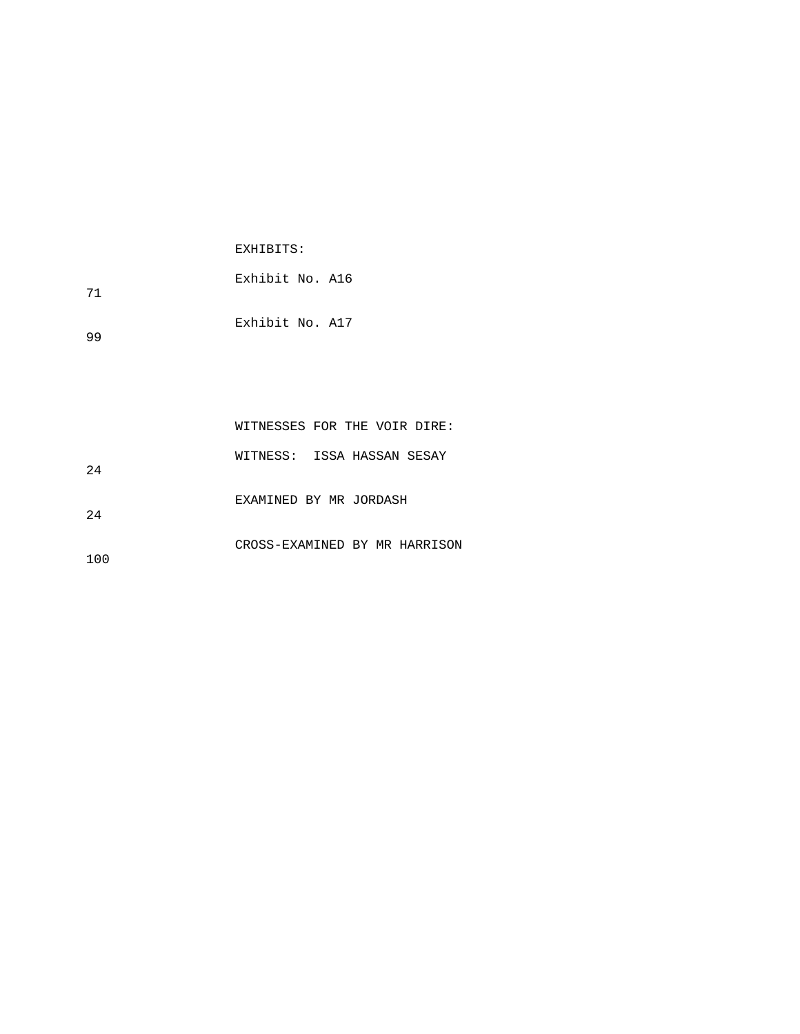EXHIBITS:

Exhibit No. A16 71

Exhibit No. A17 99

WITNESSES FOR THE VOIR DIRE:

WITNESS: ISSA HASSAN SESAY 24

EXAMINED BY MR JORDASH 24

CROSS-EXAMINED BY MR HARRISON 100